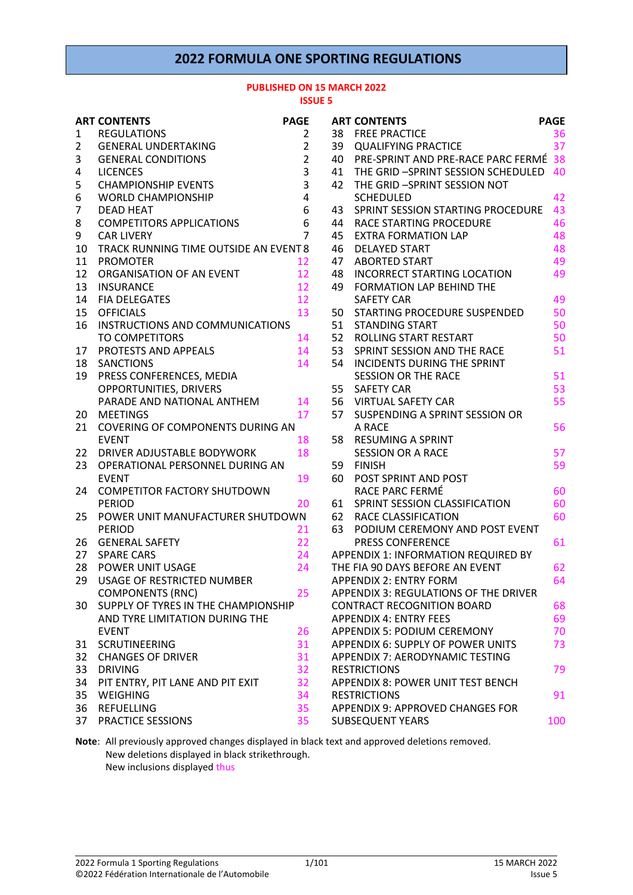# 2022 FORMULA ONE SPORTING REGULATIONS

**PUBLISHED ON 15 MARCH 2022**
**ISSUE 5**

| ART | CONTENTS | PAGE |
|---|---|---|
| 1 | REGULATIONS | 2 |
| 2 | GENERAL UNDERTAKING | 2 |
| 3 | GENERAL CONDITIONS | 2 |
| 4 | LICENCES | 3 |
| 5 | CHAMPIONSHIP EVENTS | 3 |
| 6 | WORLD CHAMPIONSHIP | 4 |
| 7 | DEAD HEAT | 6 |
| 8 | COMPETITORS APPLICATIONS | 6 |
| 9 | CAR LIVERY | 7 |
| 10 | TRACK RUNNING TIME OUTSIDE AN EVENT | 8 |
| 11 | PROMOTER | 12 |
| 12 | ORGANISATION OF AN EVENT | 12 |
| 13 | INSURANCE | 12 |
| 14 | FIA DELEGATES | 12 |
| 15 | OFFICIALS | 13 |
| 16 | INSTRUCTIONS AND COMMUNICATIONS TO COMPETITORS | 14 |
| 17 | PROTESTS AND APPEALS | 14 |
| 18 | SANCTIONS | 14 |
| 19 | PRESS CONFERENCES, MEDIA OPPORTUNITIES, DRIVERS PARADE AND NATIONAL ANTHEM | 14 |
| 20 | MEETINGS | 17 |
| 21 | COVERING OF COMPONENTS DURING AN EVENT | 18 |
| 22 | DRIVER ADJUSTABLE BODYWORK | 18 |
| 23 | OPERATIONAL PERSONNEL DURING AN EVENT | 19 |
| 24 | COMPETITOR FACTORY SHUTDOWN PERIOD | 20 |
| 25 | POWER UNIT MANUFACTURER SHUTDOWN PERIOD | 21 |
| 26 | GENERAL SAFETY | 22 |
| 27 | SPARE CARS | 24 |
| 28 | POWER UNIT USAGE | 24 |
| 29 | USAGE OF RESTRICTED NUMBER COMPONENTS (RNC) | 25 |
| 30 | SUPPLY OF TYRES IN THE CHAMPIONSHIP AND TYRE LIMITATION DURING THE EVENT | 26 |
| 31 | SCRUTINEERING | 31 |
| 32 | CHANGES OF DRIVER | 31 |
| 33 | DRIVING | 32 |
| 34 | PIT ENTRY, PIT LANE AND PIT EXIT | 32 |
| 35 | WEIGHING | 34 |
| 36 | REFUELLING | 35 |
| 37 | PRACTICE SESSIONS | 35 |
| 38 | FREE PRACTICE | 36 |
| 39 | QUALIFYING PRACTICE | 37 |
| 40 | PRE-SPRINT AND PRE-RACE PARC FERMÉ | 38 |
| 41 | THE GRID –SPRINT SESSION SCHEDULED | 40 |
| 42 | THE GRID –SPRINT SESSION NOT SCHEDULED | 42 |
| 43 | SPRINT SESSION STARTING PROCEDURE | 43 |
| 44 | RACE STARTING PROCEDURE | 46 |
| 45 | EXTRA FORMATION LAP | 48 |
| 46 | DELAYED START | 48 |
| 47 | ABORTED START | 49 |
| 48 | INCORRECT STARTING LOCATION | 49 |
| 49 | FORMATION LAP BEHIND THE SAFETY CAR | 49 |
| 50 | STARTING PROCEDURE SUSPENDED | 50 |
| 51 | STANDING START | 50 |
| 52 | ROLLING START RESTART | 50 |
| 53 | SPRINT SESSION AND THE RACE | 51 |
| 54 | INCIDENTS DURING THE SPRINT SESSION OR THE RACE | 51 |
| 55 | SAFETY CAR | 53 |
| 56 | VIRTUAL SAFETY CAR | 55 |
| 57 | SUSPENDING A SPRINT SESSION OR A RACE | 56 |
| 58 | RESUMING A SPRINT SESSION OR A RACE | 57 |
| 59 | FINISH | 59 |
| 60 | POST SPRINT AND POST RACE PARC FERMÉ | 60 |
| 61 | SPRINT SESSION CLASSIFICATION | 60 |
| 62 | RACE CLASSIFICATION | 60 |
| 63 | PODIUM CEREMONY AND POST EVENT PRESS CONFERENCE | 61 |
| | APPENDIX 1: INFORMATION REQUIRED BY THE FIA 90 DAYS BEFORE AN EVENT | 62 |
| | APPENDIX 2: ENTRY FORM | 64 |
| | APPENDIX 3: REGULATIONS OF THE DRIVER CONTRACT RECOGNITION BOARD | 68 |
| | APPENDIX 4: ENTRY FEES | 69 |
| | APPENDIX 5: PODIUM CEREMONY | 70 |
| | APPENDIX 6: SUPPLY OF POWER UNITS | 73 |
| | APPENDIX 7: AERODYNAMIC TESTING RESTRICTIONS | 79 |
| | APPENDIX 8: POWER UNIT TEST BENCH RESTRICTIONS | 91 |
| | APPENDIX 9: APPROVED CHANGES FOR SUBSEQUENT YEARS | 100 |

**Note**: All previously approved changes displayed in black text and approved deletions removed.
New deletions displayed in black strikethrough.
New inclusions displayed thus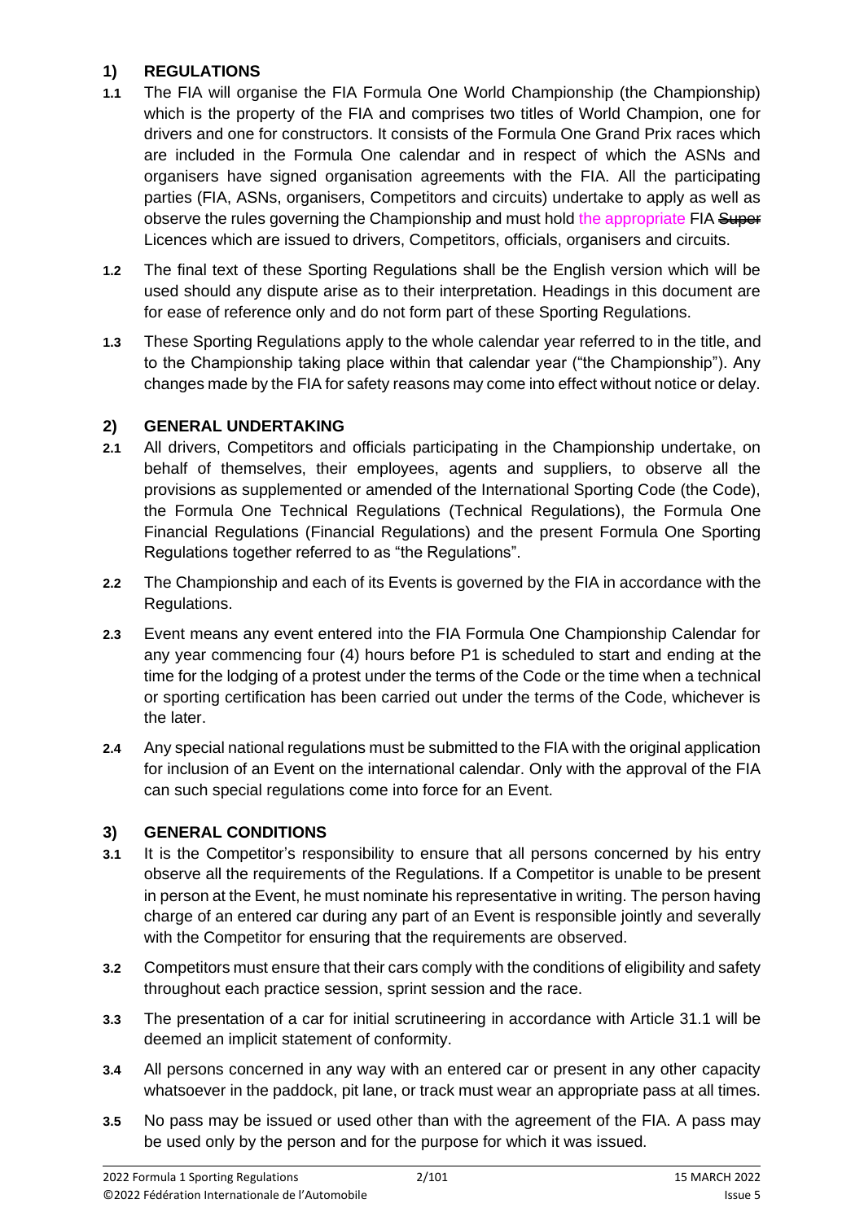## 1) REGULATIONS

**1.1** The FIA will organise the FIA Formula One World Championship (the Championship) which is the property of the FIA and comprises two titles of World Champion, one for drivers and one for constructors. It consists of the Formula One Grand Prix races which are included in the Formula One calendar and in respect of which the ASNs and organisers have signed organisation agreements with the FIA. All the participating parties (FIA, ASNs, organisers, Competitors and circuits) undertake to apply as well as observe the rules governing the Championship and must hold the appropriate FIA ~~Super~~ Licences which are issued to drivers, Competitors, officials, organisers and circuits.

**1.2** The final text of these Sporting Regulations shall be the English version which will be used should any dispute arise as to their interpretation. Headings in this document are for ease of reference only and do not form part of these Sporting Regulations.

**1.3** These Sporting Regulations apply to the whole calendar year referred to in the title, and to the Championship taking place within that calendar year ("the Championship"). Any changes made by the FIA for safety reasons may come into effect without notice or delay.

## 2) GENERAL UNDERTAKING

**2.1** All drivers, Competitors and officials participating in the Championship undertake, on behalf of themselves, their employees, agents and suppliers, to observe all the provisions as supplemented or amended of the International Sporting Code (the Code), the Formula One Technical Regulations (Technical Regulations), the Formula One Financial Regulations (Financial Regulations) and the present Formula One Sporting Regulations together referred to as "the Regulations".

**2.2** The Championship and each of its Events is governed by the FIA in accordance with the Regulations.

**2.3** Event means any event entered into the FIA Formula One Championship Calendar for any year commencing four (4) hours before P1 is scheduled to start and ending at the time for the lodging of a protest under the terms of the Code or the time when a technical or sporting certification has been carried out under the terms of the Code, whichever is the later.

**2.4** Any special national regulations must be submitted to the FIA with the original application for inclusion of an Event on the international calendar. Only with the approval of the FIA can such special regulations come into force for an Event.

## 3) GENERAL CONDITIONS

**3.1** It is the Competitor's responsibility to ensure that all persons concerned by his entry observe all the requirements of the Regulations. If a Competitor is unable to be present in person at the Event, he must nominate his representative in writing. The person having charge of an entered car during any part of an Event is responsible jointly and severally with the Competitor for ensuring that the requirements are observed.

**3.2** Competitors must ensure that their cars comply with the conditions of eligibility and safety throughout each practice session, sprint session and the race.

**3.3** The presentation of a car for initial scrutineering in accordance with Article 31.1 will be deemed an implicit statement of conformity.

**3.4** All persons concerned in any way with an entered car or present in any other capacity whatsoever in the paddock, pit lane, or track must wear an appropriate pass at all times.

**3.5** No pass may be issued or used other than with the agreement of the FIA. A pass may be used only by the person and for the purpose for which it was issued.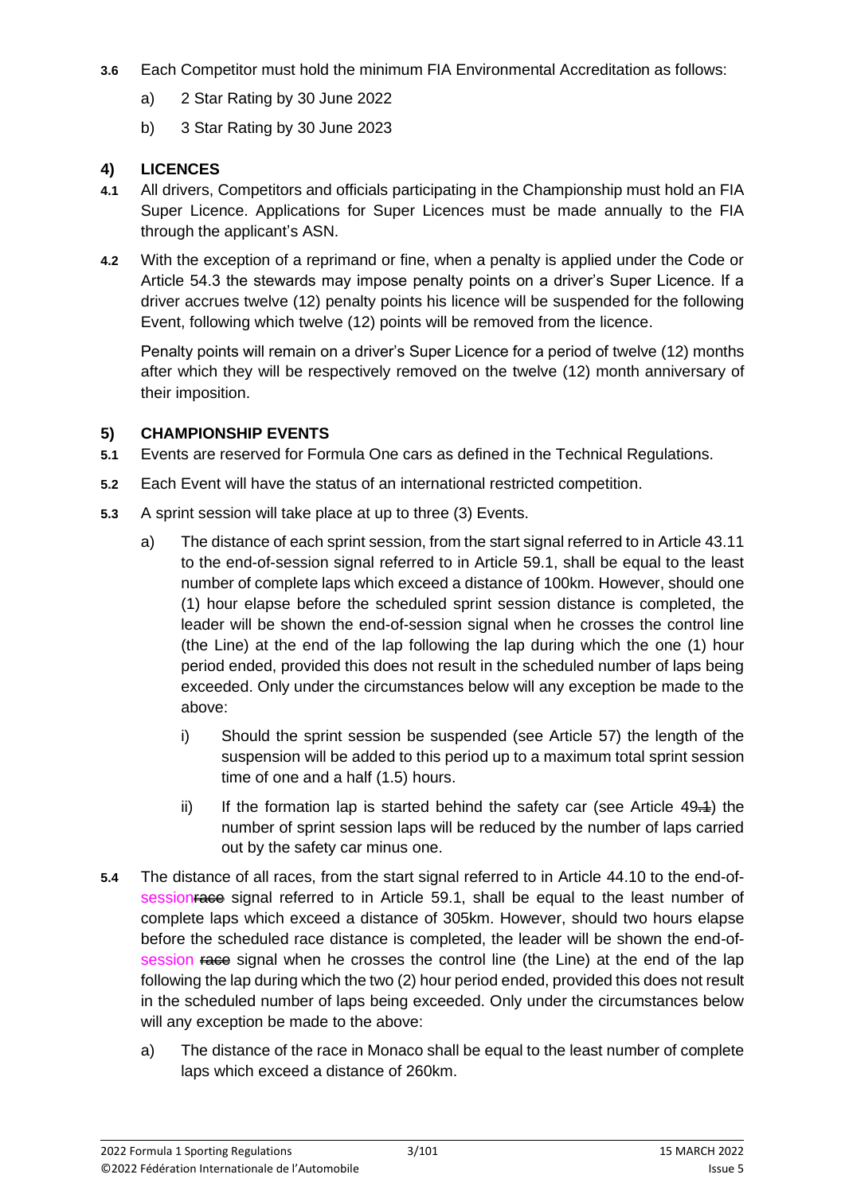**3.6** Each Competitor must hold the minimum FIA Environmental Accreditation as follows:

a) 2 Star Rating by 30 June 2022

b) 3 Star Rating by 30 June 2023

## 4) LICENCES

**4.1** All drivers, Competitors and officials participating in the Championship must hold an FIA Super Licence. Applications for Super Licences must be made annually to the FIA through the applicant's ASN.

**4.2** With the exception of a reprimand or fine, when a penalty is applied under the Code or Article 54.3 the stewards may impose penalty points on a driver's Super Licence. If a driver accrues twelve (12) penalty points his licence will be suspended for the following Event, following which twelve (12) points will be removed from the licence.

Penalty points will remain on a driver's Super Licence for a period of twelve (12) months after which they will be respectively removed on the twelve (12) month anniversary of their imposition.

## 5) CHAMPIONSHIP EVENTS

**5.1** Events are reserved for Formula One cars as defined in the Technical Regulations.

**5.2** Each Event will have the status of an international restricted competition.

**5.3** A sprint session will take place at up to three (3) Events.

a) The distance of each sprint session, from the start signal referred to in Article 43.11 to the end-of-session signal referred to in Article 59.1, shall be equal to the least number of complete laps which exceed a distance of 100km. However, should one (1) hour elapse before the scheduled sprint session distance is completed, the leader will be shown the end-of-session signal when he crosses the control line (the Line) at the end of the lap following the lap during which the one (1) hour period ended, provided this does not result in the scheduled number of laps being exceeded. Only under the circumstances below will any exception be made to the above:

i) Should the sprint session be suspended (see Article 57) the length of the suspension will be added to this period up to a maximum total sprint session time of one and a half (1.5) hours.

ii) If the formation lap is started behind the safety car (see Article 49~~.1~~) the number of sprint session laps will be reduced by the number of laps carried out by the safety car minus one.

**5.4** The distance of all races, from the start signal referred to in Article 44.10 to the end-of-session~~race~~ signal referred to in Article 59.1, shall be equal to the least number of complete laps which exceed a distance of 305km. However, should two hours elapse before the scheduled race distance is completed, the leader will be shown the end-of-session ~~race~~ signal when he crosses the control line (the Line) at the end of the lap following the lap during which the two (2) hour period ended, provided this does not result in the scheduled number of laps being exceeded. Only under the circumstances below will any exception be made to the above:

a) The distance of the race in Monaco shall be equal to the least number of complete laps which exceed a distance of 260km.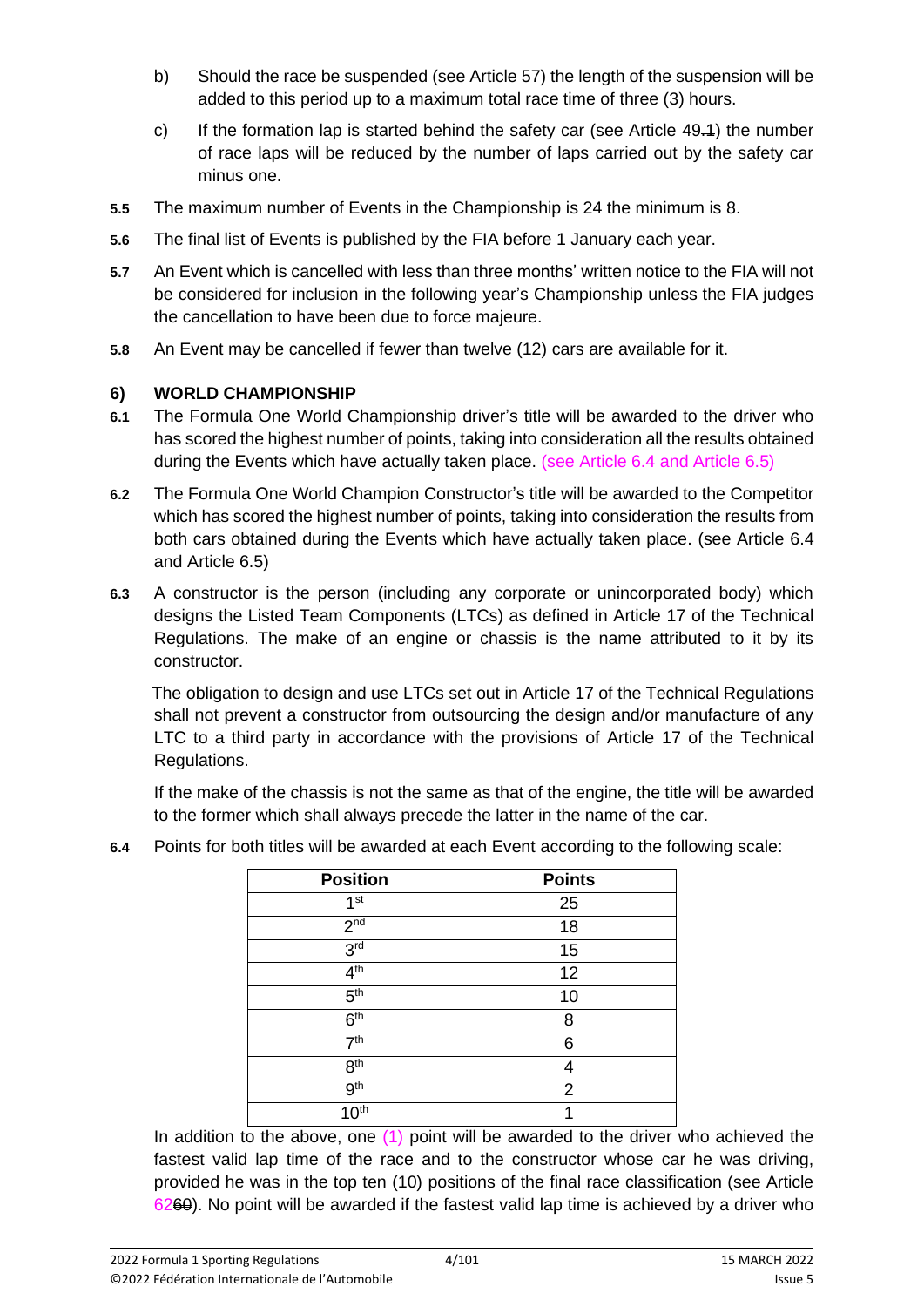b) Should the race be suspended (see Article 57) the length of the suspension will be added to this period up to a maximum total race time of three (3) hours.

c) If the formation lap is started behind the safety car (see Article 49.1) the number of race laps will be reduced by the number of laps carried out by the safety car minus one.

**5.5** The maximum number of Events in the Championship is 24 the minimum is 8.

**5.6** The final list of Events is published by the FIA before 1 January each year.

**5.7** An Event which is cancelled with less than three months' written notice to the FIA will not be considered for inclusion in the following year's Championship unless the FIA judges the cancellation to have been due to force majeure.

**5.8** An Event may be cancelled if fewer than twelve (12) cars are available for it.

## 6) WORLD CHAMPIONSHIP

**6.1** The Formula One World Championship driver's title will be awarded to the driver who has scored the highest number of points, taking into consideration all the results obtained during the Events which have actually taken place. (see Article 6.4 and Article 6.5)

**6.2** The Formula One World Champion Constructor's title will be awarded to the Competitor which has scored the highest number of points, taking into consideration the results from both cars obtained during the Events which have actually taken place. (see Article 6.4 and Article 6.5)

**6.3** A constructor is the person (including any corporate or unincorporated body) which designs the Listed Team Components (LTCs) as defined in Article 17 of the Technical Regulations. The make of an engine or chassis is the name attributed to it by its constructor.

The obligation to design and use LTCs set out in Article 17 of the Technical Regulations shall not prevent a constructor from outsourcing the design and/or manufacture of any LTC to a third party in accordance with the provisions of Article 17 of the Technical Regulations.

If the make of the chassis is not the same as that of the engine, the title will be awarded to the former which shall always precede the latter in the name of the car.

**6.4** Points for both titles will be awarded at each Event according to the following scale:

| Position | Points |
|---|---|
| 1st | 25 |
| 2nd | 18 |
| 3rd | 15 |
| 4th | 12 |
| 5th | 10 |
| 6th | 8 |
| 7th | 6 |
| 8th | 4 |
| 9th | 2 |
| 10th | 1 |

In addition to the above, one (1) point will be awarded to the driver who achieved the fastest valid lap time of the race and to the constructor whose car he was driving, provided he was in the top ten (10) positions of the final race classification (see Article 62). No point will be awarded if the fastest valid lap time is achieved by a driver who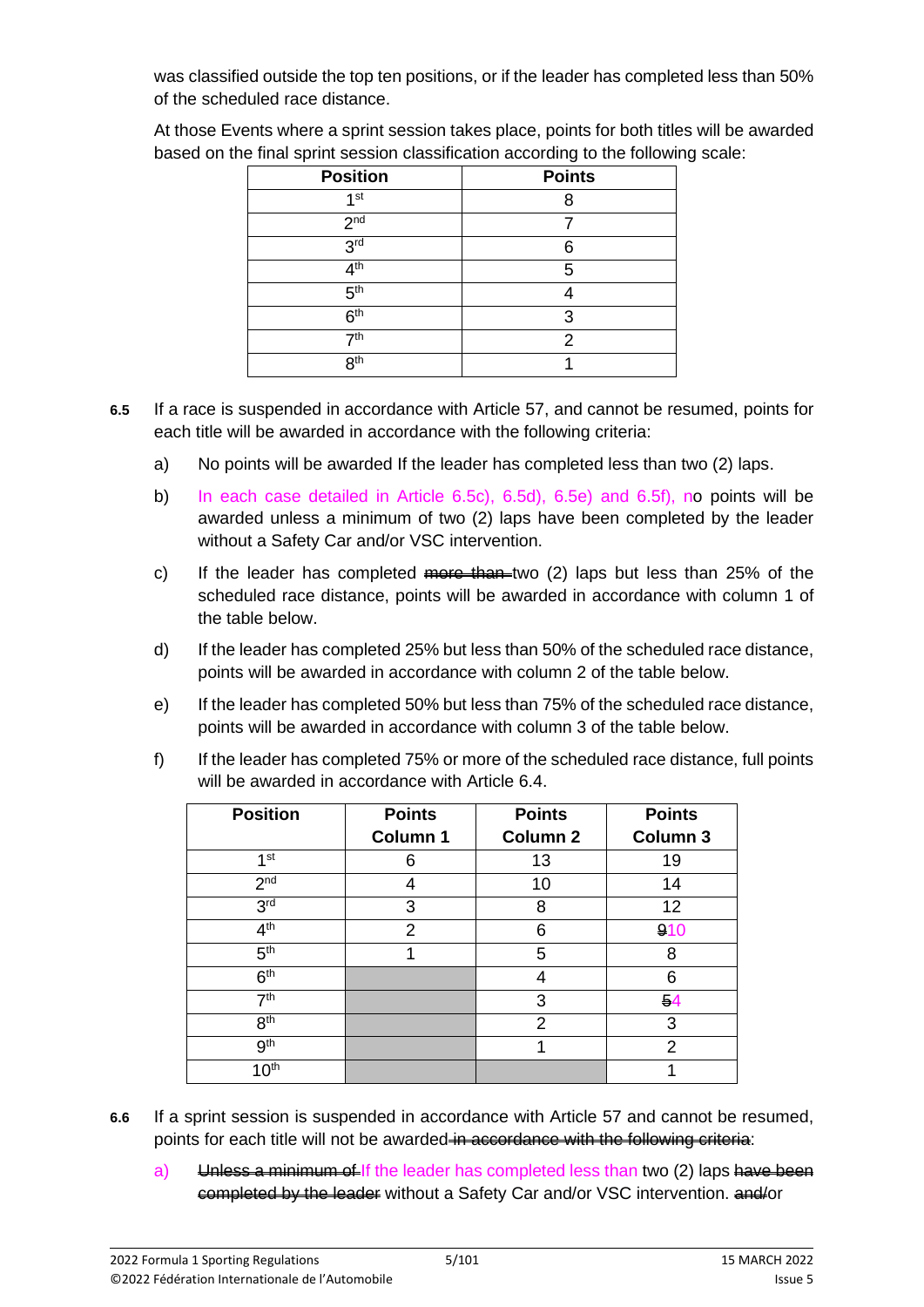was classified outside the top ten positions, or if the leader has completed less than 50% of the scheduled race distance.

At those Events where a sprint session takes place, points for both titles will be awarded based on the final sprint session classification according to the following scale:

| Position | Points |
|---|---|
| 1st | 8 |
| 2nd | 7 |
| 3rd | 6 |
| 4th | 5 |
| 5th | 4 |
| 6th | 3 |
| 7th | 2 |
| 8th | 1 |

**6.5** If a race is suspended in accordance with Article 57, and cannot be resumed, points for each title will be awarded in accordance with the following criteria:

a) No points will be awarded If the leader has completed less than two (2) laps.

b) In each case detailed in Article 6.5c), 6.5d), 6.5e) and 6.5f), no points will be awarded unless a minimum of two (2) laps have been completed by the leader without a Safety Car and/or VSC intervention.

c) If the leader has completed ~~more than~~ two (2) laps but less than 25% of the scheduled race distance, points will be awarded in accordance with column 1 of the table below.

d) If the leader has completed 25% but less than 50% of the scheduled race distance, points will be awarded in accordance with column 2 of the table below.

e) If the leader has completed 50% but less than 75% of the scheduled race distance, points will be awarded in accordance with column 3 of the table below.

f) If the leader has completed 75% or more of the scheduled race distance, full points will be awarded in accordance with Article 6.4.

| Position | Points Column 1 | Points Column 2 | Points Column 3 |
|---|---|---|---|
| 1st | 6 | 13 | 19 |
| 2nd | 4 | 10 | 14 |
| 3rd | 3 | 8 | 12 |
| 4th | 2 | 6 | ~~9~~10 |
| 5th | 1 | 5 | 8 |
| 6th | | 4 | 6 |
| 7th | | 3 | ~~5~~4 |
| 8th | | 2 | 3 |
| 9th | | 1 | 2 |
| 10th | | | 1 |

**6.6** If a sprint session is suspended in accordance with Article 57 and cannot be resumed, points for each title will not be awarded ~~in accordance with the following criteria~~:

a) ~~Unless a minimum of~~ If the leader has completed less than two (2) laps ~~have been completed by the leader~~ without a Safety Car and/or VSC intervention. ~~and/~~or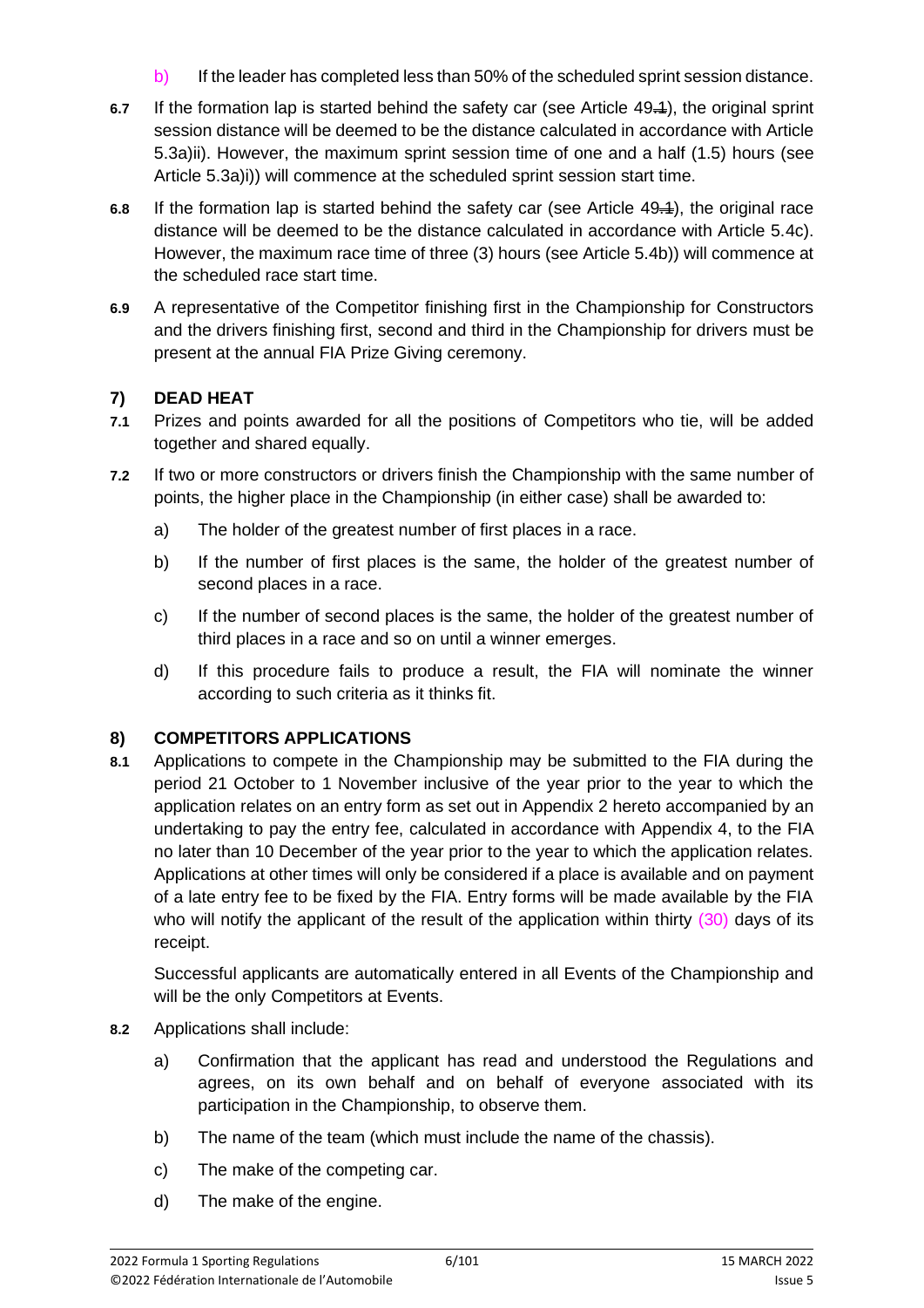b) If the leader has completed less than 50% of the scheduled sprint session distance.

**6.7** If the formation lap is started behind the safety car (see Article 49.1), the original sprint session distance will be deemed to be the distance calculated in accordance with Article 5.3a)ii). However, the maximum sprint session time of one and a half (1.5) hours (see Article 5.3a)i)) will commence at the scheduled sprint session start time.

**6.8** If the formation lap is started behind the safety car (see Article 49.1), the original race distance will be deemed to be the distance calculated in accordance with Article 5.4c). However, the maximum race time of three (3) hours (see Article 5.4b)) will commence at the scheduled race start time.

**6.9** A representative of the Competitor finishing first in the Championship for Constructors and the drivers finishing first, second and third in the Championship for drivers must be present at the annual FIA Prize Giving ceremony.

## 7) DEAD HEAT

**7.1** Prizes and points awarded for all the positions of Competitors who tie, will be added together and shared equally.

**7.2** If two or more constructors or drivers finish the Championship with the same number of points, the higher place in the Championship (in either case) shall be awarded to:

a) The holder of the greatest number of first places in a race.

b) If the number of first places is the same, the holder of the greatest number of second places in a race.

c) If the number of second places is the same, the holder of the greatest number of third places in a race and so on until a winner emerges.

d) If this procedure fails to produce a result, the FIA will nominate the winner according to such criteria as it thinks fit.

## 8) COMPETITORS APPLICATIONS

**8.1** Applications to compete in the Championship may be submitted to the FIA during the period 21 October to 1 November inclusive of the year prior to the year to which the application relates on an entry form as set out in Appendix 2 hereto accompanied by an undertaking to pay the entry fee, calculated in accordance with Appendix 4, to the FIA no later than 10 December of the year prior to the year to which the application relates. Applications at other times will only be considered if a place is available and on payment of a late entry fee to be fixed by the FIA. Entry forms will be made available by the FIA who will notify the applicant of the result of the application within thirty (30) days of its receipt.

Successful applicants are automatically entered in all Events of the Championship and will be the only Competitors at Events.

**8.2** Applications shall include:

a) Confirmation that the applicant has read and understood the Regulations and agrees, on its own behalf and on behalf of everyone associated with its participation in the Championship, to observe them.

b) The name of the team (which must include the name of the chassis).

c) The make of the competing car.

d) The make of the engine.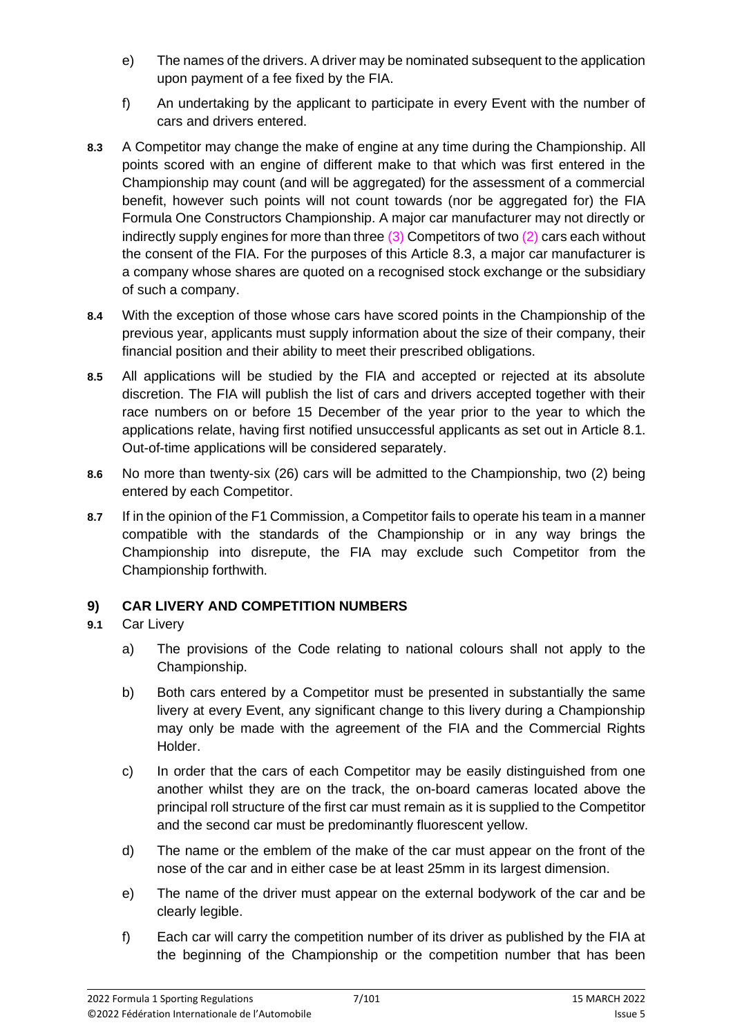e) The names of the drivers. A driver may be nominated subsequent to the application upon payment of a fee fixed by the FIA.

f) An undertaking by the applicant to participate in every Event with the number of cars and drivers entered.

**8.3** A Competitor may change the make of engine at any time during the Championship. All points scored with an engine of different make to that which was first entered in the Championship may count (and will be aggregated) for the assessment of a commercial benefit, however such points will not count towards (nor be aggregated for) the FIA Formula One Constructors Championship. A major car manufacturer may not directly or indirectly supply engines for more than three (3) Competitors of two (2) cars each without the consent of the FIA. For the purposes of this Article 8.3, a major car manufacturer is a company whose shares are quoted on a recognised stock exchange or the subsidiary of such a company.

**8.4** With the exception of those whose cars have scored points in the Championship of the previous year, applicants must supply information about the size of their company, their financial position and their ability to meet their prescribed obligations.

**8.5** All applications will be studied by the FIA and accepted or rejected at its absolute discretion. The FIA will publish the list of cars and drivers accepted together with their race numbers on or before 15 December of the year prior to the year to which the applications relate, having first notified unsuccessful applicants as set out in Article 8.1. Out-of-time applications will be considered separately.

**8.6** No more than twenty-six (26) cars will be admitted to the Championship, two (2) being entered by each Competitor.

**8.7** If in the opinion of the F1 Commission, a Competitor fails to operate his team in a manner compatible with the standards of the Championship or in any way brings the Championship into disrepute, the FIA may exclude such Competitor from the Championship forthwith.

## 9) CAR LIVERY AND COMPETITION NUMBERS

**9.1** Car Livery

a) The provisions of the Code relating to national colours shall not apply to the Championship.

b) Both cars entered by a Competitor must be presented in substantially the same livery at every Event, any significant change to this livery during a Championship may only be made with the agreement of the FIA and the Commercial Rights Holder.

c) In order that the cars of each Competitor may be easily distinguished from one another whilst they are on the track, the on-board cameras located above the principal roll structure of the first car must remain as it is supplied to the Competitor and the second car must be predominantly fluorescent yellow.

d) The name or the emblem of the make of the car must appear on the front of the nose of the car and in either case be at least 25mm in its largest dimension.

e) The name of the driver must appear on the external bodywork of the car and be clearly legible.

f) Each car will carry the competition number of its driver as published by the FIA at the beginning of the Championship or the competition number that has been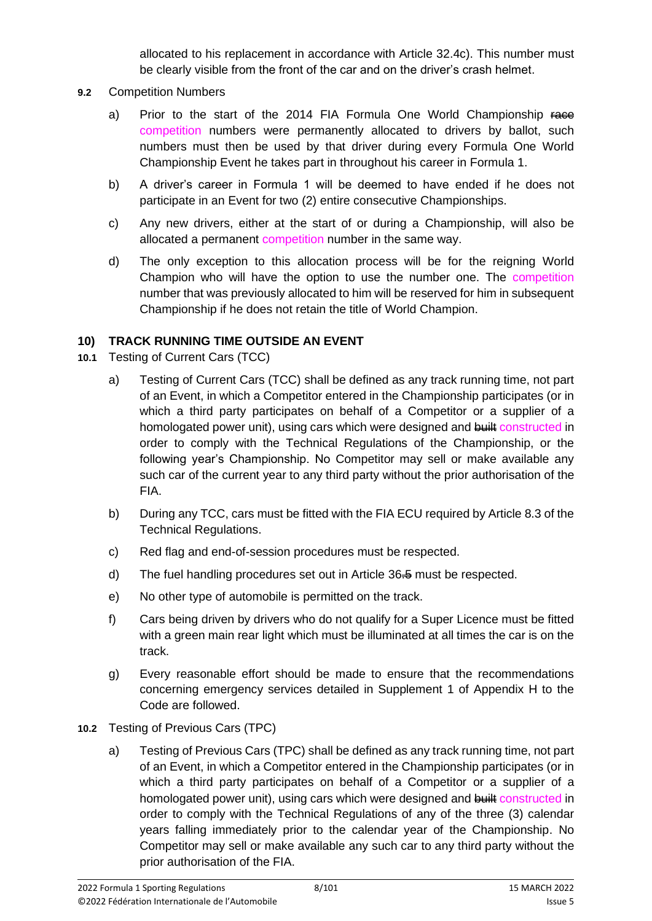allocated to his replacement in accordance with Article 32.4c). This number must be clearly visible from the front of the car and on the driver's crash helmet.

**9.2** Competition Numbers

a) Prior to the start of the 2014 FIA Formula One World Championship ~~race~~ competition numbers were permanently allocated to drivers by ballot, such numbers must then be used by that driver during every Formula One World Championship Event he takes part in throughout his career in Formula 1.

b) A driver's career in Formula 1 will be deemed to have ended if he does not participate in an Event for two (2) entire consecutive Championships.

c) Any new drivers, either at the start of or during a Championship, will also be allocated a permanent competition number in the same way.

d) The only exception to this allocation process will be for the reigning World Champion who will have the option to use the number one. The competition number that was previously allocated to him will be reserved for him in subsequent Championship if he does not retain the title of World Champion.

## 10) TRACK RUNNING TIME OUTSIDE AN EVENT

**10.1** Testing of Current Cars (TCC)

a) Testing of Current Cars (TCC) shall be defined as any track running time, not part of an Event, in which a Competitor entered in the Championship participates (or in which a third party participates on behalf of a Competitor or a supplier of a homologated power unit), using cars which were designed and ~~built~~ constructed in order to comply with the Technical Regulations of the Championship, or the following year's Championship. No Competitor may sell or make available any such car of the current year to any third party without the prior authorisation of the FIA.

b) During any TCC, cars must be fitted with the FIA ECU required by Article 8.3 of the Technical Regulations.

c) Red flag and end-of-session procedures must be respected.

d) The fuel handling procedures set out in Article 36~~.5~~ must be respected.

e) No other type of automobile is permitted on the track.

f) Cars being driven by drivers who do not qualify for a Super Licence must be fitted with a green main rear light which must be illuminated at all times the car is on the track.

g) Every reasonable effort should be made to ensure that the recommendations concerning emergency services detailed in Supplement 1 of Appendix H to the Code are followed.

**10.2** Testing of Previous Cars (TPC)

a) Testing of Previous Cars (TPC) shall be defined as any track running time, not part of an Event, in which a Competitor entered in the Championship participates (or in which a third party participates on behalf of a Competitor or a supplier of a homologated power unit), using cars which were designed and ~~built~~ constructed in order to comply with the Technical Regulations of any of the three (3) calendar years falling immediately prior to the calendar year of the Championship. No Competitor may sell or make available any such car to any third party without the prior authorisation of the FIA.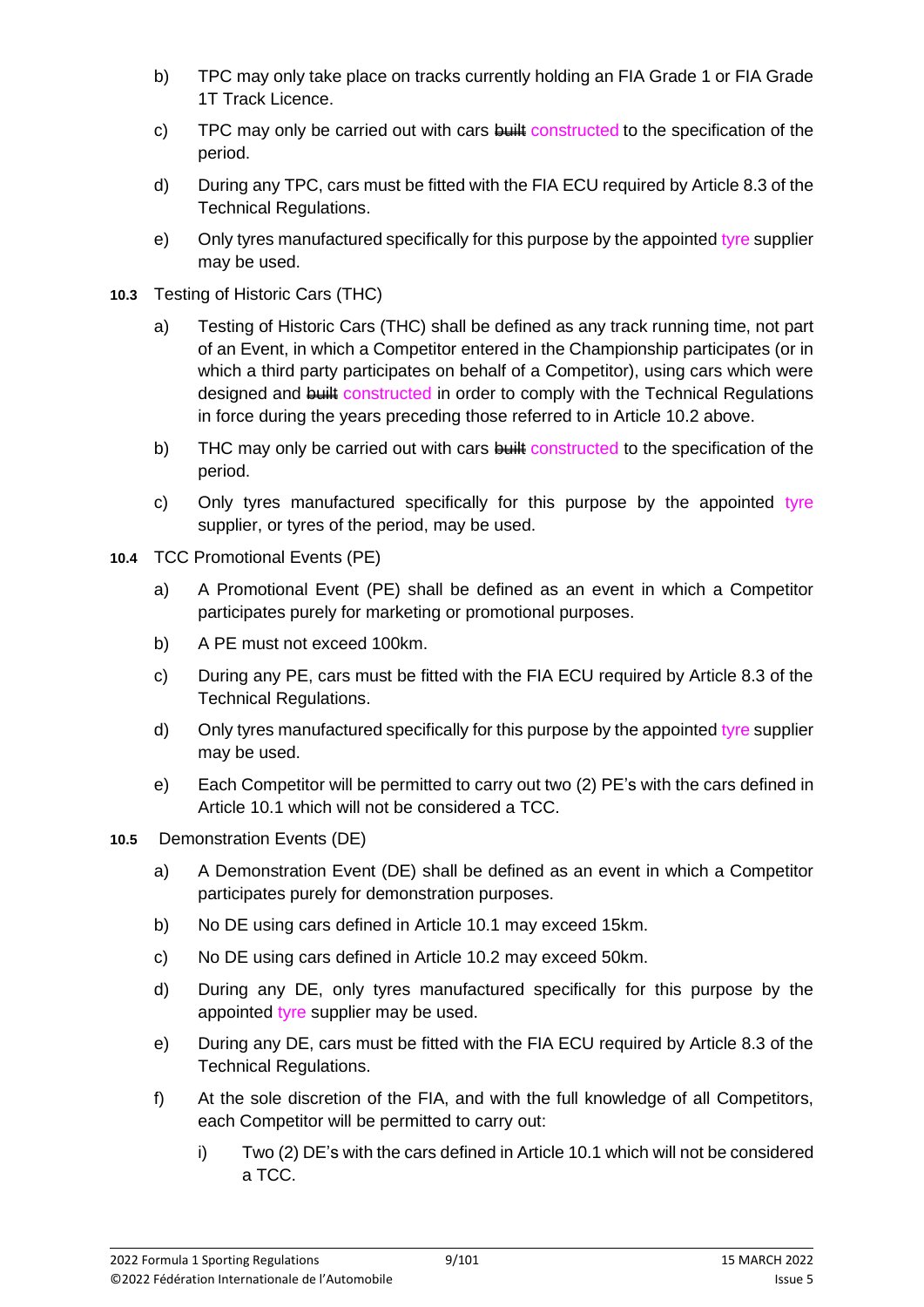b) TPC may only take place on tracks currently holding an FIA Grade 1 or FIA Grade 1T Track Licence.

c) TPC may only be carried out with cars ~~built~~ constructed to the specification of the period.

d) During any TPC, cars must be fitted with the FIA ECU required by Article 8.3 of the Technical Regulations.

e) Only tyres manufactured specifically for this purpose by the appointed tyre supplier may be used.

**10.3** Testing of Historic Cars (THC)

a) Testing of Historic Cars (THC) shall be defined as any track running time, not part of an Event, in which a Competitor entered in the Championship participates (or in which a third party participates on behalf of a Competitor), using cars which were designed and ~~built~~ constructed in order to comply with the Technical Regulations in force during the years preceding those referred to in Article 10.2 above.

b) THC may only be carried out with cars ~~built~~ constructed to the specification of the period.

c) Only tyres manufactured specifically for this purpose by the appointed tyre supplier, or tyres of the period, may be used.

**10.4** TCC Promotional Events (PE)

a) A Promotional Event (PE) shall be defined as an event in which a Competitor participates purely for marketing or promotional purposes.

b) A PE must not exceed 100km.

c) During any PE, cars must be fitted with the FIA ECU required by Article 8.3 of the Technical Regulations.

d) Only tyres manufactured specifically for this purpose by the appointed tyre supplier may be used.

e) Each Competitor will be permitted to carry out two (2) PE's with the cars defined in Article 10.1 which will not be considered a TCC.

**10.5** Demonstration Events (DE)

a) A Demonstration Event (DE) shall be defined as an event in which a Competitor participates purely for demonstration purposes.

b) No DE using cars defined in Article 10.1 may exceed 15km.

c) No DE using cars defined in Article 10.2 may exceed 50km.

d) During any DE, only tyres manufactured specifically for this purpose by the appointed tyre supplier may be used.

e) During any DE, cars must be fitted with the FIA ECU required by Article 8.3 of the Technical Regulations.

f) At the sole discretion of the FIA, and with the full knowledge of all Competitors, each Competitor will be permitted to carry out:

   i) Two (2) DE's with the cars defined in Article 10.1 which will not be considered a TCC.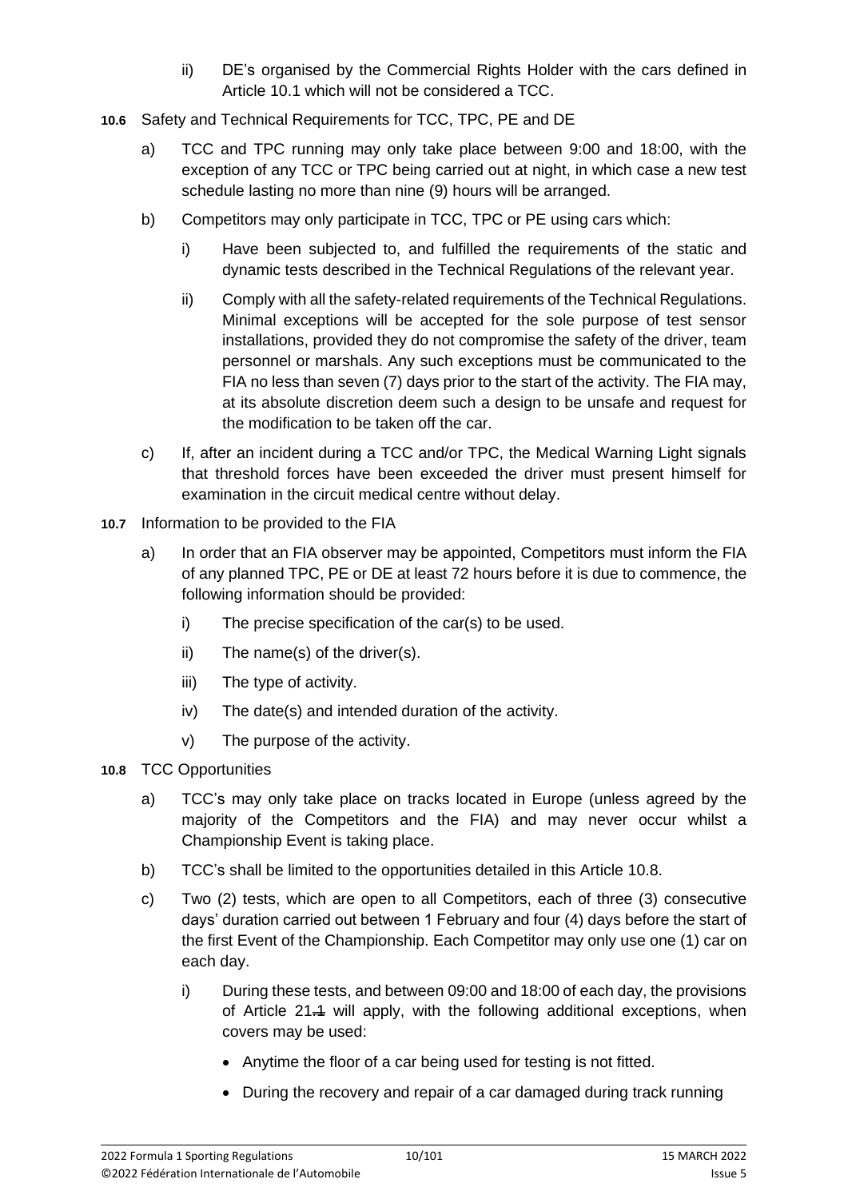ii) DE's organised by the Commercial Rights Holder with the cars defined in Article 10.1 which will not be considered a TCC.

**10.6** Safety and Technical Requirements for TCC, TPC, PE and DE

a) TCC and TPC running may only take place between 9:00 and 18:00, with the exception of any TCC or TPC being carried out at night, in which case a new test schedule lasting no more than nine (9) hours will be arranged.

b) Competitors may only participate in TCC, TPC or PE using cars which:

i) Have been subjected to, and fulfilled the requirements of the static and dynamic tests described in the Technical Regulations of the relevant year.

ii) Comply with all the safety-related requirements of the Technical Regulations. Minimal exceptions will be accepted for the sole purpose of test sensor installations, provided they do not compromise the safety of the driver, team personnel or marshals. Any such exceptions must be communicated to the FIA no less than seven (7) days prior to the start of the activity. The FIA may, at its absolute discretion deem such a design to be unsafe and request for the modification to be taken off the car.

c) If, after an incident during a TCC and/or TPC, the Medical Warning Light signals that threshold forces have been exceeded the driver must present himself for examination in the circuit medical centre without delay.

**10.7** Information to be provided to the FIA

a) In order that an FIA observer may be appointed, Competitors must inform the FIA of any planned TPC, PE or DE at least 72 hours before it is due to commence, the following information should be provided:

i) The precise specification of the car(s) to be used.

ii) The name(s) of the driver(s).

iii) The type of activity.

iv) The date(s) and intended duration of the activity.

v) The purpose of the activity.

**10.8** TCC Opportunities

a) TCC's may only take place on tracks located in Europe (unless agreed by the majority of the Competitors and the FIA) and may never occur whilst a Championship Event is taking place.

b) TCC's shall be limited to the opportunities detailed in this Article 10.8.

c) Two (2) tests, which are open to all Competitors, each of three (3) consecutive days' duration carried out between 1 February and four (4) days before the start of the first Event of the Championship. Each Competitor may only use one (1) car on each day.

i) During these tests, and between 09:00 and 18:00 of each day, the provisions of Article 21~~.1~~ will apply, with the following additional exceptions, when covers may be used:

- Anytime the floor of a car being used for testing is not fitted.
- During the recovery and repair of a car damaged during track running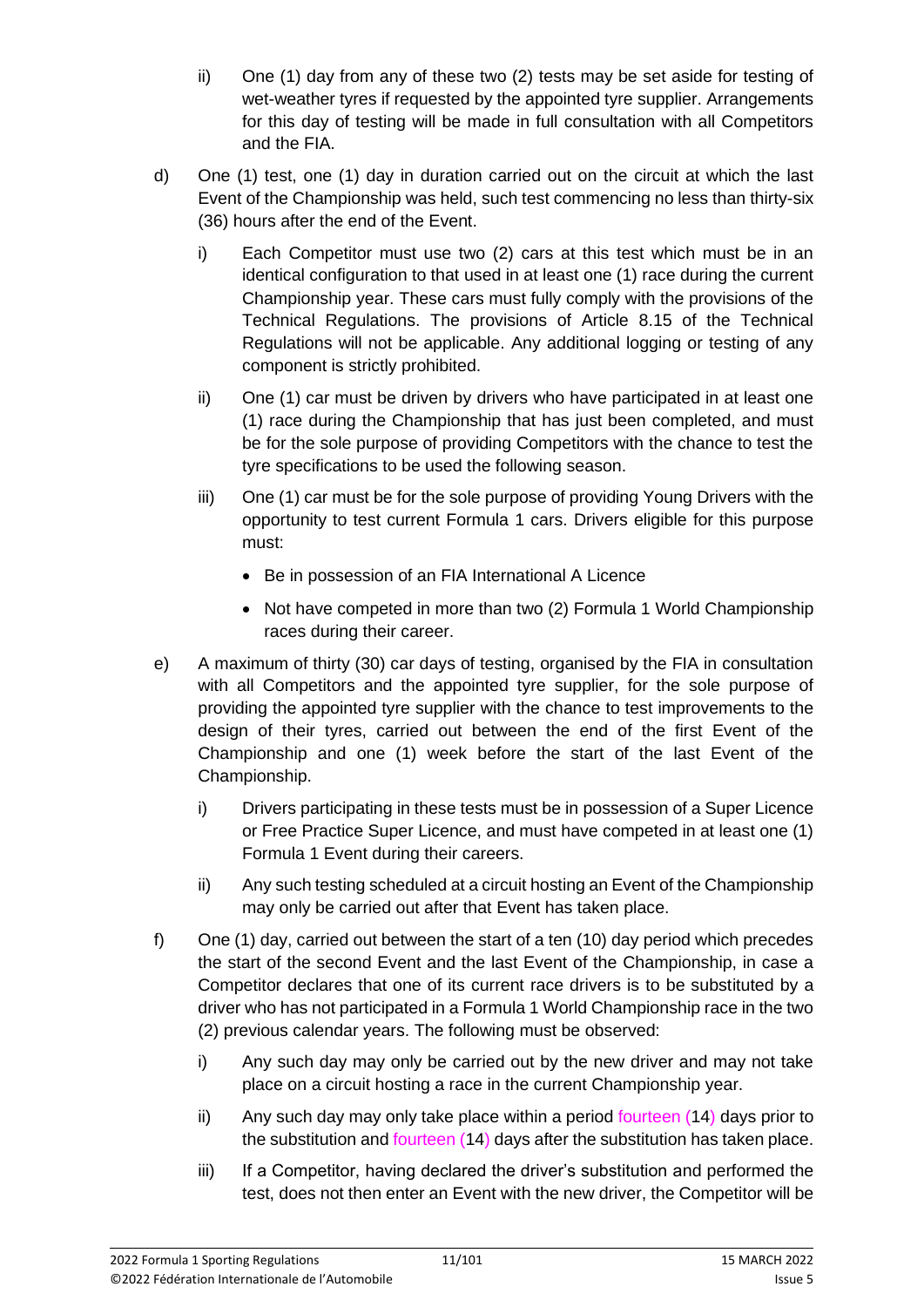ii) One (1) day from any of these two (2) tests may be set aside for testing of wet-weather tyres if requested by the appointed tyre supplier. Arrangements for this day of testing will be made in full consultation with all Competitors and the FIA.

d) One (1) test, one (1) day in duration carried out on the circuit at which the last Event of the Championship was held, such test commencing no less than thirty-six (36) hours after the end of the Event.

   i) Each Competitor must use two (2) cars at this test which must be in an identical configuration to that used in at least one (1) race during the current Championship year. These cars must fully comply with the provisions of the Technical Regulations. The provisions of Article 8.15 of the Technical Regulations will not be applicable. Any additional logging or testing of any component is strictly prohibited.

   ii) One (1) car must be driven by drivers who have participated in at least one (1) race during the Championship that has just been completed, and must be for the sole purpose of providing Competitors with the chance to test the tyre specifications to be used the following season.

   iii) One (1) car must be for the sole purpose of providing Young Drivers with the opportunity to test current Formula 1 cars. Drivers eligible for this purpose must:

   - Be in possession of an FIA International A Licence
   - Not have competed in more than two (2) Formula 1 World Championship races during their career.

e) A maximum of thirty (30) car days of testing, organised by the FIA in consultation with all Competitors and the appointed tyre supplier, for the sole purpose of providing the appointed tyre supplier with the chance to test improvements to the design of their tyres, carried out between the end of the first Event of the Championship and one (1) week before the start of the last Event of the Championship.

   i) Drivers participating in these tests must be in possession of a Super Licence or Free Practice Super Licence, and must have competed in at least one (1) Formula 1 Event during their careers.

   ii) Any such testing scheduled at a circuit hosting an Event of the Championship may only be carried out after that Event has taken place.

f) One (1) day, carried out between the start of a ten (10) day period which precedes the start of the second Event and the last Event of the Championship, in case a Competitor declares that one of its current race drivers is to be substituted by a driver who has not participated in a Formula 1 World Championship race in the two (2) previous calendar years. The following must be observed:

   i) Any such day may only be carried out by the new driver and may not take place on a circuit hosting a race in the current Championship year.

   ii) Any such day may only take place within a period fourteen (14) days prior to the substitution and fourteen (14) days after the substitution has taken place.

   iii) If a Competitor, having declared the driver's substitution and performed the test, does not then enter an Event with the new driver, the Competitor will be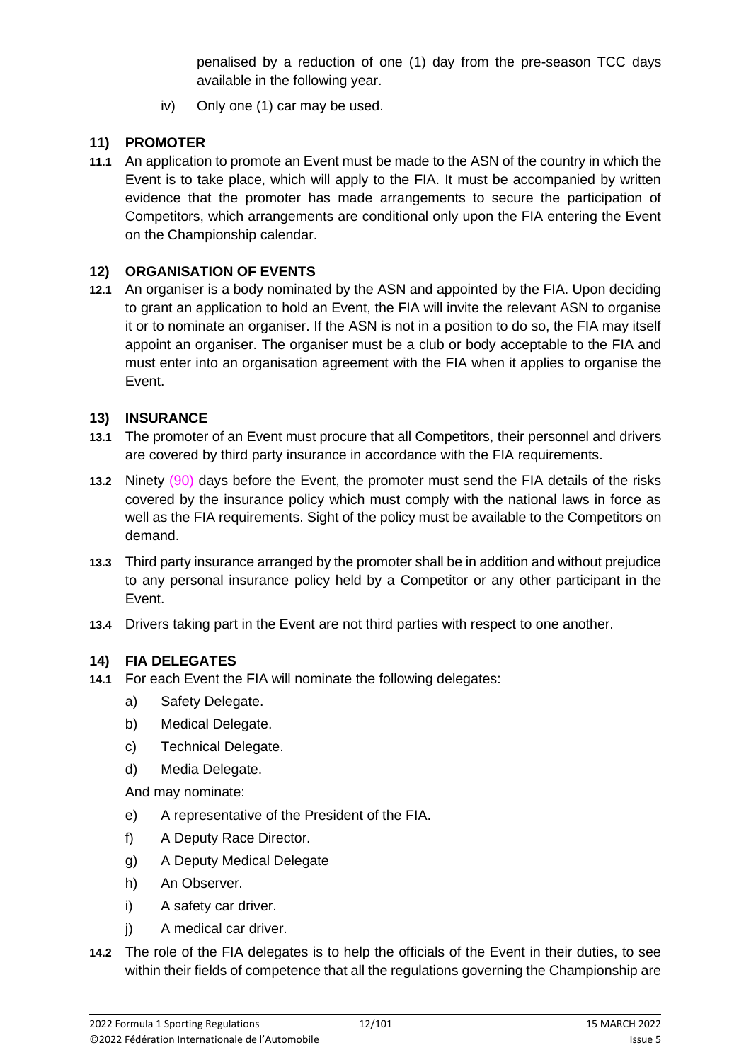penalised by a reduction of one (1) day from the pre-season TCC days available in the following year.

iv) Only one (1) car may be used.

## 11) PROMOTER

**11.1** An application to promote an Event must be made to the ASN of the country in which the Event is to take place, which will apply to the FIA. It must be accompanied by written evidence that the promoter has made arrangements to secure the participation of Competitors, which arrangements are conditional only upon the FIA entering the Event on the Championship calendar.

## 12) ORGANISATION OF EVENTS

**12.1** An organiser is a body nominated by the ASN and appointed by the FIA. Upon deciding to grant an application to hold an Event, the FIA will invite the relevant ASN to organise it or to nominate an organiser. If the ASN is not in a position to do so, the FIA may itself appoint an organiser. The organiser must be a club or body acceptable to the FIA and must enter into an organisation agreement with the FIA when it applies to organise the Event.

## 13) INSURANCE

**13.1** The promoter of an Event must procure that all Competitors, their personnel and drivers are covered by third party insurance in accordance with the FIA requirements.

**13.2** Ninety (90) days before the Event, the promoter must send the FIA details of the risks covered by the insurance policy which must comply with the national laws in force as well as the FIA requirements. Sight of the policy must be available to the Competitors on demand.

**13.3** Third party insurance arranged by the promoter shall be in addition and without prejudice to any personal insurance policy held by a Competitor or any other participant in the Event.

**13.4** Drivers taking part in the Event are not third parties with respect to one another.

## 14) FIA DELEGATES

**14.1** For each Event the FIA will nominate the following delegates:

a) Safety Delegate.

b) Medical Delegate.

c) Technical Delegate.

d) Media Delegate.

And may nominate:

e) A representative of the President of the FIA.

f) A Deputy Race Director.

g) A Deputy Medical Delegate

h) An Observer.

i) A safety car driver.

j) A medical car driver.

**14.2** The role of the FIA delegates is to help the officials of the Event in their duties, to see within their fields of competence that all the regulations governing the Championship are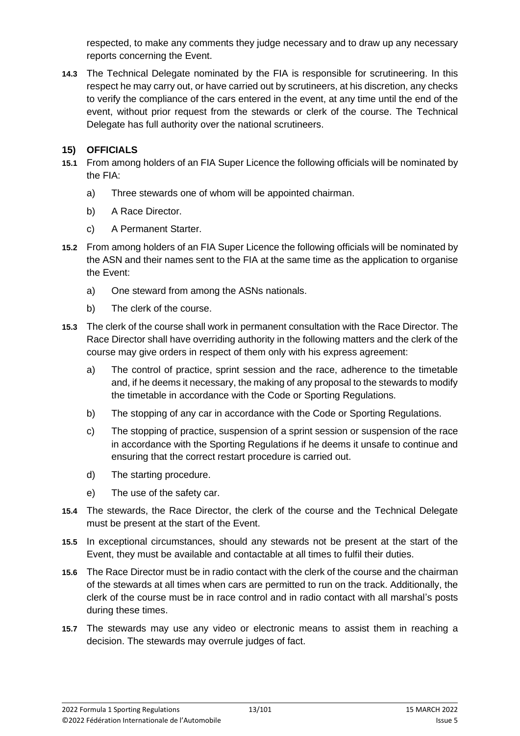respected, to make any comments they judge necessary and to draw up any necessary reports concerning the Event.

**14.3** The Technical Delegate nominated by the FIA is responsible for scrutineering. In this respect he may carry out, or have carried out by scrutineers, at his discretion, any checks to verify the compliance of the cars entered in the event, at any time until the end of the event, without prior request from the stewards or clerk of the course. The Technical Delegate has full authority over the national scrutineers.

## 15) OFFICIALS

**15.1** From among holders of an FIA Super Licence the following officials will be nominated by the FIA:

a) Three stewards one of whom will be appointed chairman.

b) A Race Director.

c) A Permanent Starter.

**15.2** From among holders of an FIA Super Licence the following officials will be nominated by the ASN and their names sent to the FIA at the same time as the application to organise the Event:

a) One steward from among the ASNs nationals.

b) The clerk of the course.

**15.3** The clerk of the course shall work in permanent consultation with the Race Director. The Race Director shall have overriding authority in the following matters and the clerk of the course may give orders in respect of them only with his express agreement:

a) The control of practice, sprint session and the race, adherence to the timetable and, if he deems it necessary, the making of any proposal to the stewards to modify the timetable in accordance with the Code or Sporting Regulations.

b) The stopping of any car in accordance with the Code or Sporting Regulations.

c) The stopping of practice, suspension of a sprint session or suspension of the race in accordance with the Sporting Regulations if he deems it unsafe to continue and ensuring that the correct restart procedure is carried out.

d) The starting procedure.

e) The use of the safety car.

**15.4** The stewards, the Race Director, the clerk of the course and the Technical Delegate must be present at the start of the Event.

**15.5** In exceptional circumstances, should any stewards not be present at the start of the Event, they must be available and contactable at all times to fulfil their duties.

**15.6** The Race Director must be in radio contact with the clerk of the course and the chairman of the stewards at all times when cars are permitted to run on the track. Additionally, the clerk of the course must be in race control and in radio contact with all marshal's posts during these times.

**15.7** The stewards may use any video or electronic means to assist them in reaching a decision. The stewards may overrule judges of fact.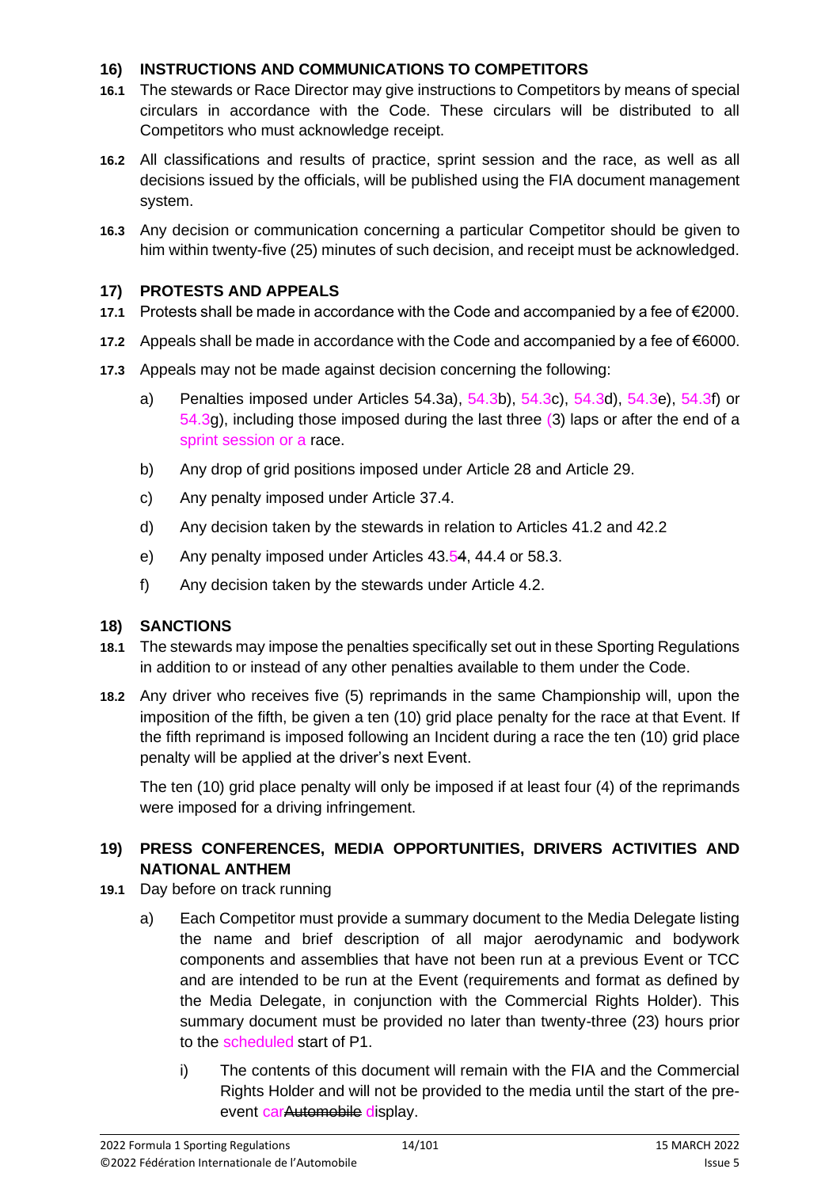## 16) INSTRUCTIONS AND COMMUNICATIONS TO COMPETITORS

**16.1** The stewards or Race Director may give instructions to Competitors by means of special circulars in accordance with the Code. These circulars will be distributed to all Competitors who must acknowledge receipt.

**16.2** All classifications and results of practice, sprint session and the race, as well as all decisions issued by the officials, will be published using the FIA document management system.

**16.3** Any decision or communication concerning a particular Competitor should be given to him within twenty-five (25) minutes of such decision, and receipt must be acknowledged.

## 17) PROTESTS AND APPEALS

**17.1** Protests shall be made in accordance with the Code and accompanied by a fee of €2000.

**17.2** Appeals shall be made in accordance with the Code and accompanied by a fee of €6000.

**17.3** Appeals may not be made against decision concerning the following:

a) Penalties imposed under Articles 54.3a), 54.3b), 54.3c), 54.3d), 54.3e), 54.3f) or 54.3g), including those imposed during the last three (3) laps or after the end of a sprint session or a race.

b) Any drop of grid positions imposed under Article 28 and Article 29.

c) Any penalty imposed under Article 37.4.

d) Any decision taken by the stewards in relation to Articles 41.2 and 42.2

e) Any penalty imposed under Articles 43.5~~4~~, 44.4 or 58.3.

f) Any decision taken by the stewards under Article 4.2.

## 18) SANCTIONS

**18.1** The stewards may impose the penalties specifically set out in these Sporting Regulations in addition to or instead of any other penalties available to them under the Code.

**18.2** Any driver who receives five (5) reprimands in the same Championship will, upon the imposition of the fifth, be given a ten (10) grid place penalty for the race at that Event. If the fifth reprimand is imposed following an Incident during a race the ten (10) grid place penalty will be applied at the driver's next Event.

The ten (10) grid place penalty will only be imposed if at least four (4) of the reprimands were imposed for a driving infringement.

## 19) PRESS CONFERENCES, MEDIA OPPORTUNITIES, DRIVERS ACTIVITIES AND NATIONAL ANTHEM

**19.1** Day before on track running

a) Each Competitor must provide a summary document to the Media Delegate listing the name and brief description of all major aerodynamic and bodywork components and assemblies that have not been run at a previous Event or TCC and are intended to be run at the Event (requirements and format as defined by the Media Delegate, in conjunction with the Commercial Rights Holder). This summary document must be provided no later than twenty-three (23) hours prior to the scheduled start of P1.

i) The contents of this document will remain with the FIA and the Commercial Rights Holder and will not be provided to the media until the start of the pre-event car~~Automobile~~ display.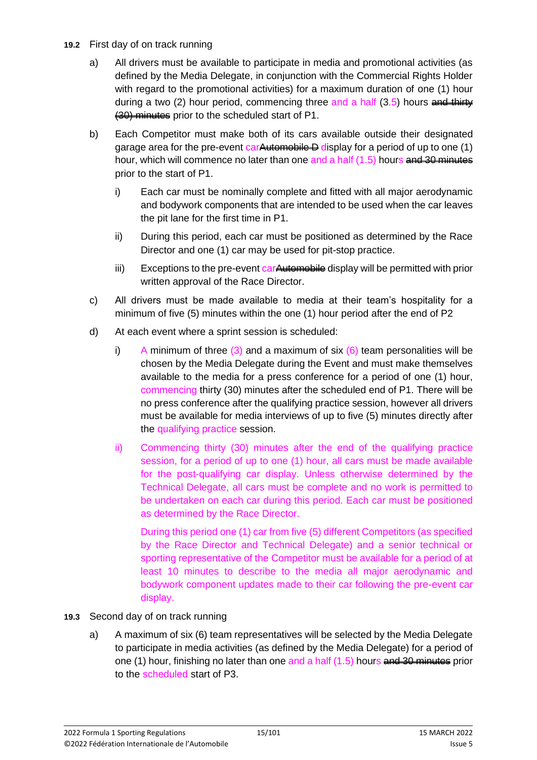**19.2** First day of on track running

a) All drivers must be available to participate in media and promotional activities (as defined by the Media Delegate, in conjunction with the Commercial Rights Holder with regard to the promotional activities) for a maximum duration of one (1) hour during a two (2) hour period, commencing three and a half (3.5) hours ~~and thirty (30) minutes~~ prior to the scheduled start of P1.

b) Each Competitor must make both of its cars available outside their designated garage area for the pre-event car~~Automobile D~~display for a period of up to one (1) hour, which will commence no later than one and a half (1.5) hours ~~and 30 minutes~~ prior to the start of P1.

   i) Each car must be nominally complete and fitted with all major aerodynamic and bodywork components that are intended to be used when the car leaves the pit lane for the first time in P1.

   ii) During this period, each car must be positioned as determined by the Race Director and one (1) car may be used for pit-stop practice.

   iii) Exceptions to the pre-event car~~Automobile~~ display will be permitted with prior written approval of the Race Director.

c) All drivers must be made available to media at their team's hospitality for a minimum of five (5) minutes within the one (1) hour period after the end of P2

d) At each event where a sprint session is scheduled:

   i) A minimum of three (3) and a maximum of six (6) team personalities will be chosen by the Media Delegate during the Event and must make themselves available to the media for a press conference for a period of one (1) hour, commencing thirty (30) minutes after the scheduled end of P1. There will be no press conference after the qualifying practice session, however all drivers must be available for media interviews of up to five (5) minutes directly after the qualifying practice session.

   ii) Commencing thirty (30) minutes after the end of the qualifying practice session, for a period of up to one (1) hour, all cars must be made available for the post-qualifying car display. Unless otherwise determined by the Technical Delegate, all cars must be complete and no work is permitted to be undertaken on each car during this period. Each car must be positioned as determined by the Race Director.

   During this period one (1) car from five (5) different Competitors (as specified by the Race Director and Technical Delegate) and a senior technical or sporting representative of the Competitor must be available for a period of at least 10 minutes to describe to the media all major aerodynamic and bodywork component updates made to their car following the pre-event car display.

**19.3** Second day of on track running

a) A maximum of six (6) team representatives will be selected by the Media Delegate to participate in media activities (as defined by the Media Delegate) for a period of one (1) hour, finishing no later than one and a half (1.5) hours ~~and 30 minutes~~ prior to the scheduled start of P3.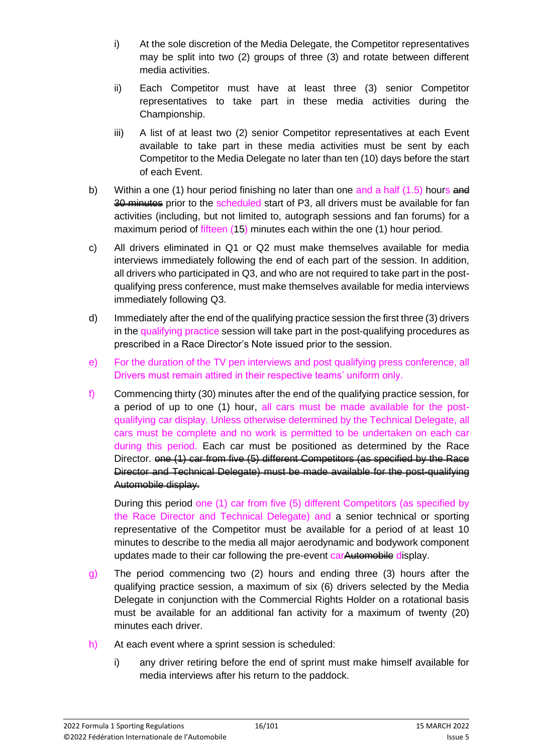i) At the sole discretion of the Media Delegate, the Competitor representatives may be split into two (2) groups of three (3) and rotate between different media activities.

ii) Each Competitor must have at least three (3) senior Competitor representatives to take part in these media activities during the Championship.

iii) A list of at least two (2) senior Competitor representatives at each Event available to take part in these media activities must be sent by each Competitor to the Media Delegate no later than ten (10) days before the start of each Event.

b) Within a one (1) hour period finishing no later than one and a half (1.5) hours ~~and 30 minutes~~ prior to the scheduled start of P3, all drivers must be available for fan activities (including, but not limited to, autograph sessions and fan forums) for a maximum period of fifteen (15) minutes each within the one (1) hour period.

c) All drivers eliminated in Q1 or Q2 must make themselves available for media interviews immediately following the end of each part of the session. In addition, all drivers who participated in Q3, and who are not required to take part in the post-qualifying press conference, must make themselves available for media interviews immediately following Q3.

d) Immediately after the end of the qualifying practice session the first three (3) drivers in the qualifying practice session will take part in the post-qualifying procedures as prescribed in a Race Director's Note issued prior to the session.

e) For the duration of the TV pen interviews and post qualifying press conference, all Drivers must remain attired in their respective teams' uniform only.

f) Commencing thirty (30) minutes after the end of the qualifying practice session, for a period of up to one (1) hour, all cars must be made available for the post-qualifying car display. Unless otherwise determined by the Technical Delegate, all cars must be complete and no work is permitted to be undertaken on each car during this period. Each car must be positioned as determined by the Race Director. ~~one (1) car from five (5) different Competitors (as specified by the Race Director and Technical Delegate) must be made available for the post-qualifying Automobile display.~~

During this period one (1) car from five (5) different Competitors (as specified by the Race Director and Technical Delegate) and a senior technical or sporting representative of the Competitor must be available for a period of at least 10 minutes to describe to the media all major aerodynamic and bodywork component updates made to their car following the pre-event car~~Automobile~~ display.

g) The period commencing two (2) hours and ending three (3) hours after the qualifying practice session, a maximum of six (6) drivers selected by the Media Delegate in conjunction with the Commercial Rights Holder on a rotational basis must be available for an additional fan activity for a maximum of twenty (20) minutes each driver.

h) At each event where a sprint session is scheduled:

i) any driver retiring before the end of sprint must make himself available for media interviews after his return to the paddock.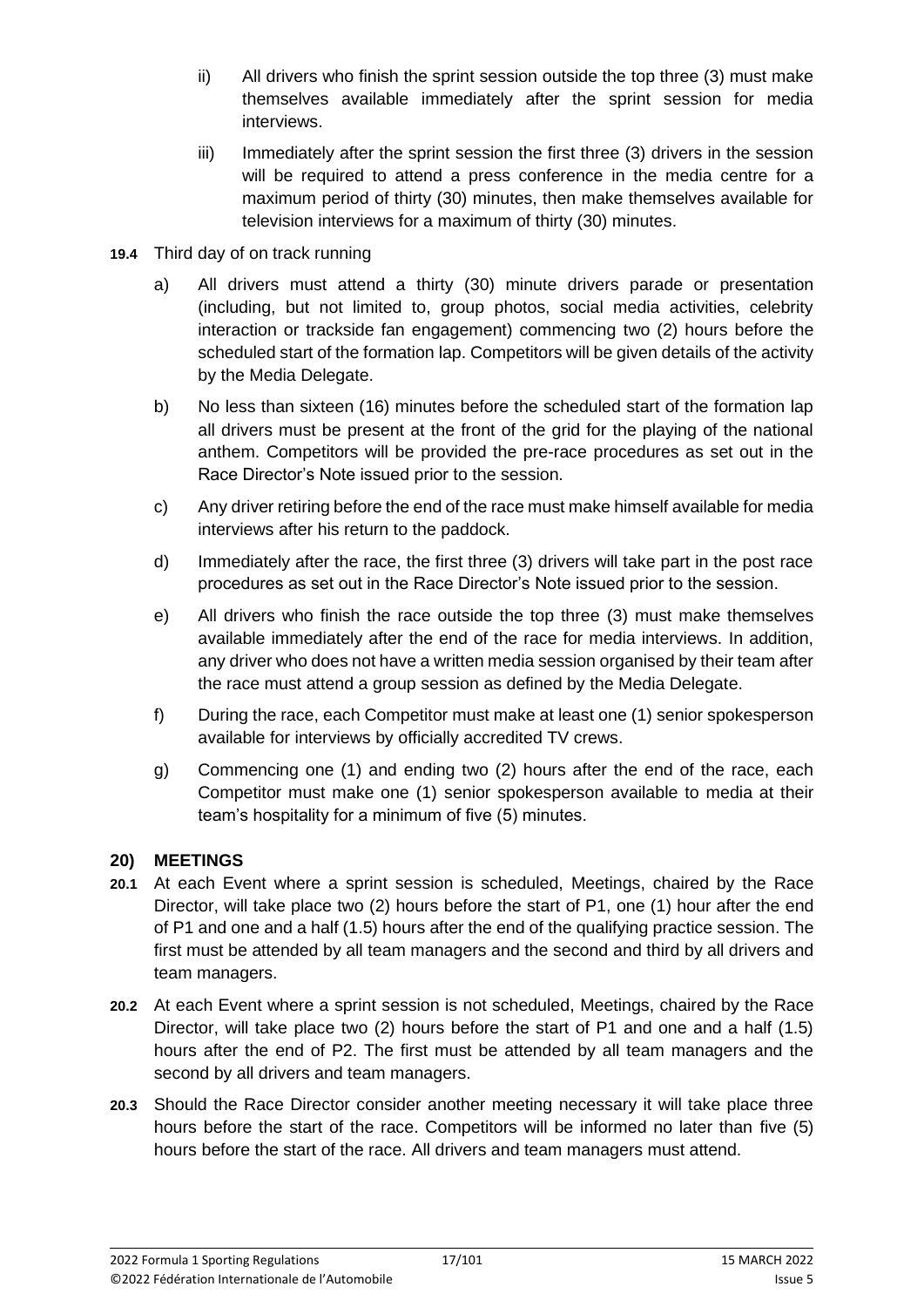ii) All drivers who finish the sprint session outside the top three (3) must make themselves available immediately after the sprint session for media interviews.

iii) Immediately after the sprint session the first three (3) drivers in the session will be required to attend a press conference in the media centre for a maximum period of thirty (30) minutes, then make themselves available for television interviews for a maximum of thirty (30) minutes.

**19.4** Third day of on track running

a) All drivers must attend a thirty (30) minute drivers parade or presentation (including, but not limited to, group photos, social media activities, celebrity interaction or trackside fan engagement) commencing two (2) hours before the scheduled start of the formation lap. Competitors will be given details of the activity by the Media Delegate.

b) No less than sixteen (16) minutes before the scheduled start of the formation lap all drivers must be present at the front of the grid for the playing of the national anthem. Competitors will be provided the pre-race procedures as set out in the Race Director's Note issued prior to the session.

c) Any driver retiring before the end of the race must make himself available for media interviews after his return to the paddock.

d) Immediately after the race, the first three (3) drivers will take part in the post race procedures as set out in the Race Director's Note issued prior to the session.

e) All drivers who finish the race outside the top three (3) must make themselves available immediately after the end of the race for media interviews. In addition, any driver who does not have a written media session organised by their team after the race must attend a group session as defined by the Media Delegate.

f) During the race, each Competitor must make at least one (1) senior spokesperson available for interviews by officially accredited TV crews.

g) Commencing one (1) and ending two (2) hours after the end of the race, each Competitor must make one (1) senior spokesperson available to media at their team's hospitality for a minimum of five (5) minutes.

## 20) MEETINGS

**20.1** At each Event where a sprint session is scheduled, Meetings, chaired by the Race Director, will take place two (2) hours before the start of P1, one (1) hour after the end of P1 and one and a half (1.5) hours after the end of the qualifying practice session. The first must be attended by all team managers and the second and third by all drivers and team managers.

**20.2** At each Event where a sprint session is not scheduled, Meetings, chaired by the Race Director, will take place two (2) hours before the start of P1 and one and a half (1.5) hours after the end of P2. The first must be attended by all team managers and the second by all drivers and team managers.

**20.3** Should the Race Director consider another meeting necessary it will take place three hours before the start of the race. Competitors will be informed no later than five (5) hours before the start of the race. All drivers and team managers must attend.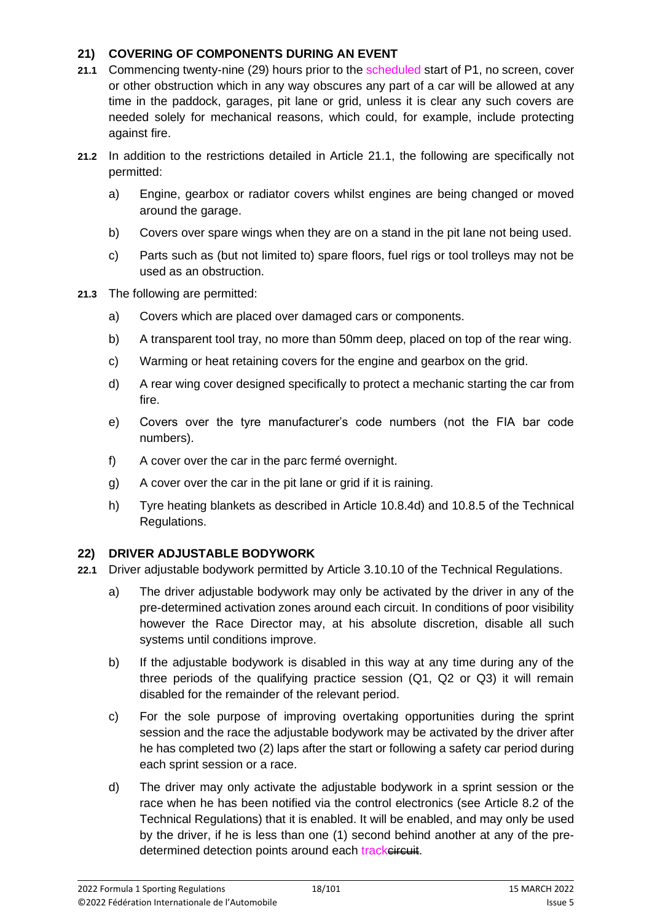## 21) COVERING OF COMPONENTS DURING AN EVENT

**21.1** Commencing twenty-nine (29) hours prior to the scheduled start of P1, no screen, cover or other obstruction which in any way obscures any part of a car will be allowed at any time in the paddock, garages, pit lane or grid, unless it is clear any such covers are needed solely for mechanical reasons, which could, for example, include protecting against fire.

**21.2** In addition to the restrictions detailed in Article 21.1, the following are specifically not permitted:

a) Engine, gearbox or radiator covers whilst engines are being changed or moved around the garage.

b) Covers over spare wings when they are on a stand in the pit lane not being used.

c) Parts such as (but not limited to) spare floors, fuel rigs or tool trolleys may not be used as an obstruction.

**21.3** The following are permitted:

a) Covers which are placed over damaged cars or components.

b) A transparent tool tray, no more than 50mm deep, placed on top of the rear wing.

c) Warming or heat retaining covers for the engine and gearbox on the grid.

d) A rear wing cover designed specifically to protect a mechanic starting the car from fire.

e) Covers over the tyre manufacturer's code numbers (not the FIA bar code numbers).

f) A cover over the car in the parc fermé overnight.

g) A cover over the car in the pit lane or grid if it is raining.

h) Tyre heating blankets as described in Article 10.8.4d) and 10.8.5 of the Technical Regulations.

## 22) DRIVER ADJUSTABLE BODYWORK

**22.1** Driver adjustable bodywork permitted by Article 3.10.10 of the Technical Regulations.

a) The driver adjustable bodywork may only be activated by the driver in any of the pre-determined activation zones around each circuit. In conditions of poor visibility however the Race Director may, at his absolute discretion, disable all such systems until conditions improve.

b) If the adjustable bodywork is disabled in this way at any time during any of the three periods of the qualifying practice session (Q1, Q2 or Q3) it will remain disabled for the remainder of the relevant period.

c) For the sole purpose of improving overtaking opportunities during the sprint session and the race the adjustable bodywork may be activated by the driver after he has completed two (2) laps after the start or following a safety car period during each sprint session or a race.

d) The driver may only activate the adjustable bodywork in a sprint session or the race when he has been notified via the control electronics (see Article 8.2 of the Technical Regulations) that it is enabled. It will be enabled, and may only be used by the driver, if he is less than one (1) second behind another at any of the pre-determined detection points around each track~~circuit~~.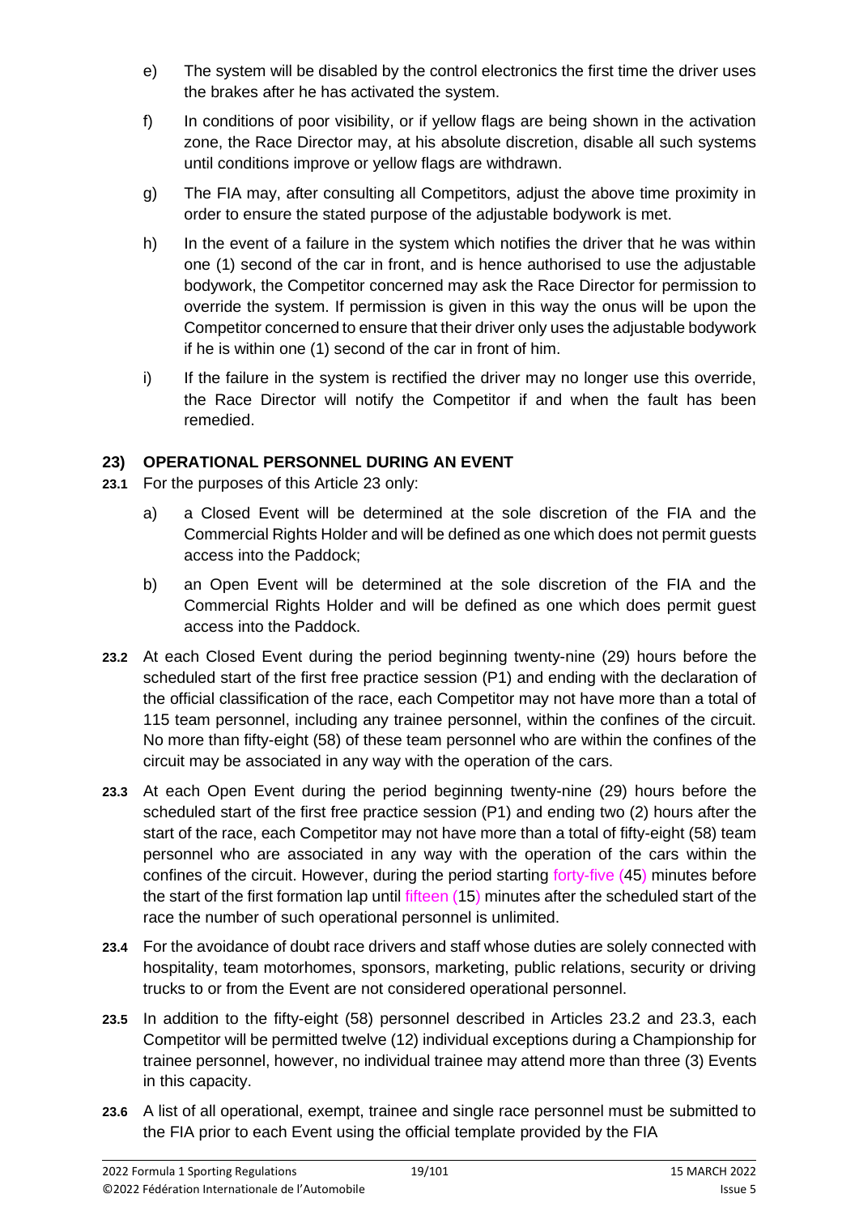e) The system will be disabled by the control electronics the first time the driver uses the brakes after he has activated the system.

f) In conditions of poor visibility, or if yellow flags are being shown in the activation zone, the Race Director may, at his absolute discretion, disable all such systems until conditions improve or yellow flags are withdrawn.

g) The FIA may, after consulting all Competitors, adjust the above time proximity in order to ensure the stated purpose of the adjustable bodywork is met.

h) In the event of a failure in the system which notifies the driver that he was within one (1) second of the car in front, and is hence authorised to use the adjustable bodywork, the Competitor concerned may ask the Race Director for permission to override the system. If permission is given in this way the onus will be upon the Competitor concerned to ensure that their driver only uses the adjustable bodywork if he is within one (1) second of the car in front of him.

i) If the failure in the system is rectified the driver may no longer use this override, the Race Director will notify the Competitor if and when the fault has been remedied.

## 23) OPERATIONAL PERSONNEL DURING AN EVENT

**23.1** For the purposes of this Article 23 only:

a) a Closed Event will be determined at the sole discretion of the FIA and the Commercial Rights Holder and will be defined as one which does not permit guests access into the Paddock;

b) an Open Event will be determined at the sole discretion of the FIA and the Commercial Rights Holder and will be defined as one which does permit guest access into the Paddock.

**23.2** At each Closed Event during the period beginning twenty-nine (29) hours before the scheduled start of the first free practice session (P1) and ending with the declaration of the official classification of the race, each Competitor may not have more than a total of 115 team personnel, including any trainee personnel, within the confines of the circuit. No more than fifty-eight (58) of these team personnel who are within the confines of the circuit may be associated in any way with the operation of the cars.

**23.3** At each Open Event during the period beginning twenty-nine (29) hours before the scheduled start of the first free practice session (P1) and ending two (2) hours after the start of the race, each Competitor may not have more than a total of fifty-eight (58) team personnel who are associated in any way with the operation of the cars within the confines of the circuit. However, during the period starting forty-five (45) minutes before the start of the first formation lap until fifteen (15) minutes after the scheduled start of the race the number of such operational personnel is unlimited.

**23.4** For the avoidance of doubt race drivers and staff whose duties are solely connected with hospitality, team motorhomes, sponsors, marketing, public relations, security or driving trucks to or from the Event are not considered operational personnel.

**23.5** In addition to the fifty-eight (58) personnel described in Articles 23.2 and 23.3, each Competitor will be permitted twelve (12) individual exceptions during a Championship for trainee personnel, however, no individual trainee may attend more than three (3) Events in this capacity.

**23.6** A list of all operational, exempt, trainee and single race personnel must be submitted to the FIA prior to each Event using the official template provided by the FIA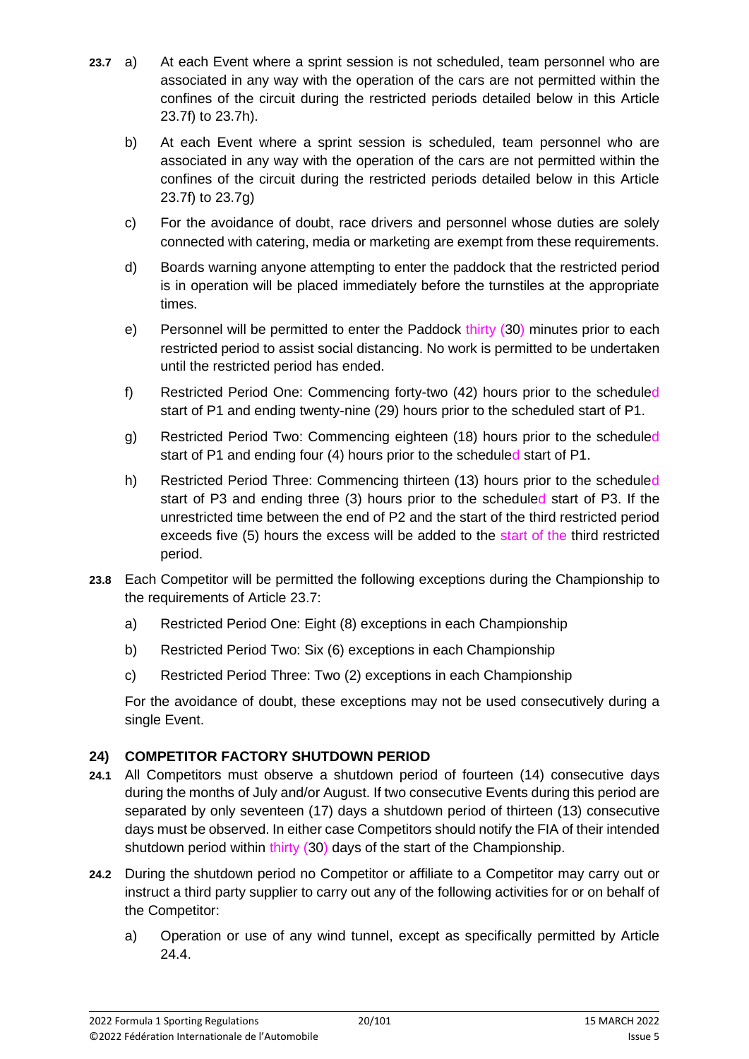**23.7** a) At each Event where a sprint session is not scheduled, team personnel who are associated in any way with the operation of the cars are not permitted within the confines of the circuit during the restricted periods detailed below in this Article 23.7f) to 23.7h).

b) At each Event where a sprint session is scheduled, team personnel who are associated in any way with the operation of the cars are not permitted within the confines of the circuit during the restricted periods detailed below in this Article 23.7f) to 23.7g)

c) For the avoidance of doubt, race drivers and personnel whose duties are solely connected with catering, media or marketing are exempt from these requirements.

d) Boards warning anyone attempting to enter the paddock that the restricted period is in operation will be placed immediately before the turnstiles at the appropriate times.

e) Personnel will be permitted to enter the Paddock thirty (30) minutes prior to each restricted period to assist social distancing. No work is permitted to be undertaken until the restricted period has ended.

f) Restricted Period One: Commencing forty-two (42) hours prior to the scheduled start of P1 and ending twenty-nine (29) hours prior to the scheduled start of P1.

g) Restricted Period Two: Commencing eighteen (18) hours prior to the scheduled start of P1 and ending four (4) hours prior to the scheduled start of P1.

h) Restricted Period Three: Commencing thirteen (13) hours prior to the scheduled start of P3 and ending three (3) hours prior to the scheduled start of P3. If the unrestricted time between the end of P2 and the start of the third restricted period exceeds five (5) hours the excess will be added to the start of the third restricted period.

**23.8** Each Competitor will be permitted the following exceptions during the Championship to the requirements of Article 23.7:

a) Restricted Period One: Eight (8) exceptions in each Championship

b) Restricted Period Two: Six (6) exceptions in each Championship

c) Restricted Period Three: Two (2) exceptions in each Championship

For the avoidance of doubt, these exceptions may not be used consecutively during a single Event.

## 24) COMPETITOR FACTORY SHUTDOWN PERIOD

**24.1** All Competitors must observe a shutdown period of fourteen (14) consecutive days during the months of July and/or August. If two consecutive Events during this period are separated by only seventeen (17) days a shutdown period of thirteen (13) consecutive days must be observed. In either case Competitors should notify the FIA of their intended shutdown period within thirty (30) days of the start of the Championship.

**24.2** During the shutdown period no Competitor or affiliate to a Competitor may carry out or instruct a third party supplier to carry out any of the following activities for or on behalf of the Competitor:

a) Operation or use of any wind tunnel, except as specifically permitted by Article 24.4.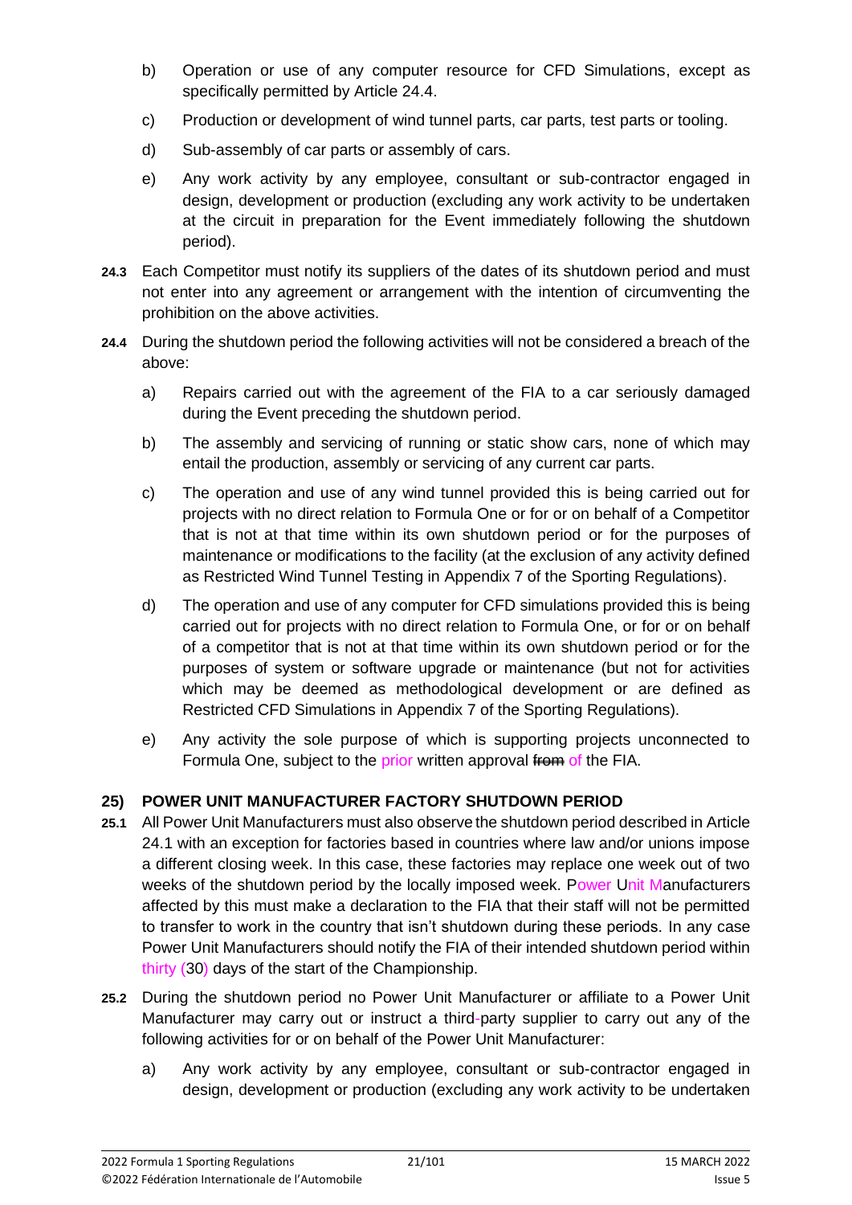b) Operation or use of any computer resource for CFD Simulations, except as specifically permitted by Article 24.4.

c) Production or development of wind tunnel parts, car parts, test parts or tooling.

d) Sub-assembly of car parts or assembly of cars.

e) Any work activity by any employee, consultant or sub-contractor engaged in design, development or production (excluding any work activity to be undertaken at the circuit in preparation for the Event immediately following the shutdown period).

**24.3** Each Competitor must notify its suppliers of the dates of its shutdown period and must not enter into any agreement or arrangement with the intention of circumventing the prohibition on the above activities.

**24.4** During the shutdown period the following activities will not be considered a breach of the above:

a) Repairs carried out with the agreement of the FIA to a car seriously damaged during the Event preceding the shutdown period.

b) The assembly and servicing of running or static show cars, none of which may entail the production, assembly or servicing of any current car parts.

c) The operation and use of any wind tunnel provided this is being carried out for projects with no direct relation to Formula One or for or on behalf of a Competitor that is not at that time within its own shutdown period or for the purposes of maintenance or modifications to the facility (at the exclusion of any activity defined as Restricted Wind Tunnel Testing in Appendix 7 of the Sporting Regulations).

d) The operation and use of any computer for CFD simulations provided this is being carried out for projects with no direct relation to Formula One, or for or on behalf of a competitor that is not at that time within its own shutdown period or for the purposes of system or software upgrade or maintenance (but not for activities which may be deemed as methodological development or are defined as Restricted CFD Simulations in Appendix 7 of the Sporting Regulations).

e) Any activity the sole purpose of which is supporting projects unconnected to Formula One, subject to the prior written approval ~~from~~ of the FIA.

## 25) POWER UNIT MANUFACTURER FACTORY SHUTDOWN PERIOD

**25.1** All Power Unit Manufacturers must also observe the shutdown period described in Article 24.1 with an exception for factories based in countries where law and/or unions impose a different closing week. In this case, these factories may replace one week out of two weeks of the shutdown period by the locally imposed week. Power Unit Manufacturers affected by this must make a declaration to the FIA that their staff will not be permitted to transfer to work in the country that isn't shutdown during these periods. In any case Power Unit Manufacturers should notify the FIA of their intended shutdown period within thirty (30) days of the start of the Championship.

**25.2** During the shutdown period no Power Unit Manufacturer or affiliate to a Power Unit Manufacturer may carry out or instruct a third-party supplier to carry out any of the following activities for or on behalf of the Power Unit Manufacturer:

a) Any work activity by any employee, consultant or sub-contractor engaged in design, development or production (excluding any work activity to be undertaken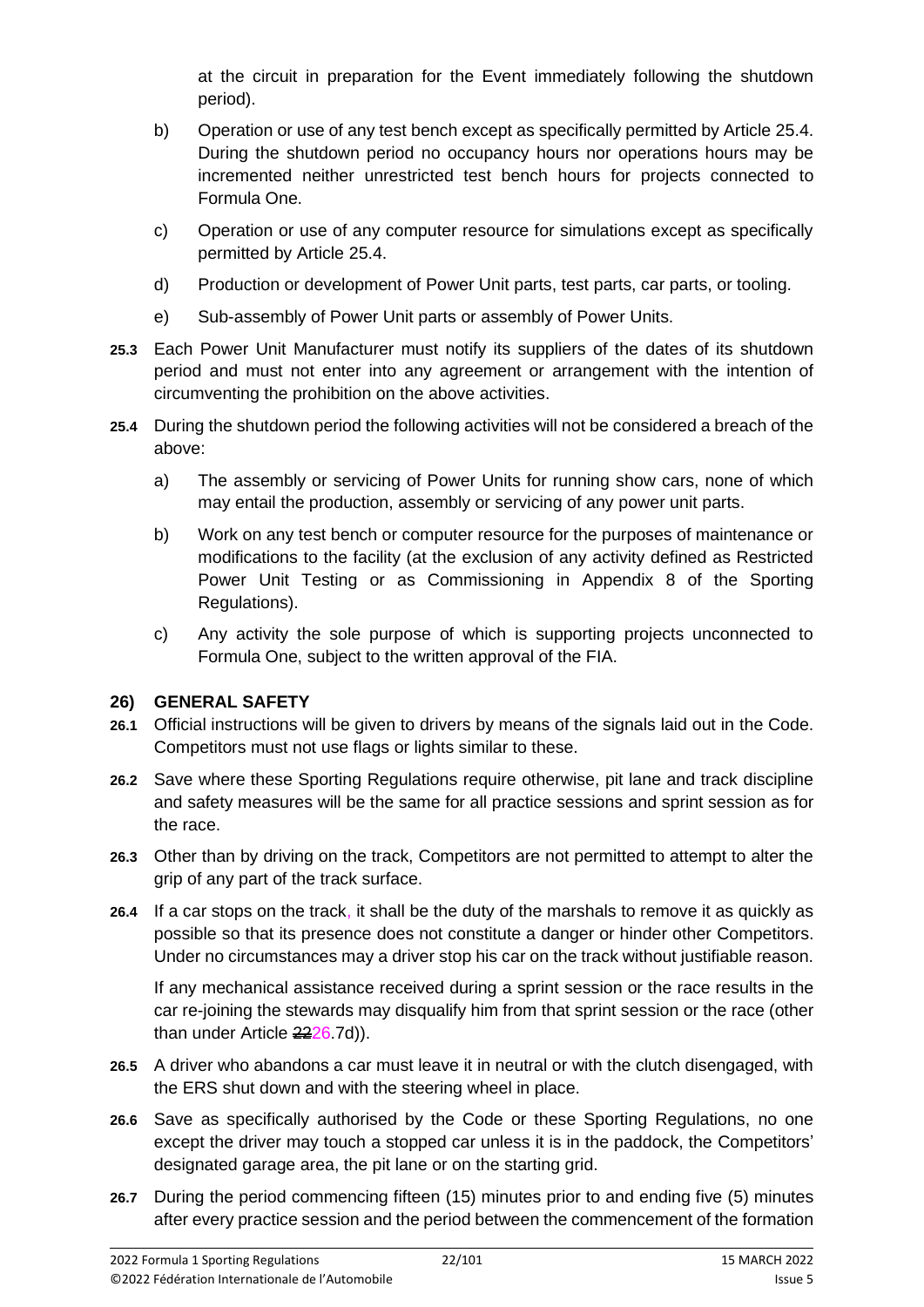at the circuit in preparation for the Event immediately following the shutdown period).

b) Operation or use of any test bench except as specifically permitted by Article 25.4. During the shutdown period no occupancy hours nor operations hours may be incremented neither unrestricted test bench hours for projects connected to Formula One.

c) Operation or use of any computer resource for simulations except as specifically permitted by Article 25.4.

d) Production or development of Power Unit parts, test parts, car parts, or tooling.

e) Sub-assembly of Power Unit parts or assembly of Power Units.

**25.3** Each Power Unit Manufacturer must notify its suppliers of the dates of its shutdown period and must not enter into any agreement or arrangement with the intention of circumventing the prohibition on the above activities.

**25.4** During the shutdown period the following activities will not be considered a breach of the above:

a) The assembly or servicing of Power Units for running show cars, none of which may entail the production, assembly or servicing of any power unit parts.

b) Work on any test bench or computer resource for the purposes of maintenance or modifications to the facility (at the exclusion of any activity defined as Restricted Power Unit Testing or as Commissioning in Appendix 8 of the Sporting Regulations).

c) Any activity the sole purpose of which is supporting projects unconnected to Formula One, subject to the written approval of the FIA.

## 26) GENERAL SAFETY

**26.1** Official instructions will be given to drivers by means of the signals laid out in the Code. Competitors must not use flags or lights similar to these.

**26.2** Save where these Sporting Regulations require otherwise, pit lane and track discipline and safety measures will be the same for all practice sessions and sprint session as for the race.

**26.3** Other than by driving on the track, Competitors are not permitted to attempt to alter the grip of any part of the track surface.

**26.4** If a car stops on the track, it shall be the duty of the marshals to remove it as quickly as possible so that its presence does not constitute a danger or hinder other Competitors. Under no circumstances may a driver stop his car on the track without justifiable reason.

If any mechanical assistance received during a sprint session or the race results in the car re-joining the stewards may disqualify him from that sprint session or the race (other than under Article ~~22~~26.7d)).

**26.5** A driver who abandons a car must leave it in neutral or with the clutch disengaged, with the ERS shut down and with the steering wheel in place.

**26.6** Save as specifically authorised by the Code or these Sporting Regulations, no one except the driver may touch a stopped car unless it is in the paddock, the Competitors' designated garage area, the pit lane or on the starting grid.

**26.7** During the period commencing fifteen (15) minutes prior to and ending five (5) minutes after every practice session and the period between the commencement of the formation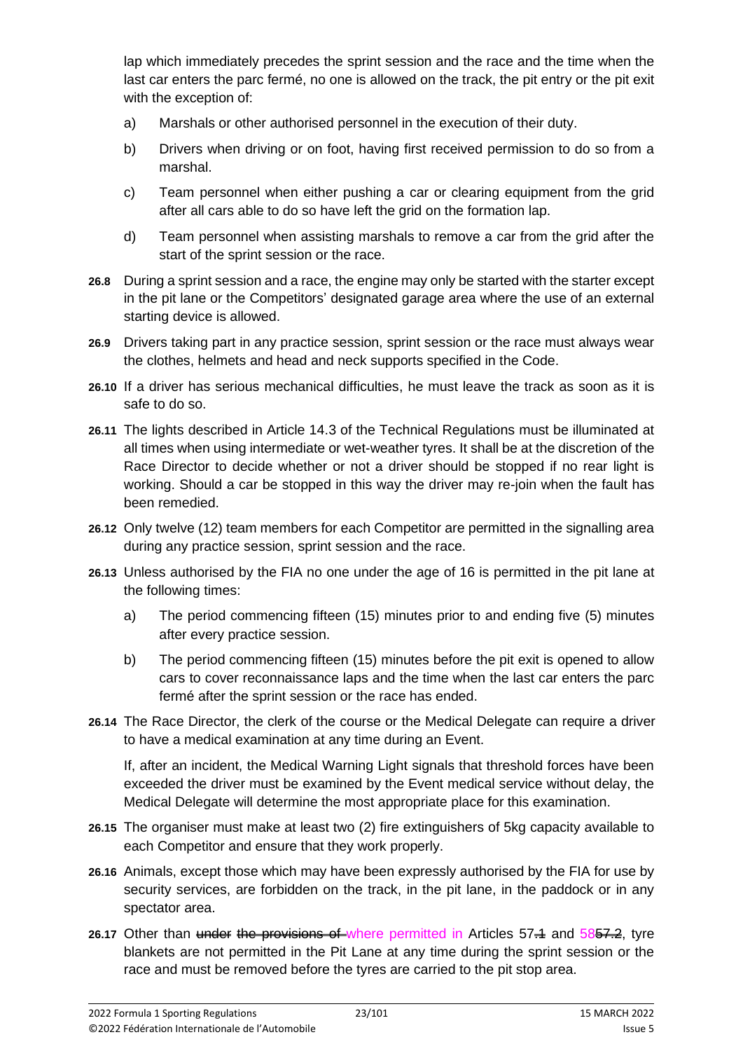lap which immediately precedes the sprint session and the race and the time when the last car enters the parc fermé, no one is allowed on the track, the pit entry or the pit exit with the exception of:

a) Marshals or other authorised personnel in the execution of their duty.

b) Drivers when driving or on foot, having first received permission to do so from a marshal.

c) Team personnel when either pushing a car or clearing equipment from the grid after all cars able to do so have left the grid on the formation lap.

d) Team personnel when assisting marshals to remove a car from the grid after the start of the sprint session or the race.

**26.8** During a sprint session and a race, the engine may only be started with the starter except in the pit lane or the Competitors' designated garage area where the use of an external starting device is allowed.

**26.9** Drivers taking part in any practice session, sprint session or the race must always wear the clothes, helmets and head and neck supports specified in the Code.

**26.10** If a driver has serious mechanical difficulties, he must leave the track as soon as it is safe to do so.

**26.11** The lights described in Article 14.3 of the Technical Regulations must be illuminated at all times when using intermediate or wet-weather tyres. It shall be at the discretion of the Race Director to decide whether or not a driver should be stopped if no rear light is working. Should a car be stopped in this way the driver may re-join when the fault has been remedied.

**26.12** Only twelve (12) team members for each Competitor are permitted in the signalling area during any practice session, sprint session and the race.

**26.13** Unless authorised by the FIA no one under the age of 16 is permitted in the pit lane at the following times:

a) The period commencing fifteen (15) minutes prior to and ending five (5) minutes after every practice session.

b) The period commencing fifteen (15) minutes before the pit exit is opened to allow cars to cover reconnaissance laps and the time when the last car enters the parc fermé after the sprint session or the race has ended.

**26.14** The Race Director, the clerk of the course or the Medical Delegate can require a driver to have a medical examination at any time during an Event.

If, after an incident, the Medical Warning Light signals that threshold forces have been exceeded the driver must be examined by the Event medical service without delay, the Medical Delegate will determine the most appropriate place for this examination.

**26.15** The organiser must make at least two (2) fire extinguishers of 5kg capacity available to each Competitor and ensure that they work properly.

**26.16** Animals, except those which may have been expressly authorised by the FIA for use by security services, are forbidden on the track, in the pit lane, in the paddock or in any spectator area.

**26.17** Other than ~~under the provisions of~~ where permitted in Articles 57~~.1~~ and 58~~57.2~~, tyre blankets are not permitted in the Pit Lane at any time during the sprint session or the race and must be removed before the tyres are carried to the pit stop area.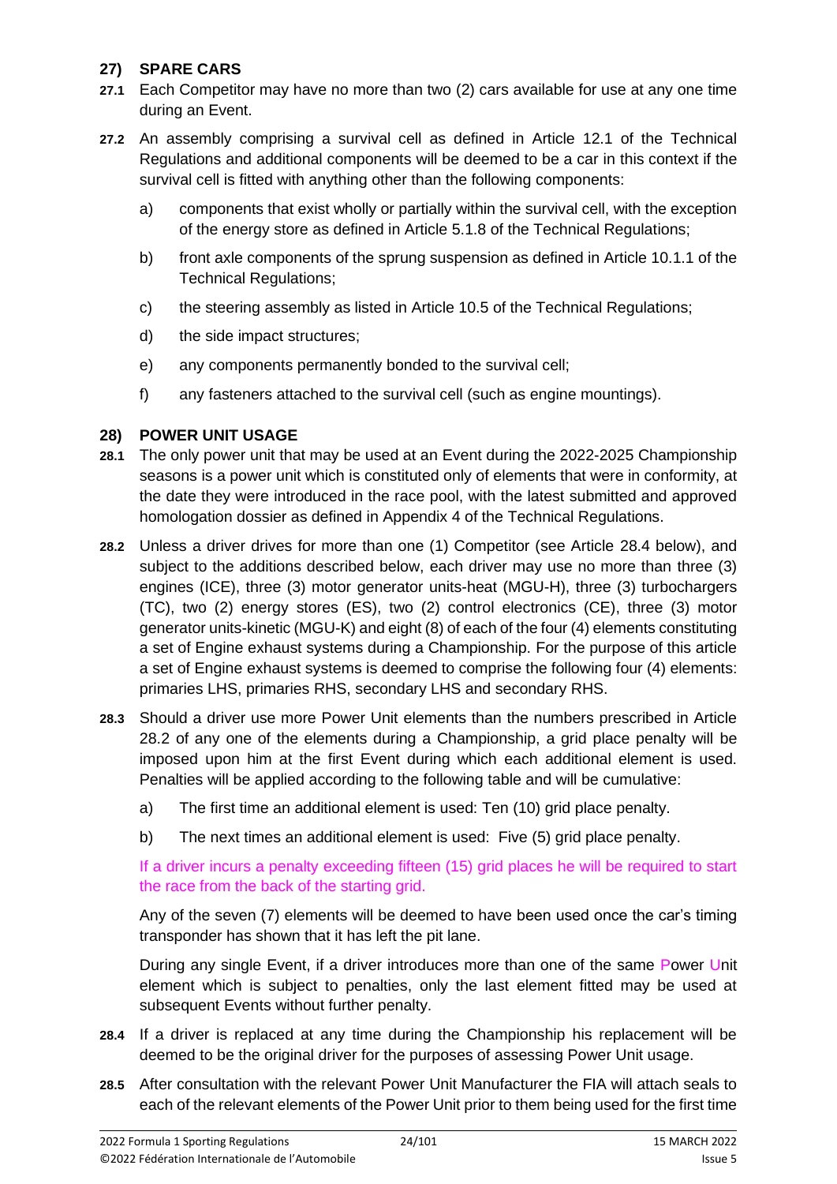## 27) SPARE CARS

**27.1** Each Competitor may have no more than two (2) cars available for use at any one time during an Event.

**27.2** An assembly comprising a survival cell as defined in Article 12.1 of the Technical Regulations and additional components will be deemed to be a car in this context if the survival cell is fitted with anything other than the following components:

a) components that exist wholly or partially within the survival cell, with the exception of the energy store as defined in Article 5.1.8 of the Technical Regulations;

b) front axle components of the sprung suspension as defined in Article 10.1.1 of the Technical Regulations;

c) the steering assembly as listed in Article 10.5 of the Technical Regulations;

d) the side impact structures;

e) any components permanently bonded to the survival cell;

f) any fasteners attached to the survival cell (such as engine mountings).

## 28) POWER UNIT USAGE

**28.1** The only power unit that may be used at an Event during the 2022-2025 Championship seasons is a power unit which is constituted only of elements that were in conformity, at the date they were introduced in the race pool, with the latest submitted and approved homologation dossier as defined in Appendix 4 of the Technical Regulations.

**28.2** Unless a driver drives for more than one (1) Competitor (see Article 28.4 below), and subject to the additions described below, each driver may use no more than three (3) engines (ICE), three (3) motor generator units-heat (MGU-H), three (3) turbochargers (TC), two (2) energy stores (ES), two (2) control electronics (CE), three (3) motor generator units-kinetic (MGU-K) and eight (8) of each of the four (4) elements constituting a set of Engine exhaust systems during a Championship. For the purpose of this article a set of Engine exhaust systems is deemed to comprise the following four (4) elements: primaries LHS, primaries RHS, secondary LHS and secondary RHS.

**28.3** Should a driver use more Power Unit elements than the numbers prescribed in Article 28.2 of any one of the elements during a Championship, a grid place penalty will be imposed upon him at the first Event during which each additional element is used. Penalties will be applied according to the following table and will be cumulative:

a) The first time an additional element is used: Ten (10) grid place penalty.

b) The next times an additional element is used: Five (5) grid place penalty.

If a driver incurs a penalty exceeding fifteen (15) grid places he will be required to start the race from the back of the starting grid.

Any of the seven (7) elements will be deemed to have been used once the car's timing transponder has shown that it has left the pit lane.

During any single Event, if a driver introduces more than one of the same Power Unit element which is subject to penalties, only the last element fitted may be used at subsequent Events without further penalty.

**28.4** If a driver is replaced at any time during the Championship his replacement will be deemed to be the original driver for the purposes of assessing Power Unit usage.

**28.5** After consultation with the relevant Power Unit Manufacturer the FIA will attach seals to each of the relevant elements of the Power Unit prior to them being used for the first time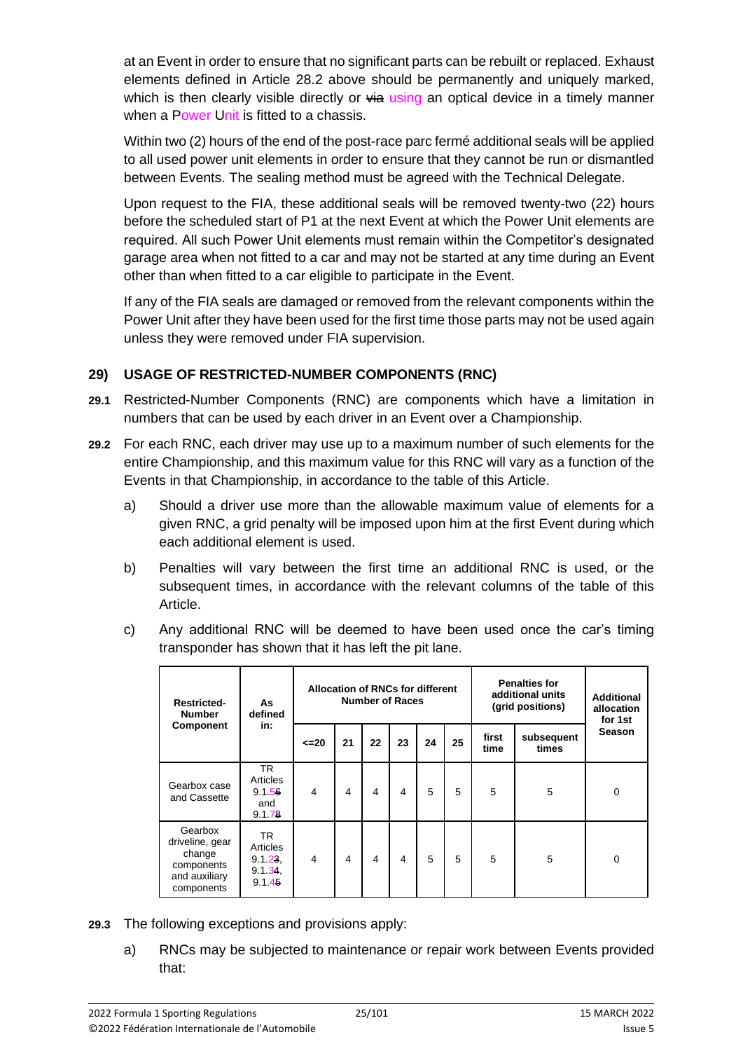at an Event in order to ensure that no significant parts can be rebuilt or replaced. Exhaust elements defined in Article 28.2 above should be permanently and uniquely marked, which is then clearly visible directly or ~~via~~ using an optical device in a timely manner when a Power Unit is fitted to a chassis.

Within two (2) hours of the end of the post-race parc fermé additional seals will be applied to all used power unit elements in order to ensure that they cannot be run or dismantled between Events. The sealing method must be agreed with the Technical Delegate.

Upon request to the FIA, these additional seals will be removed twenty-two (22) hours before the scheduled start of P1 at the next Event at which the Power Unit elements are required. All such Power Unit elements must remain within the Competitor's designated garage area when not fitted to a car and may not be started at any time during an Event other than when fitted to a car eligible to participate in the Event.

If any of the FIA seals are damaged or removed from the relevant components within the Power Unit after they have been used for the first time those parts may not be used again unless they were removed under FIA supervision.

## 29) USAGE OF RESTRICTED-NUMBER COMPONENTS (RNC)

**29.1** Restricted-Number Components (RNC) are components which have a limitation in numbers that can be used by each driver in an Event over a Championship.

**29.2** For each RNC, each driver may use up to a maximum number of such elements for the entire Championship, and this maximum value for this RNC will vary as a function of the Events in that Championship, in accordance to the table of this Article.

a) Should a driver use more than the allowable maximum value of elements for a given RNC, a grid penalty will be imposed upon him at the first Event during which each additional element is used.

b) Penalties will vary between the first time an additional RNC is used, or the subsequent times, in accordance with the relevant columns of the table of this Article.

c) Any additional RNC will be deemed to have been used once the car's timing transponder has shown that it has left the pit lane.

| Restricted-Number Component | As defined in: | Allocation of RNCs for different Number of Races | | | | | | Penalties for additional units (grid positions) | | Additional allocation for 1st Season |
|---|---|---|---|---|---|---|---|---|---|---|
| | | <=20 | 21 | 22 | 23 | 24 | 25 | first time | subsequent times | |
| Gearbox case and Cassette | TR Articles 9.1.5~~6~~ and 9.1.7~~8~~ | 4 | 4 | 4 | 4 | 5 | 5 | 5 | 5 | 0 |
| Gearbox driveline, gear change components and auxiliary components | TR Articles 9.1.2~~3~~, 9.1.3~~4~~, 9.1.4~~5~~ | 4 | 4 | 4 | 4 | 5 | 5 | 5 | 5 | 0 |

**29.3** The following exceptions and provisions apply:

a) RNCs may be subjected to maintenance or repair work between Events provided that: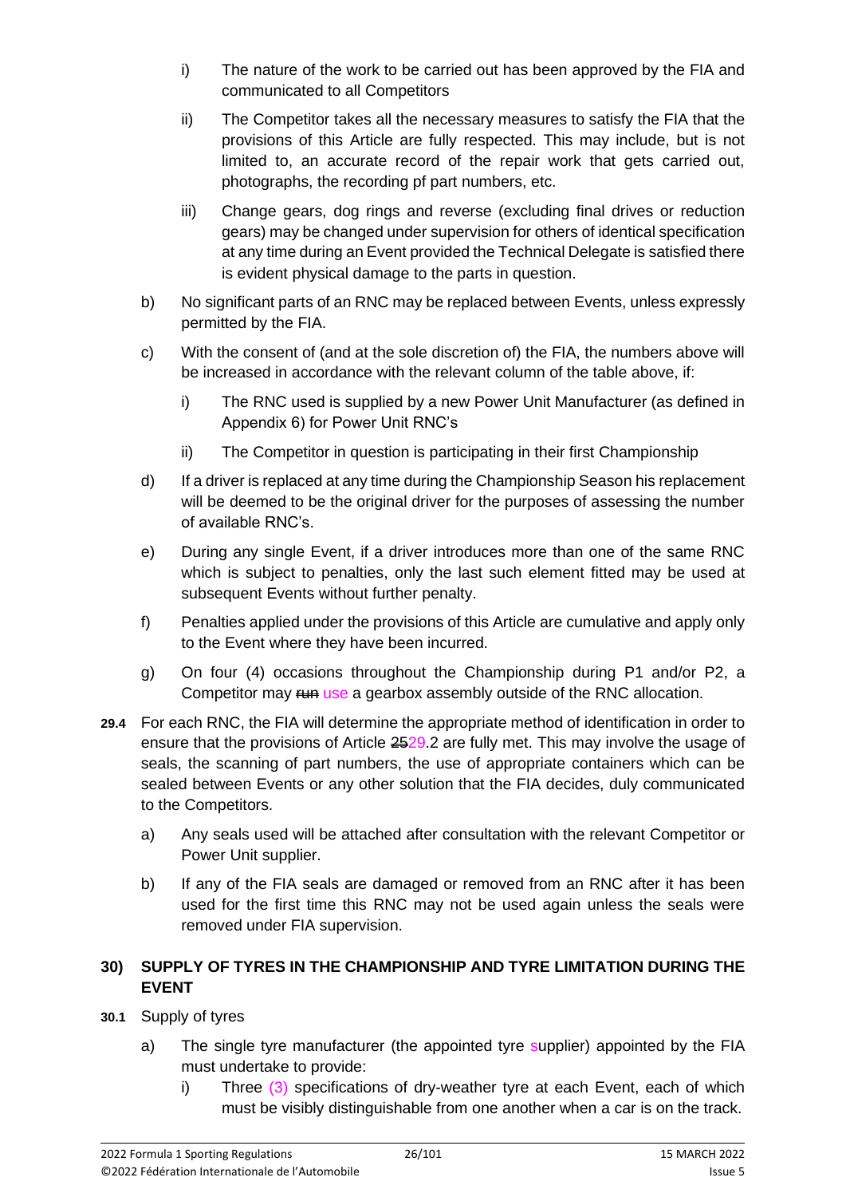i) The nature of the work to be carried out has been approved by the FIA and communicated to all Competitors

ii) The Competitor takes all the necessary measures to satisfy the FIA that the provisions of this Article are fully respected. This may include, but is not limited to, an accurate record of the repair work that gets carried out, photographs, the recording pf part numbers, etc.

iii) Change gears, dog rings and reverse (excluding final drives or reduction gears) may be changed under supervision for others of identical specification at any time during an Event provided the Technical Delegate is satisfied there is evident physical damage to the parts in question.

b) No significant parts of an RNC may be replaced between Events, unless expressly permitted by the FIA.

c) With the consent of (and at the sole discretion of) the FIA, the numbers above will be increased in accordance with the relevant column of the table above, if:

i) The RNC used is supplied by a new Power Unit Manufacturer (as defined in Appendix 6) for Power Unit RNC's

ii) The Competitor in question is participating in their first Championship

d) If a driver is replaced at any time during the Championship Season his replacement will be deemed to be the original driver for the purposes of assessing the number of available RNC's.

e) During any single Event, if a driver introduces more than one of the same RNC which is subject to penalties, only the last such element fitted may be used at subsequent Events without further penalty.

f) Penalties applied under the provisions of this Article are cumulative and apply only to the Event where they have been incurred.

g) On four (4) occasions throughout the Championship during P1 and/or P2, a Competitor may ~~run~~ use a gearbox assembly outside of the RNC allocation.

**29.4** For each RNC, the FIA will determine the appropriate method of identification in order to ensure that the provisions of Article ~~25~~29.2 are fully met. This may involve the usage of seals, the scanning of part numbers, the use of appropriate containers which can be sealed between Events or any other solution that the FIA decides, duly communicated to the Competitors.

a) Any seals used will be attached after consultation with the relevant Competitor or Power Unit supplier.

b) If any of the FIA seals are damaged or removed from an RNC after it has been used for the first time this RNC may not be used again unless the seals were removed under FIA supervision.

## 30) SUPPLY OF TYRES IN THE CHAMPIONSHIP AND TYRE LIMITATION DURING THE EVENT

**30.1** Supply of tyres

a) The single tyre manufacturer (the appointed tyre supplier) appointed by the FIA must undertake to provide:

i) Three (3) specifications of dry-weather tyre at each Event, each of which must be visibly distinguishable from one another when a car is on the track.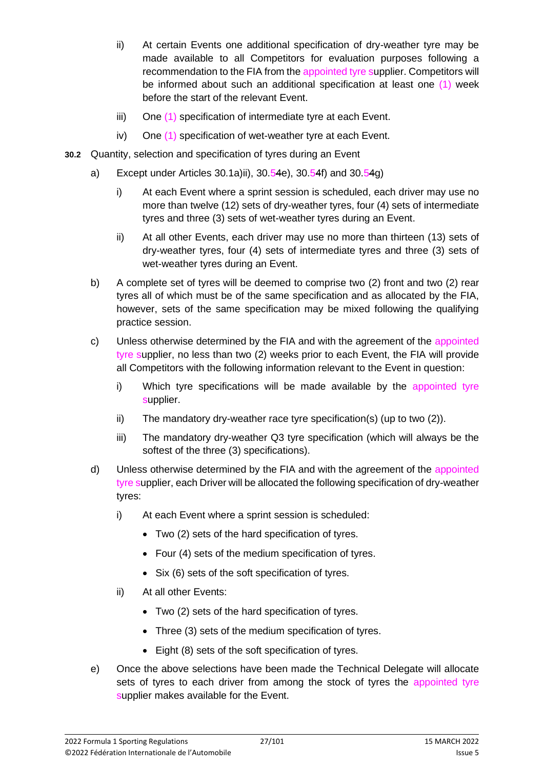ii) At certain Events one additional specification of dry-weather tyre may be made available to all Competitors for evaluation purposes following a recommendation to the FIA from the appointed tyre supplier. Competitors will be informed about such an additional specification at least one (1) week before the start of the relevant Event.

iii) One (1) specification of intermediate tyre at each Event.

iv) One (1) specification of wet-weather tyre at each Event.

**30.2** Quantity, selection and specification of tyres during an Event

a) Except under Articles 30.1a)ii), 30.54e), 30.54f) and 30.54g)

i) At each Event where a sprint session is scheduled, each driver may use no more than twelve (12) sets of dry-weather tyres, four (4) sets of intermediate tyres and three (3) sets of wet-weather tyres during an Event.

ii) At all other Events, each driver may use no more than thirteen (13) sets of dry-weather tyres, four (4) sets of intermediate tyres and three (3) sets of wet-weather tyres during an Event.

b) A complete set of tyres will be deemed to comprise two (2) front and two (2) rear tyres all of which must be of the same specification and as allocated by the FIA, however, sets of the same specification may be mixed following the qualifying practice session.

c) Unless otherwise determined by the FIA and with the agreement of the appointed tyre supplier, no less than two (2) weeks prior to each Event, the FIA will provide all Competitors with the following information relevant to the Event in question:

i) Which tyre specifications will be made available by the appointed tyre supplier.

ii) The mandatory dry-weather race tyre specification(s) (up to two (2)).

iii) The mandatory dry-weather Q3 tyre specification (which will always be the softest of the three (3) specifications).

d) Unless otherwise determined by the FIA and with the agreement of the appointed tyre supplier, each Driver will be allocated the following specification of dry-weather tyres:

i) At each Event where a sprint session is scheduled:

- Two (2) sets of the hard specification of tyres.
- Four (4) sets of the medium specification of tyres.
- Six (6) sets of the soft specification of tyres.

ii) At all other Events:

- Two (2) sets of the hard specification of tyres.
- Three (3) sets of the medium specification of tyres.
- Eight (8) sets of the soft specification of tyres.

e) Once the above selections have been made the Technical Delegate will allocate sets of tyres to each driver from among the stock of tyres the appointed tyre supplier makes available for the Event.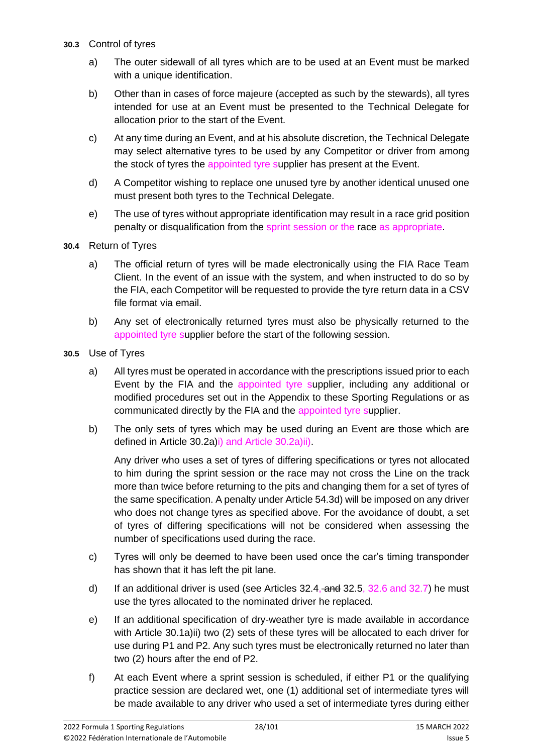**30.3** Control of tyres

a) The outer sidewall of all tyres which are to be used at an Event must be marked with a unique identification.

b) Other than in cases of force majeure (accepted as such by the stewards), all tyres intended for use at an Event must be presented to the Technical Delegate for allocation prior to the start of the Event.

c) At any time during an Event, and at his absolute discretion, the Technical Delegate may select alternative tyres to be used by any Competitor or driver from among the stock of tyres the appointed tyre supplier has present at the Event.

d) A Competitor wishing to replace one unused tyre by another identical unused one must present both tyres to the Technical Delegate.

e) The use of tyres without appropriate identification may result in a race grid position penalty or disqualification from the sprint session or the race as appropriate.

**30.4** Return of Tyres

a) The official return of tyres will be made electronically using the FIA Race Team Client. In the event of an issue with the system, and when instructed to do so by the FIA, each Competitor will be requested to provide the tyre return data in a CSV file format via email.

b) Any set of electronically returned tyres must also be physically returned to the appointed tyre supplier before the start of the following session.

**30.5** Use of Tyres

a) All tyres must be operated in accordance with the prescriptions issued prior to each Event by the FIA and the appointed tyre supplier, including any additional or modified procedures set out in the Appendix to these Sporting Regulations or as communicated directly by the FIA and the appointed tyre supplier.

b) The only sets of tyres which may be used during an Event are those which are defined in Article 30.2a)i) and Article 30.2a)ii).

Any driver who uses a set of tyres of differing specifications or tyres not allocated to him during the sprint session or the race may not cross the Line on the track more than twice before returning to the pits and changing them for a set of tyres of the same specification. A penalty under Article 54.3d) will be imposed on any driver who does not change tyres as specified above. For the avoidance of doubt, a set of tyres of differing specifications will not be considered when assessing the number of specifications used during the race.

c) Tyres will only be deemed to have been used once the car's timing transponder has shown that it has left the pit lane.

d) If an additional driver is used (see Articles 32.4, ~~and~~ 32.5, 32.6 and 32.7) he must use the tyres allocated to the nominated driver he replaced.

e) If an additional specification of dry-weather tyre is made available in accordance with Article 30.1a)ii) two (2) sets of these tyres will be allocated to each driver for use during P1 and P2. Any such tyres must be electronically returned no later than two (2) hours after the end of P2.

f) At each Event where a sprint session is scheduled, if either P1 or the qualifying practice session are declared wet, one (1) additional set of intermediate tyres will be made available to any driver who used a set of intermediate tyres during either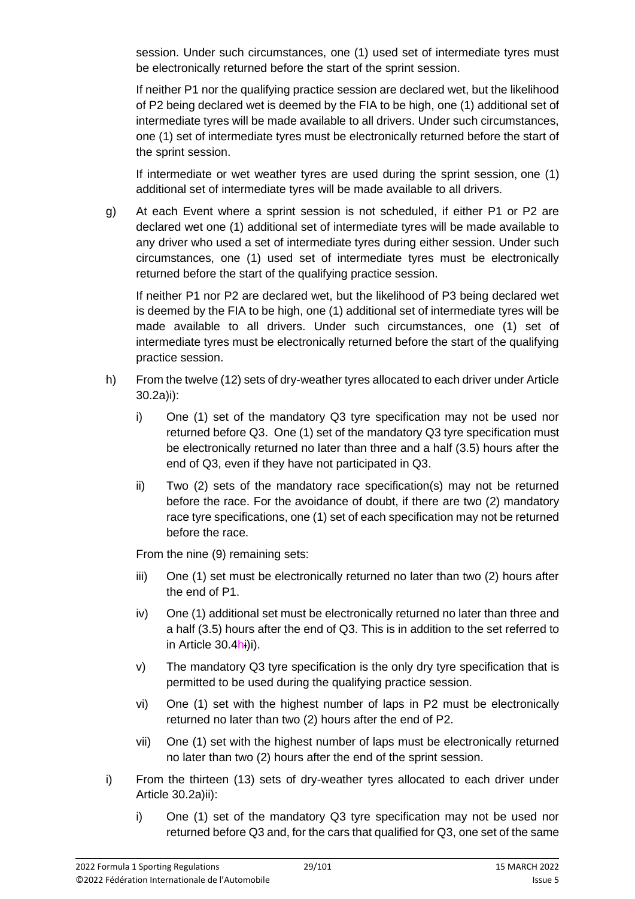session. Under such circumstances, one (1) used set of intermediate tyres must be electronically returned before the start of the sprint session.

If neither P1 nor the qualifying practice session are declared wet, but the likelihood of P2 being declared wet is deemed by the FIA to be high, one (1) additional set of intermediate tyres will be made available to all drivers. Under such circumstances, one (1) set of intermediate tyres must be electronically returned before the start of the sprint session.

If intermediate or wet weather tyres are used during the sprint session, one (1) additional set of intermediate tyres will be made available to all drivers.

g) At each Event where a sprint session is not scheduled, if either P1 or P2 are declared wet one (1) additional set of intermediate tyres will be made available to any driver who used a set of intermediate tyres during either session. Under such circumstances, one (1) used set of intermediate tyres must be electronically returned before the start of the qualifying practice session.

If neither P1 nor P2 are declared wet, but the likelihood of P3 being declared wet is deemed by the FIA to be high, one (1) additional set of intermediate tyres will be made available to all drivers. Under such circumstances, one (1) set of intermediate tyres must be electronically returned before the start of the qualifying practice session.

h) From the twelve (12) sets of dry-weather tyres allocated to each driver under Article 30.2a)i):

   i) One (1) set of the mandatory Q3 tyre specification may not be used nor returned before Q3. One (1) set of the mandatory Q3 tyre specification must be electronically returned no later than three and a half (3.5) hours after the end of Q3, even if they have not participated in Q3.

   ii) Two (2) sets of the mandatory race specification(s) may not be returned before the race. For the avoidance of doubt, if there are two (2) mandatory race tyre specifications, one (1) set of each specification may not be returned before the race.

   From the nine (9) remaining sets:

   iii) One (1) set must be electronically returned no later than two (2) hours after the end of P1.

   iv) One (1) additional set must be electronically returned no later than three and a half (3.5) hours after the end of Q3. This is in addition to the set referred to in Article 30.4h)i).

   v) The mandatory Q3 tyre specification is the only dry tyre specification that is permitted to be used during the qualifying practice session.

   vi) One (1) set with the highest number of laps in P2 must be electronically returned no later than two (2) hours after the end of P2.

   vii) One (1) set with the highest number of laps must be electronically returned no later than two (2) hours after the end of the sprint session.

i) From the thirteen (13) sets of dry-weather tyres allocated to each driver under Article 30.2a)ii):

   i) One (1) set of the mandatory Q3 tyre specification may not be used nor returned before Q3 and, for the cars that qualified for Q3, one set of the same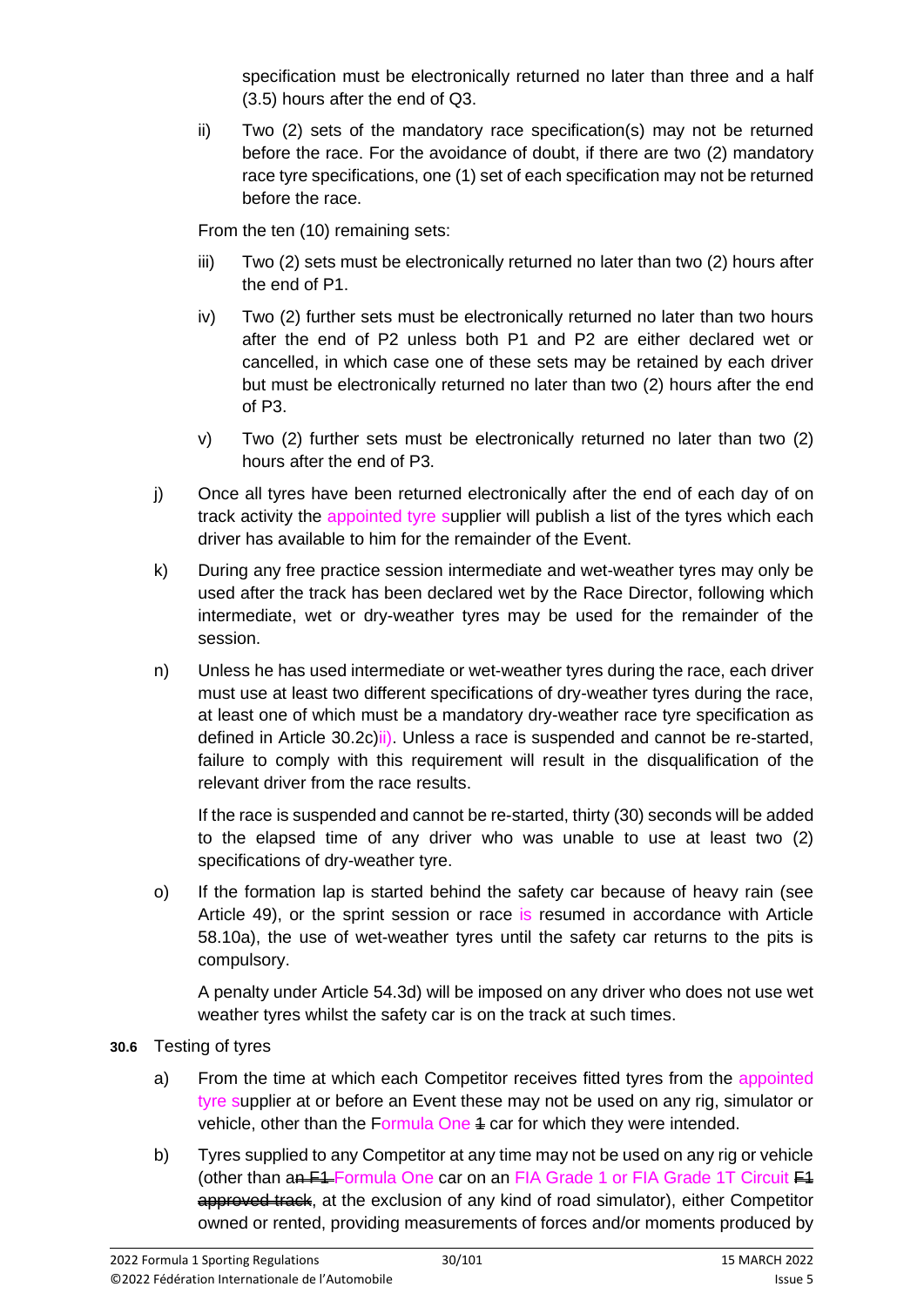specification must be electronically returned no later than three and a half (3.5) hours after the end of Q3.

ii) Two (2) sets of the mandatory race specification(s) may not be returned before the race. For the avoidance of doubt, if there are two (2) mandatory race tyre specifications, one (1) set of each specification may not be returned before the race.

From the ten (10) remaining sets:

iii) Two (2) sets must be electronically returned no later than two (2) hours after the end of P1.

iv) Two (2) further sets must be electronically returned no later than two hours after the end of P2 unless both P1 and P2 are either declared wet or cancelled, in which case one of these sets may be retained by each driver but must be electronically returned no later than two (2) hours after the end of P3.

v) Two (2) further sets must be electronically returned no later than two (2) hours after the end of P3.

j) Once all tyres have been returned electronically after the end of each day of on track activity the appointed tyre supplier will publish a list of the tyres which each driver has available to him for the remainder of the Event.

k) During any free practice session intermediate and wet-weather tyres may only be used after the track has been declared wet by the Race Director, following which intermediate, wet or dry-weather tyres may be used for the remainder of the session.

n) Unless he has used intermediate or wet-weather tyres during the race, each driver must use at least two different specifications of dry-weather tyres during the race, at least one of which must be a mandatory dry-weather race tyre specification as defined in Article 30.2c)ii). Unless a race is suspended and cannot be re-started, failure to comply with this requirement will result in the disqualification of the relevant driver from the race results.

If the race is suspended and cannot be re-started, thirty (30) seconds will be added to the elapsed time of any driver who was unable to use at least two (2) specifications of dry-weather tyre.

o) If the formation lap is started behind the safety car because of heavy rain (see Article 49), or the sprint session or race is resumed in accordance with Article 58.10a), the use of wet-weather tyres until the safety car returns to the pits is compulsory.

A penalty under Article 54.3d) will be imposed on any driver who does not use wet weather tyres whilst the safety car is on the track at such times.

**30.6** Testing of tyres

a) From the time at which each Competitor receives fitted tyres from the appointed tyre supplier at or before an Event these may not be used on any rig, simulator or vehicle, other than the Formula One ~~1~~ car for which they were intended.

b) Tyres supplied to any Competitor at any time may not be used on any rig or vehicle (other than a~~n F1~~ Formula One car on an FIA Grade 1 or FIA Grade 1T Circuit ~~F1 approved track~~, at the exclusion of any kind of road simulator), either Competitor owned or rented, providing measurements of forces and/or moments produced by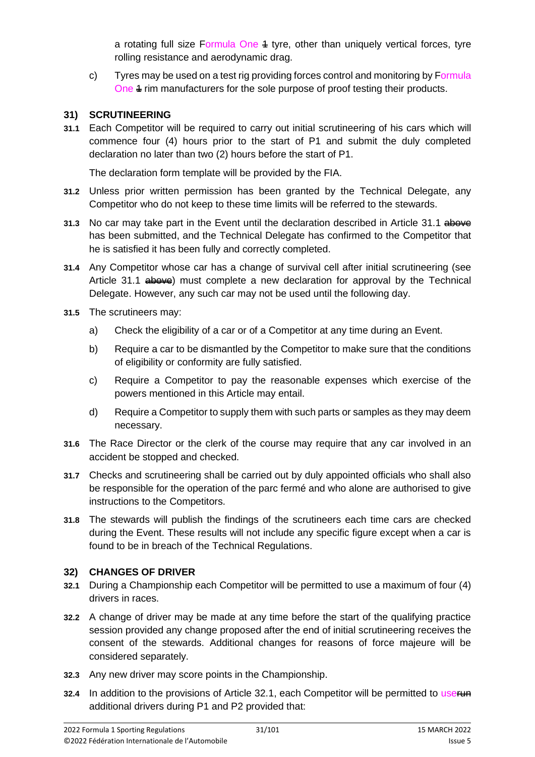a rotating full size Formula One ~~1~~ tyre, other than uniquely vertical forces, tyre rolling resistance and aerodynamic drag.

c) Tyres may be used on a test rig providing forces control and monitoring by Formula One ~~1~~ rim manufacturers for the sole purpose of proof testing their products.

## 31) SCRUTINEERING

**31.1** Each Competitor will be required to carry out initial scrutineering of his cars which will commence four (4) hours prior to the start of P1 and submit the duly completed declaration no later than two (2) hours before the start of P1.

The declaration form template will be provided by the FIA.

**31.2** Unless prior written permission has been granted by the Technical Delegate, any Competitor who do not keep to these time limits will be referred to the stewards.

**31.3** No car may take part in the Event until the declaration described in Article 31.1 ~~above~~ has been submitted, and the Technical Delegate has confirmed to the Competitor that he is satisfied it has been fully and correctly completed.

**31.4** Any Competitor whose car has a change of survival cell after initial scrutineering (see Article 31.1 ~~above~~) must complete a new declaration for approval by the Technical Delegate. However, any such car may not be used until the following day.

**31.5** The scrutineers may:

a) Check the eligibility of a car or of a Competitor at any time during an Event.

b) Require a car to be dismantled by the Competitor to make sure that the conditions of eligibility or conformity are fully satisfied.

c) Require a Competitor to pay the reasonable expenses which exercise of the powers mentioned in this Article may entail.

d) Require a Competitor to supply them with such parts or samples as they may deem necessary.

**31.6** The Race Director or the clerk of the course may require that any car involved in an accident be stopped and checked.

**31.7** Checks and scrutineering shall be carried out by duly appointed officials who shall also be responsible for the operation of the parc fermé and who alone are authorised to give instructions to the Competitors.

**31.8** The stewards will publish the findings of the scrutineers each time cars are checked during the Event. These results will not include any specific figure except when a car is found to be in breach of the Technical Regulations.

## 32) CHANGES OF DRIVER

**32.1** During a Championship each Competitor will be permitted to use a maximum of four (4) drivers in races.

**32.2** A change of driver may be made at any time before the start of the qualifying practice session provided any change proposed after the end of initial scrutineering receives the consent of the stewards. Additional changes for reasons of force majeure will be considered separately.

**32.3** Any new driver may score points in the Championship.

**32.4** In addition to the provisions of Article 32.1, each Competitor will be permitted to use~~run~~ additional drivers during P1 and P2 provided that: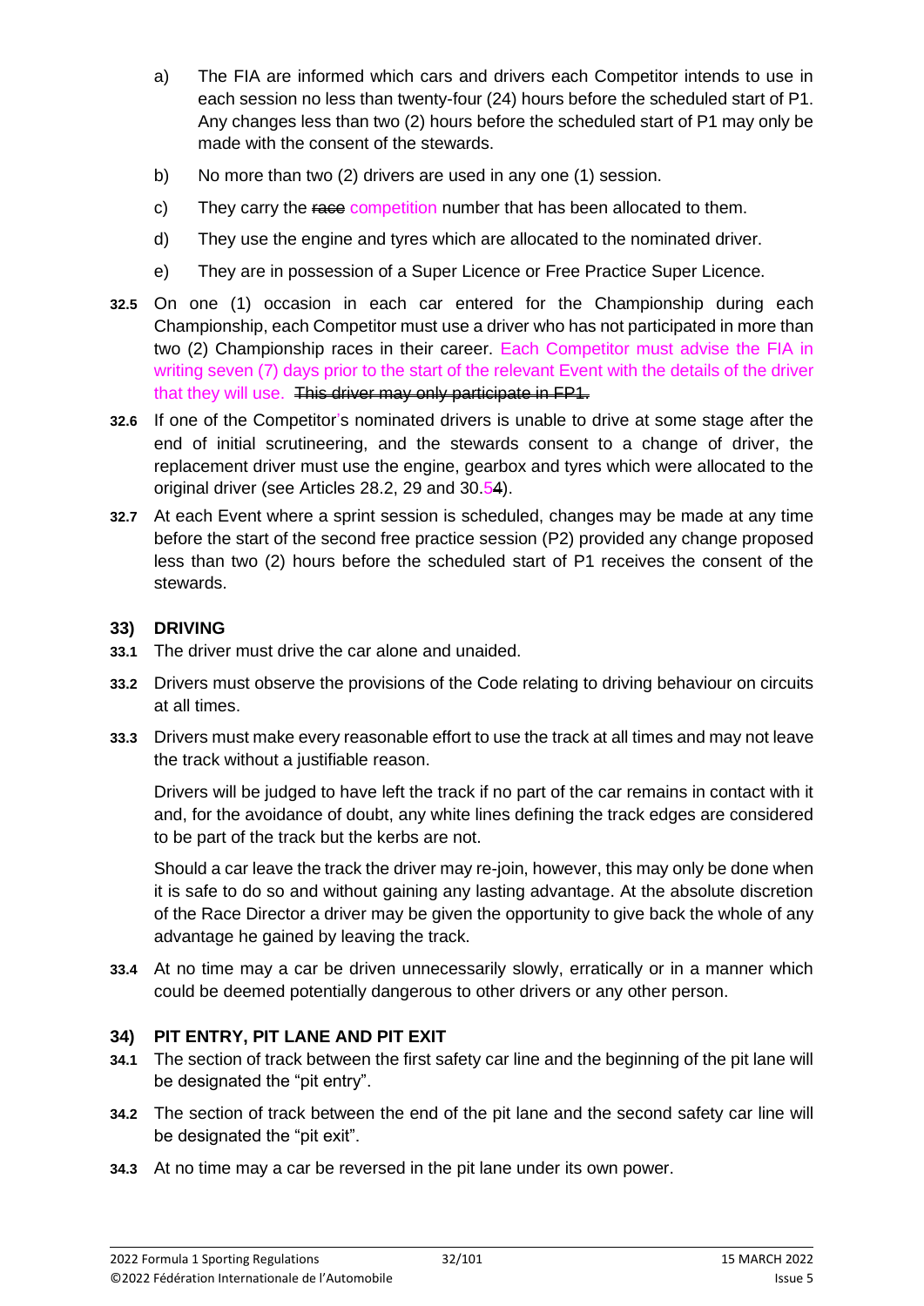a) The FIA are informed which cars and drivers each Competitor intends to use in each session no less than twenty-four (24) hours before the scheduled start of P1. Any changes less than two (2) hours before the scheduled start of P1 may only be made with the consent of the stewards.

b) No more than two (2) drivers are used in any one (1) session.

c) They carry the ~~race~~ competition number that has been allocated to them.

d) They use the engine and tyres which are allocated to the nominated driver.

e) They are in possession of a Super Licence or Free Practice Super Licence.

**32.5** On one (1) occasion in each car entered for the Championship during each Championship, each Competitor must use a driver who has not participated in more than two (2) Championship races in their career. Each Competitor must advise the FIA in writing seven (7) days prior to the start of the relevant Event with the details of the driver that they will use. ~~This driver may only participate in FP1.~~

**32.6** If one of the Competitor's nominated drivers is unable to drive at some stage after the end of initial scrutineering, and the stewards consent to a change of driver, the replacement driver must use the engine, gearbox and tyres which were allocated to the original driver (see Articles 28.2, 29 and 30.5~~4~~).

**32.7** At each Event where a sprint session is scheduled, changes may be made at any time before the start of the second free practice session (P2) provided any change proposed less than two (2) hours before the scheduled start of P1 receives the consent of the stewards.

## 33) DRIVING

**33.1** The driver must drive the car alone and unaided.

**33.2** Drivers must observe the provisions of the Code relating to driving behaviour on circuits at all times.

**33.3** Drivers must make every reasonable effort to use the track at all times and may not leave the track without a justifiable reason.

Drivers will be judged to have left the track if no part of the car remains in contact with it and, for the avoidance of doubt, any white lines defining the track edges are considered to be part of the track but the kerbs are not.

Should a car leave the track the driver may re-join, however, this may only be done when it is safe to do so and without gaining any lasting advantage. At the absolute discretion of the Race Director a driver may be given the opportunity to give back the whole of any advantage he gained by leaving the track.

**33.4** At no time may a car be driven unnecessarily slowly, erratically or in a manner which could be deemed potentially dangerous to other drivers or any other person.

## 34) PIT ENTRY, PIT LANE AND PIT EXIT

**34.1** The section of track between the first safety car line and the beginning of the pit lane will be designated the "pit entry".

**34.2** The section of track between the end of the pit lane and the second safety car line will be designated the "pit exit".

**34.3** At no time may a car be reversed in the pit lane under its own power.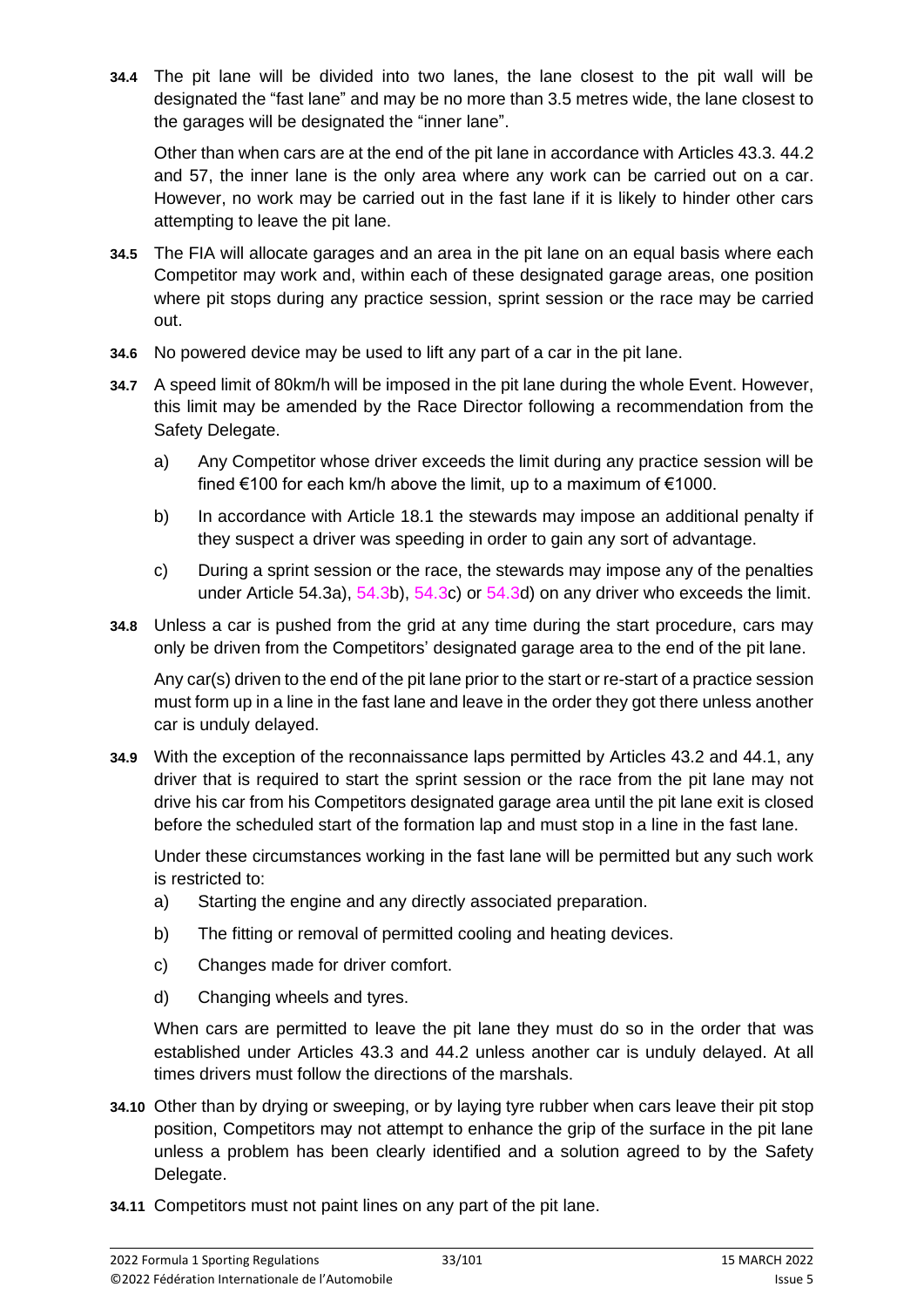**34.4** The pit lane will be divided into two lanes, the lane closest to the pit wall will be designated the "fast lane" and may be no more than 3.5 metres wide, the lane closest to the garages will be designated the "inner lane".

Other than when cars are at the end of the pit lane in accordance with Articles 43.3. 44.2 and 57, the inner lane is the only area where any work can be carried out on a car. However, no work may be carried out in the fast lane if it is likely to hinder other cars attempting to leave the pit lane.

**34.5** The FIA will allocate garages and an area in the pit lane on an equal basis where each Competitor may work and, within each of these designated garage areas, one position where pit stops during any practice session, sprint session or the race may be carried out.

**34.6** No powered device may be used to lift any part of a car in the pit lane.

**34.7** A speed limit of 80km/h will be imposed in the pit lane during the whole Event. However, this limit may be amended by the Race Director following a recommendation from the Safety Delegate.

a) Any Competitor whose driver exceeds the limit during any practice session will be fined €100 for each km/h above the limit, up to a maximum of €1000.

b) In accordance with Article 18.1 the stewards may impose an additional penalty if they suspect a driver was speeding in order to gain any sort of advantage.

c) During a sprint session or the race, the stewards may impose any of the penalties under Article 54.3a), 54.3b), 54.3c) or 54.3d) on any driver who exceeds the limit.

**34.8** Unless a car is pushed from the grid at any time during the start procedure, cars may only be driven from the Competitors' designated garage area to the end of the pit lane.

Any car(s) driven to the end of the pit lane prior to the start or re-start of a practice session must form up in a line in the fast lane and leave in the order they got there unless another car is unduly delayed.

**34.9** With the exception of the reconnaissance laps permitted by Articles 43.2 and 44.1, any driver that is required to start the sprint session or the race from the pit lane may not drive his car from his Competitors designated garage area until the pit lane exit is closed before the scheduled start of the formation lap and must stop in a line in the fast lane.

Under these circumstances working in the fast lane will be permitted but any such work is restricted to:

a) Starting the engine and any directly associated preparation.

b) The fitting or removal of permitted cooling and heating devices.

c) Changes made for driver comfort.

d) Changing wheels and tyres.

When cars are permitted to leave the pit lane they must do so in the order that was established under Articles 43.3 and 44.2 unless another car is unduly delayed. At all times drivers must follow the directions of the marshals.

**34.10** Other than by drying or sweeping, or by laying tyre rubber when cars leave their pit stop position, Competitors may not attempt to enhance the grip of the surface in the pit lane unless a problem has been clearly identified and a solution agreed to by the Safety Delegate.

**34.11** Competitors must not paint lines on any part of the pit lane.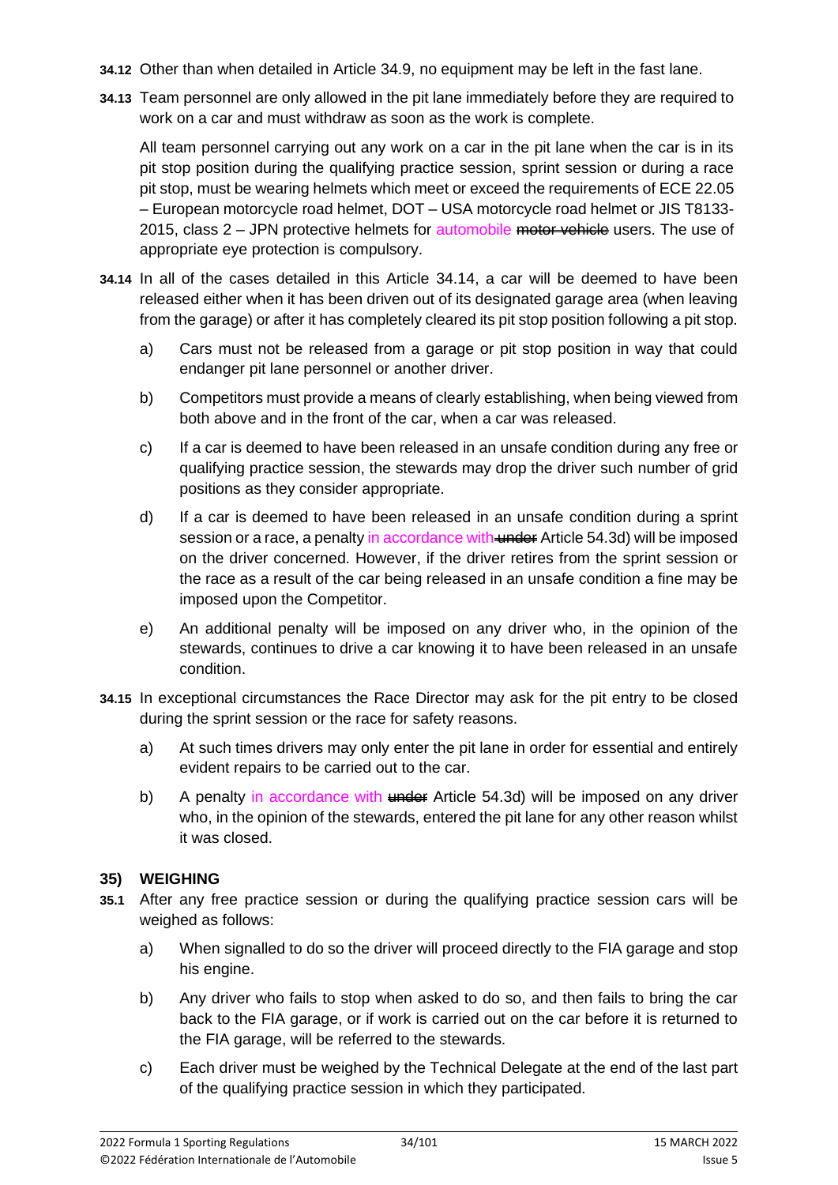**34.12** Other than when detailed in Article 34.9, no equipment may be left in the fast lane.

**34.13** Team personnel are only allowed in the pit lane immediately before they are required to work on a car and must withdraw as soon as the work is complete.

All team personnel carrying out any work on a car in the pit lane when the car is in its pit stop position during the qualifying practice session, sprint session or during a race pit stop, must be wearing helmets which meet or exceed the requirements of ECE 22.05 – European motorcycle road helmet, DOT – USA motorcycle road helmet or JIS T8133-2015, class 2 – JPN protective helmets for automobile ~~motor vehicle~~ users. The use of appropriate eye protection is compulsory.

**34.14** In all of the cases detailed in this Article 34.14, a car will be deemed to have been released either when it has been driven out of its designated garage area (when leaving from the garage) or after it has completely cleared its pit stop position following a pit stop.

a) Cars must not be released from a garage or pit stop position in way that could endanger pit lane personnel or another driver.

b) Competitors must provide a means of clearly establishing, when being viewed from both above and in the front of the car, when a car was released.

c) If a car is deemed to have been released in an unsafe condition during any free or qualifying practice session, the stewards may drop the driver such number of grid positions as they consider appropriate.

d) If a car is deemed to have been released in an unsafe condition during a sprint session or a race, a penalty in accordance with ~~under~~ Article 54.3d) will be imposed on the driver concerned. However, if the driver retires from the sprint session or the race as a result of the car being released in an unsafe condition a fine may be imposed upon the Competitor.

e) An additional penalty will be imposed on any driver who, in the opinion of the stewards, continues to drive a car knowing it to have been released in an unsafe condition.

**34.15** In exceptional circumstances the Race Director may ask for the pit entry to be closed during the sprint session or the race for safety reasons.

a) At such times drivers may only enter the pit lane in order for essential and entirely evident repairs to be carried out to the car.

b) A penalty in accordance with ~~under~~ Article 54.3d) will be imposed on any driver who, in the opinion of the stewards, entered the pit lane for any other reason whilst it was closed.

## 35) WEIGHING

**35.1** After any free practice session or during the qualifying practice session cars will be weighed as follows:

a) When signalled to do so the driver will proceed directly to the FIA garage and stop his engine.

b) Any driver who fails to stop when asked to do so, and then fails to bring the car back to the FIA garage, or if work is carried out on the car before it is returned to the FIA garage, will be referred to the stewards.

c) Each driver must be weighed by the Technical Delegate at the end of the last part of the qualifying practice session in which they participated.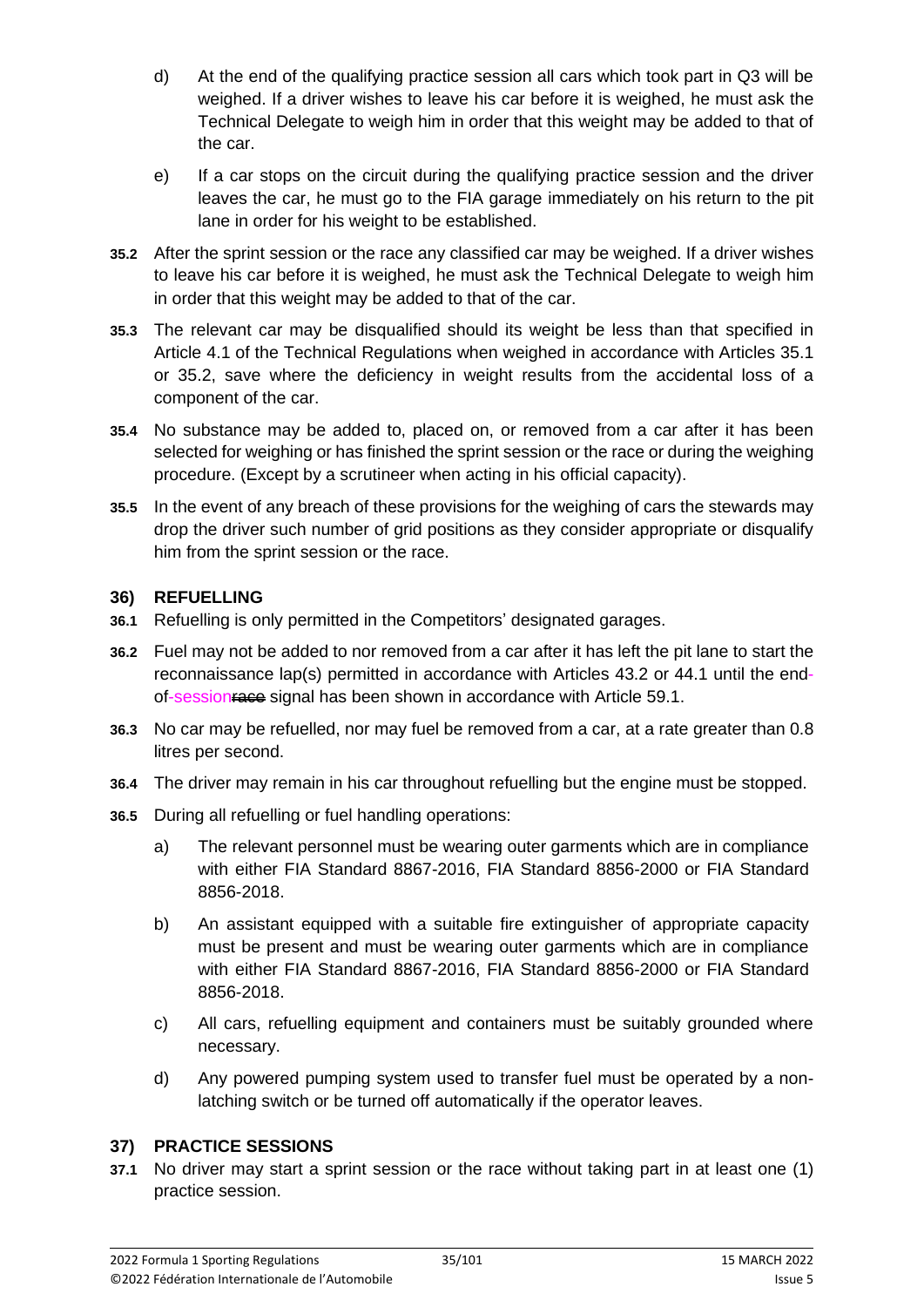d) At the end of the qualifying practice session all cars which took part in Q3 will be weighed. If a driver wishes to leave his car before it is weighed, he must ask the Technical Delegate to weigh him in order that this weight may be added to that of the car.

e) If a car stops on the circuit during the qualifying practice session and the driver leaves the car, he must go to the FIA garage immediately on his return to the pit lane in order for his weight to be established.

**35.2** After the sprint session or the race any classified car may be weighed. If a driver wishes to leave his car before it is weighed, he must ask the Technical Delegate to weigh him in order that this weight may be added to that of the car.

**35.3** The relevant car may be disqualified should its weight be less than that specified in Article 4.1 of the Technical Regulations when weighed in accordance with Articles 35.1 or 35.2, save where the deficiency in weight results from the accidental loss of a component of the car.

**35.4** No substance may be added to, placed on, or removed from a car after it has been selected for weighing or has finished the sprint session or the race or during the weighing procedure. (Except by a scrutineer when acting in his official capacity).

**35.5** In the event of any breach of these provisions for the weighing of cars the stewards may drop the driver such number of grid positions as they consider appropriate or disqualify him from the sprint session or the race.

## 36) REFUELLING

**36.1** Refuelling is only permitted in the Competitors' designated garages.

**36.2** Fuel may not be added to nor removed from a car after it has left the pit lane to start the reconnaissance lap(s) permitted in accordance with Articles 43.2 or 44.1 until the end-of-session~~race~~ signal has been shown in accordance with Article 59.1.

**36.3** No car may be refuelled, nor may fuel be removed from a car, at a rate greater than 0.8 litres per second.

**36.4** The driver may remain in his car throughout refuelling but the engine must be stopped.

**36.5** During all refuelling or fuel handling operations:

a) The relevant personnel must be wearing outer garments which are in compliance with either FIA Standard 8867-2016, FIA Standard 8856-2000 or FIA Standard 8856-2018.

b) An assistant equipped with a suitable fire extinguisher of appropriate capacity must be present and must be wearing outer garments which are in compliance with either FIA Standard 8867-2016, FIA Standard 8856-2000 or FIA Standard 8856-2018.

c) All cars, refuelling equipment and containers must be suitably grounded where necessary.

d) Any powered pumping system used to transfer fuel must be operated by a non-latching switch or be turned off automatically if the operator leaves.

## 37) PRACTICE SESSIONS

**37.1** No driver may start a sprint session or the race without taking part in at least one (1) practice session.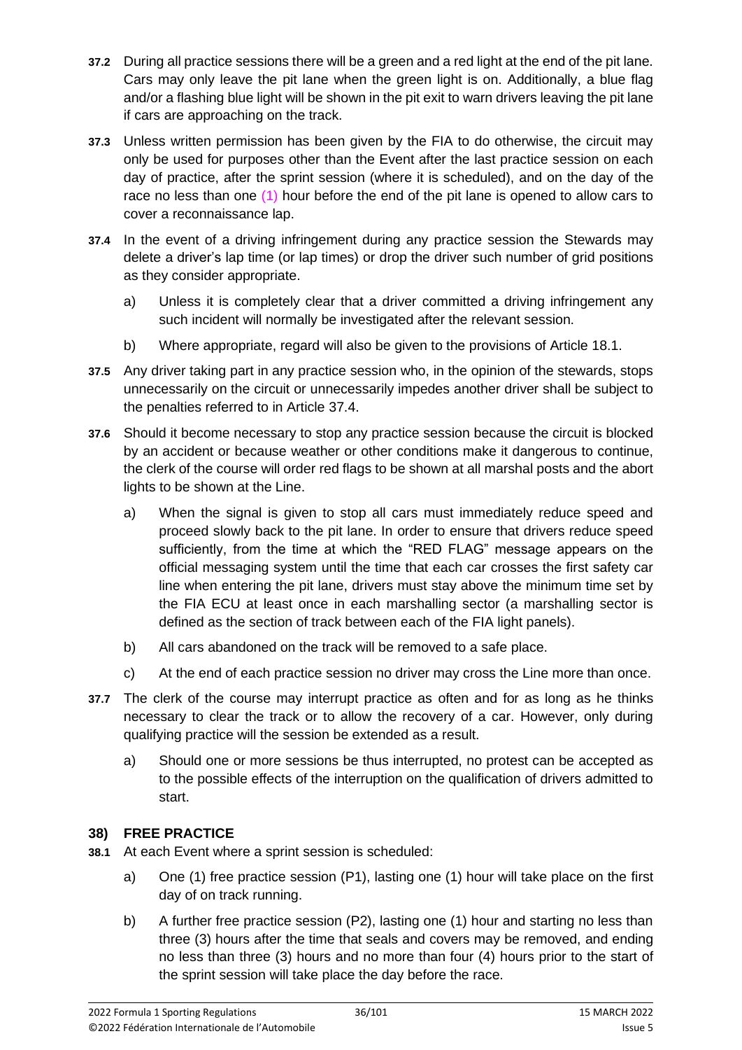**37.2** During all practice sessions there will be a green and a red light at the end of the pit lane. Cars may only leave the pit lane when the green light is on. Additionally, a blue flag and/or a flashing blue light will be shown in the pit exit to warn drivers leaving the pit lane if cars are approaching on the track.

**37.3** Unless written permission has been given by the FIA to do otherwise, the circuit may only be used for purposes other than the Event after the last practice session on each day of practice, after the sprint session (where it is scheduled), and on the day of the race no less than one (1) hour before the end of the pit lane is opened to allow cars to cover a reconnaissance lap.

**37.4** In the event of a driving infringement during any practice session the Stewards may delete a driver's lap time (or lap times) or drop the driver such number of grid positions as they consider appropriate.

a) Unless it is completely clear that a driver committed a driving infringement any such incident will normally be investigated after the relevant session.

b) Where appropriate, regard will also be given to the provisions of Article 18.1.

**37.5** Any driver taking part in any practice session who, in the opinion of the stewards, stops unnecessarily on the circuit or unnecessarily impedes another driver shall be subject to the penalties referred to in Article 37.4.

**37.6** Should it become necessary to stop any practice session because the circuit is blocked by an accident or because weather or other conditions make it dangerous to continue, the clerk of the course will order red flags to be shown at all marshal posts and the abort lights to be shown at the Line.

a) When the signal is given to stop all cars must immediately reduce speed and proceed slowly back to the pit lane. In order to ensure that drivers reduce speed sufficiently, from the time at which the "RED FLAG" message appears on the official messaging system until the time that each car crosses the first safety car line when entering the pit lane, drivers must stay above the minimum time set by the FIA ECU at least once in each marshalling sector (a marshalling sector is defined as the section of track between each of the FIA light panels).

b) All cars abandoned on the track will be removed to a safe place.

c) At the end of each practice session no driver may cross the Line more than once.

**37.7** The clerk of the course may interrupt practice as often and for as long as he thinks necessary to clear the track or to allow the recovery of a car. However, only during qualifying practice will the session be extended as a result.

a) Should one or more sessions be thus interrupted, no protest can be accepted as to the possible effects of the interruption on the qualification of drivers admitted to start.

## 38) FREE PRACTICE

**38.1** At each Event where a sprint session is scheduled:

a) One (1) free practice session (P1), lasting one (1) hour will take place on the first day of on track running.

b) A further free practice session (P2), lasting one (1) hour and starting no less than three (3) hours after the time that seals and covers may be removed, and ending no less than three (3) hours and no more than four (4) hours prior to the start of the sprint session will take place the day before the race.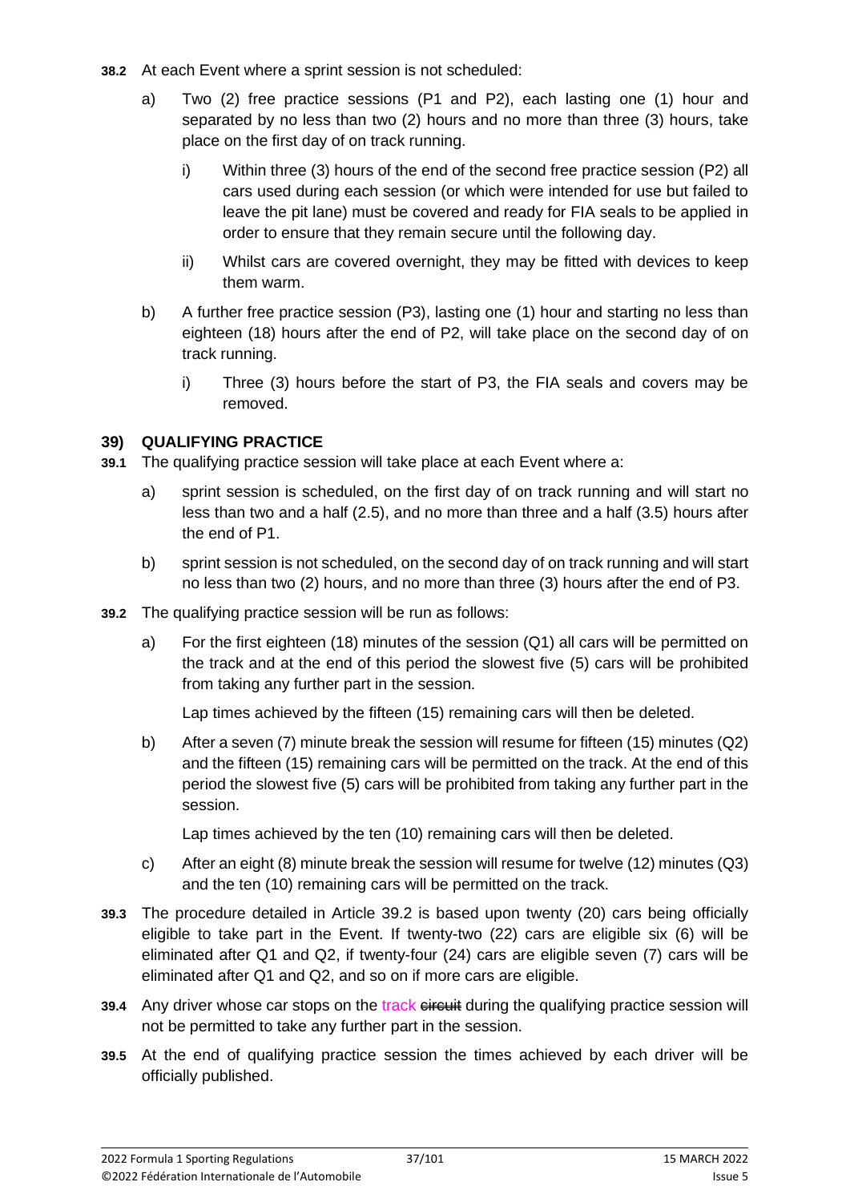**38.2** At each Event where a sprint session is not scheduled:

a) Two (2) free practice sessions (P1 and P2), each lasting one (1) hour and separated by no less than two (2) hours and no more than three (3) hours, take place on the first day of on track running.

   i) Within three (3) hours of the end of the second free practice session (P2) all cars used during each session (or which were intended for use but failed to leave the pit lane) must be covered and ready for FIA seals to be applied in order to ensure that they remain secure until the following day.

   ii) Whilst cars are covered overnight, they may be fitted with devices to keep them warm.

b) A further free practice session (P3), lasting one (1) hour and starting no less than eighteen (18) hours after the end of P2, will take place on the second day of on track running.

   i) Three (3) hours before the start of P3, the FIA seals and covers may be removed.

## 39) QUALIFYING PRACTICE

**39.1** The qualifying practice session will take place at each Event where a:

a) sprint session is scheduled, on the first day of on track running and will start no less than two and a half (2.5), and no more than three and a half (3.5) hours after the end of P1.

b) sprint session is not scheduled, on the second day of on track running and will start no less than two (2) hours, and no more than three (3) hours after the end of P3.

**39.2** The qualifying practice session will be run as follows:

a) For the first eighteen (18) minutes of the session (Q1) all cars will be permitted on the track and at the end of this period the slowest five (5) cars will be prohibited from taking any further part in the session.

   Lap times achieved by the fifteen (15) remaining cars will then be deleted.

b) After a seven (7) minute break the session will resume for fifteen (15) minutes (Q2) and the fifteen (15) remaining cars will be permitted on the track. At the end of this period the slowest five (5) cars will be prohibited from taking any further part in the session.

   Lap times achieved by the ten (10) remaining cars will then be deleted.

c) After an eight (8) minute break the session will resume for twelve (12) minutes (Q3) and the ten (10) remaining cars will be permitted on the track.

**39.3** The procedure detailed in Article 39.2 is based upon twenty (20) cars being officially eligible to take part in the Event. If twenty-two (22) cars are eligible six (6) will be eliminated after Q1 and Q2, if twenty-four (24) cars are eligible seven (7) cars will be eliminated after Q1 and Q2, and so on if more cars are eligible.

**39.4** Any driver whose car stops on the track ~~circuit~~ during the qualifying practice session will not be permitted to take any further part in the session.

**39.5** At the end of qualifying practice session the times achieved by each driver will be officially published.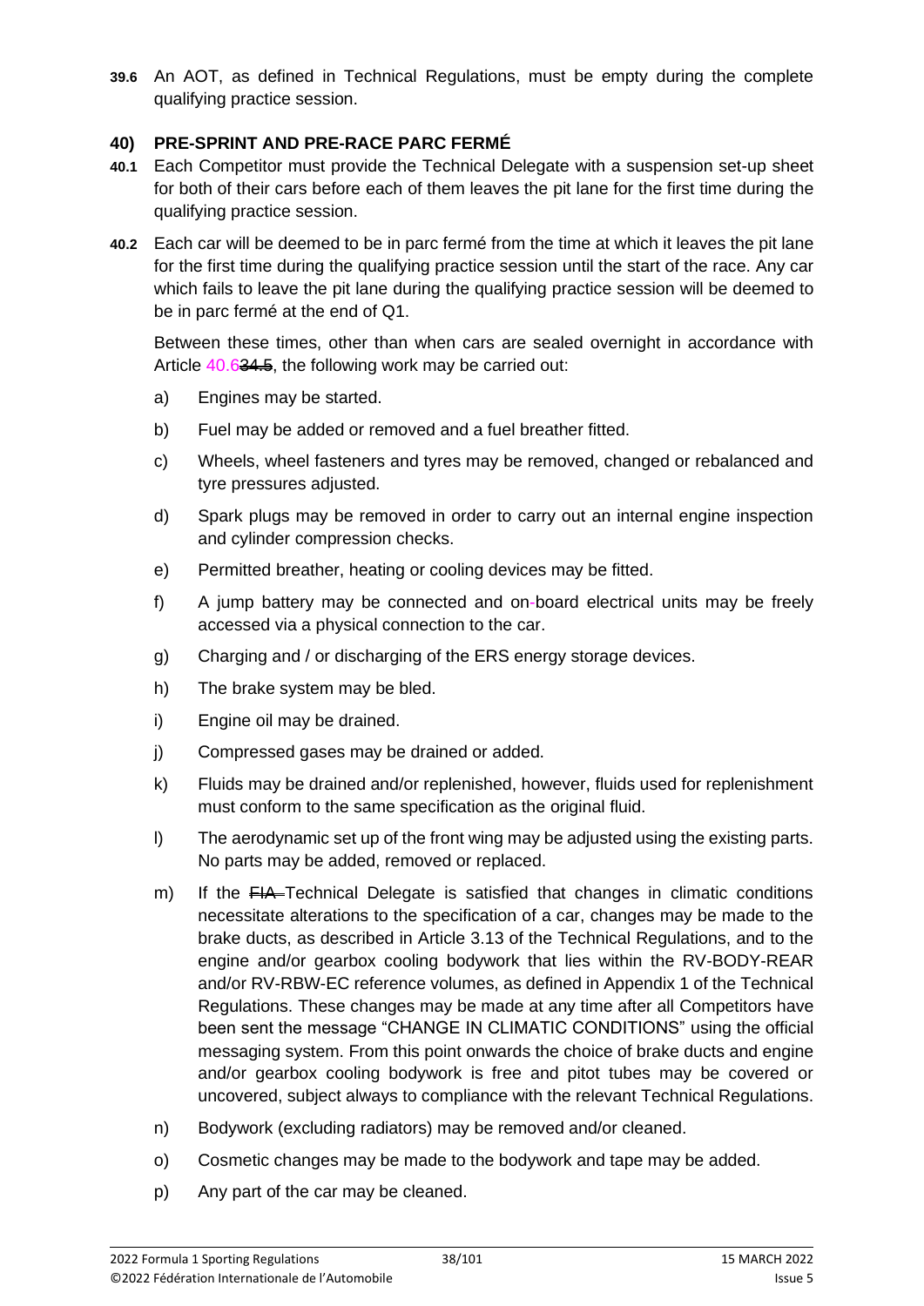**39.6** An AOT, as defined in Technical Regulations, must be empty during the complete qualifying practice session.

## 40) PRE-SPRINT AND PRE-RACE PARC FERMÉ

**40.1** Each Competitor must provide the Technical Delegate with a suspension set-up sheet for both of their cars before each of them leaves the pit lane for the first time during the qualifying practice session.

**40.2** Each car will be deemed to be in parc fermé from the time at which it leaves the pit lane for the first time during the qualifying practice session until the start of the race. Any car which fails to leave the pit lane during the qualifying practice session will be deemed to be in parc fermé at the end of Q1.

Between these times, other than when cars are sealed overnight in accordance with Article 40.6~~34.5~~, the following work may be carried out:

a) Engines may be started.

b) Fuel may be added or removed and a fuel breather fitted.

c) Wheels, wheel fasteners and tyres may be removed, changed or rebalanced and tyre pressures adjusted.

d) Spark plugs may be removed in order to carry out an internal engine inspection and cylinder compression checks.

e) Permitted breather, heating or cooling devices may be fitted.

f) A jump battery may be connected and on-board electrical units may be freely accessed via a physical connection to the car.

g) Charging and / or discharging of the ERS energy storage devices.

h) The brake system may be bled.

i) Engine oil may be drained.

j) Compressed gases may be drained or added.

k) Fluids may be drained and/or replenished, however, fluids used for replenishment must conform to the same specification as the original fluid.

l) The aerodynamic set up of the front wing may be adjusted using the existing parts. No parts may be added, removed or replaced.

m) If the ~~FIA~~ Technical Delegate is satisfied that changes in climatic conditions necessitate alterations to the specification of a car, changes may be made to the brake ducts, as described in Article 3.13 of the Technical Regulations, and to the engine and/or gearbox cooling bodywork that lies within the RV-BODY-REAR and/or RV-RBW-EC reference volumes, as defined in Appendix 1 of the Technical Regulations. These changes may be made at any time after all Competitors have been sent the message "CHANGE IN CLIMATIC CONDITIONS" using the official messaging system. From this point onwards the choice of brake ducts and engine and/or gearbox cooling bodywork is free and pitot tubes may be covered or uncovered, subject always to compliance with the relevant Technical Regulations.

n) Bodywork (excluding radiators) may be removed and/or cleaned.

o) Cosmetic changes may be made to the bodywork and tape may be added.

p) Any part of the car may be cleaned.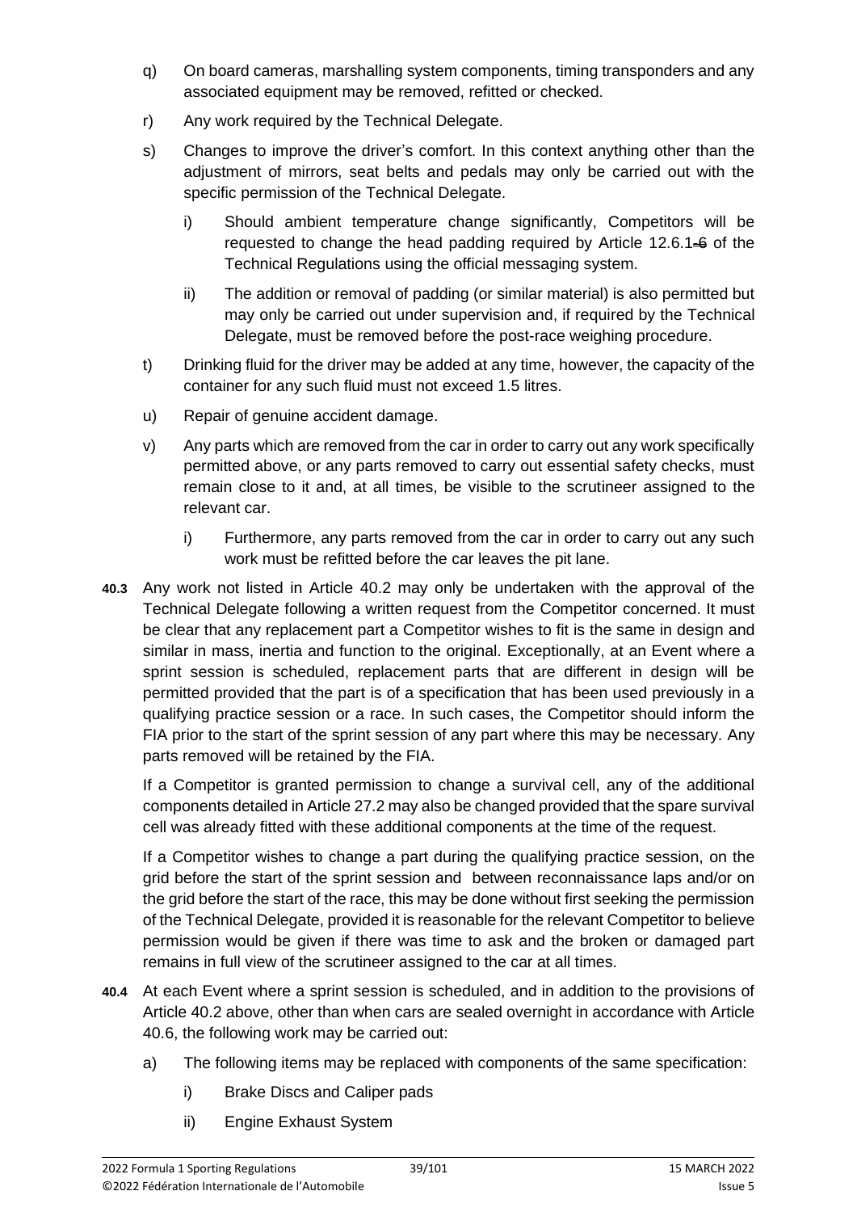q) On board cameras, marshalling system components, timing transponders and any associated equipment may be removed, refitted or checked.

r) Any work required by the Technical Delegate.

s) Changes to improve the driver's comfort. In this context anything other than the adjustment of mirrors, seat belts and pedals may only be carried out with the specific permission of the Technical Delegate.

   i) Should ambient temperature change significantly, Competitors will be requested to change the head padding required by Article 12.6.1-6 of the Technical Regulations using the official messaging system.

   ii) The addition or removal of padding (or similar material) is also permitted but may only be carried out under supervision and, if required by the Technical Delegate, must be removed before the post-race weighing procedure.

t) Drinking fluid for the driver may be added at any time, however, the capacity of the container for any such fluid must not exceed 1.5 litres.

u) Repair of genuine accident damage.

v) Any parts which are removed from the car in order to carry out any work specifically permitted above, or any parts removed to carry out essential safety checks, must remain close to it and, at all times, be visible to the scrutineer assigned to the relevant car.

   i) Furthermore, any parts removed from the car in order to carry out any such work must be refitted before the car leaves the pit lane.

**40.3** Any work not listed in Article 40.2 may only be undertaken with the approval of the Technical Delegate following a written request from the Competitor concerned. It must be clear that any replacement part a Competitor wishes to fit is the same in design and similar in mass, inertia and function to the original. Exceptionally, at an Event where a sprint session is scheduled, replacement parts that are different in design will be permitted provided that the part is of a specification that has been used previously in a qualifying practice session or a race. In such cases, the Competitor should inform the FIA prior to the start of the sprint session of any part where this may be necessary. Any parts removed will be retained by the FIA.

If a Competitor is granted permission to change a survival cell, any of the additional components detailed in Article 27.2 may also be changed provided that the spare survival cell was already fitted with these additional components at the time of the request.

If a Competitor wishes to change a part during the qualifying practice session, on the grid before the start of the sprint session and between reconnaissance laps and/or on the grid before the start of the race, this may be done without first seeking the permission of the Technical Delegate, provided it is reasonable for the relevant Competitor to believe permission would be given if there was time to ask and the broken or damaged part remains in full view of the scrutineer assigned to the car at all times.

**40.4** At each Event where a sprint session is scheduled, and in addition to the provisions of Article 40.2 above, other than when cars are sealed overnight in accordance with Article 40.6, the following work may be carried out:

a) The following items may be replaced with components of the same specification:

   i) Brake Discs and Caliper pads

   ii) Engine Exhaust System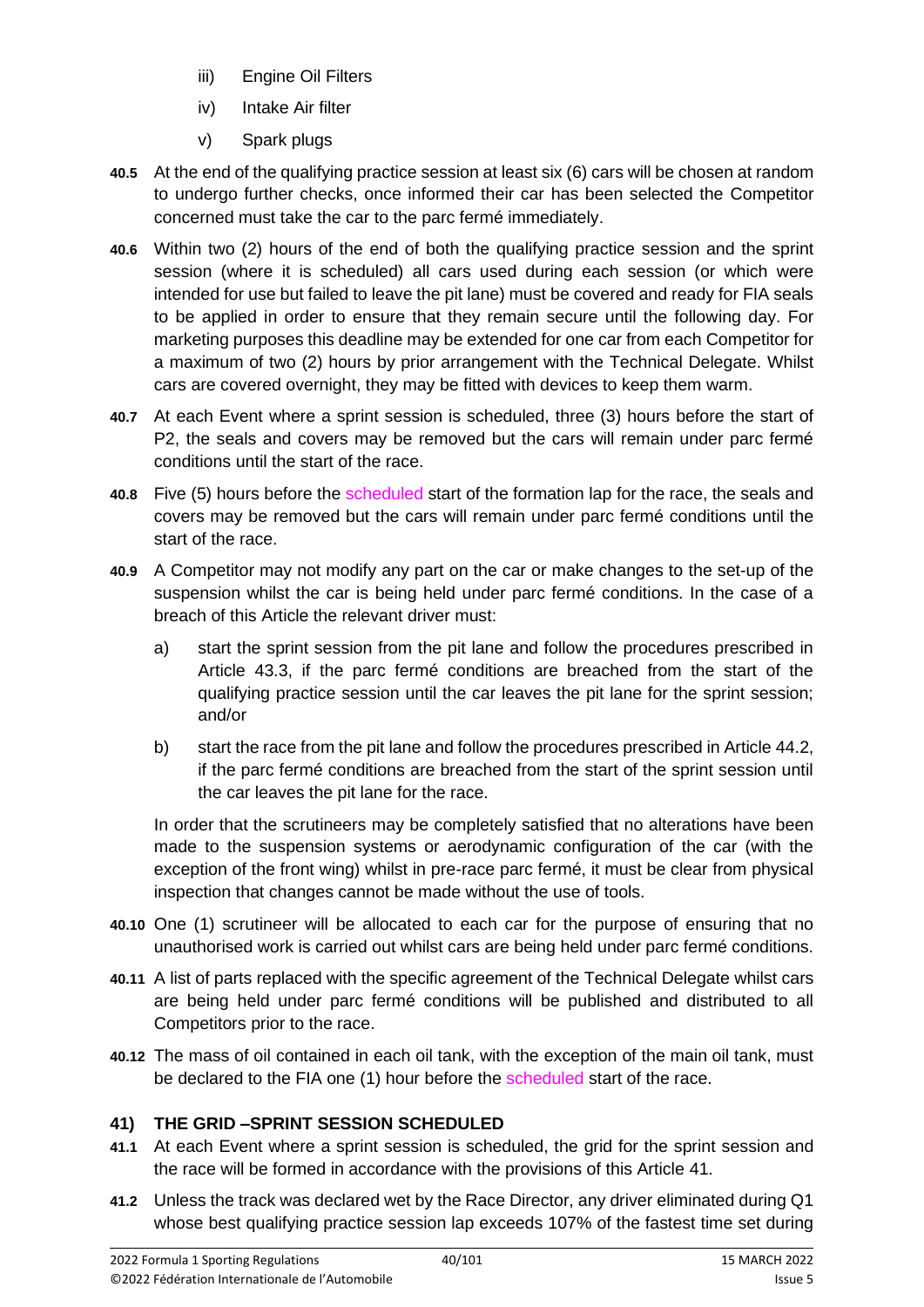iii) Engine Oil Filters

iv) Intake Air filter

v) Spark plugs

**40.5** At the end of the qualifying practice session at least six (6) cars will be chosen at random to undergo further checks, once informed their car has been selected the Competitor concerned must take the car to the parc fermé immediately.

**40.6** Within two (2) hours of the end of both the qualifying practice session and the sprint session (where it is scheduled) all cars used during each session (or which were intended for use but failed to leave the pit lane) must be covered and ready for FIA seals to be applied in order to ensure that they remain secure until the following day. For marketing purposes this deadline may be extended for one car from each Competitor for a maximum of two (2) hours by prior arrangement with the Technical Delegate. Whilst cars are covered overnight, they may be fitted with devices to keep them warm.

**40.7** At each Event where a sprint session is scheduled, three (3) hours before the start of P2, the seals and covers may be removed but the cars will remain under parc fermé conditions until the start of the race.

**40.8** Five (5) hours before the scheduled start of the formation lap for the race, the seals and covers may be removed but the cars will remain under parc fermé conditions until the start of the race.

**40.9** A Competitor may not modify any part on the car or make changes to the set-up of the suspension whilst the car is being held under parc fermé conditions. In the case of a breach of this Article the relevant driver must:

a) start the sprint session from the pit lane and follow the procedures prescribed in Article 43.3, if the parc fermé conditions are breached from the start of the qualifying practice session until the car leaves the pit lane for the sprint session; and/or

b) start the race from the pit lane and follow the procedures prescribed in Article 44.2, if the parc fermé conditions are breached from the start of the sprint session until the car leaves the pit lane for the race.

In order that the scrutineers may be completely satisfied that no alterations have been made to the suspension systems or aerodynamic configuration of the car (with the exception of the front wing) whilst in pre-race parc fermé, it must be clear from physical inspection that changes cannot be made without the use of tools.

**40.10** One (1) scrutineer will be allocated to each car for the purpose of ensuring that no unauthorised work is carried out whilst cars are being held under parc fermé conditions.

**40.11** A list of parts replaced with the specific agreement of the Technical Delegate whilst cars are being held under parc fermé conditions will be published and distributed to all Competitors prior to the race.

**40.12** The mass of oil contained in each oil tank, with the exception of the main oil tank, must be declared to the FIA one (1) hour before the scheduled start of the race.

## 41) THE GRID –SPRINT SESSION SCHEDULED

**41.1** At each Event where a sprint session is scheduled, the grid for the sprint session and the race will be formed in accordance with the provisions of this Article 41.

**41.2** Unless the track was declared wet by the Race Director, any driver eliminated during Q1 whose best qualifying practice session lap exceeds 107% of the fastest time set during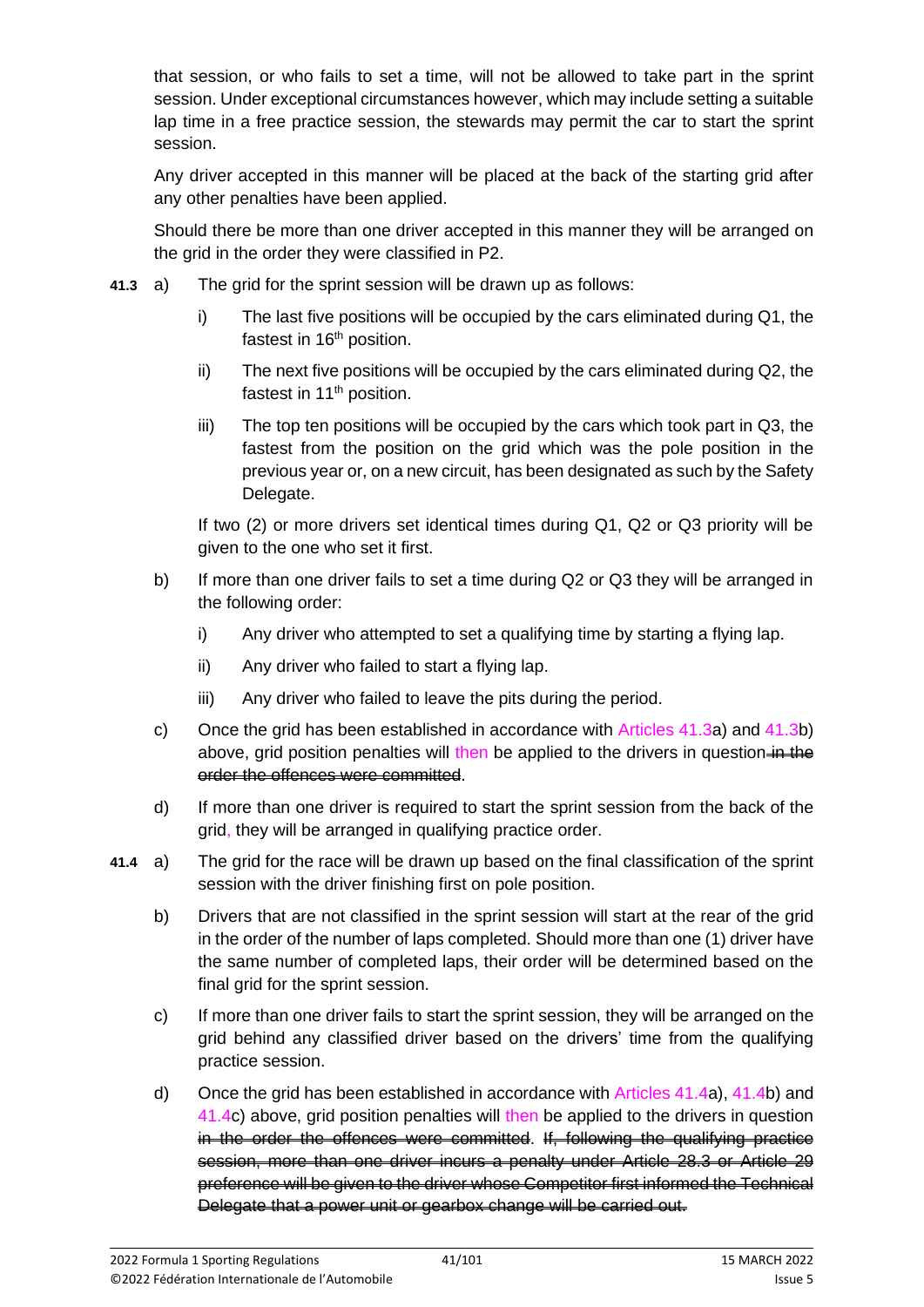that session, or who fails to set a time, will not be allowed to take part in the sprint session. Under exceptional circumstances however, which may include setting a suitable lap time in a free practice session, the stewards may permit the car to start the sprint session.

Any driver accepted in this manner will be placed at the back of the starting grid after any other penalties have been applied.

Should there be more than one driver accepted in this manner they will be arranged on the grid in the order they were classified in P2.

**41.3** a) The grid for the sprint session will be drawn up as follows:

i) The last five positions will be occupied by the cars eliminated during Q1, the fastest in 16th position.

ii) The next five positions will be occupied by the cars eliminated during Q2, the fastest in 11th position.

iii) The top ten positions will be occupied by the cars which took part in Q3, the fastest from the position on the grid which was the pole position in the previous year or, on a new circuit, has been designated as such by the Safety Delegate.

If two (2) or more drivers set identical times during Q1, Q2 or Q3 priority will be given to the one who set it first.

b) If more than one driver fails to set a time during Q2 or Q3 they will be arranged in the following order:

i) Any driver who attempted to set a qualifying time by starting a flying lap.

ii) Any driver who failed to start a flying lap.

iii) Any driver who failed to leave the pits during the period.

c) Once the grid has been established in accordance with Articles 41.3a) and 41.3b) above, grid position penalties will then be applied to the drivers in question ~~in the order the offences were committed~~.

d) If more than one driver is required to start the sprint session from the back of the grid, they will be arranged in qualifying practice order.

**41.4** a) The grid for the race will be drawn up based on the final classification of the sprint session with the driver finishing first on pole position.

b) Drivers that are not classified in the sprint session will start at the rear of the grid in the order of the number of laps completed. Should more than one (1) driver have the same number of completed laps, their order will be determined based on the final grid for the sprint session.

c) If more than one driver fails to start the sprint session, they will be arranged on the grid behind any classified driver based on the drivers' time from the qualifying practice session.

d) Once the grid has been established in accordance with Articles 41.4a), 41.4b) and 41.4c) above, grid position penalties will then be applied to the drivers in question ~~in the order the offences were committed~~. ~~If, following the qualifying practice session, more than one driver incurs a penalty under Article 28.3 or Article 29 preference will be given to the driver whose Competitor first informed the Technical Delegate that a power unit or gearbox change will be carried out.~~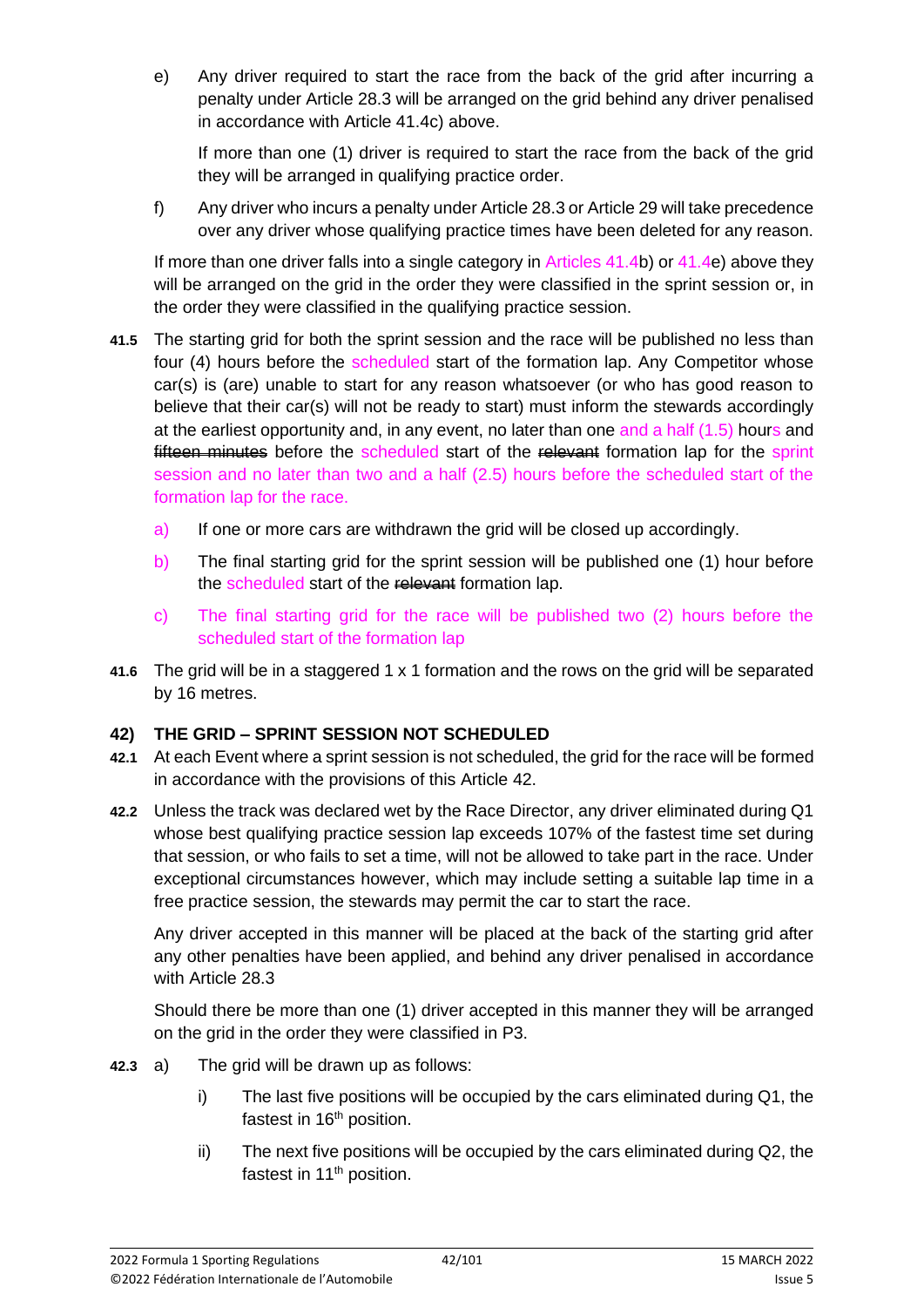e) Any driver required to start the race from the back of the grid after incurring a penalty under Article 28.3 will be arranged on the grid behind any driver penalised in accordance with Article 41.4c) above.

   If more than one (1) driver is required to start the race from the back of the grid they will be arranged in qualifying practice order.

f) Any driver who incurs a penalty under Article 28.3 or Article 29 will take precedence over any driver whose qualifying practice times have been deleted for any reason.

If more than one driver falls into a single category in Articles 41.4b) or 41.4e) above they will be arranged on the grid in the order they were classified in the sprint session or, in the order they were classified in the qualifying practice session.

**41.5** The starting grid for both the sprint session and the race will be published no less than four (4) hours before the scheduled start of the formation lap. Any Competitor whose car(s) is (are) unable to start for any reason whatsoever (or who has good reason to believe that their car(s) will not be ready to start) must inform the stewards accordingly at the earliest opportunity and, in any event, no later than one and a half (1.5) hours and ~~fifteen minutes~~ before the scheduled start of the ~~relevant~~ formation lap for the sprint session and no later than two and a half (2.5) hours before the scheduled start of the formation lap for the race.

   a) If one or more cars are withdrawn the grid will be closed up accordingly.

   b) The final starting grid for the sprint session will be published one (1) hour before the scheduled start of the ~~relevant~~ formation lap.

   c) The final starting grid for the race will be published two (2) hours before the scheduled start of the formation lap

**41.6** The grid will be in a staggered 1 x 1 formation and the rows on the grid will be separated by 16 metres.

## 42) THE GRID – SPRINT SESSION NOT SCHEDULED

**42.1** At each Event where a sprint session is not scheduled, the grid for the race will be formed in accordance with the provisions of this Article 42.

**42.2** Unless the track was declared wet by the Race Director, any driver eliminated during Q1 whose best qualifying practice session lap exceeds 107% of the fastest time set during that session, or who fails to set a time, will not be allowed to take part in the race. Under exceptional circumstances however, which may include setting a suitable lap time in a free practice session, the stewards may permit the car to start the race.

Any driver accepted in this manner will be placed at the back of the starting grid after any other penalties have been applied, and behind any driver penalised in accordance with Article 28.3

Should there be more than one (1) driver accepted in this manner they will be arranged on the grid in the order they were classified in P3.

**42.3** a) The grid will be drawn up as follows:

   i) The last five positions will be occupied by the cars eliminated during Q1, the fastest in 16th position.

   ii) The next five positions will be occupied by the cars eliminated during Q2, the fastest in 11th position.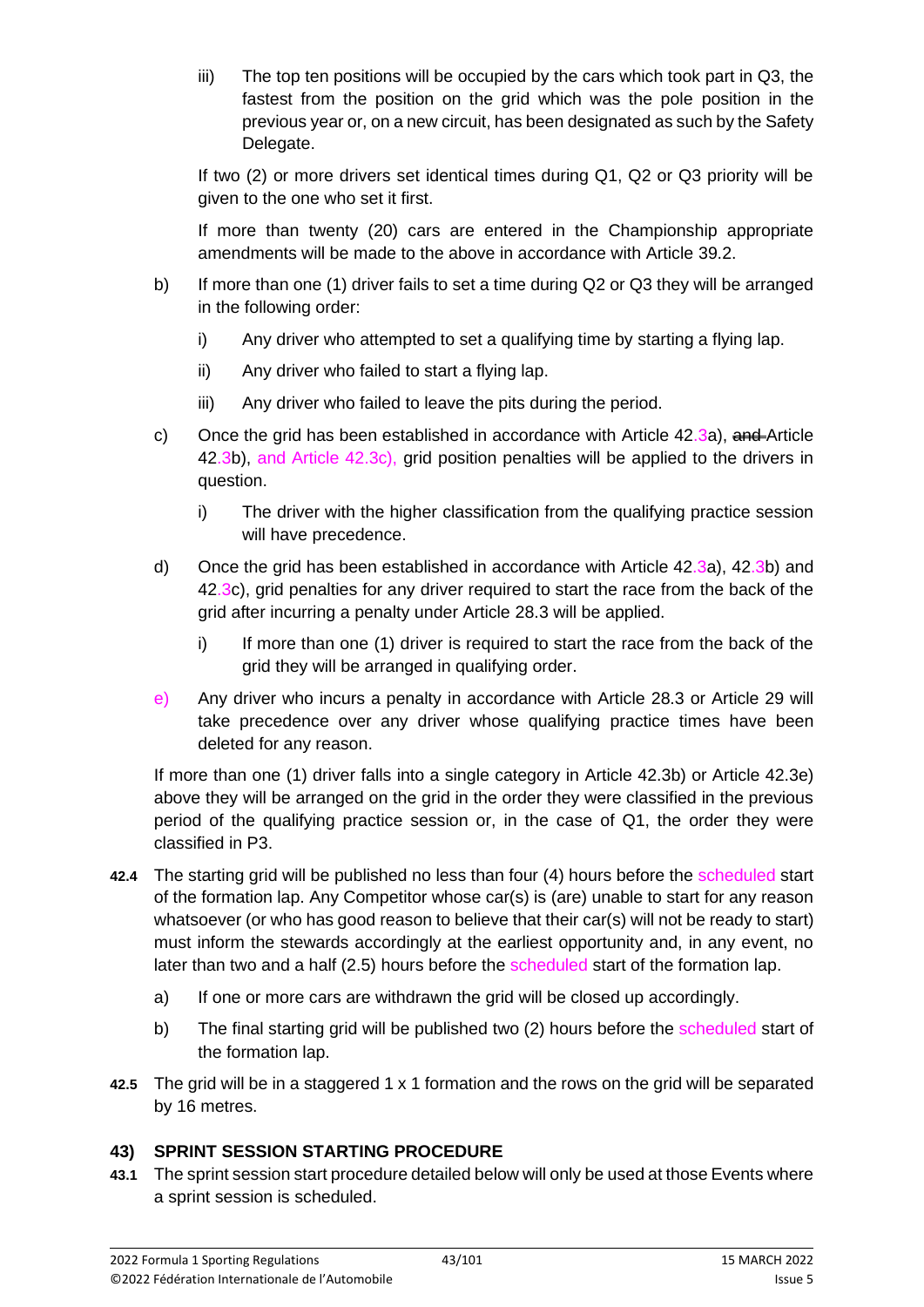iii) The top ten positions will be occupied by the cars which took part in Q3, the fastest from the position on the grid which was the pole position in the previous year or, on a new circuit, has been designated as such by the Safety Delegate.

If two (2) or more drivers set identical times during Q1, Q2 or Q3 priority will be given to the one who set it first.

If more than twenty (20) cars are entered in the Championship appropriate amendments will be made to the above in accordance with Article 39.2.

b) If more than one (1) driver fails to set a time during Q2 or Q3 they will be arranged in the following order:

  i) Any driver who attempted to set a qualifying time by starting a flying lap.

  ii) Any driver who failed to start a flying lap.

  iii) Any driver who failed to leave the pits during the period.

c) Once the grid has been established in accordance with Article 42.3a), ~~and~~ Article 42.3b), and Article 42.3c), grid position penalties will be applied to the drivers in question.

  i) The driver with the higher classification from the qualifying practice session will have precedence.

d) Once the grid has been established in accordance with Article 42.3a), 42.3b) and 42.3c), grid penalties for any driver required to start the race from the back of the grid after incurring a penalty under Article 28.3 will be applied.

  i) If more than one (1) driver is required to start the race from the back of the grid they will be arranged in qualifying order.

e) Any driver who incurs a penalty in accordance with Article 28.3 or Article 29 will take precedence over any driver whose qualifying practice times have been deleted for any reason.

If more than one (1) driver falls into a single category in Article 42.3b) or Article 42.3e) above they will be arranged on the grid in the order they were classified in the previous period of the qualifying practice session or, in the case of Q1, the order they were classified in P3.

**42.4** The starting grid will be published no less than four (4) hours before the scheduled start of the formation lap. Any Competitor whose car(s) is (are) unable to start for any reason whatsoever (or who has good reason to believe that their car(s) will not be ready to start) must inform the stewards accordingly at the earliest opportunity and, in any event, no later than two and a half (2.5) hours before the scheduled start of the formation lap.

a) If one or more cars are withdrawn the grid will be closed up accordingly.

b) The final starting grid will be published two (2) hours before the scheduled start of the formation lap.

**42.5** The grid will be in a staggered 1 x 1 formation and the rows on the grid will be separated by 16 metres.

## 43) SPRINT SESSION STARTING PROCEDURE

**43.1** The sprint session start procedure detailed below will only be used at those Events where a sprint session is scheduled.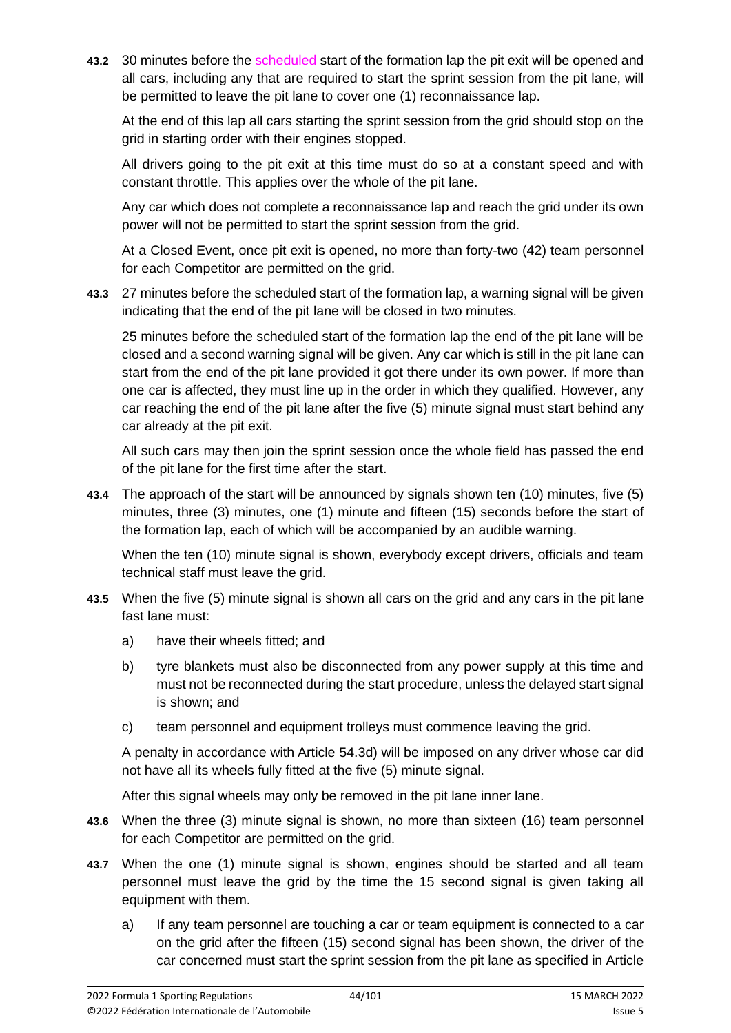**43.2** 30 minutes before the scheduled start of the formation lap the pit exit will be opened and all cars, including any that are required to start the sprint session from the pit lane, will be permitted to leave the pit lane to cover one (1) reconnaissance lap.

At the end of this lap all cars starting the sprint session from the grid should stop on the grid in starting order with their engines stopped.

All drivers going to the pit exit at this time must do so at a constant speed and with constant throttle. This applies over the whole of the pit lane.

Any car which does not complete a reconnaissance lap and reach the grid under its own power will not be permitted to start the sprint session from the grid.

At a Closed Event, once pit exit is opened, no more than forty-two (42) team personnel for each Competitor are permitted on the grid.

**43.3** 27 minutes before the scheduled start of the formation lap, a warning signal will be given indicating that the end of the pit lane will be closed in two minutes.

25 minutes before the scheduled start of the formation lap the end of the pit lane will be closed and a second warning signal will be given. Any car which is still in the pit lane can start from the end of the pit lane provided it got there under its own power. If more than one car is affected, they must line up in the order in which they qualified. However, any car reaching the end of the pit lane after the five (5) minute signal must start behind any car already at the pit exit.

All such cars may then join the sprint session once the whole field has passed the end of the pit lane for the first time after the start.

**43.4** The approach of the start will be announced by signals shown ten (10) minutes, five (5) minutes, three (3) minutes, one (1) minute and fifteen (15) seconds before the start of the formation lap, each of which will be accompanied by an audible warning.

When the ten (10) minute signal is shown, everybody except drivers, officials and team technical staff must leave the grid.

**43.5** When the five (5) minute signal is shown all cars on the grid and any cars in the pit lane fast lane must:

a) have their wheels fitted; and

b) tyre blankets must also be disconnected from any power supply at this time and must not be reconnected during the start procedure, unless the delayed start signal is shown; and

c) team personnel and equipment trolleys must commence leaving the grid.

A penalty in accordance with Article 54.3d) will be imposed on any driver whose car did not have all its wheels fully fitted at the five (5) minute signal.

After this signal wheels may only be removed in the pit lane inner lane.

**43.6** When the three (3) minute signal is shown, no more than sixteen (16) team personnel for each Competitor are permitted on the grid.

**43.7** When the one (1) minute signal is shown, engines should be started and all team personnel must leave the grid by the time the 15 second signal is given taking all equipment with them.

a) If any team personnel are touching a car or team equipment is connected to a car on the grid after the fifteen (15) second signal has been shown, the driver of the car concerned must start the sprint session from the pit lane as specified in Article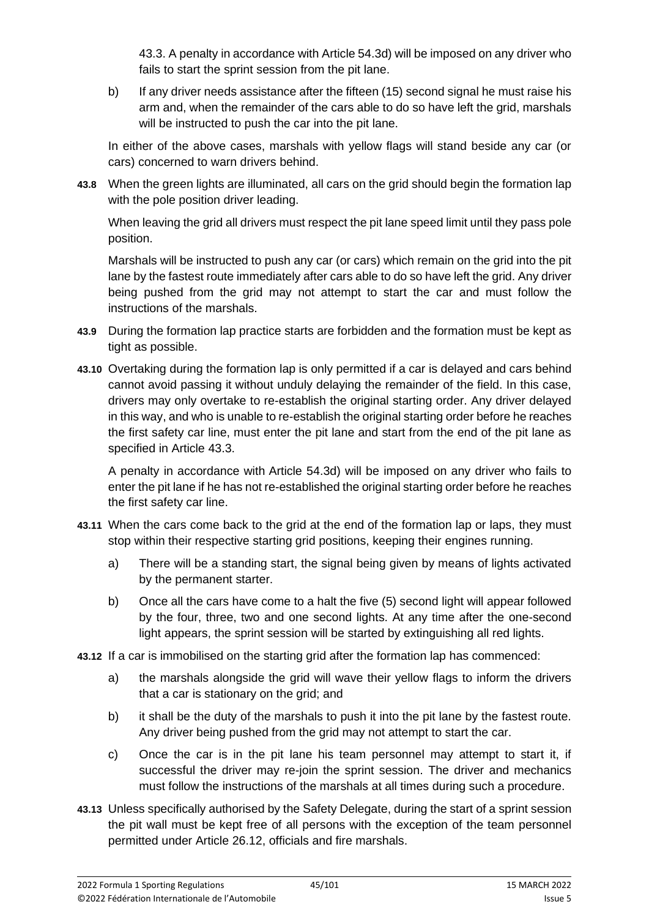43.3. A penalty in accordance with Article 54.3d) will be imposed on any driver who fails to start the sprint session from the pit lane.

b) If any driver needs assistance after the fifteen (15) second signal he must raise his arm and, when the remainder of the cars able to do so have left the grid, marshals will be instructed to push the car into the pit lane.

In either of the above cases, marshals with yellow flags will stand beside any car (or cars) concerned to warn drivers behind.

**43.8** When the green lights are illuminated, all cars on the grid should begin the formation lap with the pole position driver leading.

When leaving the grid all drivers must respect the pit lane speed limit until they pass pole position.

Marshals will be instructed to push any car (or cars) which remain on the grid into the pit lane by the fastest route immediately after cars able to do so have left the grid. Any driver being pushed from the grid may not attempt to start the car and must follow the instructions of the marshals.

**43.9** During the formation lap practice starts are forbidden and the formation must be kept as tight as possible.

**43.10** Overtaking during the formation lap is only permitted if a car is delayed and cars behind cannot avoid passing it without unduly delaying the remainder of the field. In this case, drivers may only overtake to re-establish the original starting order. Any driver delayed in this way, and who is unable to re-establish the original starting order before he reaches the first safety car line, must enter the pit lane and start from the end of the pit lane as specified in Article 43.3.

A penalty in accordance with Article 54.3d) will be imposed on any driver who fails to enter the pit lane if he has not re-established the original starting order before he reaches the first safety car line.

**43.11** When the cars come back to the grid at the end of the formation lap or laps, they must stop within their respective starting grid positions, keeping their engines running.

a) There will be a standing start, the signal being given by means of lights activated by the permanent starter.

b) Once all the cars have come to a halt the five (5) second light will appear followed by the four, three, two and one second lights. At any time after the one-second light appears, the sprint session will be started by extinguishing all red lights.

**43.12** If a car is immobilised on the starting grid after the formation lap has commenced:

a) the marshals alongside the grid will wave their yellow flags to inform the drivers that a car is stationary on the grid; and

b) it shall be the duty of the marshals to push it into the pit lane by the fastest route. Any driver being pushed from the grid may not attempt to start the car.

c) Once the car is in the pit lane his team personnel may attempt to start it, if successful the driver may re-join the sprint session. The driver and mechanics must follow the instructions of the marshals at all times during such a procedure.

**43.13** Unless specifically authorised by the Safety Delegate, during the start of a sprint session the pit wall must be kept free of all persons with the exception of the team personnel permitted under Article 26.12, officials and fire marshals.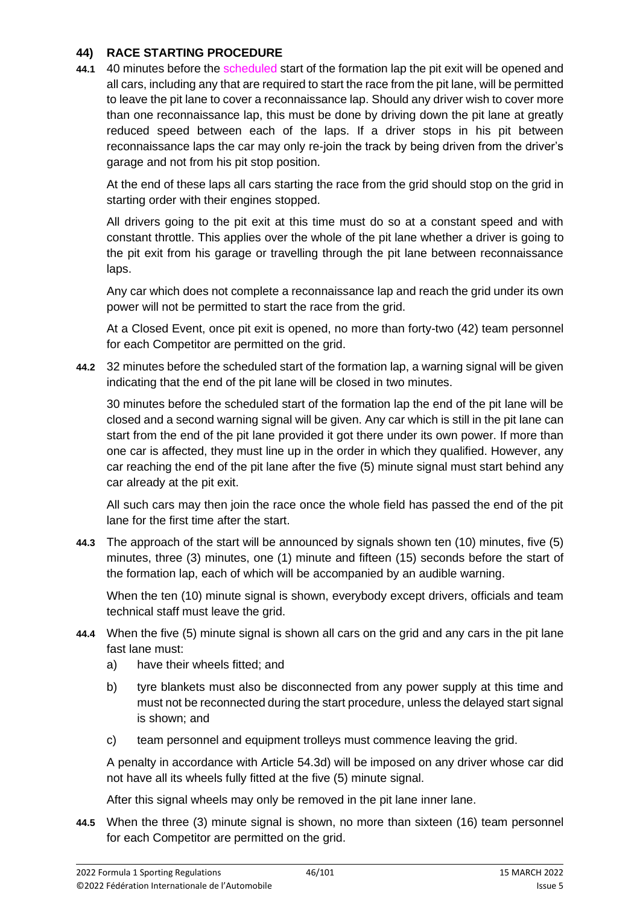## 44) RACE STARTING PROCEDURE

**44.1** 40 minutes before the scheduled start of the formation lap the pit exit will be opened and all cars, including any that are required to start the race from the pit lane, will be permitted to leave the pit lane to cover a reconnaissance lap. Should any driver wish to cover more than one reconnaissance lap, this must be done by driving down the pit lane at greatly reduced speed between each of the laps. If a driver stops in his pit between reconnaissance laps the car may only re-join the track by being driven from the driver's garage and not from his pit stop position.

At the end of these laps all cars starting the race from the grid should stop on the grid in starting order with their engines stopped.

All drivers going to the pit exit at this time must do so at a constant speed and with constant throttle. This applies over the whole of the pit lane whether a driver is going to the pit exit from his garage or travelling through the pit lane between reconnaissance laps.

Any car which does not complete a reconnaissance lap and reach the grid under its own power will not be permitted to start the race from the grid.

At a Closed Event, once pit exit is opened, no more than forty-two (42) team personnel for each Competitor are permitted on the grid.

**44.2** 32 minutes before the scheduled start of the formation lap, a warning signal will be given indicating that the end of the pit lane will be closed in two minutes.

30 minutes before the scheduled start of the formation lap the end of the pit lane will be closed and a second warning signal will be given. Any car which is still in the pit lane can start from the end of the pit lane provided it got there under its own power. If more than one car is affected, they must line up in the order in which they qualified. However, any car reaching the end of the pit lane after the five (5) minute signal must start behind any car already at the pit exit.

All such cars may then join the race once the whole field has passed the end of the pit lane for the first time after the start.

**44.3** The approach of the start will be announced by signals shown ten (10) minutes, five (5) minutes, three (3) minutes, one (1) minute and fifteen (15) seconds before the start of the formation lap, each of which will be accompanied by an audible warning.

When the ten (10) minute signal is shown, everybody except drivers, officials and team technical staff must leave the grid.

**44.4** When the five (5) minute signal is shown all cars on the grid and any cars in the pit lane fast lane must:

a) have their wheels fitted; and

b) tyre blankets must also be disconnected from any power supply at this time and must not be reconnected during the start procedure, unless the delayed start signal is shown; and

c) team personnel and equipment trolleys must commence leaving the grid.

A penalty in accordance with Article 54.3d) will be imposed on any driver whose car did not have all its wheels fully fitted at the five (5) minute signal.

After this signal wheels may only be removed in the pit lane inner lane.

**44.5** When the three (3) minute signal is shown, no more than sixteen (16) team personnel for each Competitor are permitted on the grid.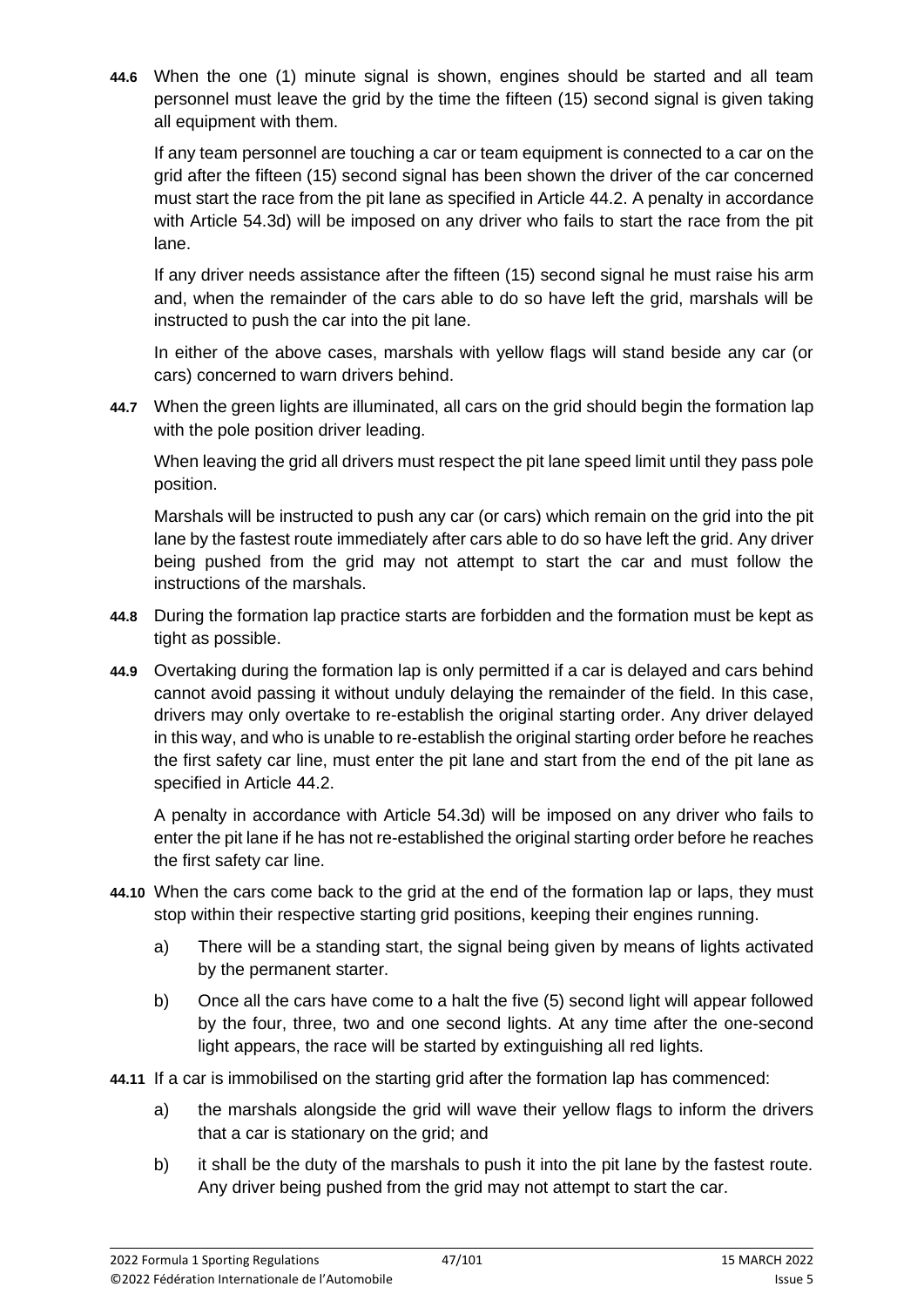**44.6** When the one (1) minute signal is shown, engines should be started and all team personnel must leave the grid by the time the fifteen (15) second signal is given taking all equipment with them.

If any team personnel are touching a car or team equipment is connected to a car on the grid after the fifteen (15) second signal has been shown the driver of the car concerned must start the race from the pit lane as specified in Article 44.2. A penalty in accordance with Article 54.3d) will be imposed on any driver who fails to start the race from the pit lane.

If any driver needs assistance after the fifteen (15) second signal he must raise his arm and, when the remainder of the cars able to do so have left the grid, marshals will be instructed to push the car into the pit lane.

In either of the above cases, marshals with yellow flags will stand beside any car (or cars) concerned to warn drivers behind.

**44.7** When the green lights are illuminated, all cars on the grid should begin the formation lap with the pole position driver leading.

When leaving the grid all drivers must respect the pit lane speed limit until they pass pole position.

Marshals will be instructed to push any car (or cars) which remain on the grid into the pit lane by the fastest route immediately after cars able to do so have left the grid. Any driver being pushed from the grid may not attempt to start the car and must follow the instructions of the marshals.

**44.8** During the formation lap practice starts are forbidden and the formation must be kept as tight as possible.

**44.9** Overtaking during the formation lap is only permitted if a car is delayed and cars behind cannot avoid passing it without unduly delaying the remainder of the field. In this case, drivers may only overtake to re-establish the original starting order. Any driver delayed in this way, and who is unable to re-establish the original starting order before he reaches the first safety car line, must enter the pit lane and start from the end of the pit lane as specified in Article 44.2.

A penalty in accordance with Article 54.3d) will be imposed on any driver who fails to enter the pit lane if he has not re-established the original starting order before he reaches the first safety car line.

**44.10** When the cars come back to the grid at the end of the formation lap or laps, they must stop within their respective starting grid positions, keeping their engines running.

a) There will be a standing start, the signal being given by means of lights activated by the permanent starter.

b) Once all the cars have come to a halt the five (5) second light will appear followed by the four, three, two and one second lights. At any time after the one-second light appears, the race will be started by extinguishing all red lights.

**44.11** If a car is immobilised on the starting grid after the formation lap has commenced:

a) the marshals alongside the grid will wave their yellow flags to inform the drivers that a car is stationary on the grid; and

b) it shall be the duty of the marshals to push it into the pit lane by the fastest route. Any driver being pushed from the grid may not attempt to start the car.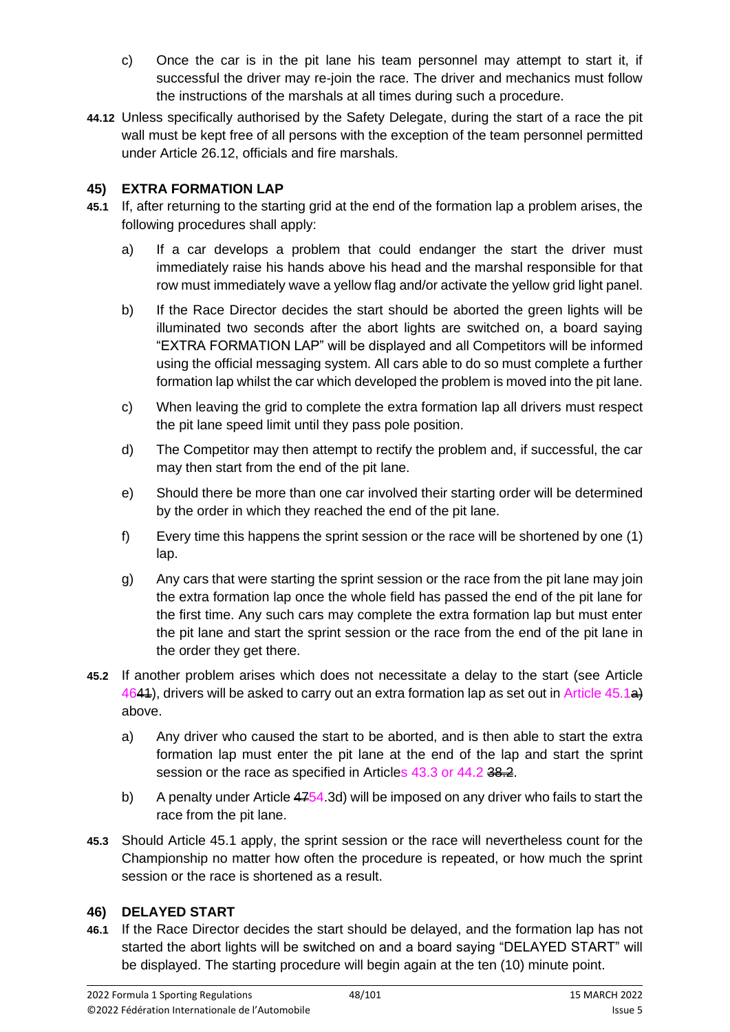c) Once the car is in the pit lane his team personnel may attempt to start it, if successful the driver may re-join the race. The driver and mechanics must follow the instructions of the marshals at all times during such a procedure.

**44.12** Unless specifically authorised by the Safety Delegate, during the start of a race the pit wall must be kept free of all persons with the exception of the team personnel permitted under Article 26.12, officials and fire marshals.

## 45) EXTRA FORMATION LAP

**45.1** If, after returning to the starting grid at the end of the formation lap a problem arises, the following procedures shall apply:

a) If a car develops a problem that could endanger the start the driver must immediately raise his hands above his head and the marshal responsible for that row must immediately wave a yellow flag and/or activate the yellow grid light panel.

b) If the Race Director decides the start should be aborted the green lights will be illuminated two seconds after the abort lights are switched on, a board saying "EXTRA FORMATION LAP" will be displayed and all Competitors will be informed using the official messaging system. All cars able to do so must complete a further formation lap whilst the car which developed the problem is moved into the pit lane.

c) When leaving the grid to complete the extra formation lap all drivers must respect the pit lane speed limit until they pass pole position.

d) The Competitor may then attempt to rectify the problem and, if successful, the car may then start from the end of the pit lane.

e) Should there be more than one car involved their starting order will be determined by the order in which they reached the end of the pit lane.

f) Every time this happens the sprint session or the race will be shortened by one (1) lap.

g) Any cars that were starting the sprint session or the race from the pit lane may join the extra formation lap once the whole field has passed the end of the pit lane for the first time. Any such cars may complete the extra formation lap but must enter the pit lane and start the sprint session or the race from the end of the pit lane in the order they get there.

**45.2** If another problem arises which does not necessitate a delay to the start (see Article 46~~41~~), drivers will be asked to carry out an extra formation lap as set out in Article 45.1~~a)~~ above.

a) Any driver who caused the start to be aborted, and is then able to start the extra formation lap must enter the pit lane at the end of the lap and start the sprint session or the race as specified in Articles 43.3 or 44.2 ~~38.2~~.

b) A penalty under Article ~~47~~54.3d) will be imposed on any driver who fails to start the race from the pit lane.

**45.3** Should Article 45.1 apply, the sprint session or the race will nevertheless count for the Championship no matter how often the procedure is repeated, or how much the sprint session or the race is shortened as a result.

## 46) DELAYED START

**46.1** If the Race Director decides the start should be delayed, and the formation lap has not started the abort lights will be switched on and a board saying "DELAYED START" will be displayed. The starting procedure will begin again at the ten (10) minute point.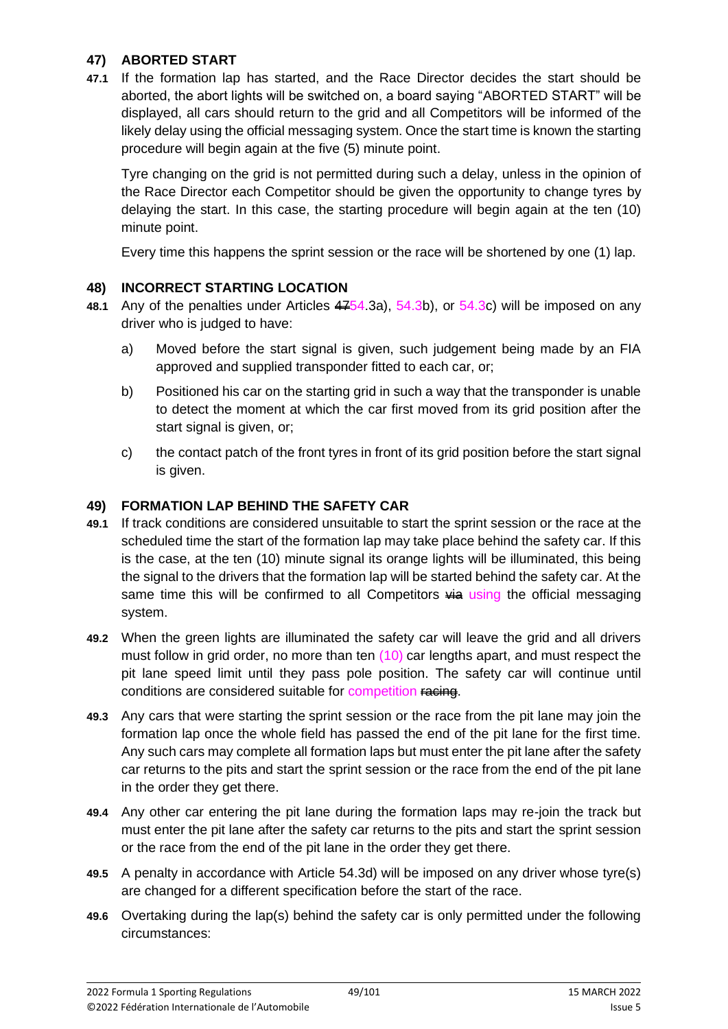## 47) ABORTED START

**47.1** If the formation lap has started, and the Race Director decides the start should be aborted, the abort lights will be switched on, a board saying "ABORTED START" will be displayed, all cars should return to the grid and all Competitors will be informed of the likely delay using the official messaging system. Once the start time is known the starting procedure will begin again at the five (5) minute point.

Tyre changing on the grid is not permitted during such a delay, unless in the opinion of the Race Director each Competitor should be given the opportunity to change tyres by delaying the start. In this case, the starting procedure will begin again at the ten (10) minute point.

Every time this happens the sprint session or the race will be shortened by one (1) lap.

## 48) INCORRECT STARTING LOCATION

**48.1** Any of the penalties under Articles ~~47~~54.3a), 54.3b), or 54.3c) will be imposed on any driver who is judged to have:

a) Moved before the start signal is given, such judgement being made by an FIA approved and supplied transponder fitted to each car, or;

b) Positioned his car on the starting grid in such a way that the transponder is unable to detect the moment at which the car first moved from its grid position after the start signal is given, or;

c) the contact patch of the front tyres in front of its grid position before the start signal is given.

## 49) FORMATION LAP BEHIND THE SAFETY CAR

**49.1** If track conditions are considered unsuitable to start the sprint session or the race at the scheduled time the start of the formation lap may take place behind the safety car. If this is the case, at the ten (10) minute signal its orange lights will be illuminated, this being the signal to the drivers that the formation lap will be started behind the safety car. At the same time this will be confirmed to all Competitors ~~via~~ using the official messaging system.

**49.2** When the green lights are illuminated the safety car will leave the grid and all drivers must follow in grid order, no more than ten (10) car lengths apart, and must respect the pit lane speed limit until they pass pole position. The safety car will continue until conditions are considered suitable for competition ~~racing~~.

**49.3** Any cars that were starting the sprint session or the race from the pit lane may join the formation lap once the whole field has passed the end of the pit lane for the first time. Any such cars may complete all formation laps but must enter the pit lane after the safety car returns to the pits and start the sprint session or the race from the end of the pit lane in the order they get there.

**49.4** Any other car entering the pit lane during the formation laps may re-join the track but must enter the pit lane after the safety car returns to the pits and start the sprint session or the race from the end of the pit lane in the order they get there.

**49.5** A penalty in accordance with Article 54.3d) will be imposed on any driver whose tyre(s) are changed for a different specification before the start of the race.

**49.6** Overtaking during the lap(s) behind the safety car is only permitted under the following circumstances: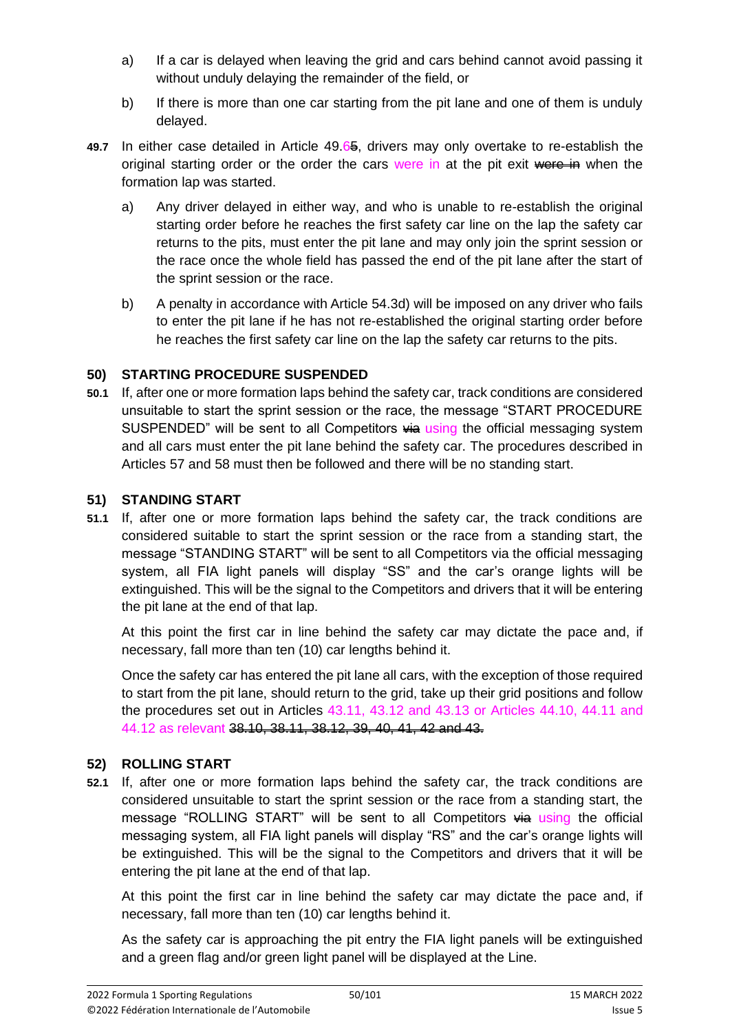a) If a car is delayed when leaving the grid and cars behind cannot avoid passing it without unduly delaying the remainder of the field, or

b) If there is more than one car starting from the pit lane and one of them is unduly delayed.

**49.7** In either case detailed in Article 49.6~~5~~, drivers may only overtake to re-establish the original starting order or the order the cars were in at the pit exit ~~were in~~ when the formation lap was started.

a) Any driver delayed in either way, and who is unable to re-establish the original starting order before he reaches the first safety car line on the lap the safety car returns to the pits, must enter the pit lane and may only join the sprint session or the race once the whole field has passed the end of the pit lane after the start of the sprint session or the race.

b) A penalty in accordance with Article 54.3d) will be imposed on any driver who fails to enter the pit lane if he has not re-established the original starting order before he reaches the first safety car line on the lap the safety car returns to the pits.

## 50) STARTING PROCEDURE SUSPENDED

**50.1** If, after one or more formation laps behind the safety car, track conditions are considered unsuitable to start the sprint session or the race, the message "START PROCEDURE SUSPENDED" will be sent to all Competitors ~~via~~ using the official messaging system and all cars must enter the pit lane behind the safety car. The procedures described in Articles 57 and 58 must then be followed and there will be no standing start.

## 51) STANDING START

**51.1** If, after one or more formation laps behind the safety car, the track conditions are considered suitable to start the sprint session or the race from a standing start, the message "STANDING START" will be sent to all Competitors via the official messaging system, all FIA light panels will display "SS" and the car's orange lights will be extinguished. This will be the signal to the Competitors and drivers that it will be entering the pit lane at the end of that lap.

At this point the first car in line behind the safety car may dictate the pace and, if necessary, fall more than ten (10) car lengths behind it.

Once the safety car has entered the pit lane all cars, with the exception of those required to start from the pit lane, should return to the grid, take up their grid positions and follow the procedures set out in Articles 43.11, 43.12 and 43.13 or Articles 44.10, 44.11 and 44.12 as relevant ~~38.10, 38.11, 38.12, 39, 40, 41, 42 and 43.~~

## 52) ROLLING START

**52.1** If, after one or more formation laps behind the safety car, the track conditions are considered unsuitable to start the sprint session or the race from a standing start, the message "ROLLING START" will be sent to all Competitors ~~via~~ using the official messaging system, all FIA light panels will display "RS" and the car's orange lights will be extinguished. This will be the signal to the Competitors and drivers that it will be entering the pit lane at the end of that lap.

At this point the first car in line behind the safety car may dictate the pace and, if necessary, fall more than ten (10) car lengths behind it.

As the safety car is approaching the pit entry the FIA light panels will be extinguished and a green flag and/or green light panel will be displayed at the Line.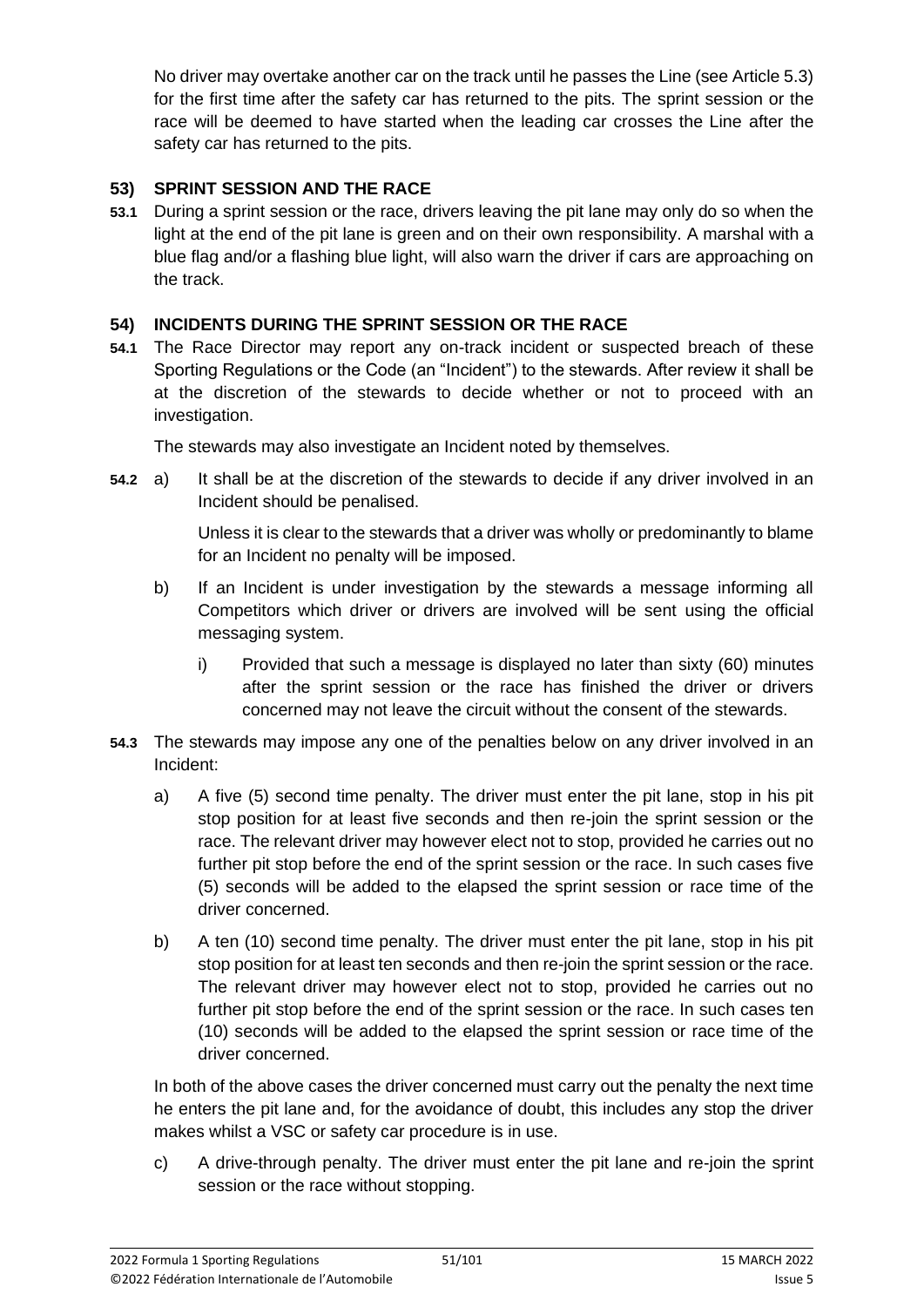No driver may overtake another car on the track until he passes the Line (see Article 5.3) for the first time after the safety car has returned to the pits. The sprint session or the race will be deemed to have started when the leading car crosses the Line after the safety car has returned to the pits.

## 53) SPRINT SESSION AND THE RACE

**53.1** During a sprint session or the race, drivers leaving the pit lane may only do so when the light at the end of the pit lane is green and on their own responsibility. A marshal with a blue flag and/or a flashing blue light, will also warn the driver if cars are approaching on the track.

## 54) INCIDENTS DURING THE SPRINT SESSION OR THE RACE

**54.1** The Race Director may report any on-track incident or suspected breach of these Sporting Regulations or the Code (an "Incident") to the stewards. After review it shall be at the discretion of the stewards to decide whether or not to proceed with an investigation.

The stewards may also investigate an Incident noted by themselves.

**54.2** a) It shall be at the discretion of the stewards to decide if any driver involved in an Incident should be penalised.

Unless it is clear to the stewards that a driver was wholly or predominantly to blame for an Incident no penalty will be imposed.

b) If an Incident is under investigation by the stewards a message informing all Competitors which driver or drivers are involved will be sent using the official messaging system.

i) Provided that such a message is displayed no later than sixty (60) minutes after the sprint session or the race has finished the driver or drivers concerned may not leave the circuit without the consent of the stewards.

**54.3** The stewards may impose any one of the penalties below on any driver involved in an Incident:

a) A five (5) second time penalty. The driver must enter the pit lane, stop in his pit stop position for at least five seconds and then re-join the sprint session or the race. The relevant driver may however elect not to stop, provided he carries out no further pit stop before the end of the sprint session or the race. In such cases five (5) seconds will be added to the elapsed the sprint session or race time of the driver concerned.

b) A ten (10) second time penalty. The driver must enter the pit lane, stop in his pit stop position for at least ten seconds and then re-join the sprint session or the race. The relevant driver may however elect not to stop, provided he carries out no further pit stop before the end of the sprint session or the race. In such cases ten (10) seconds will be added to the elapsed the sprint session or race time of the driver concerned.

In both of the above cases the driver concerned must carry out the penalty the next time he enters the pit lane and, for the avoidance of doubt, this includes any stop the driver makes whilst a VSC or safety car procedure is in use.

c) A drive-through penalty. The driver must enter the pit lane and re-join the sprint session or the race without stopping.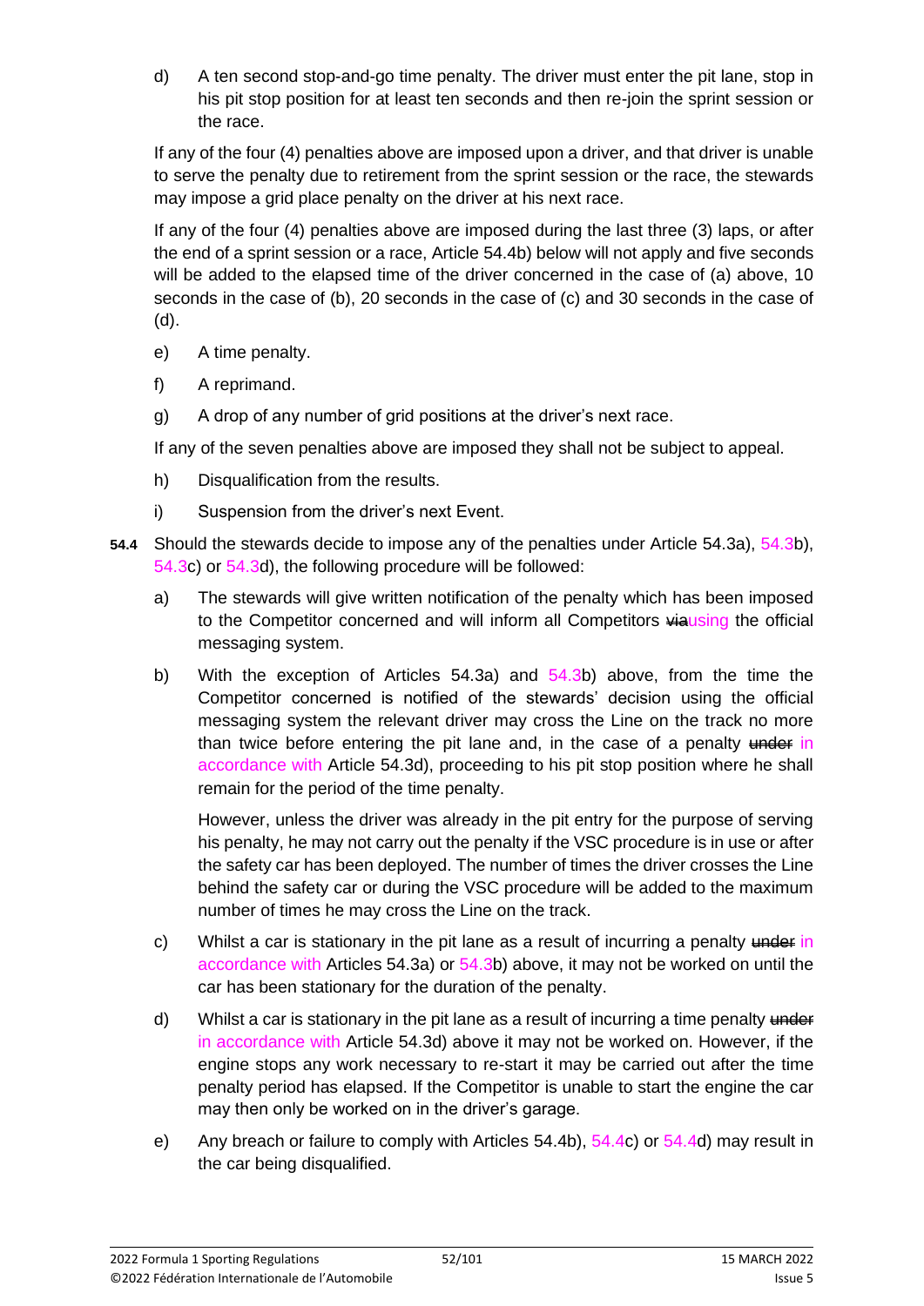d) A ten second stop-and-go time penalty. The driver must enter the pit lane, stop in his pit stop position for at least ten seconds and then re-join the sprint session or the race.

If any of the four (4) penalties above are imposed upon a driver, and that driver is unable to serve the penalty due to retirement from the sprint session or the race, the stewards may impose a grid place penalty on the driver at his next race.

If any of the four (4) penalties above are imposed during the last three (3) laps, or after the end of a sprint session or a race, Article 54.4b) below will not apply and five seconds will be added to the elapsed time of the driver concerned in the case of (a) above, 10 seconds in the case of (b), 20 seconds in the case of (c) and 30 seconds in the case of (d).

e) A time penalty.

f) A reprimand.

g) A drop of any number of grid positions at the driver's next race.

If any of the seven penalties above are imposed they shall not be subject to appeal.

h) Disqualification from the results.

i) Suspension from the driver's next Event.

**54.4** Should the stewards decide to impose any of the penalties under Article 54.3a), 54.3b), 54.3c) or 54.3d), the following procedure will be followed:

a) The stewards will give written notification of the penalty which has been imposed to the Competitor concerned and will inform all Competitors ~~via~~using the official messaging system.

b) With the exception of Articles 54.3a) and 54.3b) above, from the time the Competitor concerned is notified of the stewards' decision using the official messaging system the relevant driver may cross the Line on the track no more than twice before entering the pit lane and, in the case of a penalty ~~under~~ in accordance with Article 54.3d), proceeding to his pit stop position where he shall remain for the period of the time penalty.

However, unless the driver was already in the pit entry for the purpose of serving his penalty, he may not carry out the penalty if the VSC procedure is in use or after the safety car has been deployed. The number of times the driver crosses the Line behind the safety car or during the VSC procedure will be added to the maximum number of times he may cross the Line on the track.

c) Whilst a car is stationary in the pit lane as a result of incurring a penalty ~~under~~ in accordance with Articles 54.3a) or 54.3b) above, it may not be worked on until the car has been stationary for the duration of the penalty.

d) Whilst a car is stationary in the pit lane as a result of incurring a time penalty ~~under~~ in accordance with Article 54.3d) above it may not be worked on. However, if the engine stops any work necessary to re-start it may be carried out after the time penalty period has elapsed. If the Competitor is unable to start the engine the car may then only be worked on in the driver's garage.

e) Any breach or failure to comply with Articles 54.4b), 54.4c) or 54.4d) may result in the car being disqualified.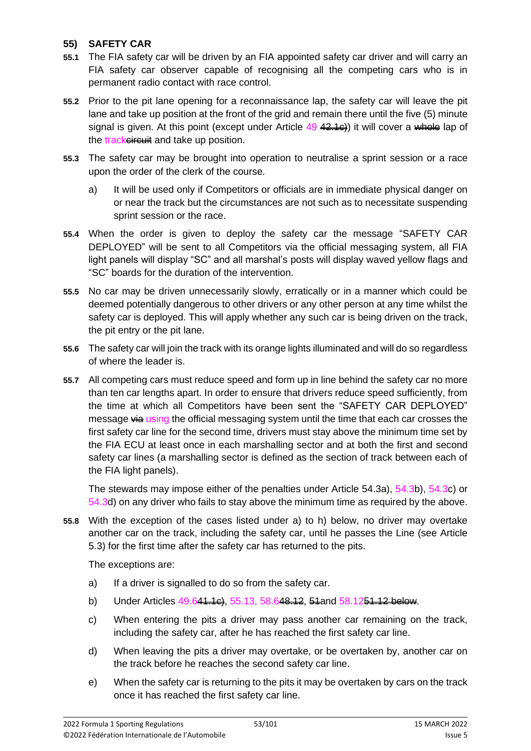## 55) SAFETY CAR

**55.1** The FIA safety car will be driven by an FIA appointed safety car driver and will carry an FIA safety car observer capable of recognising all the competing cars who is in permanent radio contact with race control.

**55.2** Prior to the pit lane opening for a reconnaissance lap, the safety car will leave the pit lane and take up position at the front of the grid and remain there until the five (5) minute signal is given. At this point (except under Article 49 ~~42.1c)~~) it will cover a ~~whole~~ lap of the track~~circuit~~ and take up position.

**55.3** The safety car may be brought into operation to neutralise a sprint session or a race upon the order of the clerk of the course.

a) It will be used only if Competitors or officials are in immediate physical danger on or near the track but the circumstances are not such as to necessitate suspending sprint session or the race.

**55.4** When the order is given to deploy the safety car the message "SAFETY CAR DEPLOYED" will be sent to all Competitors via the official messaging system, all FIA light panels will display "SC" and all marshal's posts will display waved yellow flags and "SC" boards for the duration of the intervention.

**55.5** No car may be driven unnecessarily slowly, erratically or in a manner which could be deemed potentially dangerous to other drivers or any other person at any time whilst the safety car is deployed. This will apply whether any such car is being driven on the track, the pit entry or the pit lane.

**55.6** The safety car will join the track with its orange lights illuminated and will do so regardless of where the leader is.

**55.7** All competing cars must reduce speed and form up in line behind the safety car no more than ten car lengths apart. In order to ensure that drivers reduce speed sufficiently, from the time at which all Competitors have been sent the "SAFETY CAR DEPLOYED" message ~~via~~ using the official messaging system until the time that each car crosses the first safety car line for the second time, drivers must stay above the minimum time set by the FIA ECU at least once in each marshalling sector and at both the first and second safety car lines (a marshalling sector is defined as the section of track between each of the FIA light panels).

The stewards may impose either of the penalties under Article 54.3a), 54.3b), 54.3c) or 54.3d) on any driver who fails to stay above the minimum time as required by the above.

**55.8** With the exception of the cases listed under a) to h) below, no driver may overtake another car on the track, including the safety car, until he passes the Line (see Article 5.3) for the first time after the safety car has returned to the pits.

The exceptions are:

a) If a driver is signalled to do so from the safety car.

b) Under Articles 49.6~~41.1c)~~, 55.13, 58.6~~48.12~~, ~~51~~and 58.12~~51.12 below~~.

c) When entering the pits a driver may pass another car remaining on the track, including the safety car, after he has reached the first safety car line.

d) When leaving the pits a driver may overtake, or be overtaken by, another car on the track before he reaches the second safety car line.

e) When the safety car is returning to the pits it may be overtaken by cars on the track once it has reached the first safety car line.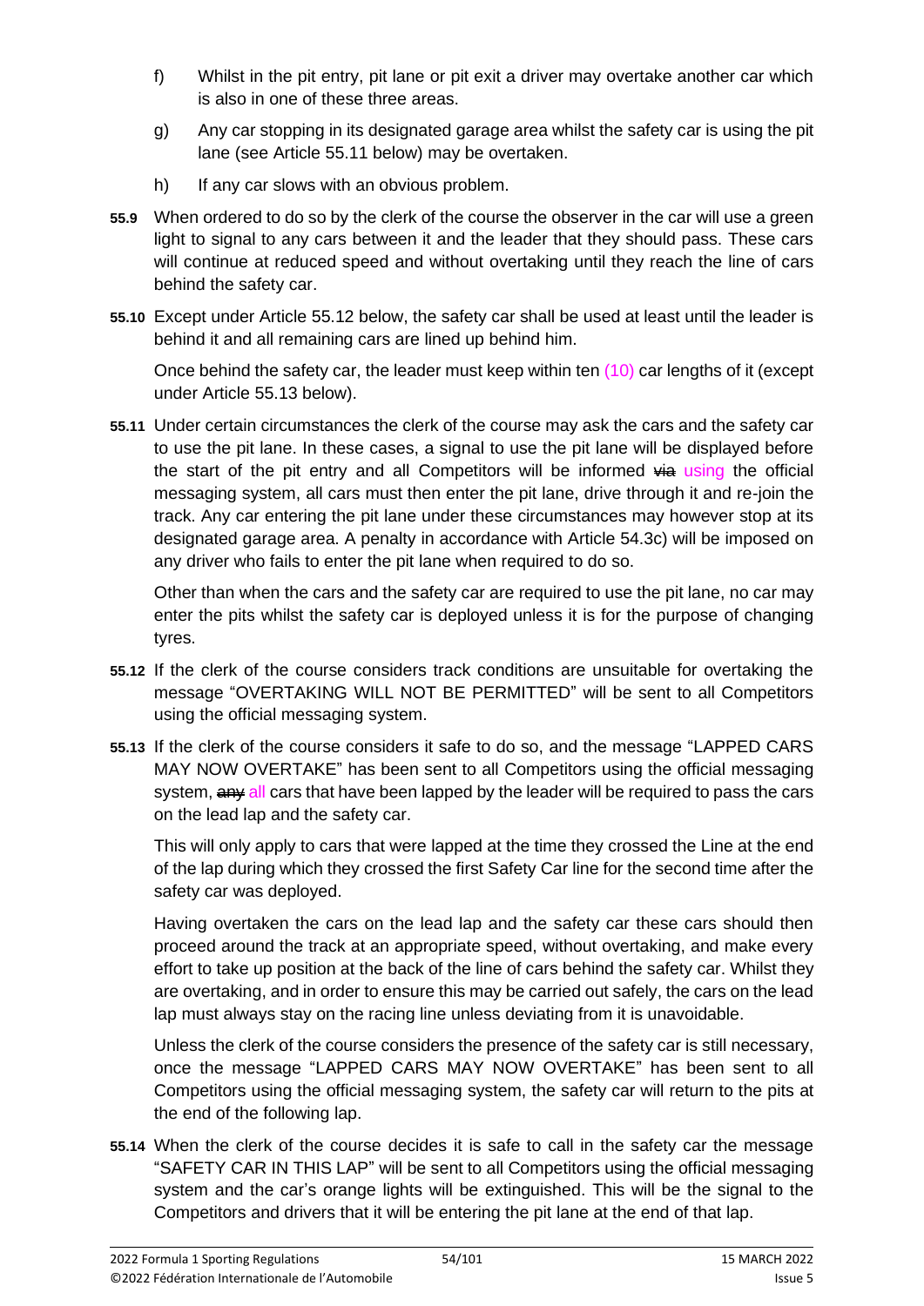f) Whilst in the pit entry, pit lane or pit exit a driver may overtake another car which is also in one of these three areas.

g) Any car stopping in its designated garage area whilst the safety car is using the pit lane (see Article 55.11 below) may be overtaken.

h) If any car slows with an obvious problem.

**55.9** When ordered to do so by the clerk of the course the observer in the car will use a green light to signal to any cars between it and the leader that they should pass. These cars will continue at reduced speed and without overtaking until they reach the line of cars behind the safety car.

**55.10** Except under Article 55.12 below, the safety car shall be used at least until the leader is behind it and all remaining cars are lined up behind him.

Once behind the safety car, the leader must keep within ten (10) car lengths of it (except under Article 55.13 below).

**55.11** Under certain circumstances the clerk of the course may ask the cars and the safety car to use the pit lane. In these cases, a signal to use the pit lane will be displayed before the start of the pit entry and all Competitors will be informed ~~via~~ using the official messaging system, all cars must then enter the pit lane, drive through it and re-join the track. Any car entering the pit lane under these circumstances may however stop at its designated garage area. A penalty in accordance with Article 54.3c) will be imposed on any driver who fails to enter the pit lane when required to do so.

Other than when the cars and the safety car are required to use the pit lane, no car may enter the pits whilst the safety car is deployed unless it is for the purpose of changing tyres.

**55.12** If the clerk of the course considers track conditions are unsuitable for overtaking the message "OVERTAKING WILL NOT BE PERMITTED" will be sent to all Competitors using the official messaging system.

**55.13** If the clerk of the course considers it safe to do so, and the message "LAPPED CARS MAY NOW OVERTAKE" has been sent to all Competitors using the official messaging system, ~~any~~ all cars that have been lapped by the leader will be required to pass the cars on the lead lap and the safety car.

This will only apply to cars that were lapped at the time they crossed the Line at the end of the lap during which they crossed the first Safety Car line for the second time after the safety car was deployed.

Having overtaken the cars on the lead lap and the safety car these cars should then proceed around the track at an appropriate speed, without overtaking, and make every effort to take up position at the back of the line of cars behind the safety car. Whilst they are overtaking, and in order to ensure this may be carried out safely, the cars on the lead lap must always stay on the racing line unless deviating from it is unavoidable.

Unless the clerk of the course considers the presence of the safety car is still necessary, once the message "LAPPED CARS MAY NOW OVERTAKE" has been sent to all Competitors using the official messaging system, the safety car will return to the pits at the end of the following lap.

**55.14** When the clerk of the course decides it is safe to call in the safety car the message "SAFETY CAR IN THIS LAP" will be sent to all Competitors using the official messaging system and the car's orange lights will be extinguished. This will be the signal to the Competitors and drivers that it will be entering the pit lane at the end of that lap.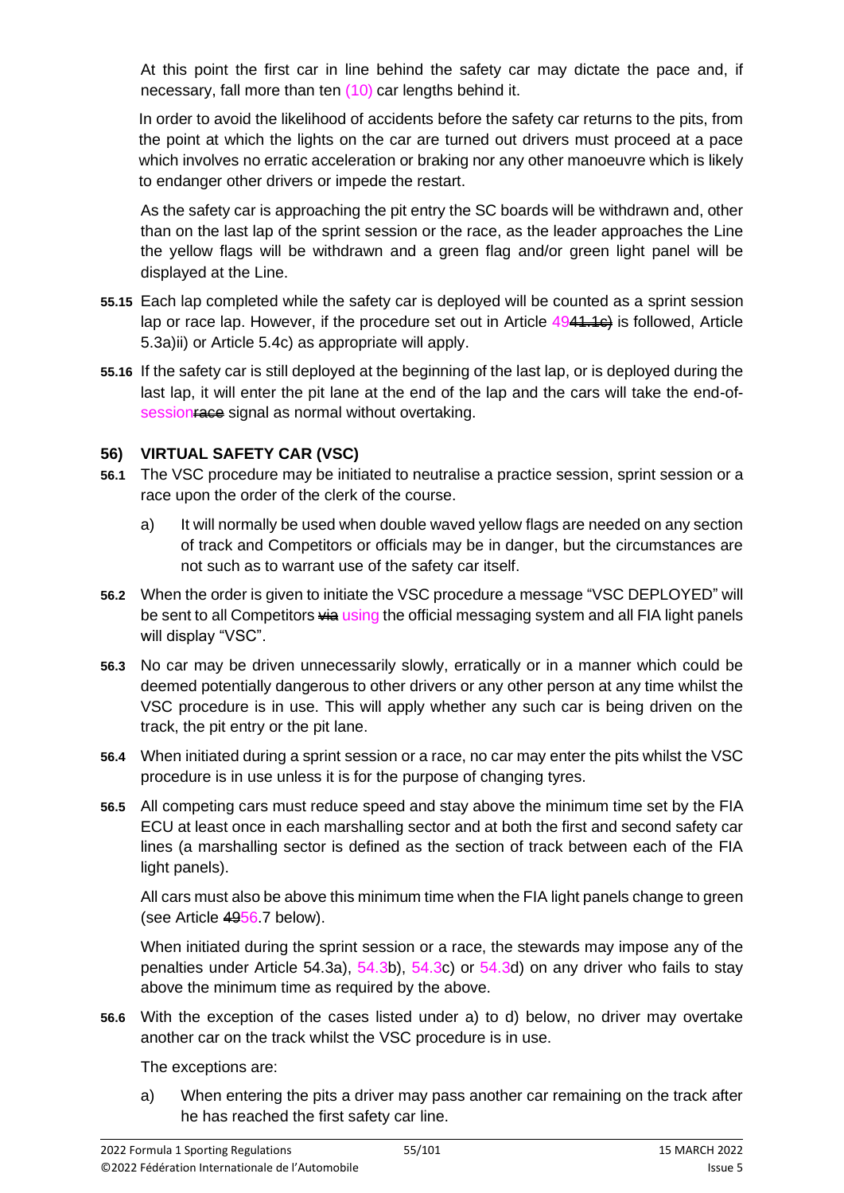At this point the first car in line behind the safety car may dictate the pace and, if necessary, fall more than ten (10) car lengths behind it.

In order to avoid the likelihood of accidents before the safety car returns to the pits, from the point at which the lights on the car are turned out drivers must proceed at a pace which involves no erratic acceleration or braking nor any other manoeuvre which is likely to endanger other drivers or impede the restart.

As the safety car is approaching the pit entry the SC boards will be withdrawn and, other than on the last lap of the sprint session or the race, as the leader approaches the Line the yellow flags will be withdrawn and a green flag and/or green light panel will be displayed at the Line.

**55.15** Each lap completed while the safety car is deployed will be counted as a sprint session lap or race lap. However, if the procedure set out in Article 49~~41.1c)~~ is followed, Article 5.3a)ii) or Article 5.4c) as appropriate will apply.

**55.16** If the safety car is still deployed at the beginning of the last lap, or is deployed during the last lap, it will enter the pit lane at the end of the lap and the cars will take the end-of-session~~race~~ signal as normal without overtaking.

## 56) VIRTUAL SAFETY CAR (VSC)

**56.1** The VSC procedure may be initiated to neutralise a practice session, sprint session or a race upon the order of the clerk of the course.

a) It will normally be used when double waved yellow flags are needed on any section of track and Competitors or officials may be in danger, but the circumstances are not such as to warrant use of the safety car itself.

**56.2** When the order is given to initiate the VSC procedure a message "VSC DEPLOYED" will be sent to all Competitors ~~via~~ using the official messaging system and all FIA light panels will display "VSC".

**56.3** No car may be driven unnecessarily slowly, erratically or in a manner which could be deemed potentially dangerous to other drivers or any other person at any time whilst the VSC procedure is in use. This will apply whether any such car is being driven on the track, the pit entry or the pit lane.

**56.4** When initiated during a sprint session or a race, no car may enter the pits whilst the VSC procedure is in use unless it is for the purpose of changing tyres.

**56.5** All competing cars must reduce speed and stay above the minimum time set by the FIA ECU at least once in each marshalling sector and at both the first and second safety car lines (a marshalling sector is defined as the section of track between each of the FIA light panels).

All cars must also be above this minimum time when the FIA light panels change to green (see Article ~~49~~56.7 below).

When initiated during the sprint session or a race, the stewards may impose any of the penalties under Article 54.3a), 54.3b), 54.3c) or 54.3d) on any driver who fails to stay above the minimum time as required by the above.

**56.6** With the exception of the cases listed under a) to d) below, no driver may overtake another car on the track whilst the VSC procedure is in use.

The exceptions are:

a) When entering the pits a driver may pass another car remaining on the track after he has reached the first safety car line.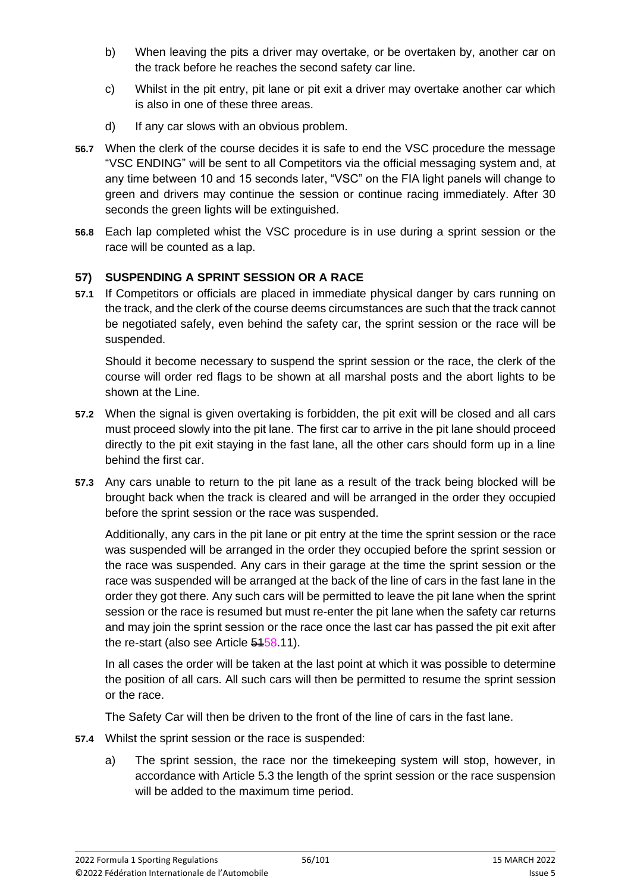b) When leaving the pits a driver may overtake, or be overtaken by, another car on the track before he reaches the second safety car line.

c) Whilst in the pit entry, pit lane or pit exit a driver may overtake another car which is also in one of these three areas.

d) If any car slows with an obvious problem.

**56.7** When the clerk of the course decides it is safe to end the VSC procedure the message "VSC ENDING" will be sent to all Competitors via the official messaging system and, at any time between 10 and 15 seconds later, "VSC" on the FIA light panels will change to green and drivers may continue the session or continue racing immediately. After 30 seconds the green lights will be extinguished.

**56.8** Each lap completed whist the VSC procedure is in use during a sprint session or the race will be counted as a lap.

## 57) SUSPENDING A SPRINT SESSION OR A RACE

**57.1** If Competitors or officials are placed in immediate physical danger by cars running on the track, and the clerk of the course deems circumstances are such that the track cannot be negotiated safely, even behind the safety car, the sprint session or the race will be suspended.

Should it become necessary to suspend the sprint session or the race, the clerk of the course will order red flags to be shown at all marshal posts and the abort lights to be shown at the Line.

**57.2** When the signal is given overtaking is forbidden, the pit exit will be closed and all cars must proceed slowly into the pit lane. The first car to arrive in the pit lane should proceed directly to the pit exit staying in the fast lane, all the other cars should form up in a line behind the first car.

**57.3** Any cars unable to return to the pit lane as a result of the track being blocked will be brought back when the track is cleared and will be arranged in the order they occupied before the sprint session or the race was suspended.

Additionally, any cars in the pit lane or pit entry at the time the sprint session or the race was suspended will be arranged in the order they occupied before the sprint session or the race was suspended. Any cars in their garage at the time the sprint session or the race was suspended will be arranged at the back of the line of cars in the fast lane in the order they got there. Any such cars will be permitted to leave the pit lane when the sprint session or the race is resumed but must re-enter the pit lane when the safety car returns and may join the sprint session or the race once the last car has passed the pit exit after the re-start (also see Article ~~51~~58.11).

In all cases the order will be taken at the last point at which it was possible to determine the position of all cars. All such cars will then be permitted to resume the sprint session or the race.

The Safety Car will then be driven to the front of the line of cars in the fast lane.

**57.4** Whilst the sprint session or the race is suspended:

a) The sprint session, the race nor the timekeeping system will stop, however, in accordance with Article 5.3 the length of the sprint session or the race suspension will be added to the maximum time period.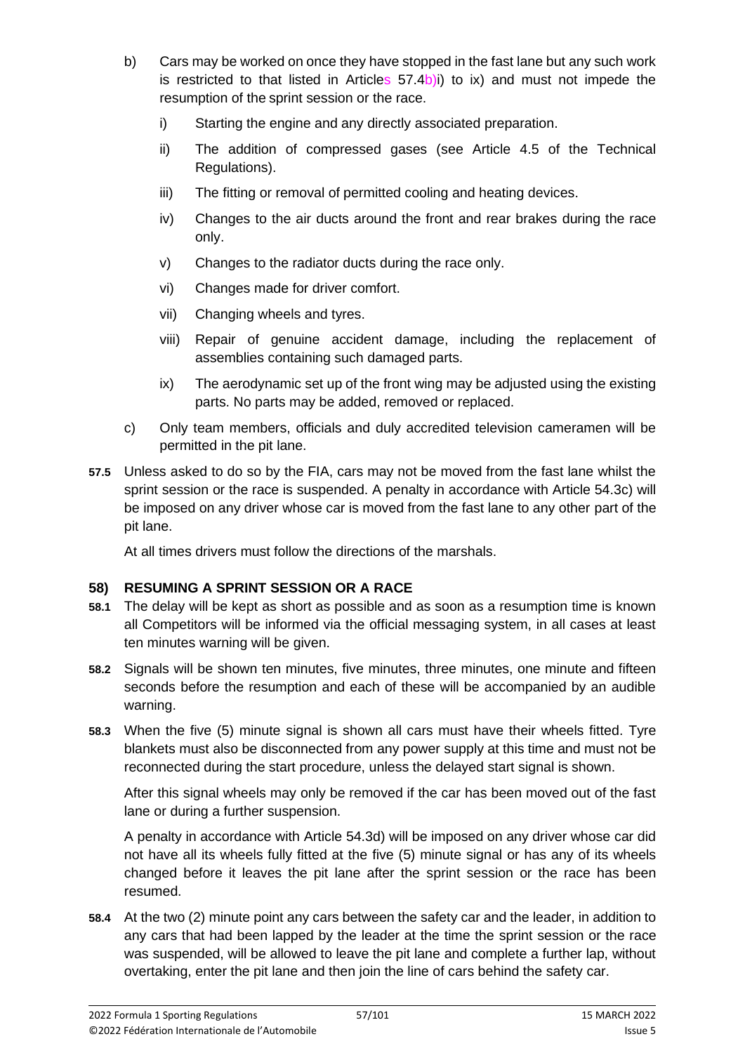b) Cars may be worked on once they have stopped in the fast lane but any such work is restricted to that listed in Articles 57.4b)i) to ix) and must not impede the resumption of the sprint session or the race.

   i) Starting the engine and any directly associated preparation.

   ii) The addition of compressed gases (see Article 4.5 of the Technical Regulations).

   iii) The fitting or removal of permitted cooling and heating devices.

   iv) Changes to the air ducts around the front and rear brakes during the race only.

   v) Changes to the radiator ducts during the race only.

   vi) Changes made for driver comfort.

   vii) Changing wheels and tyres.

   viii) Repair of genuine accident damage, including the replacement of assemblies containing such damaged parts.

   ix) The aerodynamic set up of the front wing may be adjusted using the existing parts. No parts may be added, removed or replaced.

c) Only team members, officials and duly accredited television cameramen will be permitted in the pit lane.

**57.5** Unless asked to do so by the FIA, cars may not be moved from the fast lane whilst the sprint session or the race is suspended. A penalty in accordance with Article 54.3c) will be imposed on any driver whose car is moved from the fast lane to any other part of the pit lane.

At all times drivers must follow the directions of the marshals.

## 58) RESUMING A SPRINT SESSION OR A RACE

**58.1** The delay will be kept as short as possible and as soon as a resumption time is known all Competitors will be informed via the official messaging system, in all cases at least ten minutes warning will be given.

**58.2** Signals will be shown ten minutes, five minutes, three minutes, one minute and fifteen seconds before the resumption and each of these will be accompanied by an audible warning.

**58.3** When the five (5) minute signal is shown all cars must have their wheels fitted. Tyre blankets must also be disconnected from any power supply at this time and must not be reconnected during the start procedure, unless the delayed start signal is shown.

After this signal wheels may only be removed if the car has been moved out of the fast lane or during a further suspension.

A penalty in accordance with Article 54.3d) will be imposed on any driver whose car did not have all its wheels fully fitted at the five (5) minute signal or has any of its wheels changed before it leaves the pit lane after the sprint session or the race has been resumed.

**58.4** At the two (2) minute point any cars between the safety car and the leader, in addition to any cars that had been lapped by the leader at the time the sprint session or the race was suspended, will be allowed to leave the pit lane and complete a further lap, without overtaking, enter the pit lane and then join the line of cars behind the safety car.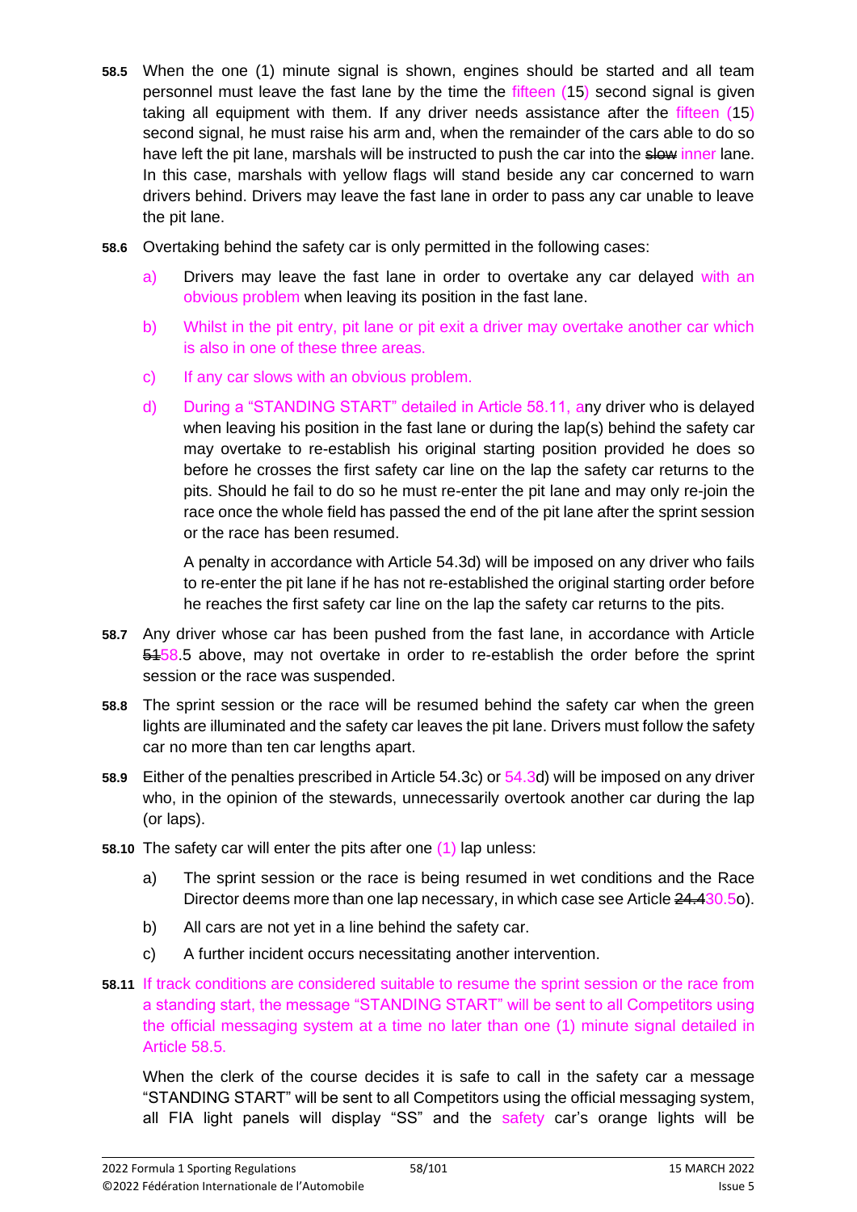**58.5** When the one (1) minute signal is shown, engines should be started and all team personnel must leave the fast lane by the time the fifteen (15) second signal is given taking all equipment with them. If any driver needs assistance after the fifteen (15) second signal, he must raise his arm and, when the remainder of the cars able to do so have left the pit lane, marshals will be instructed to push the car into the ~~slow~~ inner lane. In this case, marshals with yellow flags will stand beside any car concerned to warn drivers behind. Drivers may leave the fast lane in order to pass any car unable to leave the pit lane.

**58.6** Overtaking behind the safety car is only permitted in the following cases:

a) Drivers may leave the fast lane in order to overtake any car delayed with an obvious problem when leaving its position in the fast lane.

b) Whilst in the pit entry, pit lane or pit exit a driver may overtake another car which is also in one of these three areas.

c) If any car slows with an obvious problem.

d) During a "STANDING START" detailed in Article 58.11, any driver who is delayed when leaving his position in the fast lane or during the lap(s) behind the safety car may overtake to re-establish his original starting position provided he does so before he crosses the first safety car line on the lap the safety car returns to the pits. Should he fail to do so he must re-enter the pit lane and may only re-join the race once the whole field has passed the end of the pit lane after the sprint session or the race has been resumed.

A penalty in accordance with Article 54.3d) will be imposed on any driver who fails to re-enter the pit lane if he has not re-established the original starting order before he reaches the first safety car line on the lap the safety car returns to the pits.

**58.7** Any driver whose car has been pushed from the fast lane, in accordance with Article ~~51~~58.5 above, may not overtake in order to re-establish the order before the sprint session or the race was suspended.

**58.8** The sprint session or the race will be resumed behind the safety car when the green lights are illuminated and the safety car leaves the pit lane. Drivers must follow the safety car no more than ten car lengths apart.

**58.9** Either of the penalties prescribed in Article 54.3c) or 54.3d) will be imposed on any driver who, in the opinion of the stewards, unnecessarily overtook another car during the lap (or laps).

**58.10** The safety car will enter the pits after one (1) lap unless:

a) The sprint session or the race is being resumed in wet conditions and the Race Director deems more than one lap necessary, in which case see Article ~~24.4~~30.5o).

b) All cars are not yet in a line behind the safety car.

c) A further incident occurs necessitating another intervention.

**58.11** If track conditions are considered suitable to resume the sprint session or the race from a standing start, the message "STANDING START" will be sent to all Competitors using the official messaging system at a time no later than one (1) minute signal detailed in Article 58.5.

When the clerk of the course decides it is safe to call in the safety car a message "STANDING START" will be sent to all Competitors using the official messaging system, all FIA light panels will display "SS" and the safety car's orange lights will be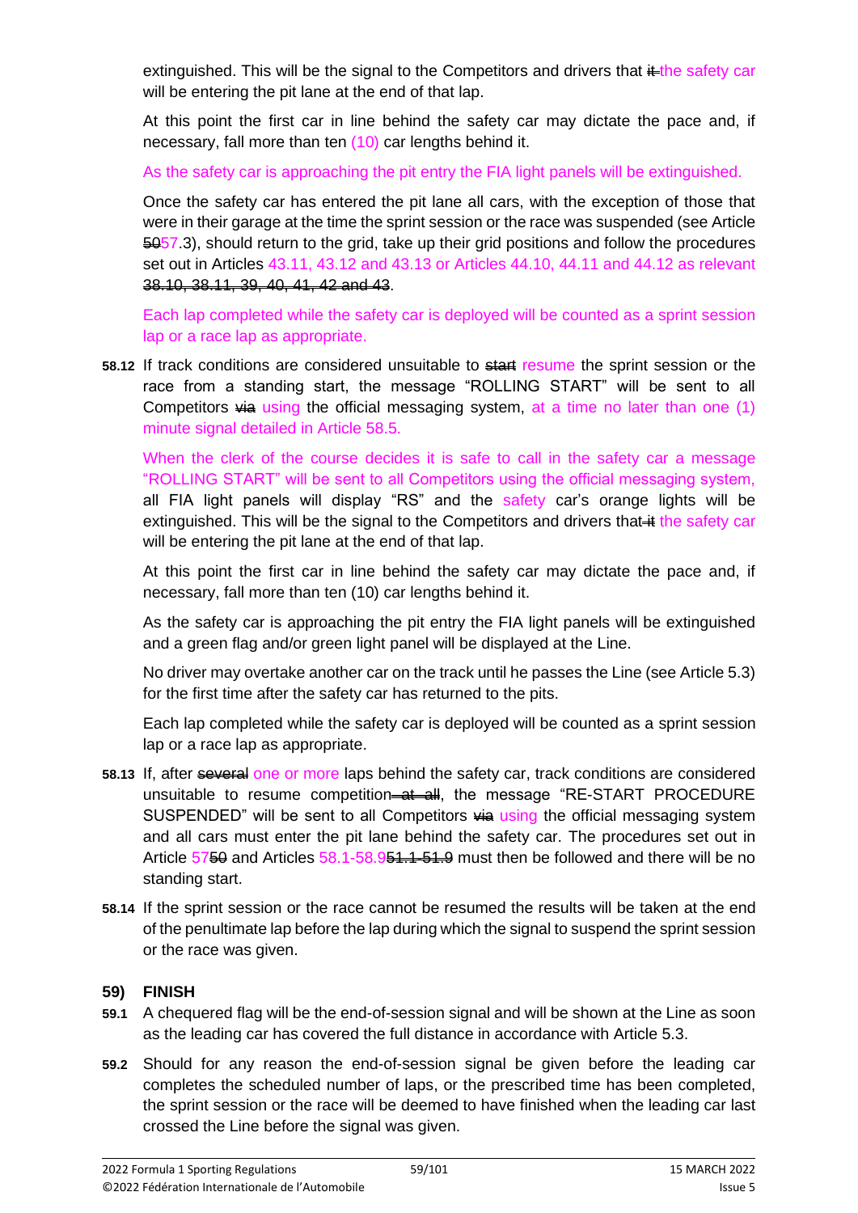extinguished. This will be the signal to the Competitors and drivers that ~~it~~ the safety car will be entering the pit lane at the end of that lap.

At this point the first car in line behind the safety car may dictate the pace and, if necessary, fall more than ten (10) car lengths behind it.

As the safety car is approaching the pit entry the FIA light panels will be extinguished.

Once the safety car has entered the pit lane all cars, with the exception of those that were in their garage at the time the sprint session or the race was suspended (see Article ~~50~~57.3), should return to the grid, take up their grid positions and follow the procedures set out in Articles 43.11, 43.12 and 43.13 or Articles 44.10, 44.11 and 44.12 as relevant ~~38.10, 38.11, 39, 40, 41, 42 and 43~~.

Each lap completed while the safety car is deployed will be counted as a sprint session lap or a race lap as appropriate.

**58.12** If track conditions are considered unsuitable to ~~start~~ resume the sprint session or the race from a standing start, the message "ROLLING START" will be sent to all Competitors ~~via~~ using the official messaging system, at a time no later than one (1) minute signal detailed in Article 58.5.

When the clerk of the course decides it is safe to call in the safety car a message "ROLLING START" will be sent to all Competitors using the official messaging system, all FIA light panels will display "RS" and the safety car's orange lights will be extinguished. This will be the signal to the Competitors and drivers that ~~it~~ the safety car will be entering the pit lane at the end of that lap.

At this point the first car in line behind the safety car may dictate the pace and, if necessary, fall more than ten (10) car lengths behind it.

As the safety car is approaching the pit entry the FIA light panels will be extinguished and a green flag and/or green light panel will be displayed at the Line.

No driver may overtake another car on the track until he passes the Line (see Article 5.3) for the first time after the safety car has returned to the pits.

Each lap completed while the safety car is deployed will be counted as a sprint session lap or a race lap as appropriate.

**58.13** If, after ~~several~~ one or more laps behind the safety car, track conditions are considered unsuitable to resume competition ~~at all~~, the message "RE-START PROCEDURE SUSPENDED" will be sent to all Competitors ~~via~~ using the official messaging system and all cars must enter the pit lane behind the safety car. The procedures set out in Article 57~~50~~ and Articles 58.1-58.9~~51.1-51.9~~ must then be followed and there will be no standing start.

**58.14** If the sprint session or the race cannot be resumed the results will be taken at the end of the penultimate lap before the lap during which the signal to suspend the sprint session or the race was given.

## 59) FINISH

**59.1** A chequered flag will be the end-of-session signal and will be shown at the Line as soon as the leading car has covered the full distance in accordance with Article 5.3.

**59.2** Should for any reason the end-of-session signal be given before the leading car completes the scheduled number of laps, or the prescribed time has been completed, the sprint session or the race will be deemed to have finished when the leading car last crossed the Line before the signal was given.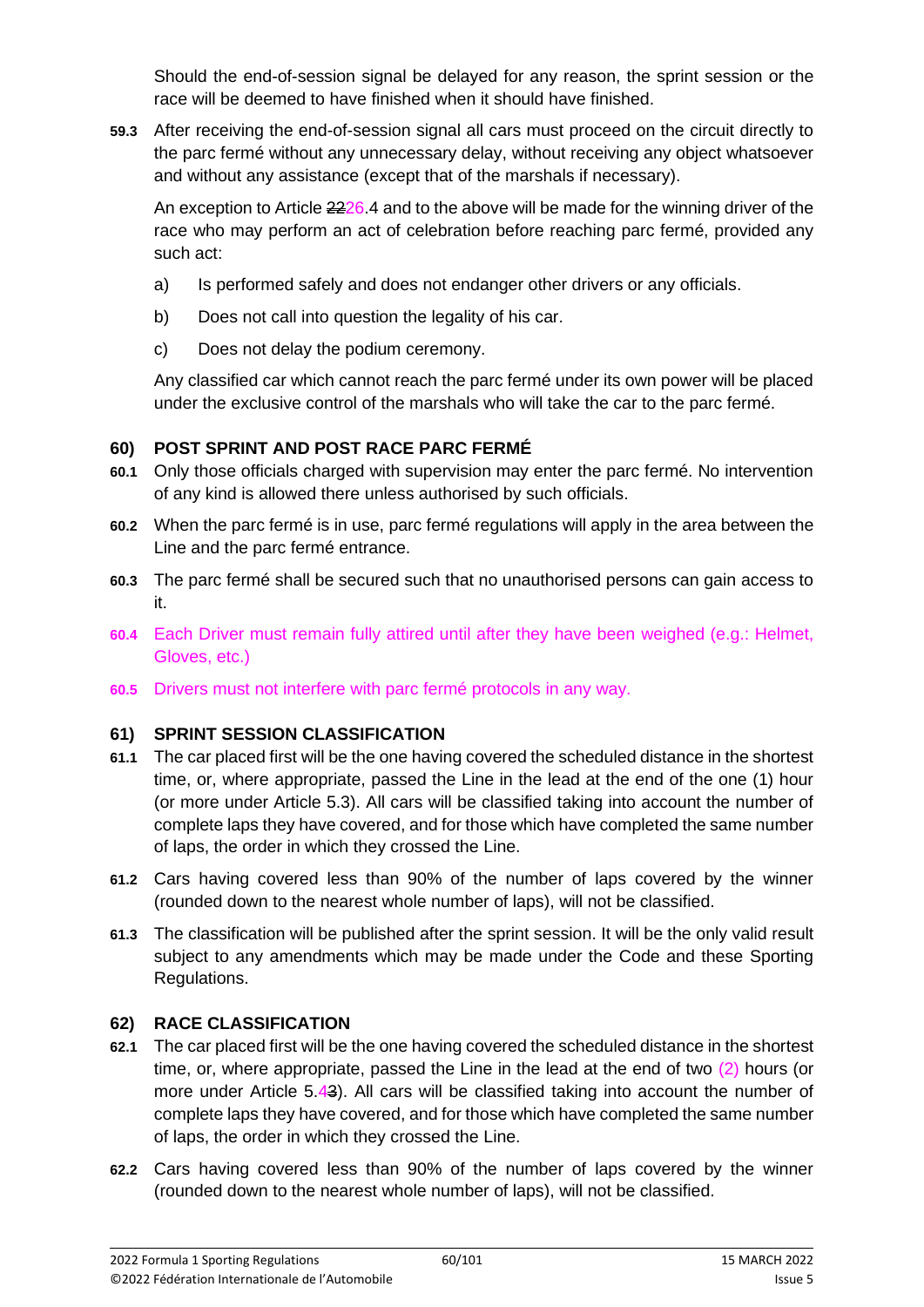Should the end-of-session signal be delayed for any reason, the sprint session or the race will be deemed to have finished when it should have finished.

**59.3** After receiving the end-of-session signal all cars must proceed on the circuit directly to the parc fermé without any unnecessary delay, without receiving any object whatsoever and without any assistance (except that of the marshals if necessary).

An exception to Article ~~22~~26.4 and to the above will be made for the winning driver of the race who may perform an act of celebration before reaching parc fermé, provided any such act:

a) Is performed safely and does not endanger other drivers or any officials.

b) Does not call into question the legality of his car.

c) Does not delay the podium ceremony.

Any classified car which cannot reach the parc fermé under its own power will be placed under the exclusive control of the marshals who will take the car to the parc fermé.

## 60) POST SPRINT AND POST RACE PARC FERMÉ

**60.1** Only those officials charged with supervision may enter the parc fermé. No intervention of any kind is allowed there unless authorised by such officials.

**60.2** When the parc fermé is in use, parc fermé regulations will apply in the area between the Line and the parc fermé entrance.

**60.3** The parc fermé shall be secured such that no unauthorised persons can gain access to it.

**60.4** Each Driver must remain fully attired until after they have been weighed (e.g.: Helmet, Gloves, etc.)

**60.5** Drivers must not interfere with parc fermé protocols in any way.

## 61) SPRINT SESSION CLASSIFICATION

**61.1** The car placed first will be the one having covered the scheduled distance in the shortest time, or, where appropriate, passed the Line in the lead at the end of the one (1) hour (or more under Article 5.3). All cars will be classified taking into account the number of complete laps they have covered, and for those which have completed the same number of laps, the order in which they crossed the Line.

**61.2** Cars having covered less than 90% of the number of laps covered by the winner (rounded down to the nearest whole number of laps), will not be classified.

**61.3** The classification will be published after the sprint session. It will be the only valid result subject to any amendments which may be made under the Code and these Sporting Regulations.

## 62) RACE CLASSIFICATION

**62.1** The car placed first will be the one having covered the scheduled distance in the shortest time, or, where appropriate, passed the Line in the lead at the end of two (2) hours (or more under Article 5.4~~3~~). All cars will be classified taking into account the number of complete laps they have covered, and for those which have completed the same number of laps, the order in which they crossed the Line.

**62.2** Cars having covered less than 90% of the number of laps covered by the winner (rounded down to the nearest whole number of laps), will not be classified.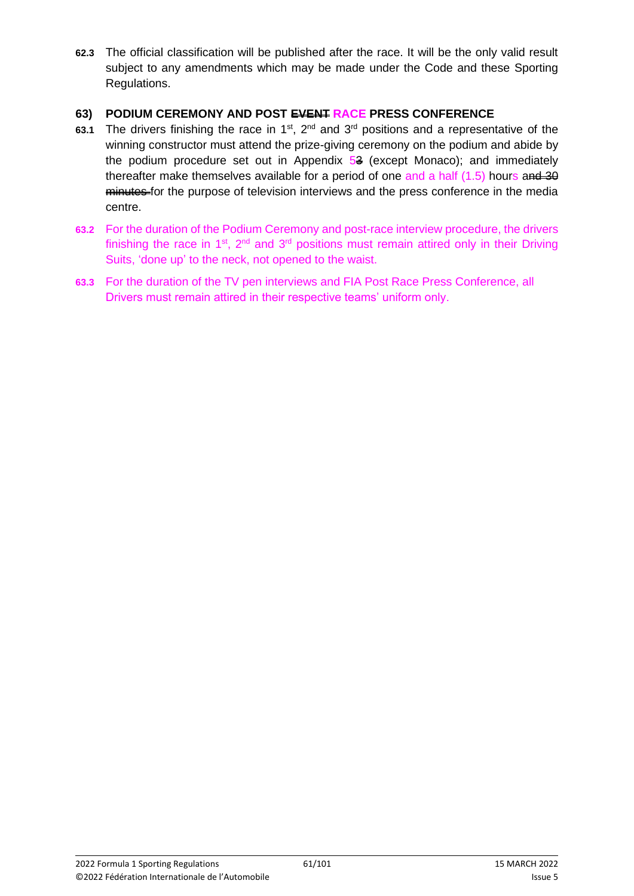**62.3** The official classification will be published after the race. It will be the only valid result subject to any amendments which may be made under the Code and these Sporting Regulations.

### 63) PODIUM CEREMONY AND POST ~~EVENT~~ RACE PRESS CONFERENCE

**63.1** The drivers finishing the race in 1st, 2nd and 3rd positions and a representative of the winning constructor must attend the prize-giving ceremony on the podium and abide by the podium procedure set out in Appendix 5~~3~~ (except Monaco); and immediately thereafter make themselves available for a period of one and a half (1.5) hours ~~and 30 minutes~~ for the purpose of television interviews and the press conference in the media centre.

**63.2** For the duration of the Podium Ceremony and post-race interview procedure, the drivers finishing the race in 1st, 2nd and 3rd positions must remain attired only in their Driving Suits, 'done up' to the neck, not opened to the waist.

**63.3** For the duration of the TV pen interviews and FIA Post Race Press Conference, all Drivers must remain attired in their respective teams' uniform only.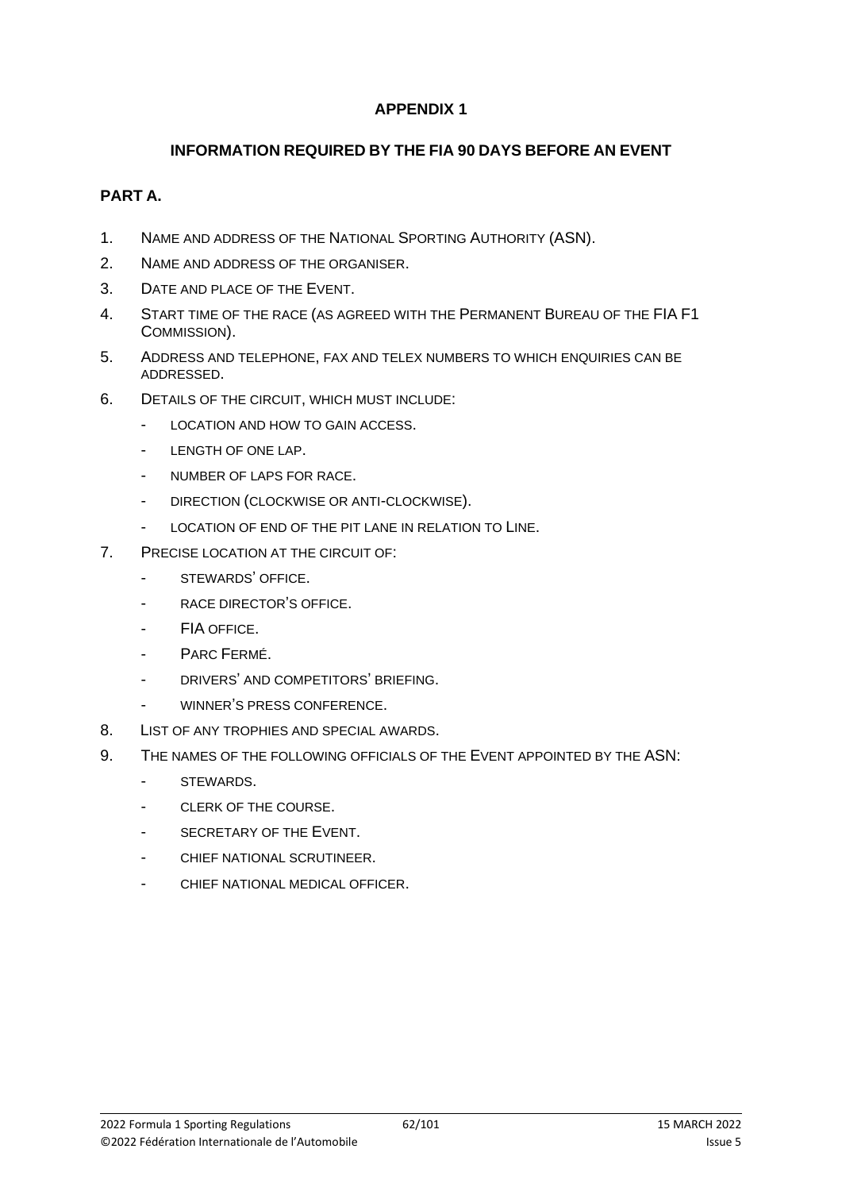# APPENDIX 1

## INFORMATION REQUIRED BY THE FIA 90 DAYS BEFORE AN EVENT

### PART A.

1. NAME AND ADDRESS OF THE NATIONAL SPORTING AUTHORITY (ASN).
2. NAME AND ADDRESS OF THE ORGANISER.
3. DATE AND PLACE OF THE EVENT.
4. START TIME OF THE RACE (AS AGREED WITH THE PERMANENT BUREAU OF THE FIA F1 COMMISSION).
5. ADDRESS AND TELEPHONE, FAX AND TELEX NUMBERS TO WHICH ENQUIRIES CAN BE ADDRESSED.
6. DETAILS OF THE CIRCUIT, WHICH MUST INCLUDE:
   - LOCATION AND HOW TO GAIN ACCESS.
   - LENGTH OF ONE LAP.
   - NUMBER OF LAPS FOR RACE.
   - DIRECTION (CLOCKWISE OR ANTI-CLOCKWISE).
   - LOCATION OF END OF THE PIT LANE IN RELATION TO LINE.
7. PRECISE LOCATION AT THE CIRCUIT OF:
   - STEWARDS' OFFICE.
   - RACE DIRECTOR'S OFFICE.
   - FIA OFFICE.
   - PARC FERMÉ.
   - DRIVERS' AND COMPETITORS' BRIEFING.
   - WINNER'S PRESS CONFERENCE.
8. LIST OF ANY TROPHIES AND SPECIAL AWARDS.
9. THE NAMES OF THE FOLLOWING OFFICIALS OF THE EVENT APPOINTED BY THE ASN:
   - STEWARDS.
   - CLERK OF THE COURSE.
   - SECRETARY OF THE EVENT.
   - CHIEF NATIONAL SCRUTINEER.
   - CHIEF NATIONAL MEDICAL OFFICER.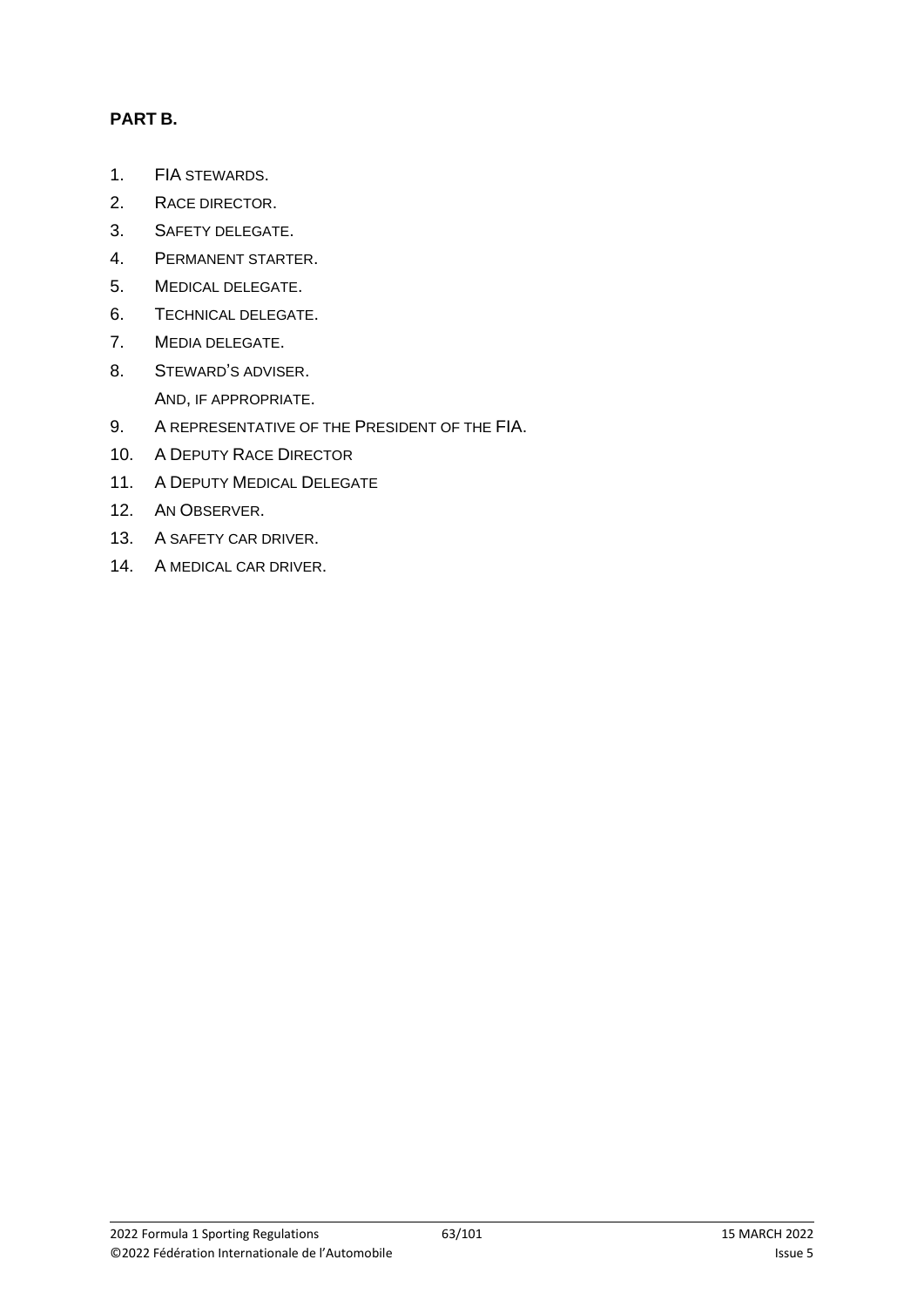**PART B.**

1. FIA STEWARDS.
2. RACE DIRECTOR.
3. SAFETY DELEGATE.
4. PERMANENT STARTER.
5. MEDICAL DELEGATE.
6. TECHNICAL DELEGATE.
7. MEDIA DELEGATE.
8. STEWARD'S ADVISER.

   AND, IF APPROPRIATE.

9. A REPRESENTATIVE OF THE PRESIDENT OF THE FIA.
10. A DEPUTY RACE DIRECTOR
11. A DEPUTY MEDICAL DELEGATE
12. AN OBSERVER.
13. A SAFETY CAR DRIVER.
14. A MEDICAL CAR DRIVER.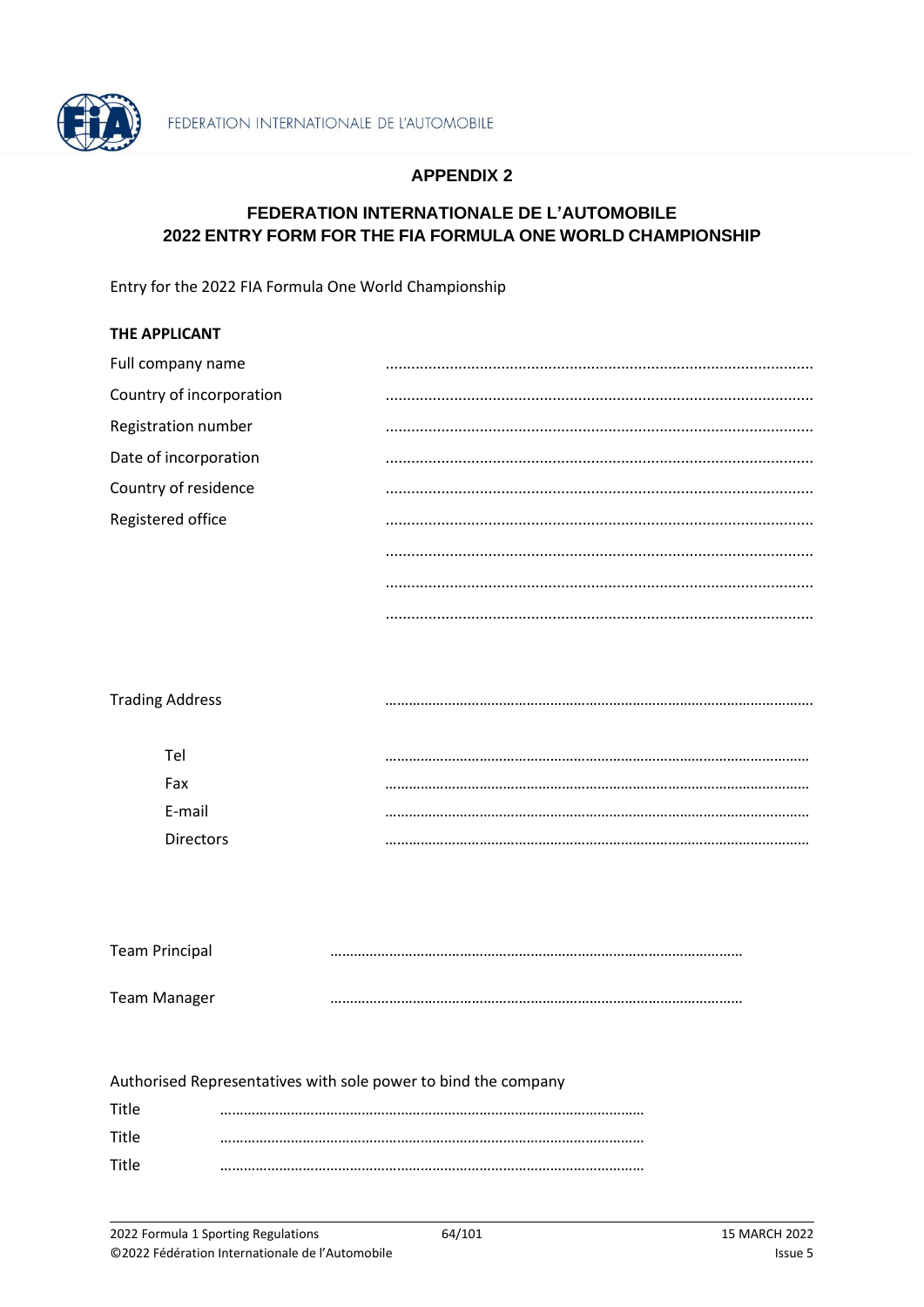## APPENDIX 2

### FEDERATION INTERNATIONALE DE L'AUTOMOBILE
### 2022 ENTRY FORM FOR THE FIA FORMULA ONE WORLD CHAMPIONSHIP

Entry for the 2022 FIA Formula One World Championship

**THE APPLICANT**

Full company name ……………………………………………………………………………………

Country of incorporation ……………………………………………………………………………………

Registration number ……………………………………………………………………………………

Date of incorporation ……………………………………………………………………………………

Country of residence ……………………………………………………………………………………

Registered office ……………………………………………………………………………………

……………………………………………………………………………………

……………………………………………………………………………………

……………………………………………………………………………………

Trading Address ……………………………………………………………………………………

Tel ……………………………………………………………………………………

Fax ……………………………………………………………………………………

E-mail ……………………………………………………………………………………

Directors ……………………………………………………………………………………

Team Principal ……………………………………………………………………………………

Team Manager ……………………………………………………………………………………

Authorised Representatives with sole power to bind the company

Title ……………………………………………………………………………………

Title ……………………………………………………………………………………

Title ……………………………………………………………………………………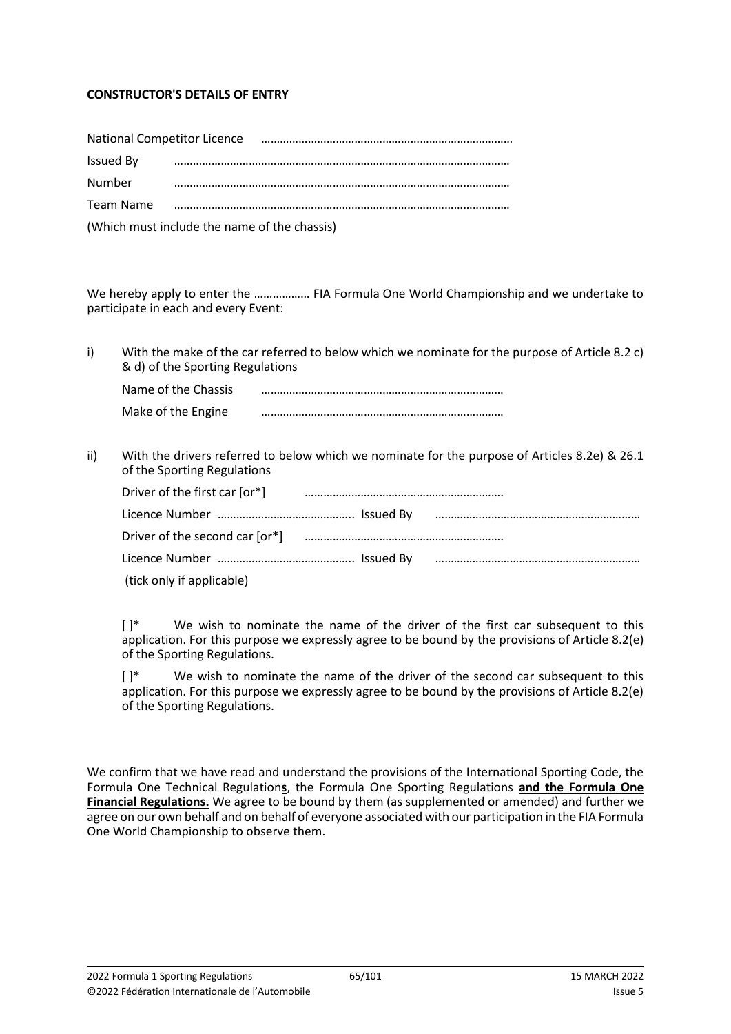**CONSTRUCTOR'S DETAILS OF ENTRY**

National Competitor Licence ………………………………………………………………………

Issued By ………………………………………………………………………………………

Number ………………………………………………………………………………………

Team Name ………………………………………………………………………………………

(Which must include the name of the chassis)

We hereby apply to enter the ……………… FIA Formula One World Championship and we undertake to participate in each and every Event:

i) With the make of the car referred to below which we nominate for the purpose of Article 8.2 c) & d) of the Sporting Regulations

   Name of the Chassis ……………………………………………………………………

   Make of the Engine ……………………………………………………………………

ii) With the drivers referred to below which we nominate for the purpose of Articles 8.2e) & 26.1 of the Sporting Regulations

   Driver of the first car [or*] ……………………………………………………….

   Licence Number …………………………………….. Issued By …………………………………………………………

   Driver of the second car [or*] ……………………………………………………….

   Licence Number …………………………………….. Issued By …………………………………………………………

   (tick only if applicable)

   [ ]* We wish to nominate the name of the driver of the first car subsequent to this application. For this purpose we expressly agree to be bound by the provisions of Article 8.2(e) of the Sporting Regulations.

   [ ]* We wish to nominate the name of the driver of the second car subsequent to this application. For this purpose we expressly agree to be bound by the provisions of Article 8.2(e) of the Sporting Regulations.

We confirm that we have read and understand the provisions of the International Sporting Code, the Formula One Technical Regulation**s**, the Formula One Sporting Regulations **and the Formula One Financial Regulations.** We agree to be bound by them (as supplemented or amended) and further we agree on our own behalf and on behalf of everyone associated with our participation in the FIA Formula One World Championship to observe them.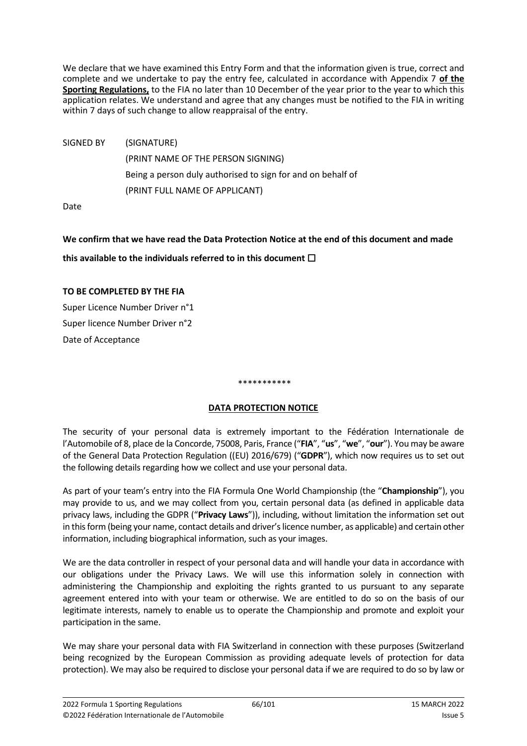We declare that we have examined this Entry Form and that the information given is true, correct and complete and we undertake to pay the entry fee, calculated in accordance with Appendix 7 **of the Sporting Regulations,** to the FIA no later than 10 December of the year prior to the year to which this application relates. We understand and agree that any changes must be notified to the FIA in writing within 7 days of such change to allow reappraisal of the entry.

SIGNED BY (SIGNATURE)

(PRINT NAME OF THE PERSON SIGNING)

Being a person duly authorised to sign for and on behalf of

(PRINT FULL NAME OF APPLICANT)

Date

**We confirm that we have read the Data Protection Notice at the end of this document and made this available to the individuals referred to in this document ☐**

**TO BE COMPLETED BY THE FIA**

Super Licence Number Driver n°1

Super licence Number Driver n°2

Date of Acceptance

***********

**DATA PROTECTION NOTICE**

The security of your personal data is extremely important to the Fédération Internationale de l'Automobile of 8, place de la Concorde, 75008, Paris, France ("**FIA**", "**us**", "**we**", "**our**"). You may be aware of the General Data Protection Regulation ((EU) 2016/679) ("**GDPR**"), which now requires us to set out the following details regarding how we collect and use your personal data.

As part of your team's entry into the FIA Formula One World Championship (the "**Championship**"), you may provide to us, and we may collect from you, certain personal data (as defined in applicable data privacy laws, including the GDPR ("**Privacy Laws**")), including, without limitation the information set out in this form (being your name, contact details and driver's licence number, as applicable) and certain other information, including biographical information, such as your images.

We are the data controller in respect of your personal data and will handle your data in accordance with our obligations under the Privacy Laws. We will use this information solely in connection with administering the Championship and exploiting the rights granted to us pursuant to any separate agreement entered into with your team or otherwise. We are entitled to do so on the basis of our legitimate interests, namely to enable us to operate the Championship and promote and exploit your participation in the same.

We may share your personal data with FIA Switzerland in connection with these purposes (Switzerland being recognized by the European Commission as providing adequate levels of protection for data protection). We may also be required to disclose your personal data if we are required to do so by law or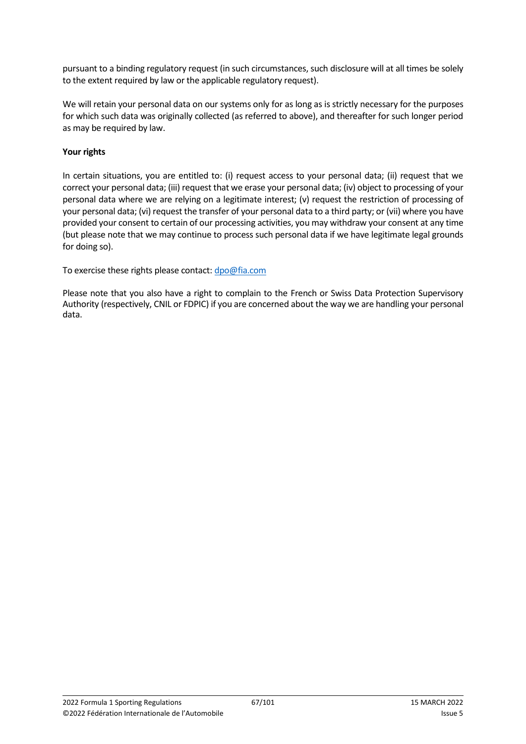pursuant to a binding regulatory request (in such circumstances, such disclosure will at all times be solely to the extent required by law or the applicable regulatory request).

We will retain your personal data on our systems only for as long as is strictly necessary for the purposes for which such data was originally collected (as referred to above), and thereafter for such longer period as may be required by law.

**Your rights**

In certain situations, you are entitled to: (i) request access to your personal data; (ii) request that we correct your personal data; (iii) request that we erase your personal data; (iv) object to processing of your personal data where we are relying on a legitimate interest; (v) request the restriction of processing of your personal data; (vi) request the transfer of your personal data to a third party; or (vii) where you have provided your consent to certain of our processing activities, you may withdraw your consent at any time (but please note that we may continue to process such personal data if we have legitimate legal grounds for doing so).

To exercise these rights please contact: dpo@fia.com

Please note that you also have a right to complain to the French or Swiss Data Protection Supervisory Authority (respectively, CNIL or FDPIC) if you are concerned about the way we are handling your personal data.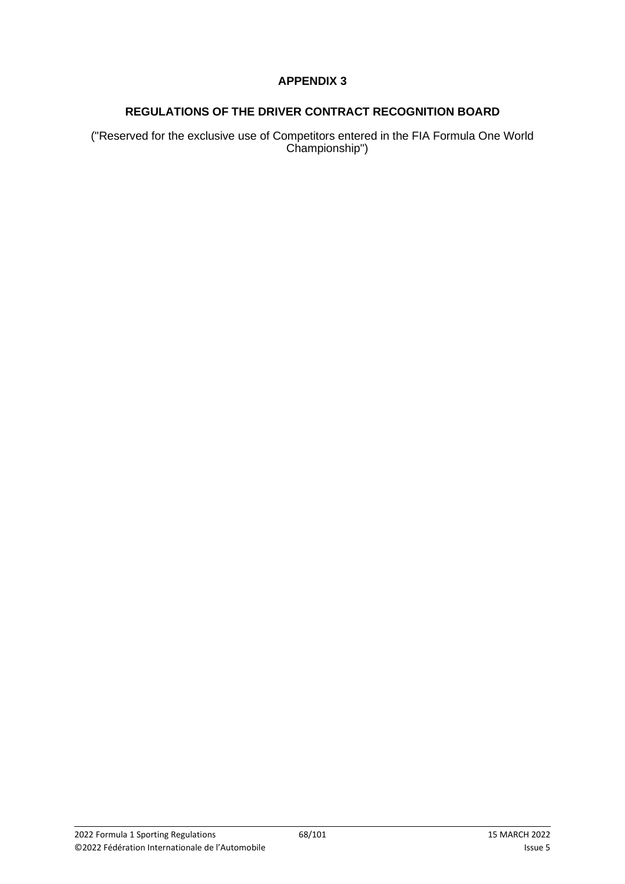# APPENDIX 3

## REGULATIONS OF THE DRIVER CONTRACT RECOGNITION BOARD

("Reserved for the exclusive use of Competitors entered in the FIA Formula One World Championship")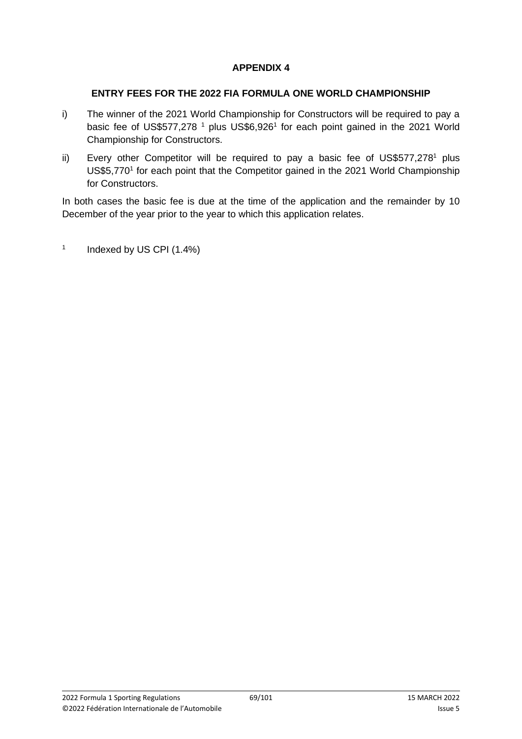# APPENDIX 4

## ENTRY FEES FOR THE 2022 FIA FORMULA ONE WORLD CHAMPIONSHIP

i) The winner of the 2021 World Championship for Constructors will be required to pay a basic fee of US$577,278 [1] plus US$6,926[1] for each point gained in the 2021 World Championship for Constructors.

ii) Every other Competitor will be required to pay a basic fee of US$577,278[1] plus US$5,770[1] for each point that the Competitor gained in the 2021 World Championship for Constructors.

In both cases the basic fee is due at the time of the application and the remainder by 10 December of the year prior to the year to which this application relates.

[1] Indexed by US CPI (1.4%)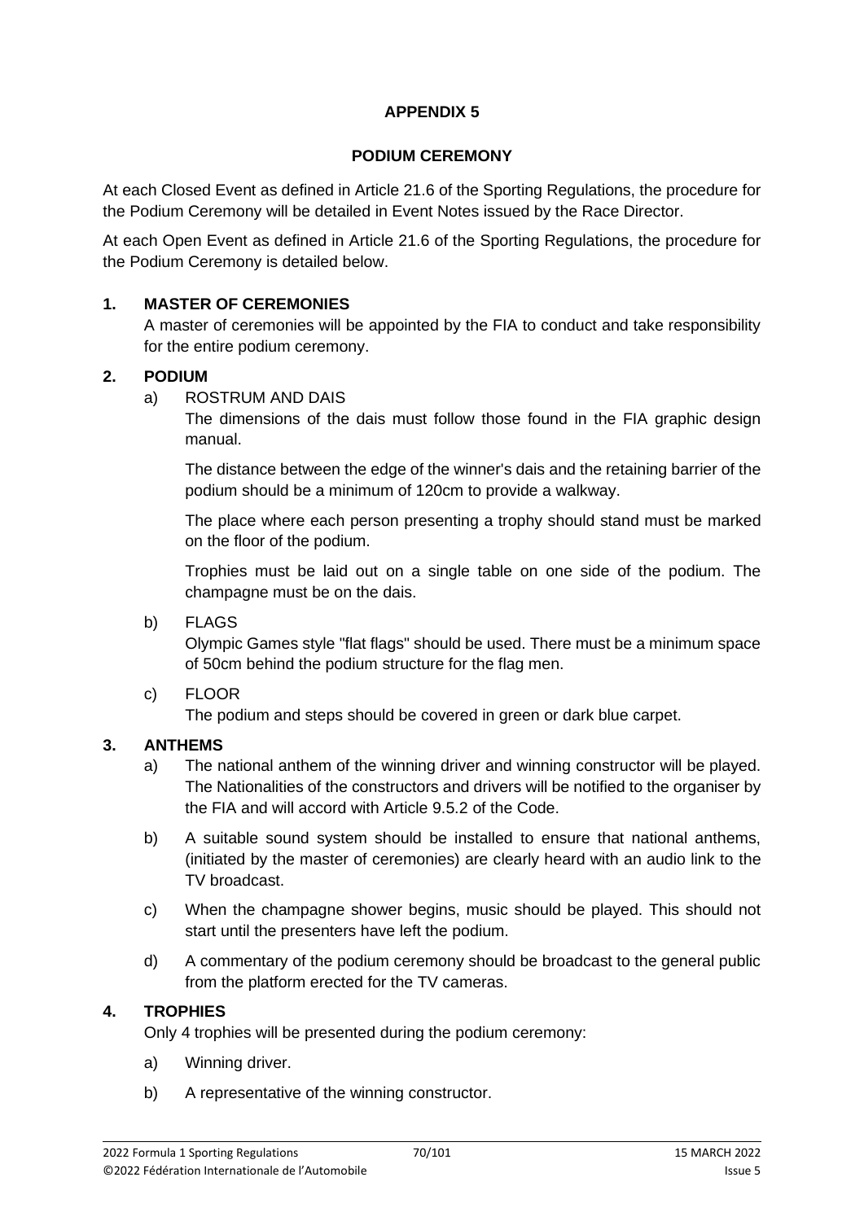# APPENDIX 5

## PODIUM CEREMONY

At each Closed Event as defined in Article 21.6 of the Sporting Regulations, the procedure for the Podium Ceremony will be detailed in Event Notes issued by the Race Director.

At each Open Event as defined in Article 21.6 of the Sporting Regulations, the procedure for the Podium Ceremony is detailed below.

### 1. MASTER OF CEREMONIES

A master of ceremonies will be appointed by the FIA to conduct and take responsibility for the entire podium ceremony.

### 2. PODIUM

a) ROSTRUM AND DAIS

The dimensions of the dais must follow those found in the FIA graphic design manual.

The distance between the edge of the winner's dais and the retaining barrier of the podium should be a minimum of 120cm to provide a walkway.

The place where each person presenting a trophy should stand must be marked on the floor of the podium.

Trophies must be laid out on a single table on one side of the podium. The champagne must be on the dais.

b) FLAGS

Olympic Games style "flat flags" should be used. There must be a minimum space of 50cm behind the podium structure for the flag men.

c) FLOOR

The podium and steps should be covered in green or dark blue carpet.

### 3. ANTHEMS

a) The national anthem of the winning driver and winning constructor will be played. The Nationalities of the constructors and drivers will be notified to the organiser by the FIA and will accord with Article 9.5.2 of the Code.

b) A suitable sound system should be installed to ensure that national anthems, (initiated by the master of ceremonies) are clearly heard with an audio link to the TV broadcast.

c) When the champagne shower begins, music should be played. This should not start until the presenters have left the podium.

d) A commentary of the podium ceremony should be broadcast to the general public from the platform erected for the TV cameras.

### 4. TROPHIES

Only 4 trophies will be presented during the podium ceremony:

a) Winning driver.

b) A representative of the winning constructor.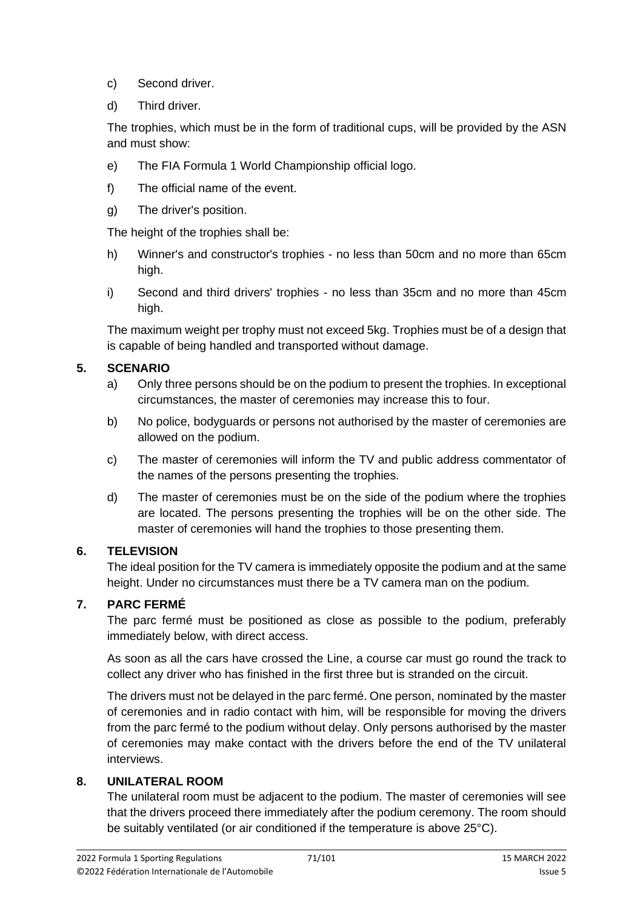c) Second driver.

d) Third driver.

The trophies, which must be in the form of traditional cups, will be provided by the ASN and must show:

e) The FIA Formula 1 World Championship official logo.

f) The official name of the event.

g) The driver's position.

The height of the trophies shall be:

h) Winner's and constructor's trophies - no less than 50cm and no more than 65cm high.

i) Second and third drivers' trophies - no less than 35cm and no more than 45cm high.

The maximum weight per trophy must not exceed 5kg. Trophies must be of a design that is capable of being handled and transported without damage.

## 5. SCENARIO

a) Only three persons should be on the podium to present the trophies. In exceptional circumstances, the master of ceremonies may increase this to four.

b) No police, bodyguards or persons not authorised by the master of ceremonies are allowed on the podium.

c) The master of ceremonies will inform the TV and public address commentator of the names of the persons presenting the trophies.

d) The master of ceremonies must be on the side of the podium where the trophies are located. The persons presenting the trophies will be on the other side. The master of ceremonies will hand the trophies to those presenting them.

## 6. TELEVISION

The ideal position for the TV camera is immediately opposite the podium and at the same height. Under no circumstances must there be a TV camera man on the podium.

## 7. PARC FERMÉ

The parc fermé must be positioned as close as possible to the podium, preferably immediately below, with direct access.

As soon as all the cars have crossed the Line, a course car must go round the track to collect any driver who has finished in the first three but is stranded on the circuit.

The drivers must not be delayed in the parc fermé. One person, nominated by the master of ceremonies and in radio contact with him, will be responsible for moving the drivers from the parc fermé to the podium without delay. Only persons authorised by the master of ceremonies may make contact with the drivers before the end of the TV unilateral interviews.

## 8. UNILATERAL ROOM

The unilateral room must be adjacent to the podium. The master of ceremonies will see that the drivers proceed there immediately after the podium ceremony. The room should be suitably ventilated (or air conditioned if the temperature is above 25°C).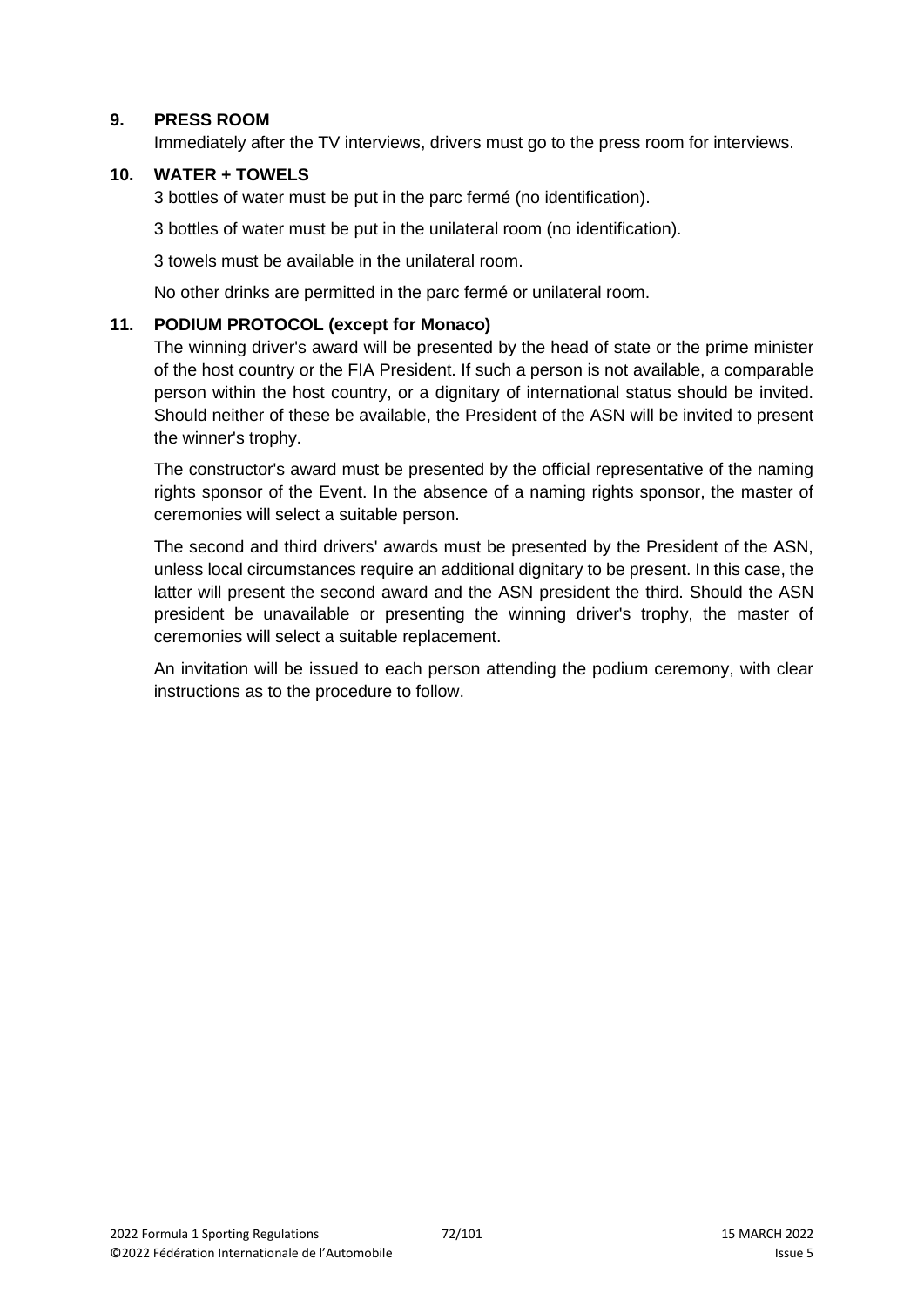**9. PRESS ROOM**

Immediately after the TV interviews, drivers must go to the press room for interviews.

**10. WATER + TOWELS**

3 bottles of water must be put in the parc fermé (no identification).

3 bottles of water must be put in the unilateral room (no identification).

3 towels must be available in the unilateral room.

No other drinks are permitted in the parc fermé or unilateral room.

**11. PODIUM PROTOCOL (except for Monaco)**

The winning driver's award will be presented by the head of state or the prime minister of the host country or the FIA President. If such a person is not available, a comparable person within the host country, or a dignitary of international status should be invited. Should neither of these be available, the President of the ASN will be invited to present the winner's trophy.

The constructor's award must be presented by the official representative of the naming rights sponsor of the Event. In the absence of a naming rights sponsor, the master of ceremonies will select a suitable person.

The second and third drivers' awards must be presented by the President of the ASN, unless local circumstances require an additional dignitary to be present. In this case, the latter will present the second award and the ASN president the third. Should the ASN president be unavailable or presenting the winning driver's trophy, the master of ceremonies will select a suitable replacement.

An invitation will be issued to each person attending the podium ceremony, with clear instructions as to the procedure to follow.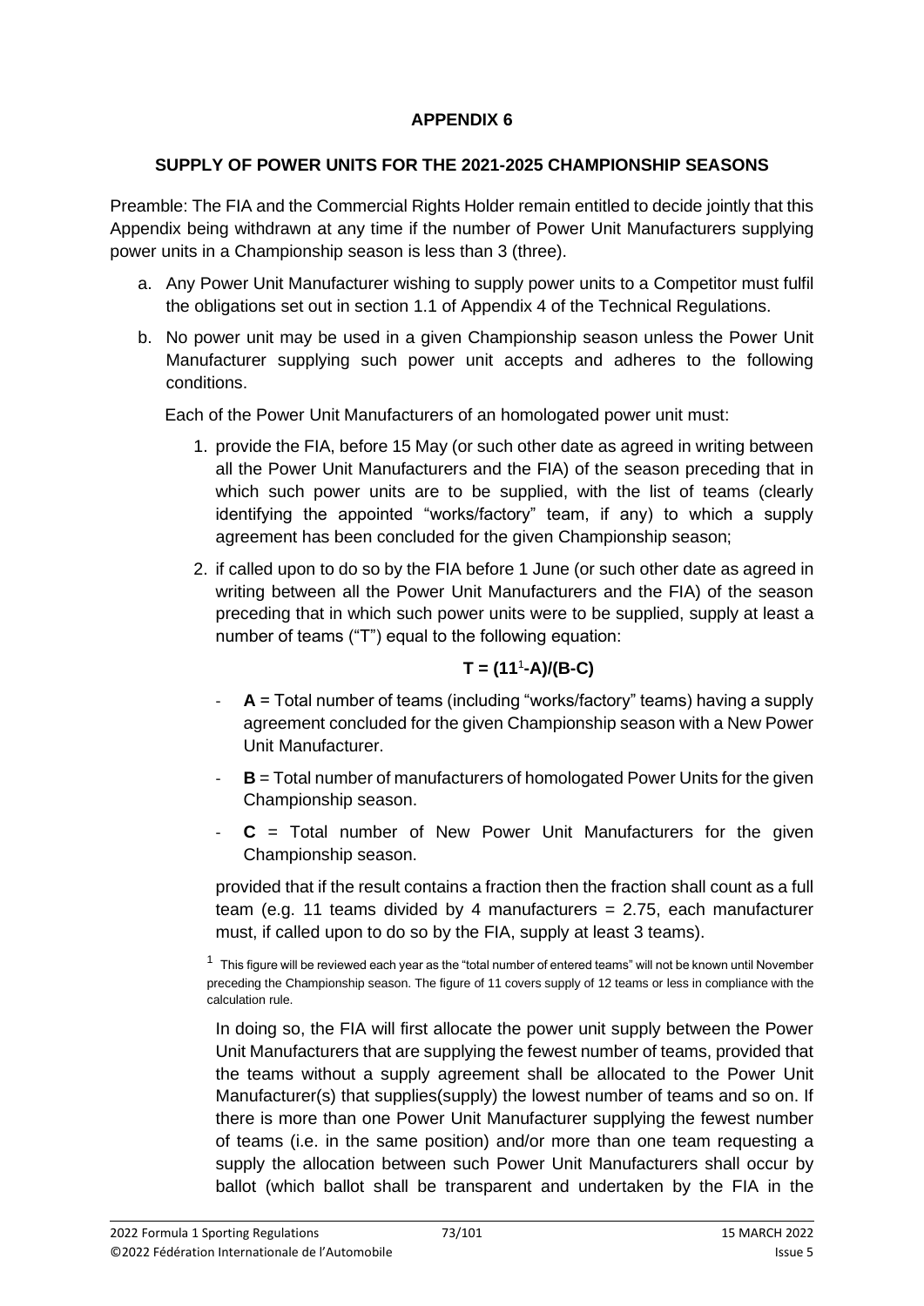# APPENDIX 6

## SUPPLY OF POWER UNITS FOR THE 2021-2025 CHAMPIONSHIP SEASONS

Preamble: The FIA and the Commercial Rights Holder remain entitled to decide jointly that this Appendix being withdrawn at any time if the number of Power Unit Manufacturers supplying power units in a Championship season is less than 3 (three).

a. Any Power Unit Manufacturer wishing to supply power units to a Competitor must fulfil the obligations set out in section 1.1 of Appendix 4 of the Technical Regulations.

b. No power unit may be used in a given Championship season unless the Power Unit Manufacturer supplying such power unit accepts and adheres to the following conditions.

   Each of the Power Unit Manufacturers of an homologated power unit must:

   1. provide the FIA, before 15 May (or such other date as agreed in writing between all the Power Unit Manufacturers and the FIA) of the season preceding that in which such power units are to be supplied, with the list of teams (clearly identifying the appointed "works/factory" team, if any) to which a supply agreement has been concluded for the given Championship season;

   2. if called upon to do so by the FIA before 1 June (or such other date as agreed in writing between all the Power Unit Manufacturers and the FIA) of the season preceding that in which such power units were to be supplied, supply at least a number of teams ("T") equal to the following equation:

      **T = (11[1]-A)/(B-C)**

      - **A** = Total number of teams (including "works/factory" teams) having a supply agreement concluded for the given Championship season with a New Power Unit Manufacturer.
      - **B** = Total number of manufacturers of homologated Power Units for the given Championship season.
      - **C** = Total number of New Power Unit Manufacturers for the given Championship season.

      provided that if the result contains a fraction then the fraction shall count as a full team (e.g. 11 teams divided by 4 manufacturers = 2.75, each manufacturer must, if called upon to do so by the FIA, supply at least 3 teams).

      [1] This figure will be reviewed each year as the "total number of entered teams" will not be known until November preceding the Championship season. The figure of 11 covers supply of 12 teams or less in compliance with the calculation rule.

      In doing so, the FIA will first allocate the power unit supply between the Power Unit Manufacturers that are supplying the fewest number of teams, provided that the teams without a supply agreement shall be allocated to the Power Unit Manufacturer(s) that supplies(supply) the lowest number of teams and so on. If there is more than one Power Unit Manufacturer supplying the fewest number of teams (i.e. in the same position) and/or more than one team requesting a supply the allocation between such Power Unit Manufacturers shall occur by ballot (which ballot shall be transparent and undertaken by the FIA in the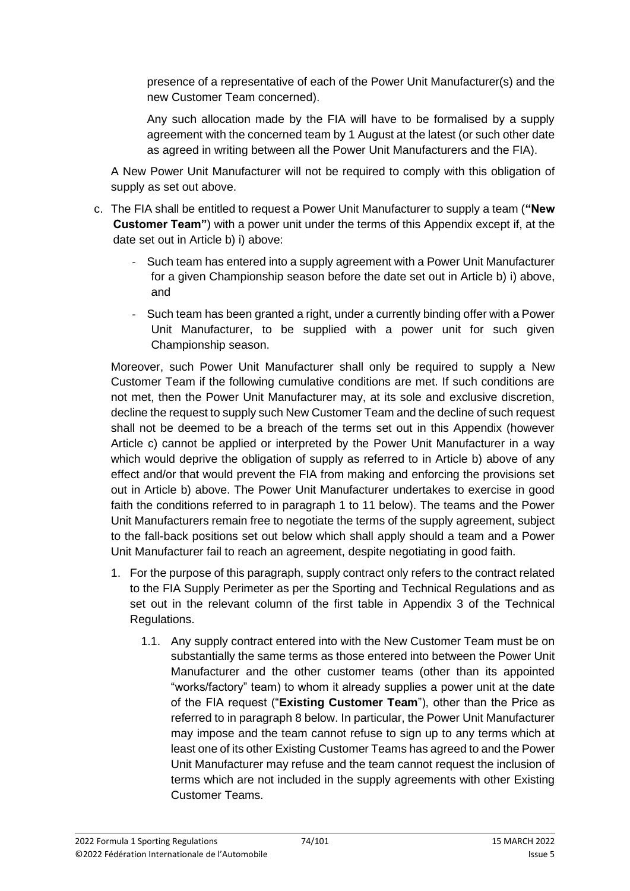presence of a representative of each of the Power Unit Manufacturer(s) and the new Customer Team concerned).

Any such allocation made by the FIA will have to be formalised by a supply agreement with the concerned team by 1 August at the latest (or such other date as agreed in writing between all the Power Unit Manufacturers and the FIA).

A New Power Unit Manufacturer will not be required to comply with this obligation of supply as set out above.

c. The FIA shall be entitled to request a Power Unit Manufacturer to supply a team (**"New Customer Team"**) with a power unit under the terms of this Appendix except if, at the date set out in Article b) i) above:

   - Such team has entered into a supply agreement with a Power Unit Manufacturer for a given Championship season before the date set out in Article b) i) above, and
   - Such team has been granted a right, under a currently binding offer with a Power Unit Manufacturer, to be supplied with a power unit for such given Championship season.

Moreover, such Power Unit Manufacturer shall only be required to supply a New Customer Team if the following cumulative conditions are met. If such conditions are not met, then the Power Unit Manufacturer may, at its sole and exclusive discretion, decline the request to supply such New Customer Team and the decline of such request shall not be deemed to be a breach of the terms set out in this Appendix (however Article c) cannot be applied or interpreted by the Power Unit Manufacturer in a way which would deprive the obligation of supply as referred to in Article b) above of any effect and/or that would prevent the FIA from making and enforcing the provisions set out in Article b) above. The Power Unit Manufacturer undertakes to exercise in good faith the conditions referred to in paragraph 1 to 11 below). The teams and the Power Unit Manufacturers remain free to negotiate the terms of the supply agreement, subject to the fall-back positions set out below which shall apply should a team and a Power Unit Manufacturer fail to reach an agreement, despite negotiating in good faith.

1. For the purpose of this paragraph, supply contract only refers to the contract related to the FIA Supply Perimeter as per the Sporting and Technical Regulations and as set out in the relevant column of the first table in Appendix 3 of the Technical Regulations.

   1.1. Any supply contract entered into with the New Customer Team must be on substantially the same terms as those entered into between the Power Unit Manufacturer and the other customer teams (other than its appointed "works/factory" team) to whom it already supplies a power unit at the date of the FIA request ("**Existing Customer Team**"), other than the Price as referred to in paragraph 8 below. In particular, the Power Unit Manufacturer may impose and the team cannot refuse to sign up to any terms which at least one of its other Existing Customer Teams has agreed to and the Power Unit Manufacturer may refuse and the team cannot request the inclusion of terms which are not included in the supply agreements with other Existing Customer Teams.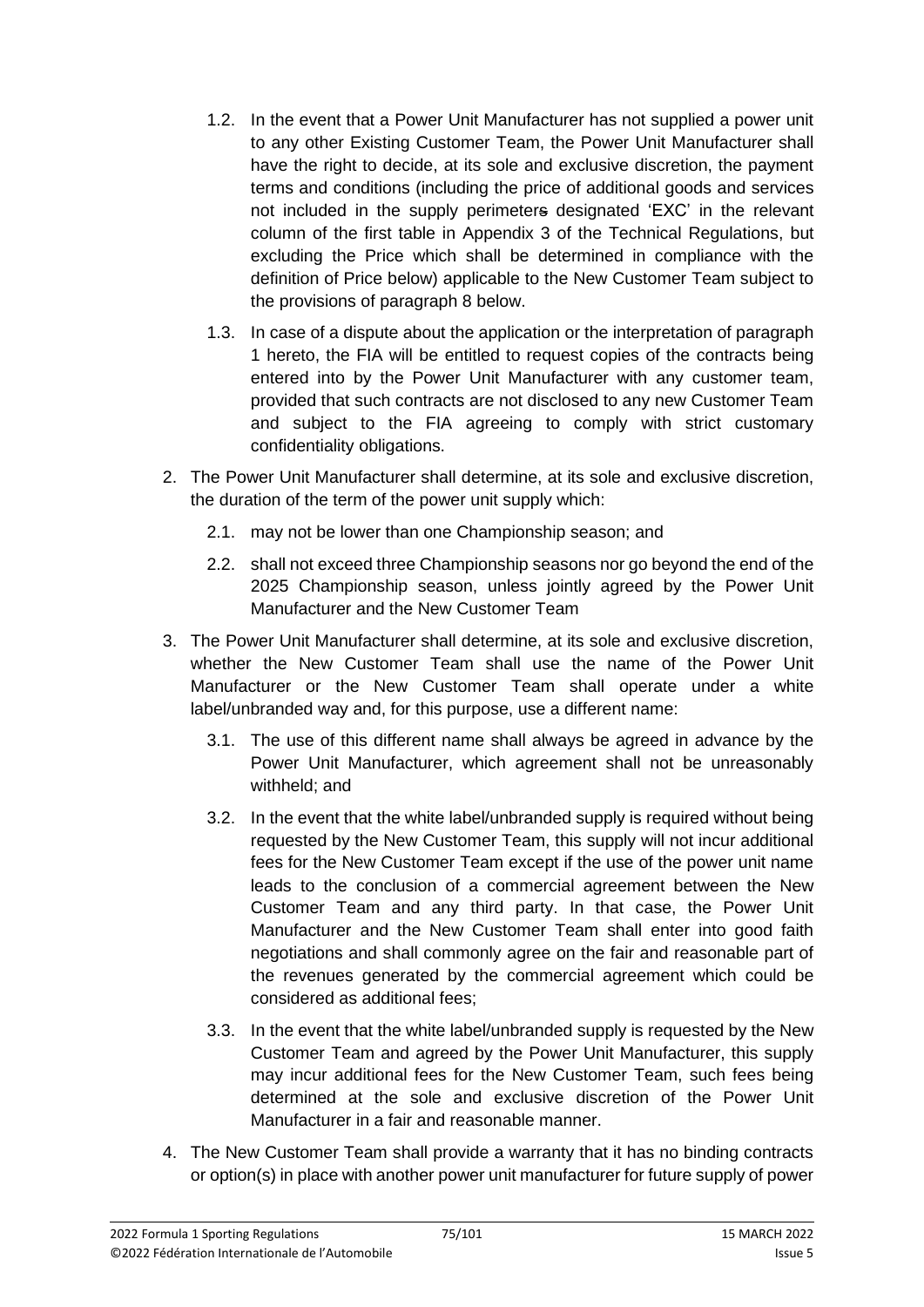1.2. In the event that a Power Unit Manufacturer has not supplied a power unit to any other Existing Customer Team, the Power Unit Manufacturer shall have the right to decide, at its sole and exclusive discretion, the payment terms and conditions (including the price of additional goods and services not included in the supply perimeter~~s~~ designated 'EXC' in the relevant column of the first table in Appendix 3 of the Technical Regulations, but excluding the Price which shall be determined in compliance with the definition of Price below) applicable to the New Customer Team subject to the provisions of paragraph 8 below.

1.3. In case of a dispute about the application or the interpretation of paragraph 1 hereto, the FIA will be entitled to request copies of the contracts being entered into by the Power Unit Manufacturer with any customer team, provided that such contracts are not disclosed to any new Customer Team and subject to the FIA agreeing to comply with strict customary confidentiality obligations.

2. The Power Unit Manufacturer shall determine, at its sole and exclusive discretion, the duration of the term of the power unit supply which:

   2.1. may not be lower than one Championship season; and

   2.2. shall not exceed three Championship seasons nor go beyond the end of the 2025 Championship season, unless jointly agreed by the Power Unit Manufacturer and the New Customer Team

3. The Power Unit Manufacturer shall determine, at its sole and exclusive discretion, whether the New Customer Team shall use the name of the Power Unit Manufacturer or the New Customer Team shall operate under a white label/unbranded way and, for this purpose, use a different name:

   3.1. The use of this different name shall always be agreed in advance by the Power Unit Manufacturer, which agreement shall not be unreasonably withheld; and

   3.2. In the event that the white label/unbranded supply is required without being requested by the New Customer Team, this supply will not incur additional fees for the New Customer Team except if the use of the power unit name leads to the conclusion of a commercial agreement between the New Customer Team and any third party. In that case, the Power Unit Manufacturer and the New Customer Team shall enter into good faith negotiations and shall commonly agree on the fair and reasonable part of the revenues generated by the commercial agreement which could be considered as additional fees;

   3.3. In the event that the white label/unbranded supply is requested by the New Customer Team and agreed by the Power Unit Manufacturer, this supply may incur additional fees for the New Customer Team, such fees being determined at the sole and exclusive discretion of the Power Unit Manufacturer in a fair and reasonable manner.

4. The New Customer Team shall provide a warranty that it has no binding contracts or option(s) in place with another power unit manufacturer for future supply of power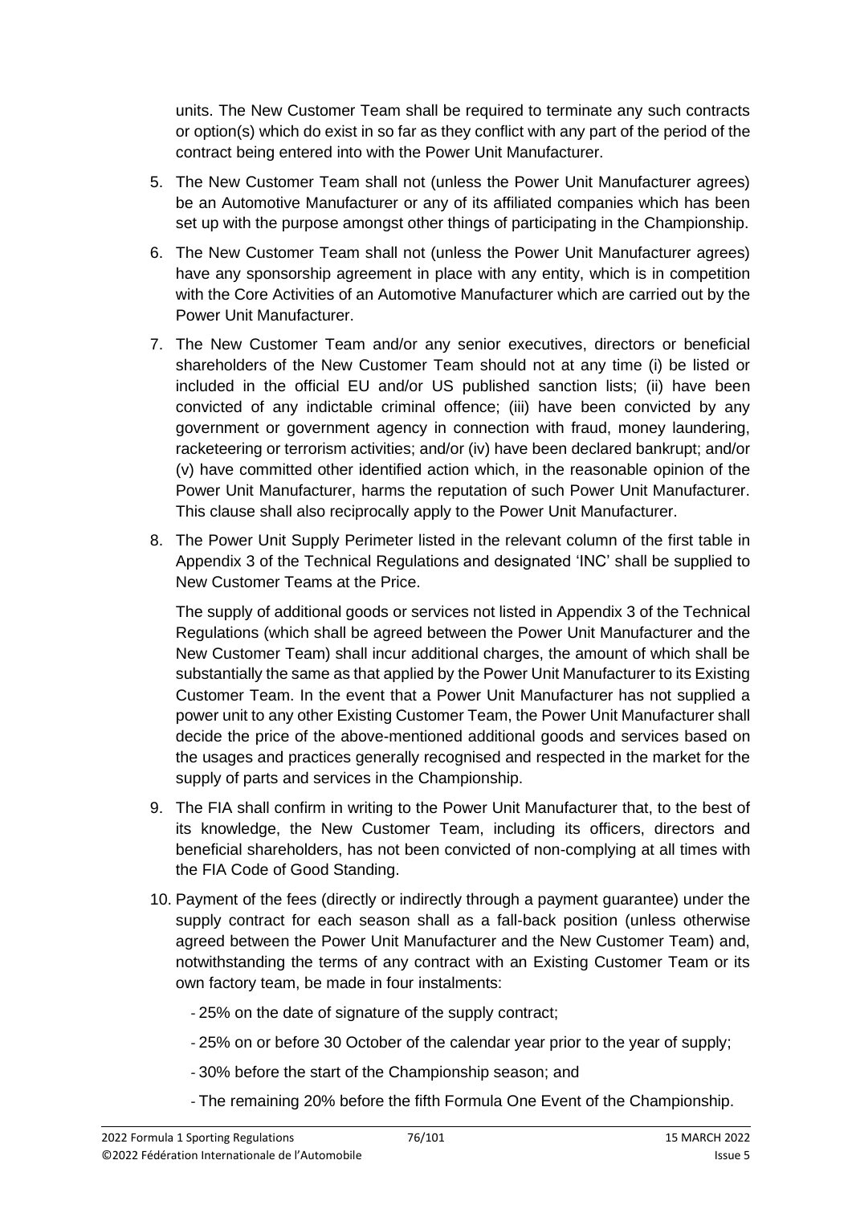units. The New Customer Team shall be required to terminate any such contracts or option(s) which do exist in so far as they conflict with any part of the period of the contract being entered into with the Power Unit Manufacturer.

5. The New Customer Team shall not (unless the Power Unit Manufacturer agrees) be an Automotive Manufacturer or any of its affiliated companies which has been set up with the purpose amongst other things of participating in the Championship.

6. The New Customer Team shall not (unless the Power Unit Manufacturer agrees) have any sponsorship agreement in place with any entity, which is in competition with the Core Activities of an Automotive Manufacturer which are carried out by the Power Unit Manufacturer.

7. The New Customer Team and/or any senior executives, directors or beneficial shareholders of the New Customer Team should not at any time (i) be listed or included in the official EU and/or US published sanction lists; (ii) have been convicted of any indictable criminal offence; (iii) have been convicted by any government or government agency in connection with fraud, money laundering, racketeering or terrorism activities; and/or (iv) have been declared bankrupt; and/or (v) have committed other identified action which, in the reasonable opinion of the Power Unit Manufacturer, harms the reputation of such Power Unit Manufacturer. This clause shall also reciprocally apply to the Power Unit Manufacturer.

8. The Power Unit Supply Perimeter listed in the relevant column of the first table in Appendix 3 of the Technical Regulations and designated 'INC' shall be supplied to New Customer Teams at the Price.

   The supply of additional goods or services not listed in Appendix 3 of the Technical Regulations (which shall be agreed between the Power Unit Manufacturer and the New Customer Team) shall incur additional charges, the amount of which shall be substantially the same as that applied by the Power Unit Manufacturer to its Existing Customer Team. In the event that a Power Unit Manufacturer has not supplied a power unit to any other Existing Customer Team, the Power Unit Manufacturer shall decide the price of the above-mentioned additional goods and services based on the usages and practices generally recognised and respected in the market for the supply of parts and services in the Championship.

9. The FIA shall confirm in writing to the Power Unit Manufacturer that, to the best of its knowledge, the New Customer Team, including its officers, directors and beneficial shareholders, has not been convicted of non-complying at all times with the FIA Code of Good Standing.

10. Payment of the fees (directly or indirectly through a payment guarantee) under the supply contract for each season shall as a fall-back position (unless otherwise agreed between the Power Unit Manufacturer and the New Customer Team) and, notwithstanding the terms of any contract with an Existing Customer Team or its own factory team, be made in four instalments:

    - 25% on the date of signature of the supply contract;
    - 25% on or before 30 October of the calendar year prior to the year of supply;
    - 30% before the start of the Championship season; and
    - The remaining 20% before the fifth Formula One Event of the Championship.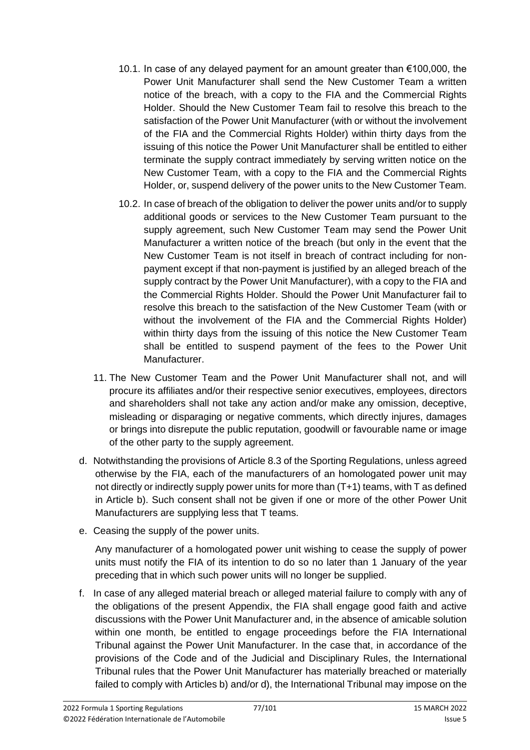10.1. In case of any delayed payment for an amount greater than €100,000, the Power Unit Manufacturer shall send the New Customer Team a written notice of the breach, with a copy to the FIA and the Commercial Rights Holder. Should the New Customer Team fail to resolve this breach to the satisfaction of the Power Unit Manufacturer (with or without the involvement of the FIA and the Commercial Rights Holder) within thirty days from the issuing of this notice the Power Unit Manufacturer shall be entitled to either terminate the supply contract immediately by serving written notice on the New Customer Team, with a copy to the FIA and the Commercial Rights Holder, or, suspend delivery of the power units to the New Customer Team.

10.2. In case of breach of the obligation to deliver the power units and/or to supply additional goods or services to the New Customer Team pursuant to the supply agreement, such New Customer Team may send the Power Unit Manufacturer a written notice of the breach (but only in the event that the New Customer Team is not itself in breach of contract including for non-payment except if that non-payment is justified by an alleged breach of the supply contract by the Power Unit Manufacturer), with a copy to the FIA and the Commercial Rights Holder. Should the Power Unit Manufacturer fail to resolve this breach to the satisfaction of the New Customer Team (with or without the involvement of the FIA and the Commercial Rights Holder) within thirty days from the issuing of this notice the New Customer Team shall be entitled to suspend payment of the fees to the Power Unit Manufacturer.

11. The New Customer Team and the Power Unit Manufacturer shall not, and will procure its affiliates and/or their respective senior executives, employees, directors and shareholders shall not take any action and/or make any omission, deceptive, misleading or disparaging or negative comments, which directly injures, damages or brings into disrepute the public reputation, goodwill or favourable name or image of the other party to the supply agreement.

d. Notwithstanding the provisions of Article 8.3 of the Sporting Regulations, unless agreed otherwise by the FIA, each of the manufacturers of an homologated power unit may not directly or indirectly supply power units for more than (T+1) teams, with T as defined in Article b). Such consent shall not be given if one or more of the other Power Unit Manufacturers are supplying less that T teams.

e. Ceasing the supply of the power units.

Any manufacturer of a homologated power unit wishing to cease the supply of power units must notify the FIA of its intention to do so no later than 1 January of the year preceding that in which such power units will no longer be supplied.

f. In case of any alleged material breach or alleged material failure to comply with any of the obligations of the present Appendix, the FIA shall engage good faith and active discussions with the Power Unit Manufacturer and, in the absence of amicable solution within one month, be entitled to engage proceedings before the FIA International Tribunal against the Power Unit Manufacturer. In the case that, in accordance of the provisions of the Code and of the Judicial and Disciplinary Rules, the International Tribunal rules that the Power Unit Manufacturer has materially breached or materially failed to comply with Articles b) and/or d), the International Tribunal may impose on the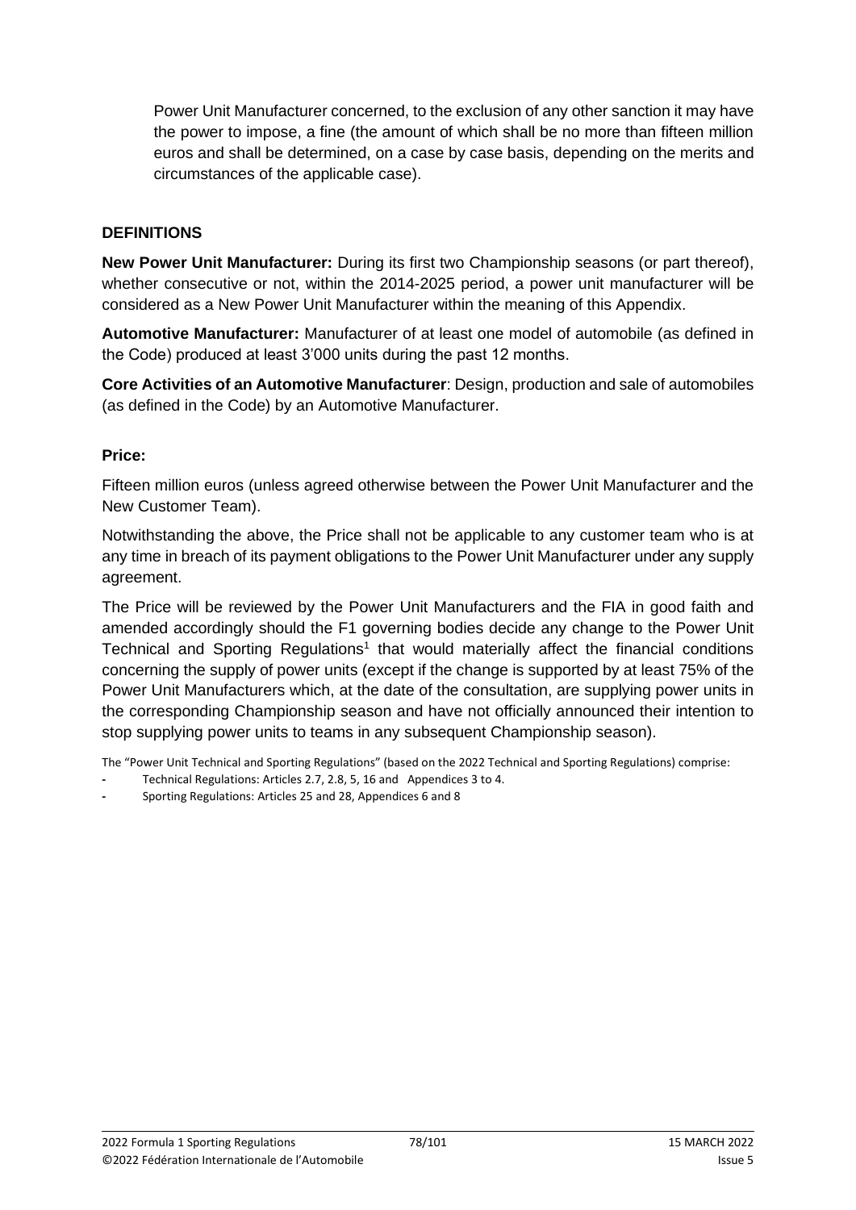Power Unit Manufacturer concerned, to the exclusion of any other sanction it may have the power to impose, a fine (the amount of which shall be no more than fifteen million euros and shall be determined, on a case by case basis, depending on the merits and circumstances of the applicable case).

**DEFINITIONS**

**New Power Unit Manufacturer:** During its first two Championship seasons (or part thereof), whether consecutive or not, within the 2014-2025 period, a power unit manufacturer will be considered as a New Power Unit Manufacturer within the meaning of this Appendix.

**Automotive Manufacturer:** Manufacturer of at least one model of automobile (as defined in the Code) produced at least 3'000 units during the past 12 months.

**Core Activities of an Automotive Manufacturer**: Design, production and sale of automobiles (as defined in the Code) by an Automotive Manufacturer.

**Price:**

Fifteen million euros (unless agreed otherwise between the Power Unit Manufacturer and the New Customer Team).

Notwithstanding the above, the Price shall not be applicable to any customer team who is at any time in breach of its payment obligations to the Power Unit Manufacturer under any supply agreement.

The Price will be reviewed by the Power Unit Manufacturers and the FIA in good faith and amended accordingly should the F1 governing bodies decide any change to the Power Unit Technical and Sporting Regulations[1] that would materially affect the financial conditions concerning the supply of power units (except if the change is supported by at least 75% of the Power Unit Manufacturers which, at the date of the consultation, are supplying power units in the corresponding Championship season and have not officially announced their intention to stop supplying power units to teams in any subsequent Championship season).

The "Power Unit Technical and Sporting Regulations" (based on the 2022 Technical and Sporting Regulations) comprise:

- Technical Regulations: Articles 2.7, 2.8, 5, 16 and Appendices 3 to 4.
- Sporting Regulations: Articles 25 and 28, Appendices 6 and 8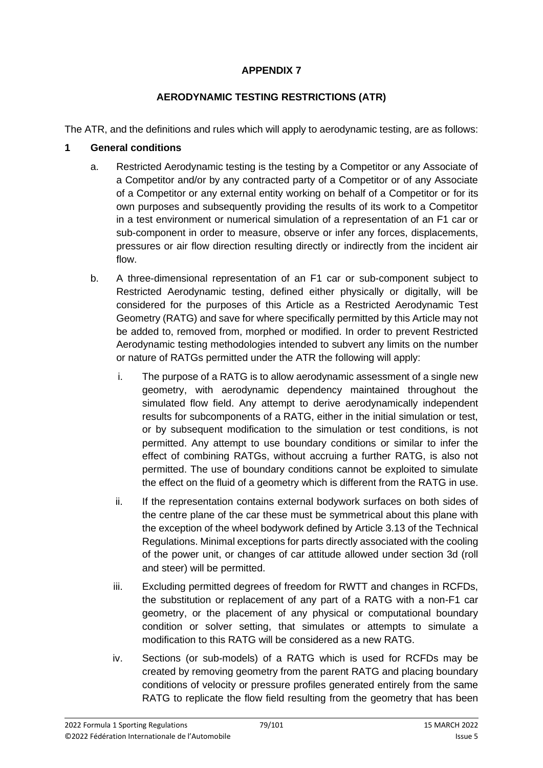## APPENDIX 7

## AERODYNAMIC TESTING RESTRICTIONS (ATR)

The ATR, and the definitions and rules which will apply to aerodynamic testing, are as follows:

### 1 General conditions

a. Restricted Aerodynamic testing is the testing by a Competitor or any Associate of a Competitor and/or by any contracted party of a Competitor or of any Associate of a Competitor or any external entity working on behalf of a Competitor or for its own purposes and subsequently providing the results of its work to a Competitor in a test environment or numerical simulation of a representation of an F1 car or sub-component in order to measure, observe or infer any forces, displacements, pressures or air flow direction resulting directly or indirectly from the incident air flow.

b. A three-dimensional representation of an F1 car or sub-component subject to Restricted Aerodynamic testing, defined either physically or digitally, will be considered for the purposes of this Article as a Restricted Aerodynamic Test Geometry (RATG) and save for where specifically permitted by this Article may not be added to, removed from, morphed or modified. In order to prevent Restricted Aerodynamic testing methodologies intended to subvert any limits on the number or nature of RATGs permitted under the ATR the following will apply:

   i. The purpose of a RATG is to allow aerodynamic assessment of a single new geometry, with aerodynamic dependency maintained throughout the simulated flow field. Any attempt to derive aerodynamically independent results for subcomponents of a RATG, either in the initial simulation or test, or by subsequent modification to the simulation or test conditions, is not permitted. Any attempt to use boundary conditions or similar to infer the effect of combining RATGs, without accruing a further RATG, is also not permitted. The use of boundary conditions cannot be exploited to simulate the effect on the fluid of a geometry which is different from the RATG in use.

   ii. If the representation contains external bodywork surfaces on both sides of the centre plane of the car these must be symmetrical about this plane with the exception of the wheel bodywork defined by Article 3.13 of the Technical Regulations. Minimal exceptions for parts directly associated with the cooling of the power unit, or changes of car attitude allowed under section 3d (roll and steer) will be permitted.

   iii. Excluding permitted degrees of freedom for RWTT and changes in RCFDs, the substitution or replacement of any part of a RATG with a non-F1 car geometry, or the placement of any physical or computational boundary condition or solver setting, that simulates or attempts to simulate a modification to this RATG will be considered as a new RATG.

   iv. Sections (or sub-models) of a RATG which is used for RCFDs may be created by removing geometry from the parent RATG and placing boundary conditions of velocity or pressure profiles generated entirely from the same RATG to replicate the flow field resulting from the geometry that has been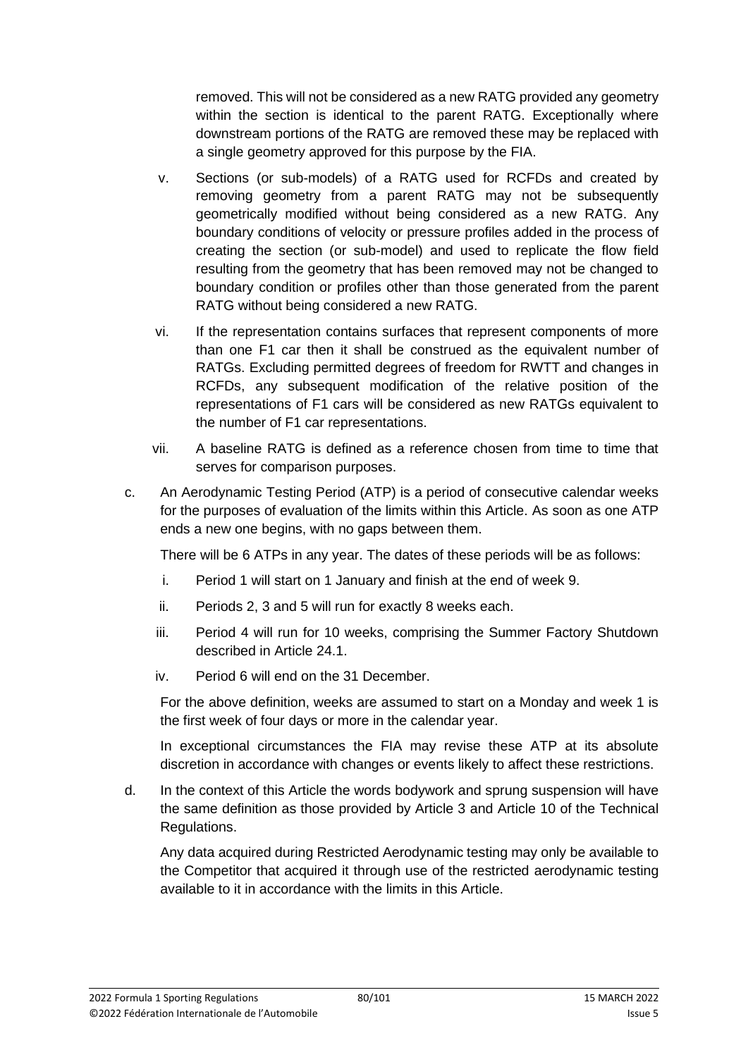removed. This will not be considered as a new RATG provided any geometry within the section is identical to the parent RATG. Exceptionally where downstream portions of the RATG are removed these may be replaced with a single geometry approved for this purpose by the FIA.

v. Sections (or sub-models) of a RATG used for RCFDs and created by removing geometry from a parent RATG may not be subsequently geometrically modified without being considered as a new RATG. Any boundary conditions of velocity or pressure profiles added in the process of creating the section (or sub-model) and used to replicate the flow field resulting from the geometry that has been removed may not be changed to boundary condition or profiles other than those generated from the parent RATG without being considered a new RATG.

vi. If the representation contains surfaces that represent components of more than one F1 car then it shall be construed as the equivalent number of RATGs. Excluding permitted degrees of freedom for RWTT and changes in RCFDs, any subsequent modification of the relative position of the representations of F1 cars will be considered as new RATGs equivalent to the number of F1 car representations.

vii. A baseline RATG is defined as a reference chosen from time to time that serves for comparison purposes.

c. An Aerodynamic Testing Period (ATP) is a period of consecutive calendar weeks for the purposes of evaluation of the limits within this Article. As soon as one ATP ends a new one begins, with no gaps between them.

   There will be 6 ATPs in any year. The dates of these periods will be as follows:

   i. Period 1 will start on 1 January and finish at the end of week 9.

   ii. Periods 2, 3 and 5 will run for exactly 8 weeks each.

   iii. Period 4 will run for 10 weeks, comprising the Summer Factory Shutdown described in Article 24.1.

   iv. Period 6 will end on the 31 December.

   For the above definition, weeks are assumed to start on a Monday and week 1 is the first week of four days or more in the calendar year.

   In exceptional circumstances the FIA may revise these ATP at its absolute discretion in accordance with changes or events likely to affect these restrictions.

d. In the context of this Article the words bodywork and sprung suspension will have the same definition as those provided by Article 3 and Article 10 of the Technical Regulations.

   Any data acquired during Restricted Aerodynamic testing may only be available to the Competitor that acquired it through use of the restricted aerodynamic testing available to it in accordance with the limits in this Article.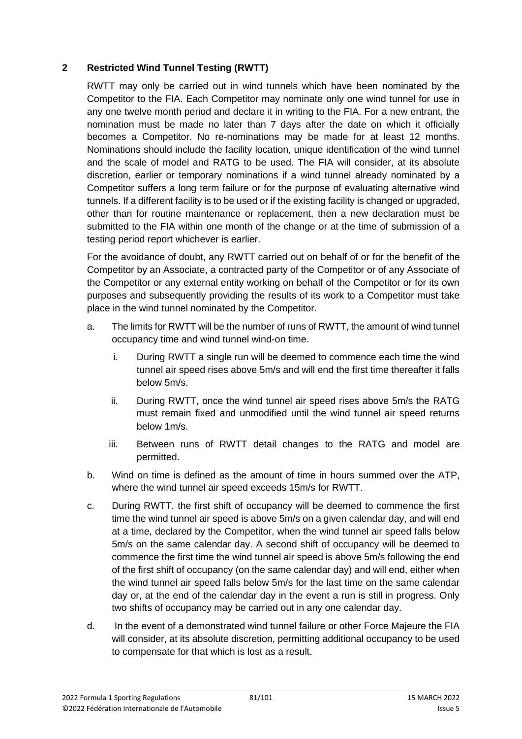## 2 Restricted Wind Tunnel Testing (RWTT)

RWTT may only be carried out in wind tunnels which have been nominated by the Competitor to the FIA. Each Competitor may nominate only one wind tunnel for use in any one twelve month period and declare it in writing to the FIA. For a new entrant, the nomination must be made no later than 7 days after the date on which it officially becomes a Competitor. No re-nominations may be made for at least 12 months. Nominations should include the facility location, unique identification of the wind tunnel and the scale of model and RATG to be used. The FIA will consider, at its absolute discretion, earlier or temporary nominations if a wind tunnel already nominated by a Competitor suffers a long term failure or for the purpose of evaluating alternative wind tunnels. If a different facility is to be used or if the existing facility is changed or upgraded, other than for routine maintenance or replacement, then a new declaration must be submitted to the FIA within one month of the change or at the time of submission of a testing period report whichever is earlier.

For the avoidance of doubt, any RWTT carried out on behalf of or for the benefit of the Competitor by an Associate, a contracted party of the Competitor or of any Associate of the Competitor or any external entity working on behalf of the Competitor or for its own purposes and subsequently providing the results of its work to a Competitor must take place in the wind tunnel nominated by the Competitor.

a. The limits for RWTT will be the number of runs of RWTT, the amount of wind tunnel occupancy time and wind tunnel wind-on time.

   i. During RWTT a single run will be deemed to commence each time the wind tunnel air speed rises above 5m/s and will end the first time thereafter it falls below 5m/s.

   ii. During RWTT, once the wind tunnel air speed rises above 5m/s the RATG must remain fixed and unmodified until the wind tunnel air speed returns below 1m/s.

   iii. Between runs of RWTT detail changes to the RATG and model are permitted.

b. Wind on time is defined as the amount of time in hours summed over the ATP, where the wind tunnel air speed exceeds 15m/s for RWTT.

c. During RWTT, the first shift of occupancy will be deemed to commence the first time the wind tunnel air speed is above 5m/s on a given calendar day, and will end at a time, declared by the Competitor, when the wind tunnel air speed falls below 5m/s on the same calendar day. A second shift of occupancy will be deemed to commence the first time the wind tunnel air speed is above 5m/s following the end of the first shift of occupancy (on the same calendar day) and will end, either when the wind tunnel air speed falls below 5m/s for the last time on the same calendar day or, at the end of the calendar day in the event a run is still in progress. Only two shifts of occupancy may be carried out in any one calendar day.

d. In the event of a demonstrated wind tunnel failure or other Force Majeure the FIA will consider, at its absolute discretion, permitting additional occupancy to be used to compensate for that which is lost as a result.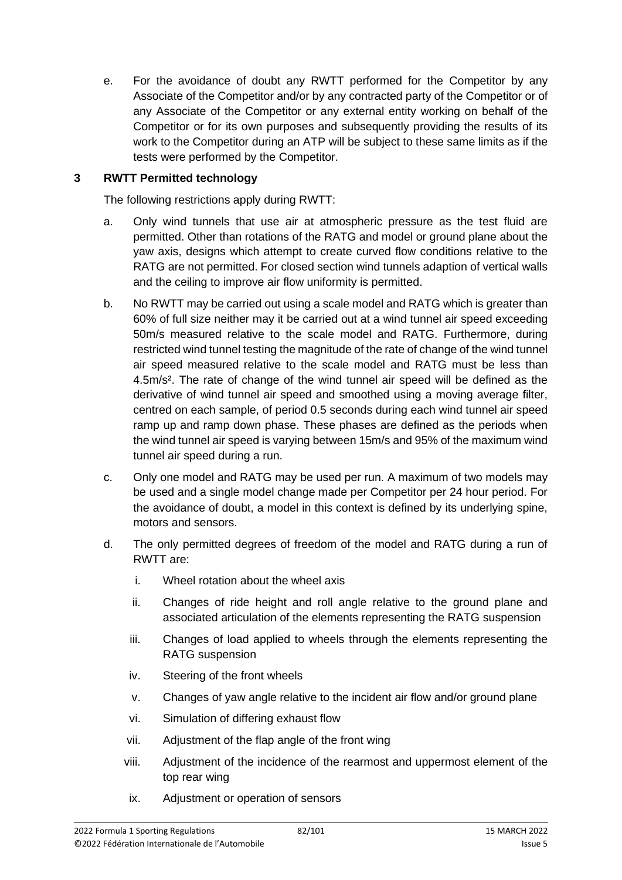e. For the avoidance of doubt any RWTT performed for the Competitor by any Associate of the Competitor and/or by any contracted party of the Competitor or of any Associate of the Competitor or any external entity working on behalf of the Competitor or for its own purposes and subsequently providing the results of its work to the Competitor during an ATP will be subject to these same limits as if the tests were performed by the Competitor.

## 3 RWTT Permitted technology

The following restrictions apply during RWTT:

a. Only wind tunnels that use air at atmospheric pressure as the test fluid are permitted. Other than rotations of the RATG and model or ground plane about the yaw axis, designs which attempt to create curved flow conditions relative to the RATG are not permitted. For closed section wind tunnels adaption of vertical walls and the ceiling to improve air flow uniformity is permitted.

b. No RWTT may be carried out using a scale model and RATG which is greater than 60% of full size neither may it be carried out at a wind tunnel air speed exceeding 50m/s measured relative to the scale model and RATG. Furthermore, during restricted wind tunnel testing the magnitude of the rate of change of the wind tunnel air speed measured relative to the scale model and RATG must be less than 4.5m/s². The rate of change of the wind tunnel air speed will be defined as the derivative of wind tunnel air speed and smoothed using a moving average filter, centred on each sample, of period 0.5 seconds during each wind tunnel air speed ramp up and ramp down phase. These phases are defined as the periods when the wind tunnel air speed is varying between 15m/s and 95% of the maximum wind tunnel air speed during a run.

c. Only one model and RATG may be used per run. A maximum of two models may be used and a single model change made per Competitor per 24 hour period. For the avoidance of doubt, a model in this context is defined by its underlying spine, motors and sensors.

d. The only permitted degrees of freedom of the model and RATG during a run of RWTT are:

   i. Wheel rotation about the wheel axis

   ii. Changes of ride height and roll angle relative to the ground plane and associated articulation of the elements representing the RATG suspension

   iii. Changes of load applied to wheels through the elements representing the RATG suspension

   iv. Steering of the front wheels

   v. Changes of yaw angle relative to the incident air flow and/or ground plane

   vi. Simulation of differing exhaust flow

   vii. Adjustment of the flap angle of the front wing

   viii. Adjustment of the incidence of the rearmost and uppermost element of the top rear wing

   ix. Adjustment or operation of sensors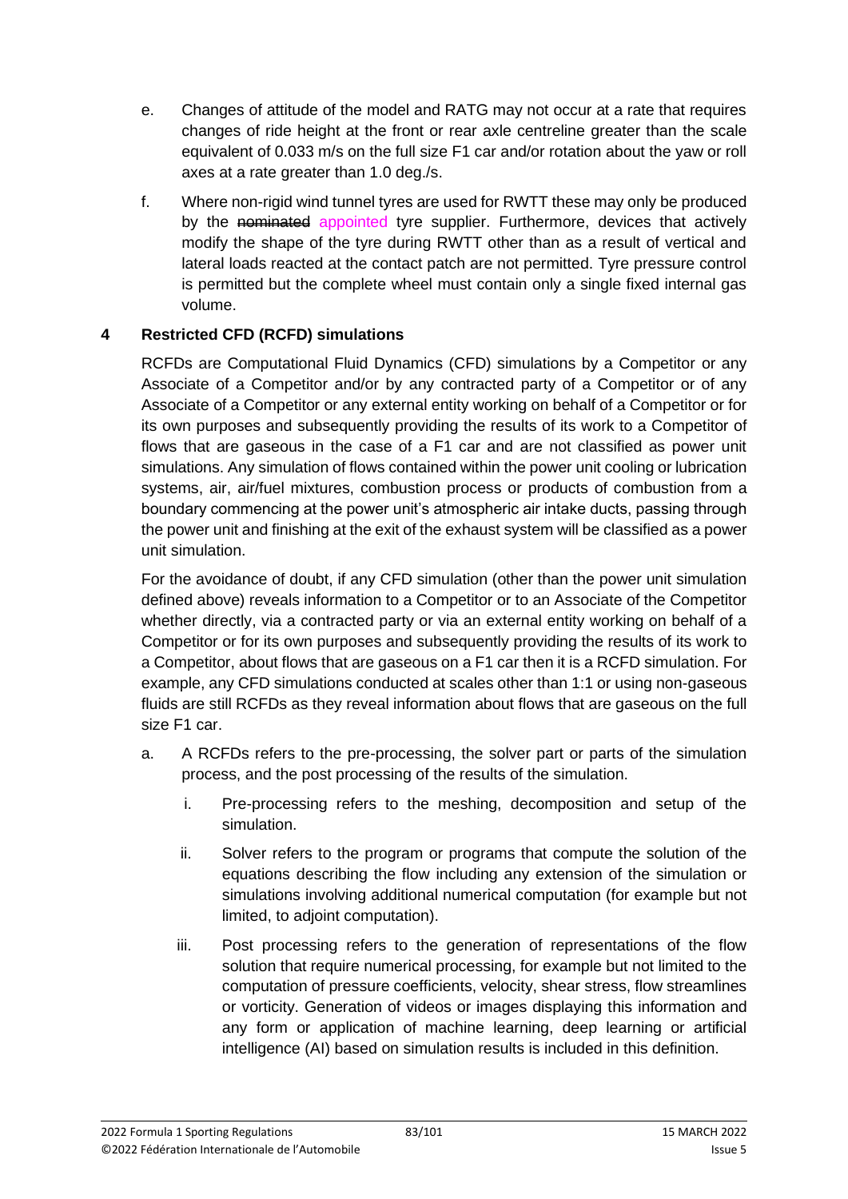e. Changes of attitude of the model and RATG may not occur at a rate that requires changes of ride height at the front or rear axle centreline greater than the scale equivalent of 0.033 m/s on the full size F1 car and/or rotation about the yaw or roll axes at a rate greater than 1.0 deg./s.

f. Where non-rigid wind tunnel tyres are used for RWTT these may only be produced by the ~~nominated~~ appointed tyre supplier. Furthermore, devices that actively modify the shape of the tyre during RWTT other than as a result of vertical and lateral loads reacted at the contact patch are not permitted. Tyre pressure control is permitted but the complete wheel must contain only a single fixed internal gas volume.

## 4 Restricted CFD (RCFD) simulations

RCFDs are Computational Fluid Dynamics (CFD) simulations by a Competitor or any Associate of a Competitor and/or by any contracted party of a Competitor or of any Associate of a Competitor or any external entity working on behalf of a Competitor or for its own purposes and subsequently providing the results of its work to a Competitor of flows that are gaseous in the case of a F1 car and are not classified as power unit simulations. Any simulation of flows contained within the power unit cooling or lubrication systems, air, air/fuel mixtures, combustion process or products of combustion from a boundary commencing at the power unit's atmospheric air intake ducts, passing through the power unit and finishing at the exit of the exhaust system will be classified as a power unit simulation.

For the avoidance of doubt, if any CFD simulation (other than the power unit simulation defined above) reveals information to a Competitor or to an Associate of the Competitor whether directly, via a contracted party or via an external entity working on behalf of a Competitor or for its own purposes and subsequently providing the results of its work to a Competitor, about flows that are gaseous on a F1 car then it is a RCFD simulation. For example, any CFD simulations conducted at scales other than 1:1 or using non-gaseous fluids are still RCFDs as they reveal information about flows that are gaseous on the full size F1 car.

a. A RCFDs refers to the pre-processing, the solver part or parts of the simulation process, and the post processing of the results of the simulation.

   i. Pre-processing refers to the meshing, decomposition and setup of the simulation.

   ii. Solver refers to the program or programs that compute the solution of the equations describing the flow including any extension of the simulation or simulations involving additional numerical computation (for example but not limited, to adjoint computation).

   iii. Post processing refers to the generation of representations of the flow solution that require numerical processing, for example but not limited to the computation of pressure coefficients, velocity, shear stress, flow streamlines or vorticity. Generation of videos or images displaying this information and any form or application of machine learning, deep learning or artificial intelligence (AI) based on simulation results is included in this definition.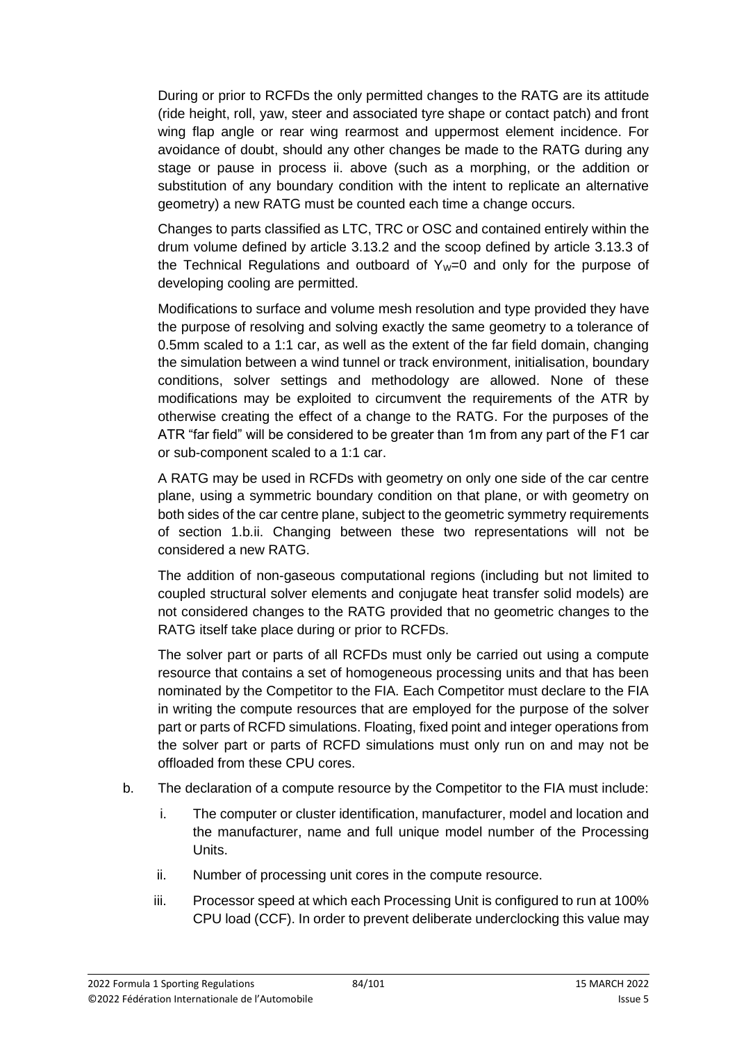During or prior to RCFDs the only permitted changes to the RATG are its attitude (ride height, roll, yaw, steer and associated tyre shape or contact patch) and front wing flap angle or rear wing rearmost and uppermost element incidence. For avoidance of doubt, should any other changes be made to the RATG during any stage or pause in process ii. above (such as a morphing, or the addition or substitution of any boundary condition with the intent to replicate an alternative geometry) a new RATG must be counted each time a change occurs.

Changes to parts classified as LTC, TRC or OSC and contained entirely within the drum volume defined by article 3.13.2 and the scoop defined by article 3.13.3 of the Technical Regulations and outboard of $Y_W$=0 and only for the purpose of developing cooling are permitted.

Modifications to surface and volume mesh resolution and type provided they have the purpose of resolving and solving exactly the same geometry to a tolerance of 0.5mm scaled to a 1:1 car, as well as the extent of the far field domain, changing the simulation between a wind tunnel or track environment, initialisation, boundary conditions, solver settings and methodology are allowed. None of these modifications may be exploited to circumvent the requirements of the ATR by otherwise creating the effect of a change to the RATG. For the purposes of the ATR "far field" will be considered to be greater than 1m from any part of the F1 car or sub-component scaled to a 1:1 car.

A RATG may be used in RCFDs with geometry on only one side of the car centre plane, using a symmetric boundary condition on that plane, or with geometry on both sides of the car centre plane, subject to the geometric symmetry requirements of section 1.b.ii. Changing between these two representations will not be considered a new RATG.

The addition of non-gaseous computational regions (including but not limited to coupled structural solver elements and conjugate heat transfer solid models) are not considered changes to the RATG provided that no geometric changes to the RATG itself take place during or prior to RCFDs.

The solver part or parts of all RCFDs must only be carried out using a compute resource that contains a set of homogeneous processing units and that has been nominated by the Competitor to the FIA. Each Competitor must declare to the FIA in writing the compute resources that are employed for the purpose of the solver part or parts of RCFD simulations. Floating, fixed point and integer operations from the solver part or parts of RCFD simulations must only run on and may not be offloaded from these CPU cores.

b. The declaration of a compute resource by the Competitor to the FIA must include:

   i. The computer or cluster identification, manufacturer, model and location and the manufacturer, name and full unique model number of the Processing Units.

   ii. Number of processing unit cores in the compute resource.

   iii. Processor speed at which each Processing Unit is configured to run at 100% CPU load (CCF). In order to prevent deliberate underclocking this value may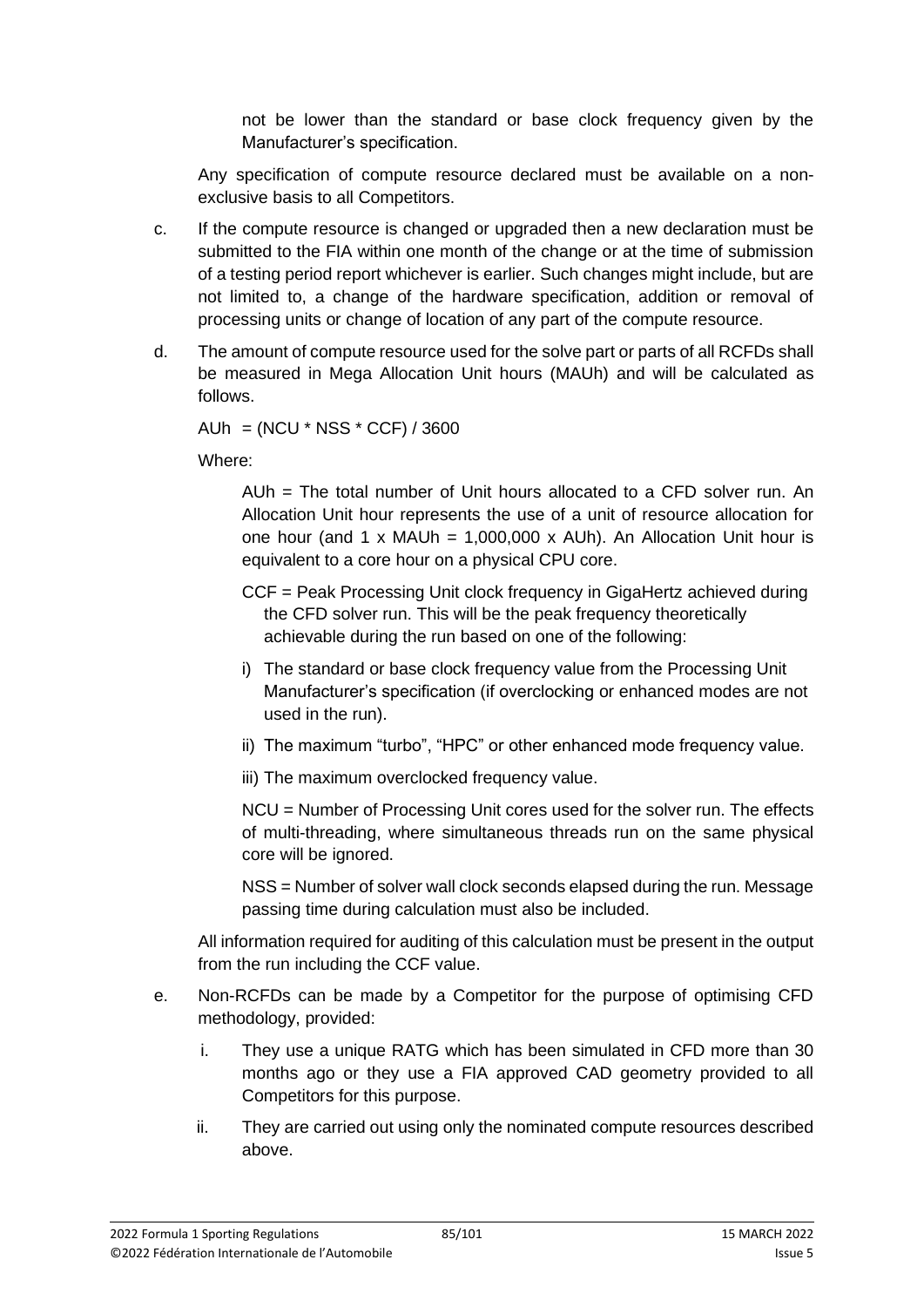not be lower than the standard or base clock frequency given by the Manufacturer's specification.

Any specification of compute resource declared must be available on a non-exclusive basis to all Competitors.

c. If the compute resource is changed or upgraded then a new declaration must be submitted to the FIA within one month of the change or at the time of submission of a testing period report whichever is earlier. Such changes might include, but are not limited to, a change of the hardware specification, addition or removal of processing units or change of location of any part of the compute resource.

d. The amount of compute resource used for the solve part or parts of all RCFDs shall be measured in Mega Allocation Unit hours (MAUh) and will be calculated as follows.

AUh = (NCU * NSS * CCF) / 3600

Where:

AUh = The total number of Unit hours allocated to a CFD solver run. An Allocation Unit hour represents the use of a unit of resource allocation for one hour (and 1 x MAUh = 1,000,000 x AUh). An Allocation Unit hour is equivalent to a core hour on a physical CPU core.

CCF = Peak Processing Unit clock frequency in GigaHertz achieved during the CFD solver run. This will be the peak frequency theoretically achievable during the run based on one of the following:

i) The standard or base clock frequency value from the Processing Unit Manufacturer's specification (if overclocking or enhanced modes are not used in the run).

ii) The maximum "turbo", "HPC" or other enhanced mode frequency value.

iii) The maximum overclocked frequency value.

NCU = Number of Processing Unit cores used for the solver run. The effects of multi-threading, where simultaneous threads run on the same physical core will be ignored.

NSS = Number of solver wall clock seconds elapsed during the run. Message passing time during calculation must also be included.

All information required for auditing of this calculation must be present in the output from the run including the CCF value.

e. Non-RCFDs can be made by a Competitor for the purpose of optimising CFD methodology, provided:

i. They use a unique RATG which has been simulated in CFD more than 30 months ago or they use a FIA approved CAD geometry provided to all Competitors for this purpose.

ii. They are carried out using only the nominated compute resources described above.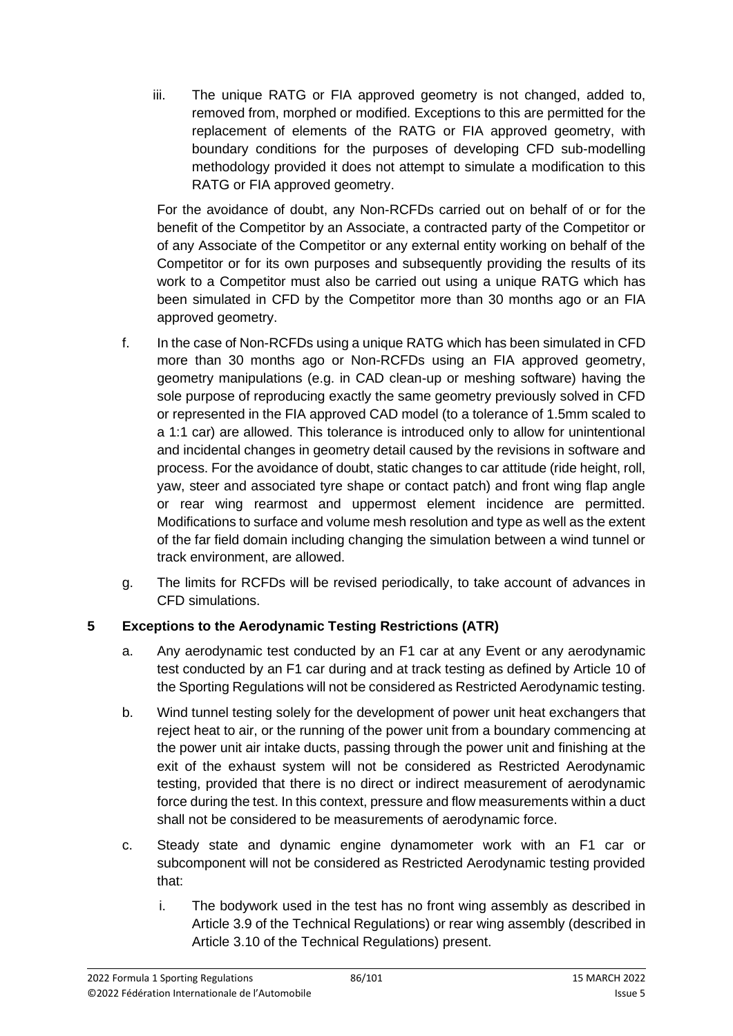iii. The unique RATG or FIA approved geometry is not changed, added to, removed from, morphed or modified. Exceptions to this are permitted for the replacement of elements of the RATG or FIA approved geometry, with boundary conditions for the purposes of developing CFD sub-modelling methodology provided it does not attempt to simulate a modification to this RATG or FIA approved geometry.

For the avoidance of doubt, any Non-RCFDs carried out on behalf of or for the benefit of the Competitor by an Associate, a contracted party of the Competitor or of any Associate of the Competitor or any external entity working on behalf of the Competitor or for its own purposes and subsequently providing the results of its work to a Competitor must also be carried out using a unique RATG which has been simulated in CFD by the Competitor more than 30 months ago or an FIA approved geometry.

f. In the case of Non-RCFDs using a unique RATG which has been simulated in CFD more than 30 months ago or Non-RCFDs using an FIA approved geometry, geometry manipulations (e.g. in CAD clean-up or meshing software) having the sole purpose of reproducing exactly the same geometry previously solved in CFD or represented in the FIA approved CAD model (to a tolerance of 1.5mm scaled to a 1:1 car) are allowed. This tolerance is introduced only to allow for unintentional and incidental changes in geometry detail caused by the revisions in software and process. For the avoidance of doubt, static changes to car attitude (ride height, roll, yaw, steer and associated tyre shape or contact patch) and front wing flap angle or rear wing rearmost and uppermost element incidence are permitted. Modifications to surface and volume mesh resolution and type as well as the extent of the far field domain including changing the simulation between a wind tunnel or track environment, are allowed.

g. The limits for RCFDs will be revised periodically, to take account of advances in CFD simulations.

## 5 Exceptions to the Aerodynamic Testing Restrictions (ATR)

a. Any aerodynamic test conducted by an F1 car at any Event or any aerodynamic test conducted by an F1 car during and at track testing as defined by Article 10 of the Sporting Regulations will not be considered as Restricted Aerodynamic testing.

b. Wind tunnel testing solely for the development of power unit heat exchangers that reject heat to air, or the running of the power unit from a boundary commencing at the power unit air intake ducts, passing through the power unit and finishing at the exit of the exhaust system will not be considered as Restricted Aerodynamic testing, provided that there is no direct or indirect measurement of aerodynamic force during the test. In this context, pressure and flow measurements within a duct shall not be considered to be measurements of aerodynamic force.

c. Steady state and dynamic engine dynamometer work with an F1 car or subcomponent will not be considered as Restricted Aerodynamic testing provided that:

   i. The bodywork used in the test has no front wing assembly as described in Article 3.9 of the Technical Regulations) or rear wing assembly (described in Article 3.10 of the Technical Regulations) present.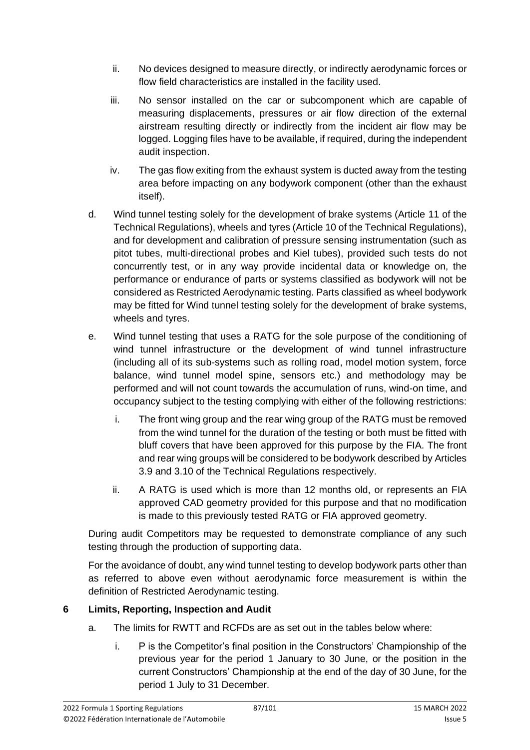ii. No devices designed to measure directly, or indirectly aerodynamic forces or flow field characteristics are installed in the facility used.

   iii. No sensor installed on the car or subcomponent which are capable of measuring displacements, pressures or air flow direction of the external airstream resulting directly or indirectly from the incident air flow may be logged. Logging files have to be available, if required, during the independent audit inspection.

   iv. The gas flow exiting from the exhaust system is ducted away from the testing area before impacting on any bodywork component (other than the exhaust itself).

d. Wind tunnel testing solely for the development of brake systems (Article 11 of the Technical Regulations), wheels and tyres (Article 10 of the Technical Regulations), and for development and calibration of pressure sensing instrumentation (such as pitot tubes, multi-directional probes and Kiel tubes), provided such tests do not concurrently test, or in any way provide incidental data or knowledge on, the performance or endurance of parts or systems classified as bodywork will not be considered as Restricted Aerodynamic testing. Parts classified as wheel bodywork may be fitted for Wind tunnel testing solely for the development of brake systems, wheels and tyres.

e. Wind tunnel testing that uses a RATG for the sole purpose of the conditioning of wind tunnel infrastructure or the development of wind tunnel infrastructure (including all of its sub-systems such as rolling road, model motion system, force balance, wind tunnel model spine, sensors etc.) and methodology may be performed and will not count towards the accumulation of runs, wind-on time, and occupancy subject to the testing complying with either of the following restrictions:

   i. The front wing group and the rear wing group of the RATG must be removed from the wind tunnel for the duration of the testing or both must be fitted with bluff covers that have been approved for this purpose by the FIA. The front and rear wing groups will be considered to be bodywork described by Articles 3.9 and 3.10 of the Technical Regulations respectively.

   ii. A RATG is used which is more than 12 months old, or represents an FIA approved CAD geometry provided for this purpose and that no modification is made to this previously tested RATG or FIA approved geometry.

During audit Competitors may be requested to demonstrate compliance of any such testing through the production of supporting data.

For the avoidance of doubt, any wind tunnel testing to develop bodywork parts other than as referred to above even without aerodynamic force measurement is within the definition of Restricted Aerodynamic testing.

## 6 Limits, Reporting, Inspection and Audit

a. The limits for RWTT and RCFDs are as set out in the tables below where:

   i. P is the Competitor's final position in the Constructors' Championship of the previous year for the period 1 January to 30 June, or the position in the current Constructors' Championship at the end of the day of 30 June, for the period 1 July to 31 December.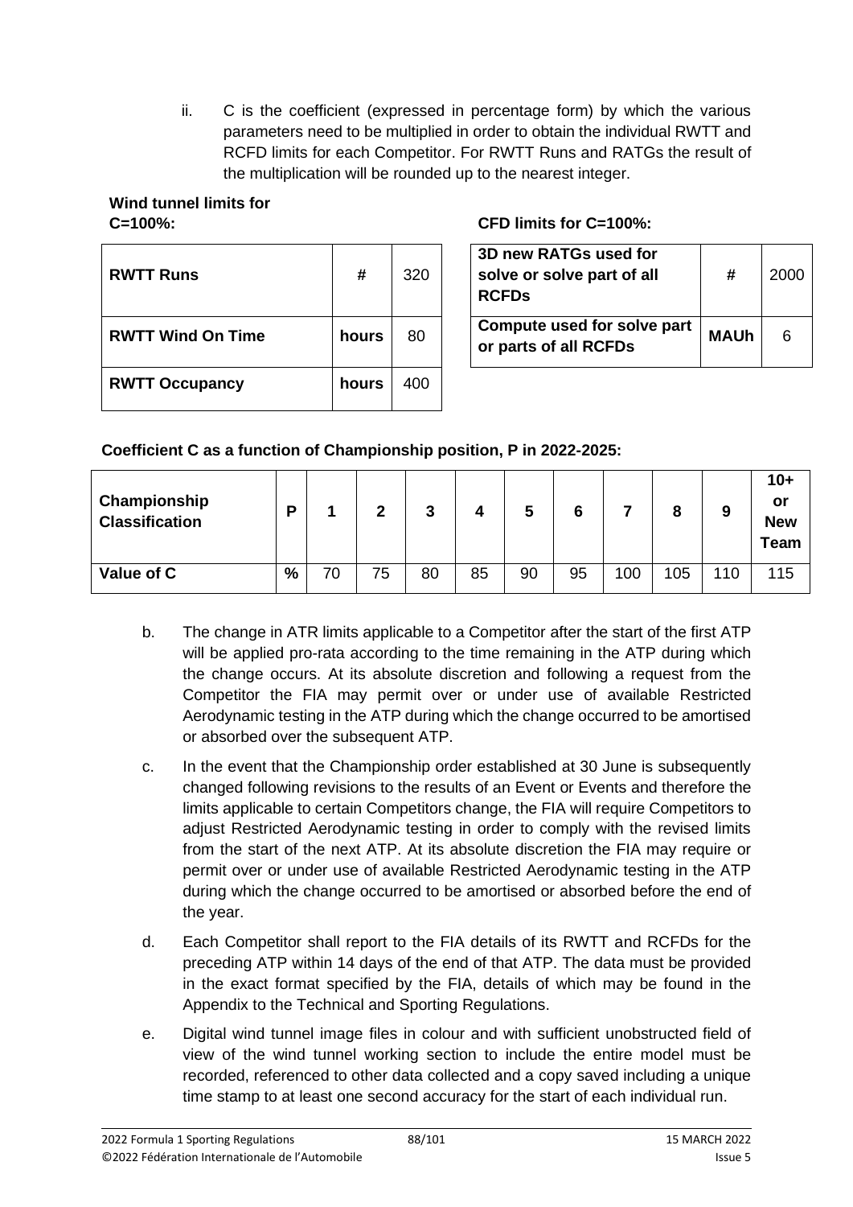ii. C is the coefficient (expressed in percentage form) by which the various parameters need to be multiplied in order to obtain the individual RWTT and RCFD limits for each Competitor. For RWTT Runs and RATGs the result of the multiplication will be rounded up to the nearest integer.

**Wind tunnel limits for C=100%:**

| **RWTT Runs** | **#** | 320 |
|---|---|---|
| **RWTT Wind On Time** | **hours** | 80 |
| **RWTT Occupancy** | **hours** | 400 |

**CFD limits for C=100%:**

| **3D new RATGs used for solve or solve part of all RCFDs** | **#** | 2000 |
|---|---|---|
| **Compute used for solve part or parts of all RCFDs** | **MAUh** | 6 |

**Coefficient C as a function of Championship position, P in 2022-2025:**

| **Championship Classification** | **P** | **1** | **2** | **3** | **4** | **5** | **6** | **7** | **8** | **9** | **10+ or New Team** |
|---|---|---|---|---|---|---|---|---|---|---|---|
| **Value of C** | **%** | 70 | 75 | 80 | 85 | 90 | 95 | 100 | 105 | 110 | 115 |

b. The change in ATR limits applicable to a Competitor after the start of the first ATP will be applied pro-rata according to the time remaining in the ATP during which the change occurs. At its absolute discretion and following a request from the Competitor the FIA may permit over or under use of available Restricted Aerodynamic testing in the ATP during which the change occurred to be amortised or absorbed over the subsequent ATP.

c. In the event that the Championship order established at 30 June is subsequently changed following revisions to the results of an Event or Events and therefore the limits applicable to certain Competitors change, the FIA will require Competitors to adjust Restricted Aerodynamic testing in order to comply with the revised limits from the start of the next ATP. At its absolute discretion the FIA may require or permit over or under use of available Restricted Aerodynamic testing in the ATP during which the change occurred to be amortised or absorbed before the end of the year.

d. Each Competitor shall report to the FIA details of its RWTT and RCFDs for the preceding ATP within 14 days of the end of that ATP. The data must be provided in the exact format specified by the FIA, details of which may be found in the Appendix to the Technical and Sporting Regulations.

e. Digital wind tunnel image files in colour and with sufficient unobstructed field of view of the wind tunnel working section to include the entire model must be recorded, referenced to other data collected and a copy saved including a unique time stamp to at least one second accuracy for the start of each individual run.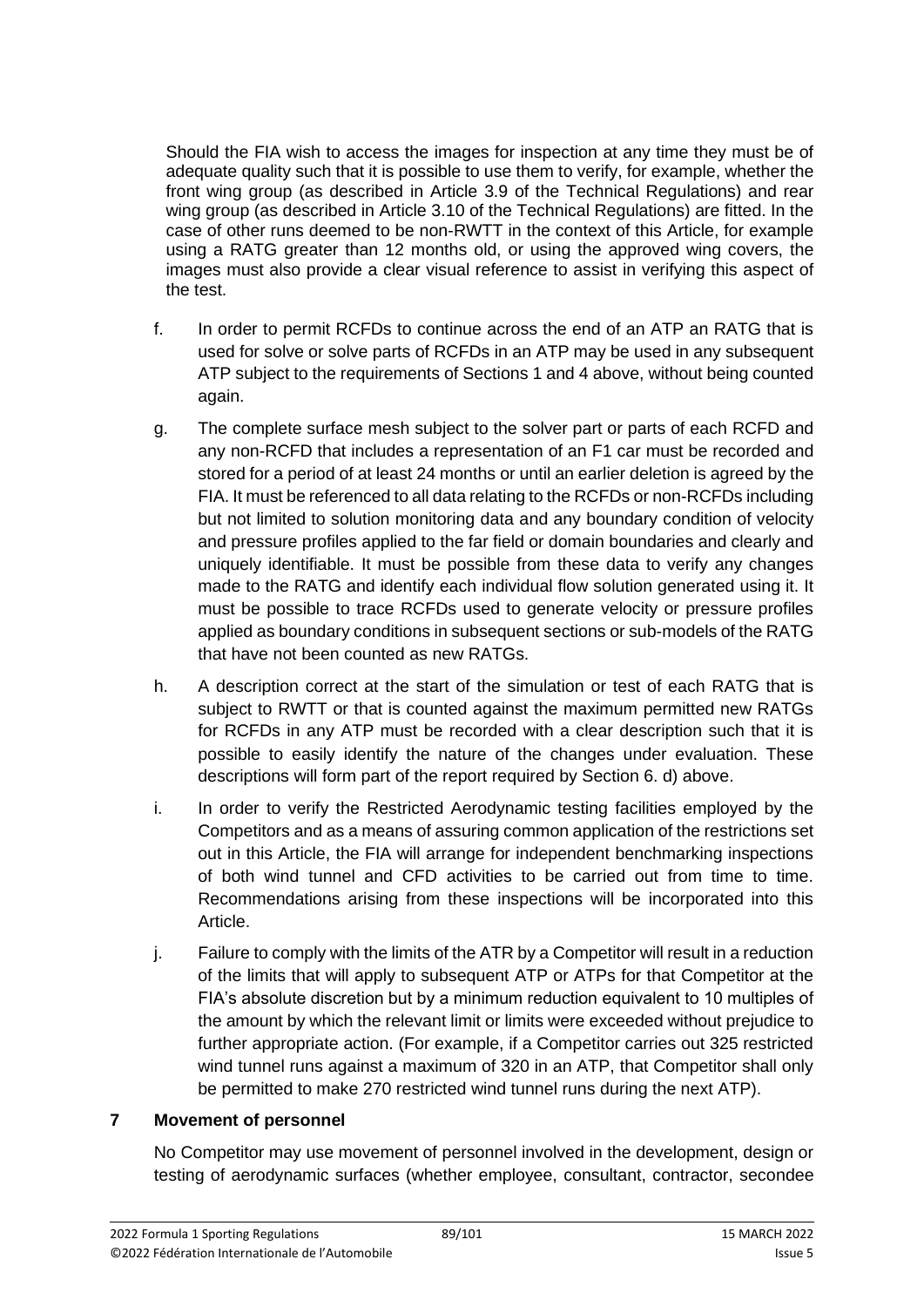Should the FIA wish to access the images for inspection at any time they must be of adequate quality such that it is possible to use them to verify, for example, whether the front wing group (as described in Article 3.9 of the Technical Regulations) and rear wing group (as described in Article 3.10 of the Technical Regulations) are fitted. In the case of other runs deemed to be non-RWTT in the context of this Article, for example using a RATG greater than 12 months old, or using the approved wing covers, the images must also provide a clear visual reference to assist in verifying this aspect of the test.

f. In order to permit RCFDs to continue across the end of an ATP an RATG that is used for solve or solve parts of RCFDs in an ATP may be used in any subsequent ATP subject to the requirements of Sections 1 and 4 above, without being counted again.

g. The complete surface mesh subject to the solver part or parts of each RCFD and any non-RCFD that includes a representation of an F1 car must be recorded and stored for a period of at least 24 months or until an earlier deletion is agreed by the FIA. It must be referenced to all data relating to the RCFDs or non-RCFDs including but not limited to solution monitoring data and any boundary condition of velocity and pressure profiles applied to the far field or domain boundaries and clearly and uniquely identifiable. It must be possible from these data to verify any changes made to the RATG and identify each individual flow solution generated using it. It must be possible to trace RCFDs used to generate velocity or pressure profiles applied as boundary conditions in subsequent sections or sub-models of the RATG that have not been counted as new RATGs.

h. A description correct at the start of the simulation or test of each RATG that is subject to RWTT or that is counted against the maximum permitted new RATGs for RCFDs in any ATP must be recorded with a clear description such that it is possible to easily identify the nature of the changes under evaluation. These descriptions will form part of the report required by Section 6. d) above.

i. In order to verify the Restricted Aerodynamic testing facilities employed by the Competitors and as a means of assuring common application of the restrictions set out in this Article, the FIA will arrange for independent benchmarking inspections of both wind tunnel and CFD activities to be carried out from time to time. Recommendations arising from these inspections will be incorporated into this Article.

j. Failure to comply with the limits of the ATR by a Competitor will result in a reduction of the limits that will apply to subsequent ATP or ATPs for that Competitor at the FIA's absolute discretion but by a minimum reduction equivalent to 10 multiples of the amount by which the relevant limit or limits were exceeded without prejudice to further appropriate action. (For example, if a Competitor carries out 325 restricted wind tunnel runs against a maximum of 320 in an ATP, that Competitor shall only be permitted to make 270 restricted wind tunnel runs during the next ATP).

## 7 Movement of personnel

No Competitor may use movement of personnel involved in the development, design or testing of aerodynamic surfaces (whether employee, consultant, contractor, secondee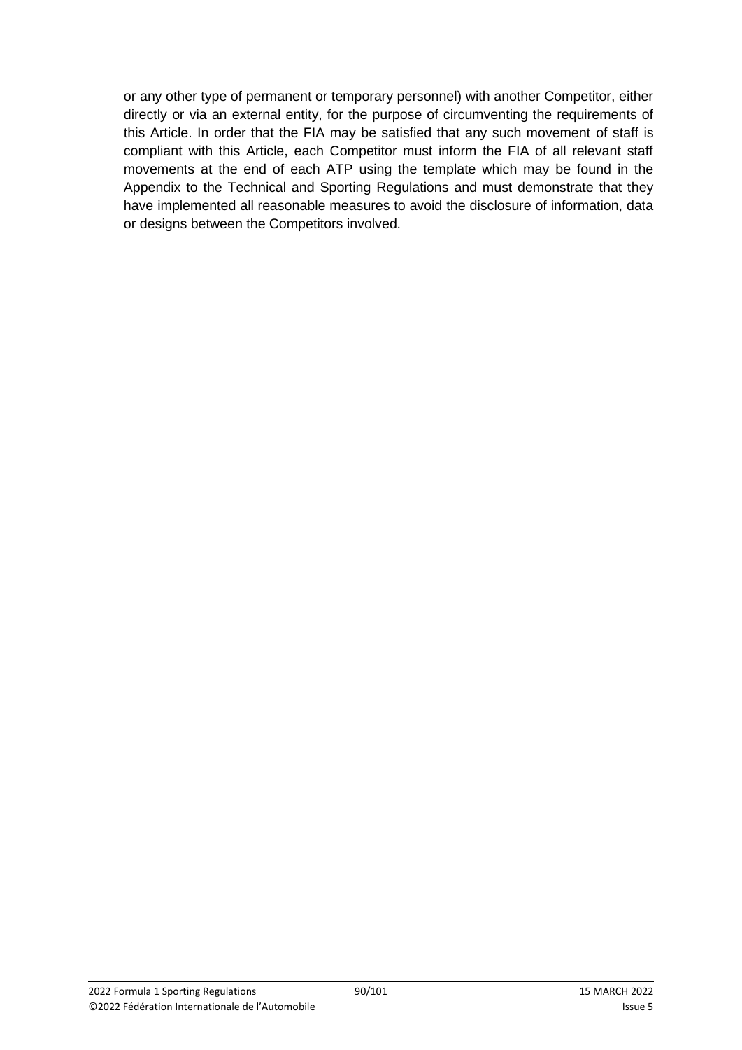or any other type of permanent or temporary personnel) with another Competitor, either directly or via an external entity, for the purpose of circumventing the requirements of this Article. In order that the FIA may be satisfied that any such movement of staff is compliant with this Article, each Competitor must inform the FIA of all relevant staff movements at the end of each ATP using the template which may be found in the Appendix to the Technical and Sporting Regulations and must demonstrate that they have implemented all reasonable measures to avoid the disclosure of information, data or designs between the Competitors involved.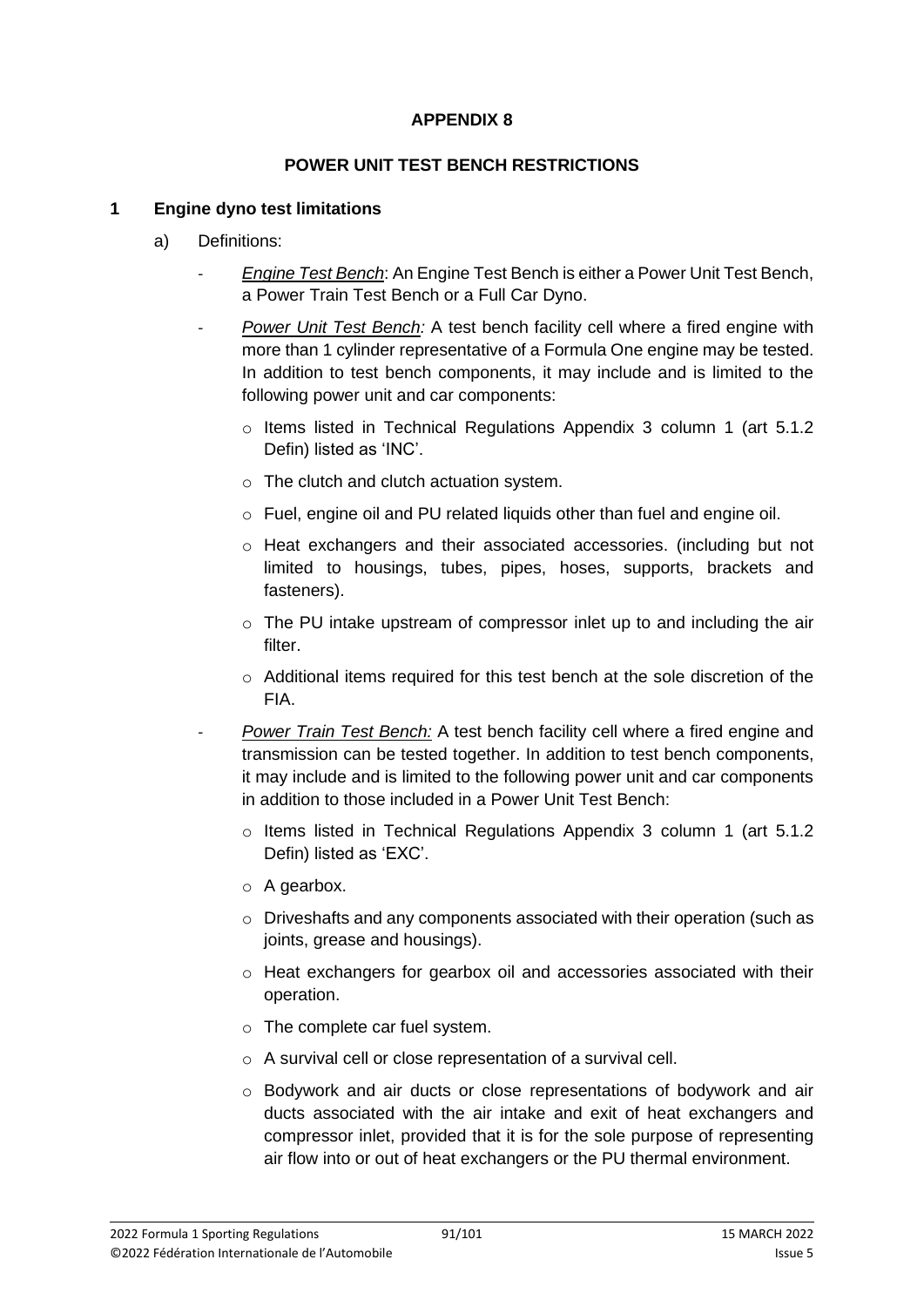## APPENDIX 8

## POWER UNIT TEST BENCH RESTRICTIONS

### 1 Engine dyno test limitations

a) Definitions:

- *Engine Test Bench*: An Engine Test Bench is either a Power Unit Test Bench, a Power Train Test Bench or a Full Car Dyno.
- *Power Unit Test Bench:* A test bench facility cell where a fired engine with more than 1 cylinder representative of a Formula One engine may be tested. In addition to test bench components, it may include and is limited to the following power unit and car components:
    - Items listed in Technical Regulations Appendix 3 column 1 (art 5.1.2 Defin) listed as 'INC'.
    - The clutch and clutch actuation system.
    - Fuel, engine oil and PU related liquids other than fuel and engine oil.
    - Heat exchangers and their associated accessories. (including but not limited to housings, tubes, pipes, hoses, supports, brackets and fasteners).
    - The PU intake upstream of compressor inlet up to and including the air filter.
    - Additional items required for this test bench at the sole discretion of the FIA.
- *Power Train Test Bench:* A test bench facility cell where a fired engine and transmission can be tested together. In addition to test bench components, it may include and is limited to the following power unit and car components in addition to those included in a Power Unit Test Bench:
    - Items listed in Technical Regulations Appendix 3 column 1 (art 5.1.2 Defin) listed as 'EXC'.
    - A gearbox.
    - Driveshafts and any components associated with their operation (such as joints, grease and housings).
    - Heat exchangers for gearbox oil and accessories associated with their operation.
    - The complete car fuel system.
    - A survival cell or close representation of a survival cell.
    - Bodywork and air ducts or close representations of bodywork and air ducts associated with the air intake and exit of heat exchangers and compressor inlet, provided that it is for the sole purpose of representing air flow into or out of heat exchangers or the PU thermal environment.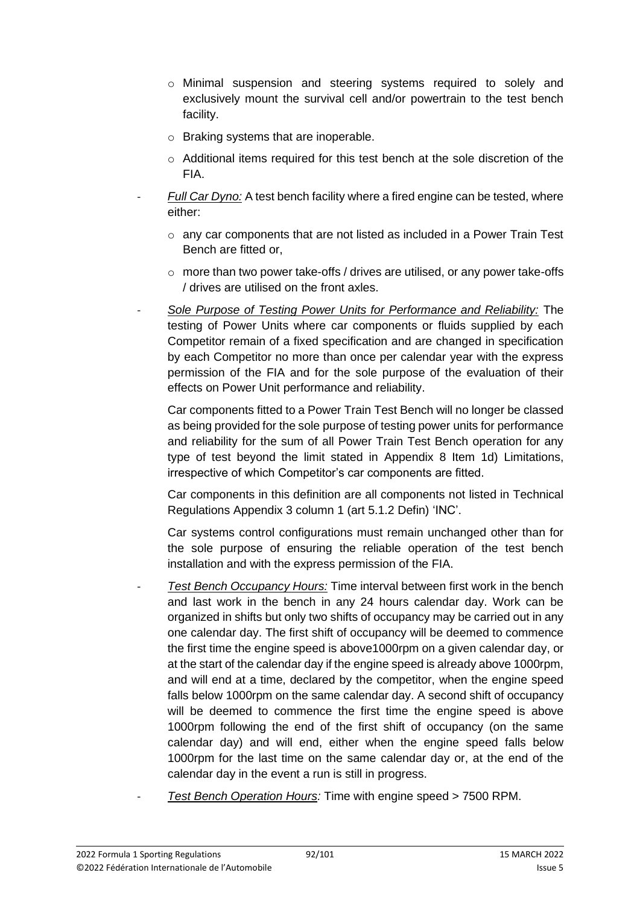- Minimal suspension and steering systems required to solely and exclusively mount the survival cell and/or powertrain to the test bench facility.
  - Braking systems that are inoperable.
  - Additional items required for this test bench at the sole discretion of the FIA.

- *Full Car Dyno:* A test bench facility where a fired engine can be tested, where either:
  - any car components that are not listed as included in a Power Train Test Bench are fitted or,
  - more than two power take-offs / drives are utilised, or any power take-offs / drives are utilised on the front axles.

- *Sole Purpose of Testing Power Units for Performance and Reliability:* The testing of Power Units where car components or fluids supplied by each Competitor remain of a fixed specification and are changed in specification by each Competitor no more than once per calendar year with the express permission of the FIA and for the sole purpose of the evaluation of their effects on Power Unit performance and reliability.

  Car components fitted to a Power Train Test Bench will no longer be classed as being provided for the sole purpose of testing power units for performance and reliability for the sum of all Power Train Test Bench operation for any type of test beyond the limit stated in Appendix 8 Item 1d) Limitations, irrespective of which Competitor's car components are fitted.

  Car components in this definition are all components not listed in Technical Regulations Appendix 3 column 1 (art 5.1.2 Defin) 'INC'.

  Car systems control configurations must remain unchanged other than for the sole purpose of ensuring the reliable operation of the test bench installation and with the express permission of the FIA.

- *Test Bench Occupancy Hours:* Time interval between first work in the bench and last work in the bench in any 24 hours calendar day. Work can be organized in shifts but only two shifts of occupancy may be carried out in any one calendar day. The first shift of occupancy will be deemed to commence the first time the engine speed is above1000rpm on a given calendar day, or at the start of the calendar day if the engine speed is already above 1000rpm, and will end at a time, declared by the competitor, when the engine speed falls below 1000rpm on the same calendar day. A second shift of occupancy will be deemed to commence the first time the engine speed is above 1000rpm following the end of the first shift of occupancy (on the same calendar day) and will end, either when the engine speed falls below 1000rpm for the last time on the same calendar day or, at the end of the calendar day in the event a run is still in progress.

- *Test Bench Operation Hours:* Time with engine speed > 7500 RPM.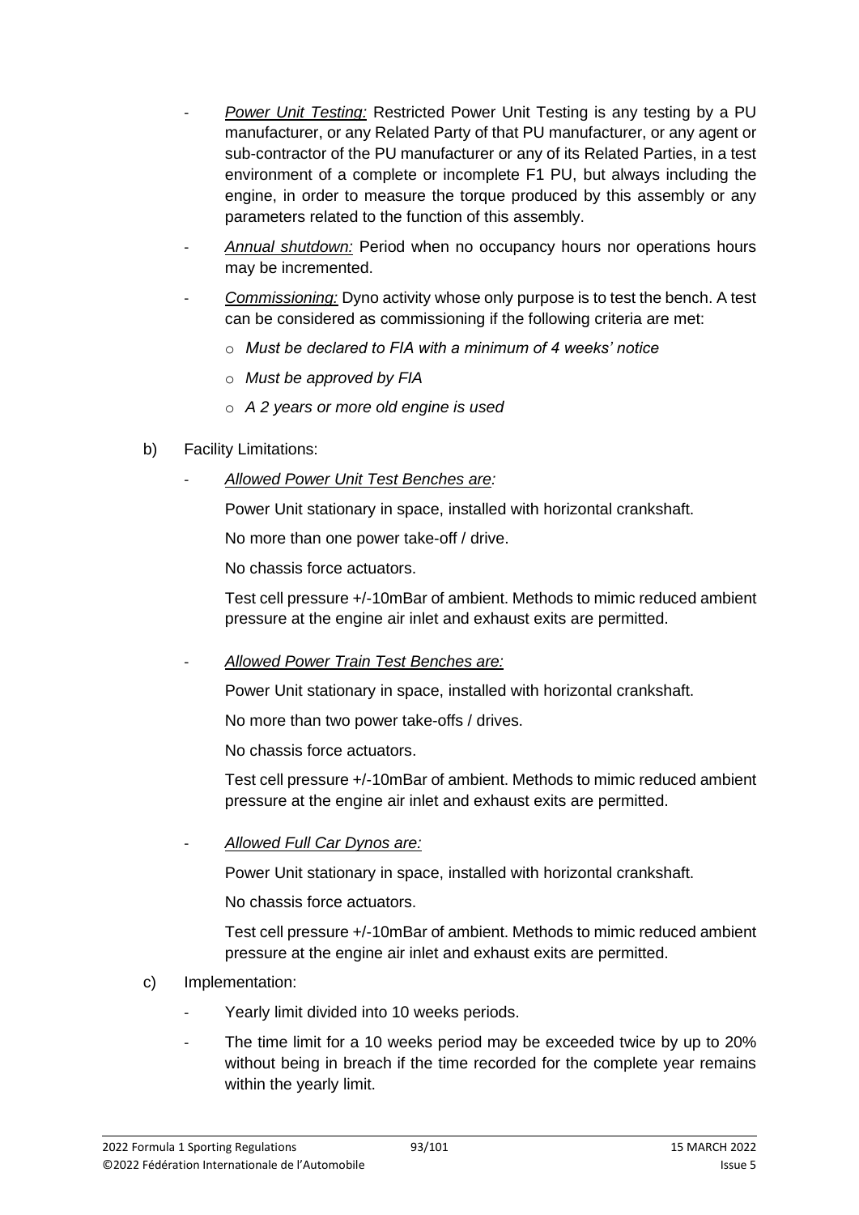- *Power Unit Testing:* Restricted Power Unit Testing is any testing by a PU manufacturer, or any Related Party of that PU manufacturer, or any agent or sub-contractor of the PU manufacturer or any of its Related Parties, in a test environment of a complete or incomplete F1 PU, but always including the engine, in order to measure the torque produced by this assembly or any parameters related to the function of this assembly.
- *Annual shutdown:* Period when no occupancy hours nor operations hours may be incremented.
- *Commissioning:* Dyno activity whose only purpose is to test the bench. A test can be considered as commissioning if the following criteria are met:
  - *Must be declared to FIA with a minimum of 4 weeks' notice*
  - *Must be approved by FIA*
  - *A 2 years or more old engine is used*

b) Facility Limitations:

- *Allowed Power Unit Test Benches are:*

  Power Unit stationary in space, installed with horizontal crankshaft.

  No more than one power take-off / drive.

  No chassis force actuators.

  Test cell pressure +/-10mBar of ambient. Methods to mimic reduced ambient pressure at the engine air inlet and exhaust exits are permitted.

- *Allowed Power Train Test Benches are:*

  Power Unit stationary in space, installed with horizontal crankshaft.

  No more than two power take-offs / drives.

  No chassis force actuators.

  Test cell pressure +/-10mBar of ambient. Methods to mimic reduced ambient pressure at the engine air inlet and exhaust exits are permitted.

- *Allowed Full Car Dynos are:*

  Power Unit stationary in space, installed with horizontal crankshaft.

  No chassis force actuators.

  Test cell pressure +/-10mBar of ambient. Methods to mimic reduced ambient pressure at the engine air inlet and exhaust exits are permitted.

c) Implementation:

- Yearly limit divided into 10 weeks periods.
- The time limit for a 10 weeks period may be exceeded twice by up to 20% without being in breach if the time recorded for the complete year remains within the yearly limit.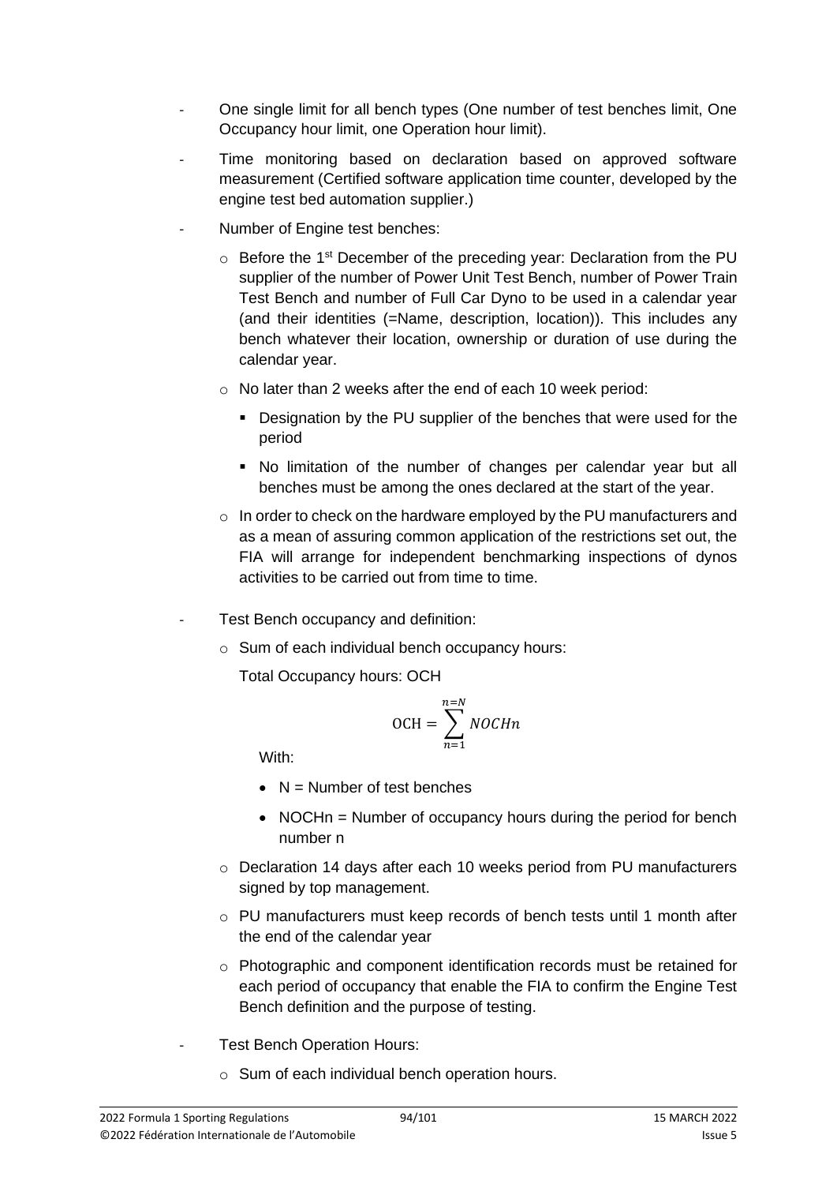- One single limit for all bench types (One number of test benches limit, One Occupancy hour limit, one Operation hour limit).
- Time monitoring based on declaration based on approved software measurement (Certified software application time counter, developed by the engine test bed automation supplier.)
- Number of Engine test benches:
  - Before the 1st December of the preceding year: Declaration from the PU supplier of the number of Power Unit Test Bench, number of Power Train Test Bench and number of Full Car Dyno to be used in a calendar year (and their identities (=Name, description, location)). This includes any bench whatever their location, ownership or duration of use during the calendar year.
  - No later than 2 weeks after the end of each 10 week period:
    - Designation by the PU supplier of the benches that were used for the period
    - No limitation of the number of changes per calendar year but all benches must be among the ones declared at the start of the year.
  - In order to check on the hardware employed by the PU manufacturers and as a mean of assuring common application of the restrictions set out, the FIA will arrange for independent benchmarking inspections of dynos activities to be carried out from time to time.
- Test Bench occupancy and definition:
  - Sum of each individual bench occupancy hours:

    Total Occupancy hours: OCH

    $$\text{OCH} = \sum_{n=1}^{n=N} NOCHn$$

    With:

    - N = Number of test benches
    - NOCHn = Number of occupancy hours during the period for bench number n
  - Declaration 14 days after each 10 weeks period from PU manufacturers signed by top management.
  - PU manufacturers must keep records of bench tests until 1 month after the end of the calendar year
  - Photographic and component identification records must be retained for each period of occupancy that enable the FIA to confirm the Engine Test Bench definition and the purpose of testing.
- Test Bench Operation Hours:
  - Sum of each individual bench operation hours.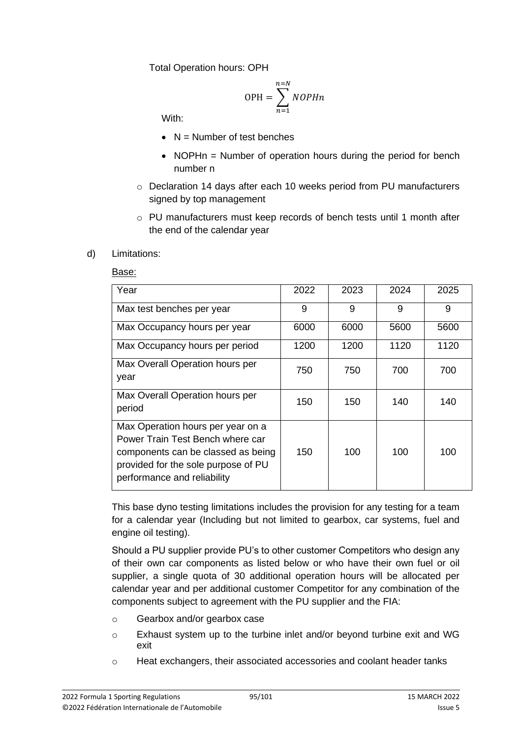Total Operation hours: OPH

$$\text{OPH} = \sum_{n=1}^{n=N} NOPHn$$

With:

- N = Number of test benches
- NOPHn = Number of operation hours during the period for bench number n

- Declaration 14 days after each 10 weeks period from PU manufacturers signed by top management
- PU manufacturers must keep records of bench tests until 1 month after the end of the calendar year

d) Limitations:

Base:

| Year | 2022 | 2023 | 2024 | 2025 |
|---|---|---|---|---|
| Max test benches per year | 9 | 9 | 9 | 9 |
| Max Occupancy hours per year | 6000 | 6000 | 5600 | 5600 |
| Max Occupancy hours per period | 1200 | 1200 | 1120 | 1120 |
| Max Overall Operation hours per year | 750 | 750 | 700 | 700 |
| Max Overall Operation hours per period | 150 | 150 | 140 | 140 |
| Max Operation hours per year on a Power Train Test Bench where car components can be classed as being provided for the sole purpose of PU performance and reliability | 150 | 100 | 100 | 100 |

This base dyno testing limitations includes the provision for any testing for a team for a calendar year (Including but not limited to gearbox, car systems, fuel and engine oil testing).

Should a PU supplier provide PU's to other customer Competitors who design any of their own car components as listed below or who have their own fuel or oil supplier, a single quota of 30 additional operation hours will be allocated per calendar year and per additional customer Competitor for any combination of the components subject to agreement with the PU supplier and the FIA:

- Gearbox and/or gearbox case
- Exhaust system up to the turbine inlet and/or beyond turbine exit and WG exit
- Heat exchangers, their associated accessories and coolant header tanks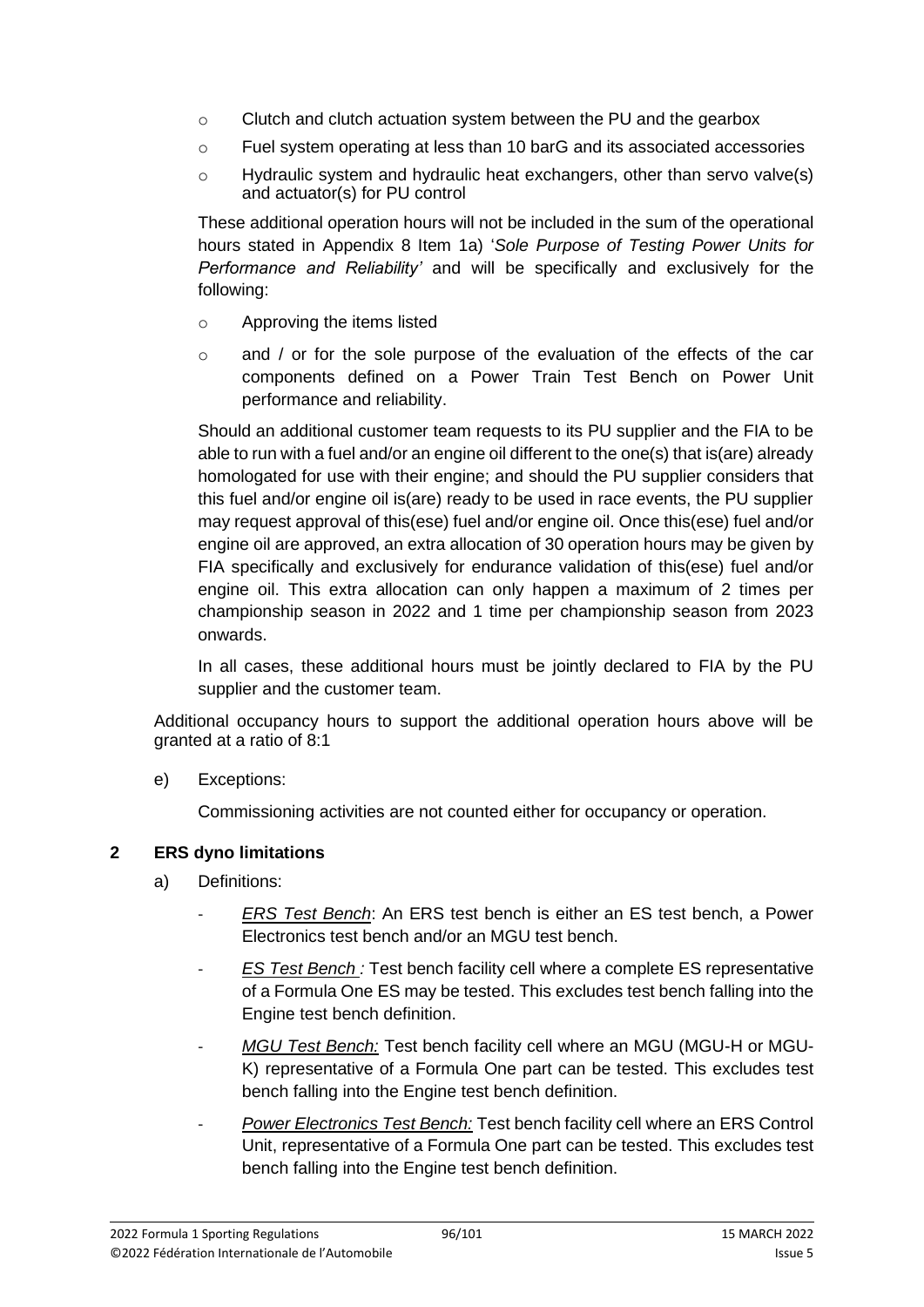- Clutch and clutch actuation system between the PU and the gearbox
- Fuel system operating at less than 10 barG and its associated accessories
- Hydraulic system and hydraulic heat exchangers, other than servo valve(s) and actuator(s) for PU control

These additional operation hours will not be included in the sum of the operational hours stated in Appendix 8 Item 1a) '*Sole Purpose of Testing Power Units for Performance and Reliability'* and will be specifically and exclusively for the following:

- Approving the items listed
- and / or for the sole purpose of the evaluation of the effects of the car components defined on a Power Train Test Bench on Power Unit performance and reliability.

Should an additional customer team requests to its PU supplier and the FIA to be able to run with a fuel and/or an engine oil different to the one(s) that is(are) already homologated for use with their engine; and should the PU supplier considers that this fuel and/or engine oil is(are) ready to be used in race events, the PU supplier may request approval of this(ese) fuel and/or engine oil. Once this(ese) fuel and/or engine oil are approved, an extra allocation of 30 operation hours may be given by FIA specifically and exclusively for endurance validation of this(ese) fuel and/or engine oil. This extra allocation can only happen a maximum of 2 times per championship season in 2022 and 1 time per championship season from 2023 onwards.

In all cases, these additional hours must be jointly declared to FIA by the PU supplier and the customer team.

Additional occupancy hours to support the additional operation hours above will be granted at a ratio of 8:1

e) Exceptions:

Commissioning activities are not counted either for occupancy or operation.

## 2 ERS dyno limitations

a) Definitions:

- *ERS Test Bench*: An ERS test bench is either an ES test bench, a Power Electronics test bench and/or an MGU test bench.
- *ES Test Bench :* Test bench facility cell where a complete ES representative of a Formula One ES may be tested. This excludes test bench falling into the Engine test bench definition.
- *MGU Test Bench:* Test bench facility cell where an MGU (MGU-H or MGU-K) representative of a Formula One part can be tested. This excludes test bench falling into the Engine test bench definition.
- *Power Electronics Test Bench:* Test bench facility cell where an ERS Control Unit, representative of a Formula One part can be tested. This excludes test bench falling into the Engine test bench definition.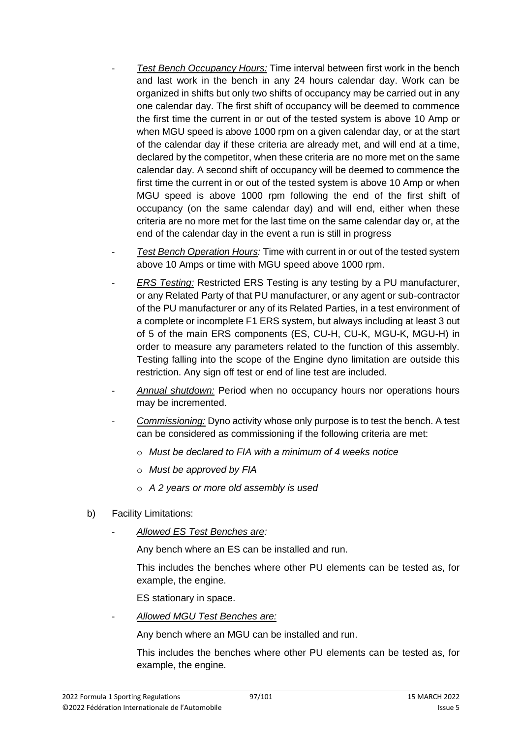- *Test Bench Occupancy Hours:* Time interval between first work in the bench and last work in the bench in any 24 hours calendar day. Work can be organized in shifts but only two shifts of occupancy may be carried out in any one calendar day. The first shift of occupancy will be deemed to commence the first time the current in or out of the tested system is above 10 Amp or when MGU speed is above 1000 rpm on a given calendar day, or at the start of the calendar day if these criteria are already met, and will end at a time, declared by the competitor, when these criteria are no more met on the same calendar day. A second shift of occupancy will be deemed to commence the first time the current in or out of the tested system is above 10 Amp or when MGU speed is above 1000 rpm following the end of the first shift of occupancy (on the same calendar day) and will end, either when these criteria are no more met for the last time on the same calendar day or, at the end of the calendar day in the event a run is still in progress
- *Test Bench Operation Hours:* Time with current in or out of the tested system above 10 Amps or time with MGU speed above 1000 rpm.
- *ERS Testing:* Restricted ERS Testing is any testing by a PU manufacturer, or any Related Party of that PU manufacturer, or any agent or sub-contractor of the PU manufacturer or any of its Related Parties, in a test environment of a complete or incomplete F1 ERS system, but always including at least 3 out of 5 of the main ERS components (ES, CU-H, CU-K, MGU-K, MGU-H) in order to measure any parameters related to the function of this assembly. Testing falling into the scope of the Engine dyno limitation are outside this restriction. Any sign off test or end of line test are included.
- *Annual shutdown:* Period when no occupancy hours nor operations hours may be incremented.
- *Commissioning:* Dyno activity whose only purpose is to test the bench. A test can be considered as commissioning if the following criteria are met:
  - *Must be declared to FIA with a minimum of 4 weeks notice*
  - *Must be approved by FIA*
  - *A 2 years or more old assembly is used*

b) Facility Limitations:

- *Allowed ES Test Benches are:*

  Any bench where an ES can be installed and run.

  This includes the benches where other PU elements can be tested as, for example, the engine.

  ES stationary in space.

- *Allowed MGU Test Benches are:*

  Any bench where an MGU can be installed and run.

  This includes the benches where other PU elements can be tested as, for example, the engine.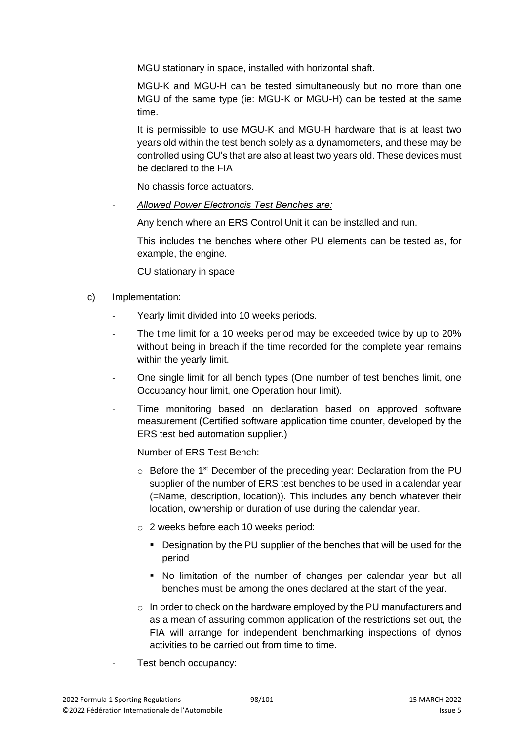MGU stationary in space, installed with horizontal shaft.

MGU-K and MGU-H can be tested simultaneously but no more than one MGU of the same type (ie: MGU-K or MGU-H) can be tested at the same time.

It is permissible to use MGU-K and MGU-H hardware that is at least two years old within the test bench solely as a dynamometers, and these may be controlled using CU's that are also at least two years old. These devices must be declared to the FIA

No chassis force actuators.

- *Allowed Power Electroncis Test Benches are:*

  Any bench where an ERS Control Unit it can be installed and run.

  This includes the benches where other PU elements can be tested as, for example, the engine.

  CU stationary in space

c) Implementation:

- Yearly limit divided into 10 weeks periods.
- The time limit for a 10 weeks period may be exceeded twice by up to 20% without being in breach if the time recorded for the complete year remains within the yearly limit.
- One single limit for all bench types (One number of test benches limit, one Occupancy hour limit, one Operation hour limit).
- Time monitoring based on declaration based on approved software measurement (Certified software application time counter, developed by the ERS test bed automation supplier.)
- Number of ERS Test Bench:
  - Before the 1st December of the preceding year: Declaration from the PU supplier of the number of ERS test benches to be used in a calendar year (=Name, description, location)). This includes any bench whatever their location, ownership or duration of use during the calendar year.
  - 2 weeks before each 10 weeks period:
    - Designation by the PU supplier of the benches that will be used for the period
    - No limitation of the number of changes per calendar year but all benches must be among the ones declared at the start of the year.
  - In order to check on the hardware employed by the PU manufacturers and as a mean of assuring common application of the restrictions set out, the FIA will arrange for independent benchmarking inspections of dynos activities to be carried out from time to time.
- Test bench occupancy: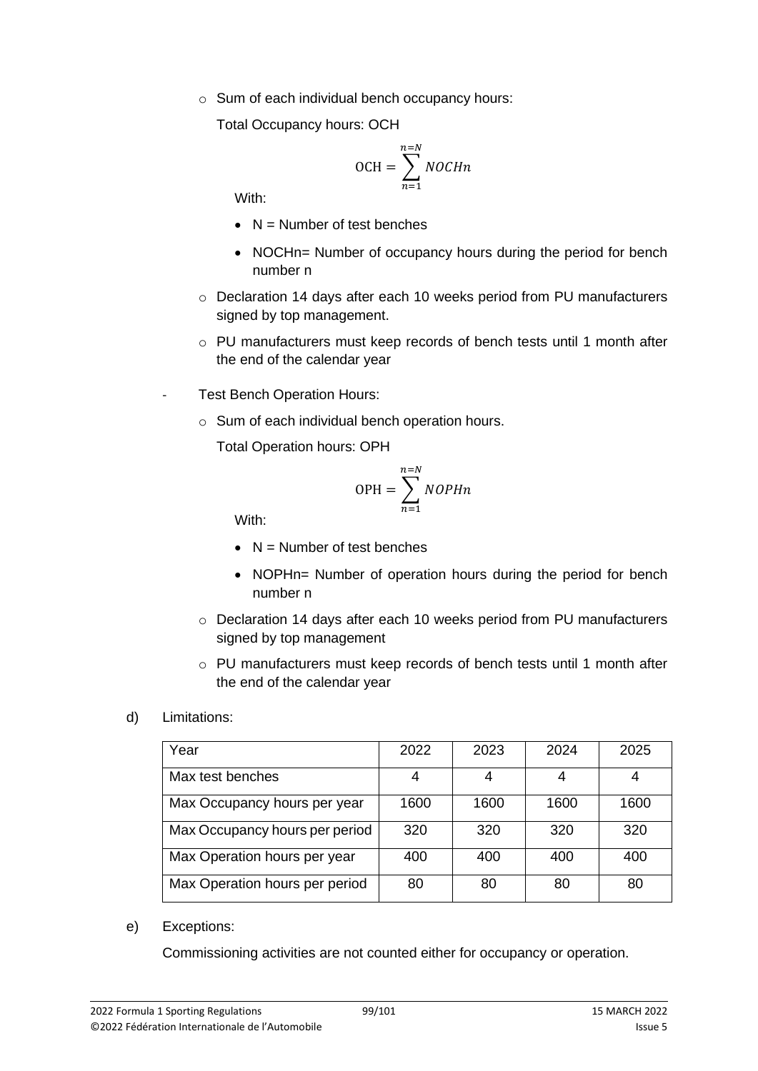- Sum of each individual bench occupancy hours:

  Total Occupancy hours: OCH

$$\mathrm{OCH} = \sum_{n=1}^{n=N} NOCHn$$

  With:

  - N = Number of test benches
  - NOCHn= Number of occupancy hours during the period for bench number n

- Declaration 14 days after each 10 weeks period from PU manufacturers signed by top management.
- PU manufacturers must keep records of bench tests until 1 month after the end of the calendar year

- Test Bench Operation Hours:
  - Sum of each individual bench operation hours.

    Total Operation hours: OPH

$$\mathrm{OPH} = \sum_{n=1}^{n=N} NOPHn$$

    With:

    - N = Number of test benches
    - NOPHn= Number of operation hours during the period for bench number n

  - Declaration 14 days after each 10 weeks period from PU manufacturers signed by top management
  - PU manufacturers must keep records of bench tests until 1 month after the end of the calendar year

d) Limitations:

| Year | 2022 | 2023 | 2024 | 2025 |
|---|---|---|---|---|
| Max test benches | 4 | 4 | 4 | 4 |
| Max Occupancy hours per year | 1600 | 1600 | 1600 | 1600 |
| Max Occupancy hours per period | 320 | 320 | 320 | 320 |
| Max Operation hours per year | 400 | 400 | 400 | 400 |
| Max Operation hours per period | 80 | 80 | 80 | 80 |

e) Exceptions:

Commissioning activities are not counted either for occupancy or operation.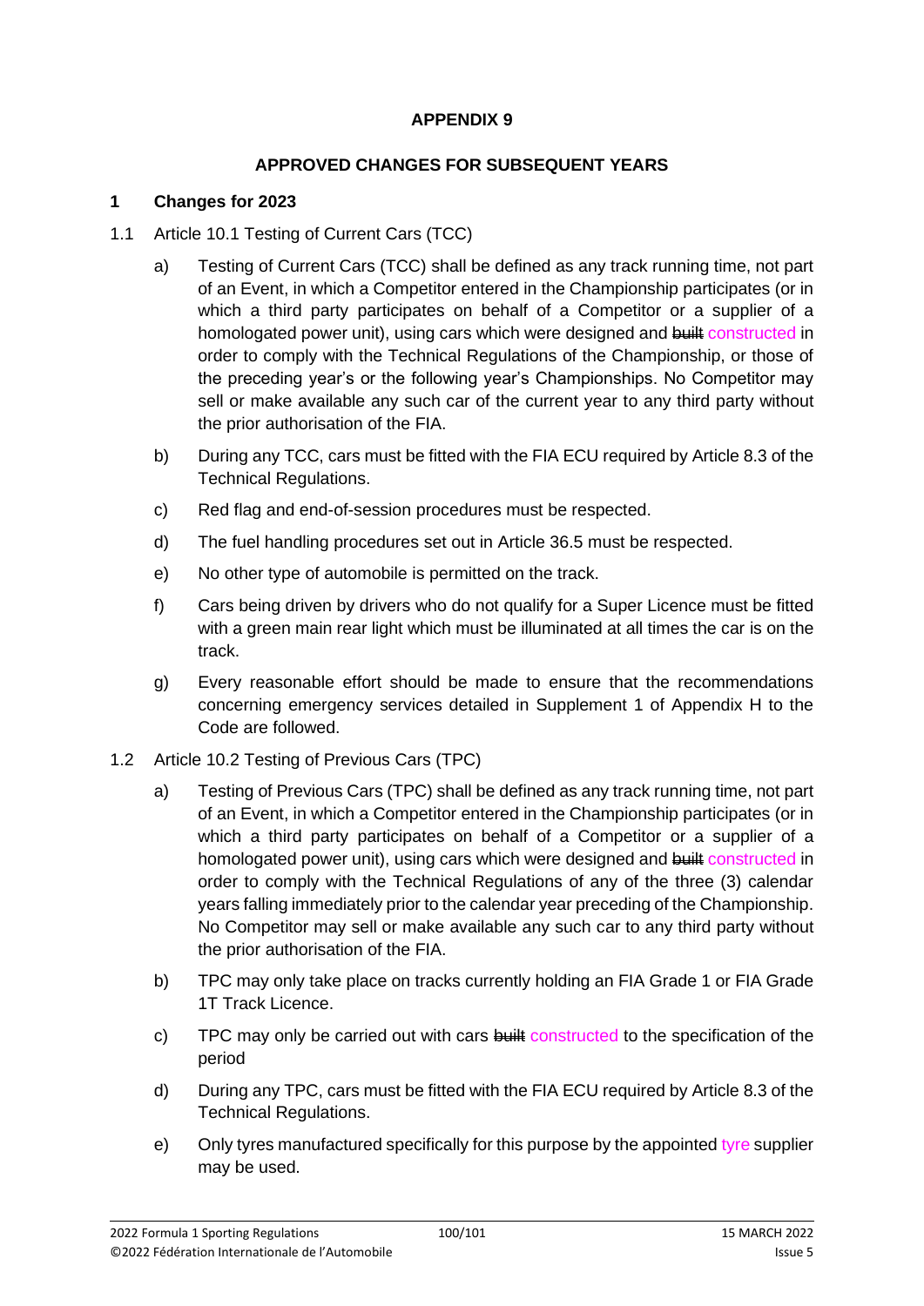**APPENDIX 9**

**APPROVED CHANGES FOR SUBSEQUENT YEARS**

## 1 Changes for 2023

1.1 Article 10.1 Testing of Current Cars (TCC)

a) Testing of Current Cars (TCC) shall be defined as any track running time, not part of an Event, in which a Competitor entered in the Championship participates (or in which a third party participates on behalf of a Competitor or a supplier of a homologated power unit), using cars which were designed and ~~built~~ constructed in order to comply with the Technical Regulations of the Championship, or those of the preceding year's or the following year's Championships. No Competitor may sell or make available any such car of the current year to any third party without the prior authorisation of the FIA.

b) During any TCC, cars must be fitted with the FIA ECU required by Article 8.3 of the Technical Regulations.

c) Red flag and end-of-session procedures must be respected.

d) The fuel handling procedures set out in Article 36.5 must be respected.

e) No other type of automobile is permitted on the track.

f) Cars being driven by drivers who do not qualify for a Super Licence must be fitted with a green main rear light which must be illuminated at all times the car is on the track.

g) Every reasonable effort should be made to ensure that the recommendations concerning emergency services detailed in Supplement 1 of Appendix H to the Code are followed.

1.2 Article 10.2 Testing of Previous Cars (TPC)

a) Testing of Previous Cars (TPC) shall be defined as any track running time, not part of an Event, in which a Competitor entered in the Championship participates (or in which a third party participates on behalf of a Competitor or a supplier of a homologated power unit), using cars which were designed and ~~built~~ constructed in order to comply with the Technical Regulations of any of the three (3) calendar years falling immediately prior to the calendar year preceding of the Championship. No Competitor may sell or make available any such car to any third party without the prior authorisation of the FIA.

b) TPC may only take place on tracks currently holding an FIA Grade 1 or FIA Grade 1T Track Licence.

c) TPC may only be carried out with cars ~~built~~ constructed to the specification of the period

d) During any TPC, cars must be fitted with the FIA ECU required by Article 8.3 of the Technical Regulations.

e) Only tyres manufactured specifically for this purpose by the appointed tyre supplier may be used.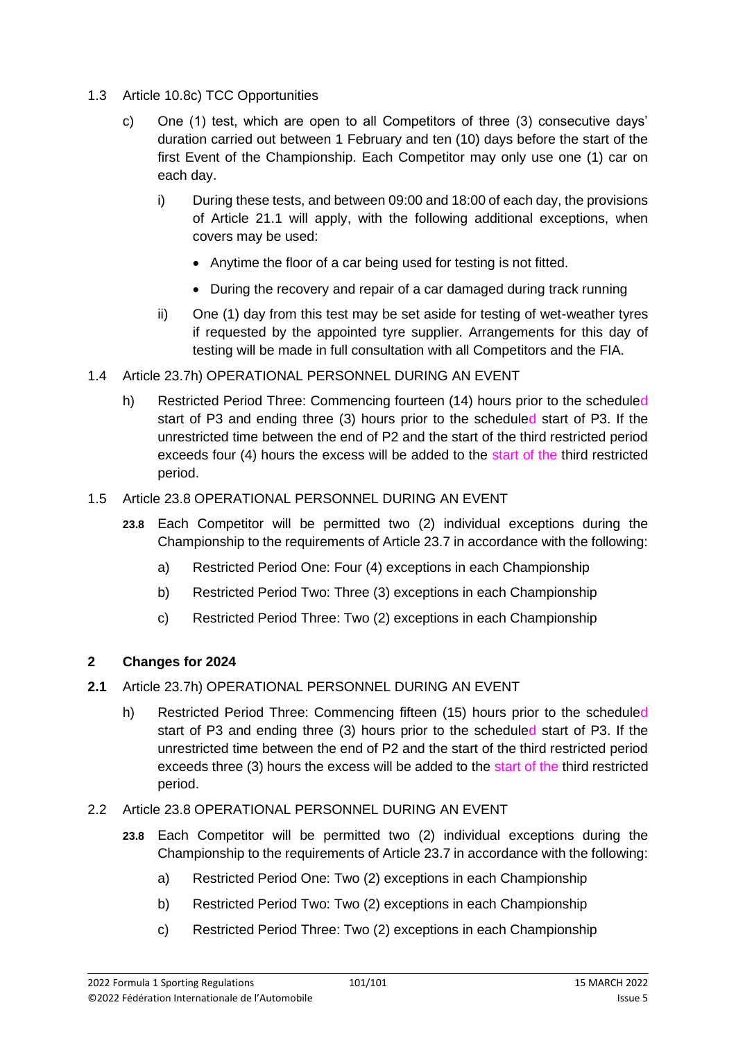1.3 Article 10.8c) TCC Opportunities

c) One (1) test, which are open to all Competitors of three (3) consecutive days' duration carried out between 1 February and ten (10) days before the start of the first Event of the Championship. Each Competitor may only use one (1) car on each day.

   i) During these tests, and between 09:00 and 18:00 of each day, the provisions of Article 21.1 will apply, with the following additional exceptions, when covers may be used:

      - Anytime the floor of a car being used for testing is not fitted.
      - During the recovery and repair of a car damaged during track running

   ii) One (1) day from this test may be set aside for testing of wet-weather tyres if requested by the appointed tyre supplier. Arrangements for this day of testing will be made in full consultation with all Competitors and the FIA.

1.4 Article 23.7h) OPERATIONAL PERSONNEL DURING AN EVENT

h) Restricted Period Three: Commencing fourteen (14) hours prior to the scheduled start of P3 and ending three (3) hours prior to the scheduled start of P3. If the unrestricted time between the end of P2 and the start of the third restricted period exceeds four (4) hours the excess will be added to the start of the third restricted period.

1.5 Article 23.8 OPERATIONAL PERSONNEL DURING AN EVENT

**23.8** Each Competitor will be permitted two (2) individual exceptions during the Championship to the requirements of Article 23.7 in accordance with the following:

a) Restricted Period One: Four (4) exceptions in each Championship

b) Restricted Period Two: Three (3) exceptions in each Championship

c) Restricted Period Three: Two (2) exceptions in each Championship

## 2 Changes for 2024

**2.1** Article 23.7h) OPERATIONAL PERSONNEL DURING AN EVENT

h) Restricted Period Three: Commencing fifteen (15) hours prior to the scheduled start of P3 and ending three (3) hours prior to the scheduled start of P3. If the unrestricted time between the end of P2 and the start of the third restricted period exceeds three (3) hours the excess will be added to the start of the third restricted period.

2.2 Article 23.8 OPERATIONAL PERSONNEL DURING AN EVENT

**23.8** Each Competitor will be permitted two (2) individual exceptions during the Championship to the requirements of Article 23.7 in accordance with the following:

a) Restricted Period One: Two (2) exceptions in each Championship

b) Restricted Period Two: Two (2) exceptions in each Championship

c) Restricted Period Three: Two (2) exceptions in each Championship